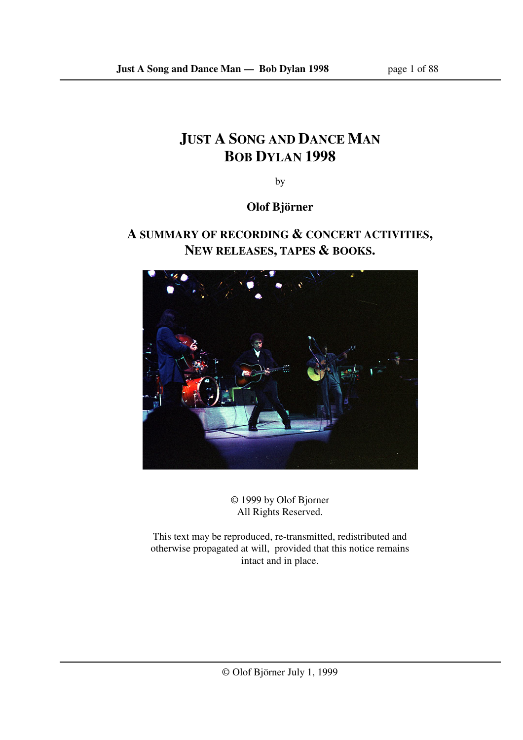# Just A Song and Dance Man
# Bob Dylan 1998

by

**Olof Björner**

## A summary of recording & concert activities, new releases, tapes & books.

© 1999 by Olof Bjorner
All Rights Reserved.

This text may be reproduced, re-transmitted, redistributed and otherwise propagated at will, provided that this notice remains intact and in place.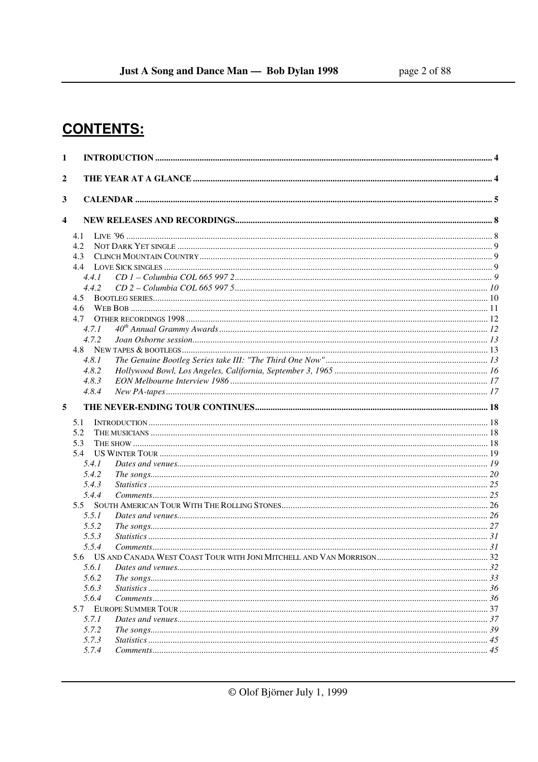# CONTENTS:

1 INTRODUCTION ..... 4

2 THE YEAR AT A GLANCE ..... 4

3 CALENDAR ..... 5

4 NEW RELEASES AND RECORDINGS ..... 8

- 4.1 LIVE ´96 ..... 8
- 4.2 NOT DARK YET SINGLE ..... 9
- 4.3 CLINCH MOUNTAIN COUNTRY ..... 9
- 4.4 LOVE SICK SINGLES ..... 9
  - *4.4.1 CD 1 – Columbia COL 665 997 2* ..... 9
  - *4.4.2 CD 2 – Columbia COL 665 997 5* ..... 10
- 4.5 BOOTLEG SERIES ..... 10
- 4.6 WEB BOB ..... 11
- 4.7 OTHER RECORDINGS 1998 ..... 12
  - *4.7.1 40th Annual Grammy Awards* ..... 12
  - *4.7.2 Joan Osborne session* ..... 13
- 4.8 NEW TAPES & BOOTLEGS ..... 13
  - *4.8.1 The Genuine Bootleg Series take III: "The Third One Now"* ..... 13
  - *4.8.2 Hollywood Bowl, Los Angeles, California, September 3, 1965* ..... 16
  - *4.8.3 EON Melbourne Interview 1986* ..... 17
  - *4.8.4 New PA-tapes* ..... 17

5 THE NEVER-ENDING TOUR CONTINUES ..... 18

- 5.1 INTRODUCTION ..... 18
- 5.2 THE MUSICIANS ..... 18
- 5.3 THE SHOW ..... 18
- 5.4 US WINTER TOUR ..... 19
  - *5.4.1 Dates and venues* ..... 19
  - *5.4.2 The songs* ..... 20
  - *5.4.3 Statistics* ..... 25
  - *5.4.4 Comments* ..... 25
- 5.5 SOUTH AMERICAN TOUR WITH THE ROLLING STONES ..... 26
  - *5.5.1 Dates and venues* ..... 26
  - *5.5.2 The songs* ..... 27
  - *5.5.3 Statistics* ..... 31
  - *5.5.4 Comments* ..... 31
- 5.6 US AND CANADA WEST COAST TOUR WITH JONI MITCHELL AND VAN MORRISON ..... 32
  - *5.6.1 Dates and venues* ..... 32
  - *5.6.2 The songs* ..... 33
  - *5.6.3 Statistics* ..... 36
  - *5.6.4 Comments* ..... 36
- 5.7 EUROPE SUMMER TOUR ..... 37
  - *5.7.1 Dates and venues* ..... 37
  - *5.7.2 The songs* ..... 39
  - *5.7.3 Statistics* ..... 45
  - *5.7.4 Comments* ..... 45

© Olof Björner July 1, 1999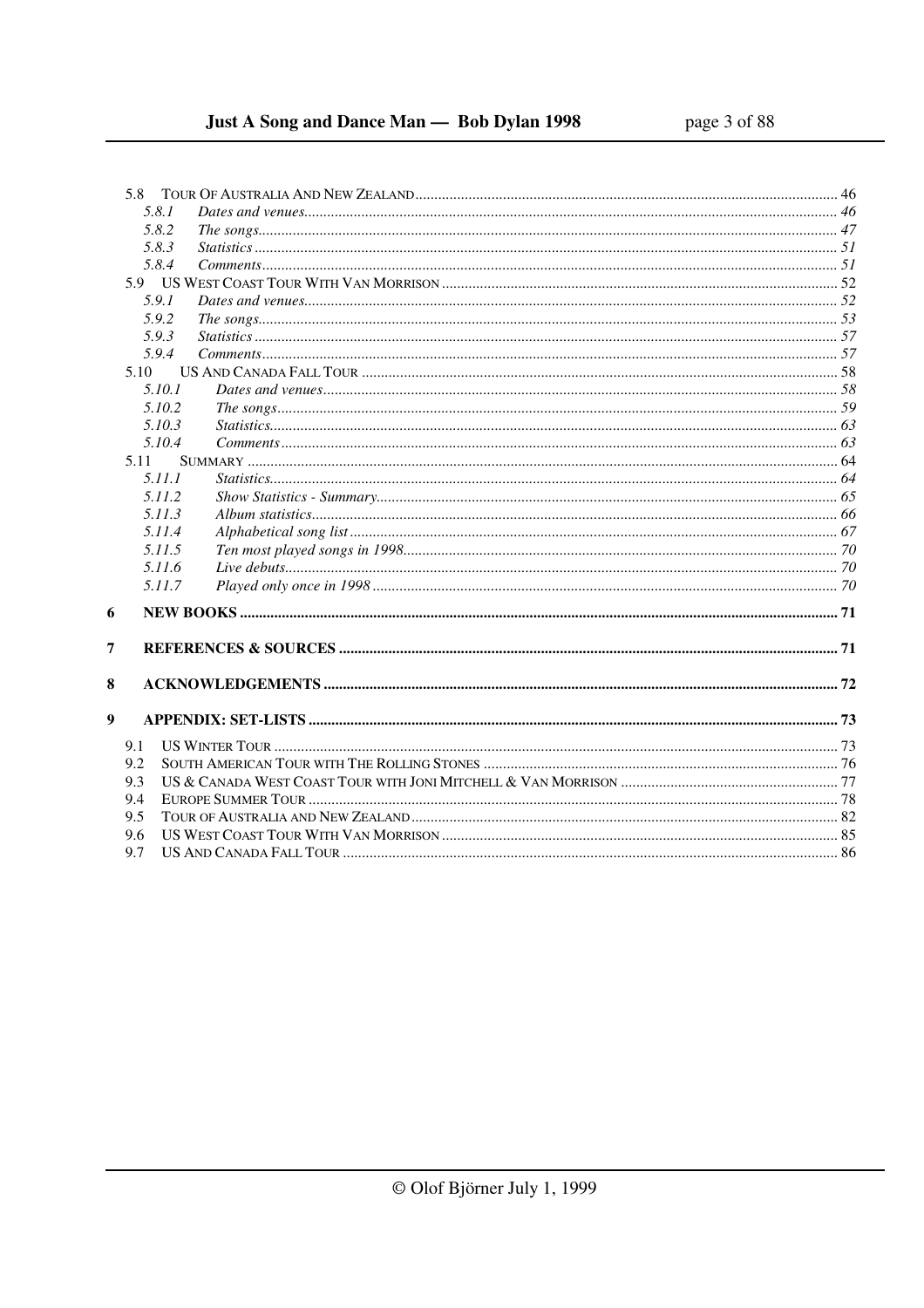5.8 TOUR OF AUSTRALIA AND NEW ZEALAND ..... 46
- 5.8.1 *Dates and venues* ..... 46
- 5.8.2 *The songs* ..... 47
- 5.8.3 *Statistics* ..... 51
- 5.8.4 *Comments* ..... 51

5.9 US WEST COAST TOUR WITH VAN MORRISON ..... 52
- 5.9.1 *Dates and venues* ..... 52
- 5.9.2 *The songs* ..... 53
- 5.9.3 *Statistics* ..... 57
- 5.9.4 *Comments* ..... 57

5.10 US AND CANADA FALL TOUR ..... 58
- 5.10.1 *Dates and venues* ..... 58
- 5.10.2 *The songs* ..... 59
- 5.10.3 *Statistics* ..... 63
- 5.10.4 *Comments* ..... 63

5.11 SUMMARY ..... 64
- 5.11.1 *Statistics* ..... 64
- 5.11.2 *Show Statistics - Summary* ..... 65
- 5.11.3 *Album statistics* ..... 66
- 5.11.4 *Alphabetical song list* ..... 67
- 5.11.5 *Ten most played songs in 1998* ..... 70
- 5.11.6 *Live debuts* ..... 70
- 5.11.7 *Played only once in 1998* ..... 70

**6 NEW BOOKS ..... 71**

**7 REFERENCES & SOURCES ..... 71**

**8 ACKNOWLEDGEMENTS ..... 72**

**9 APPENDIX: SET-LISTS ..... 73**

- 9.1 US WINTER TOUR ..... 73
- 9.2 SOUTH AMERICAN TOUR WITH THE ROLLING STONES ..... 76
- 9.3 US & CANADA WEST COAST TOUR WITH JONI MITCHELL & VAN MORRISON ..... 77
- 9.4 EUROPE SUMMER TOUR ..... 78
- 9.5 TOUR OF AUSTRALIA AND NEW ZEALAND ..... 82
- 9.6 US WEST COAST TOUR WITH VAN MORRISON ..... 85
- 9.7 US AND CANADA FALL TOUR ..... 86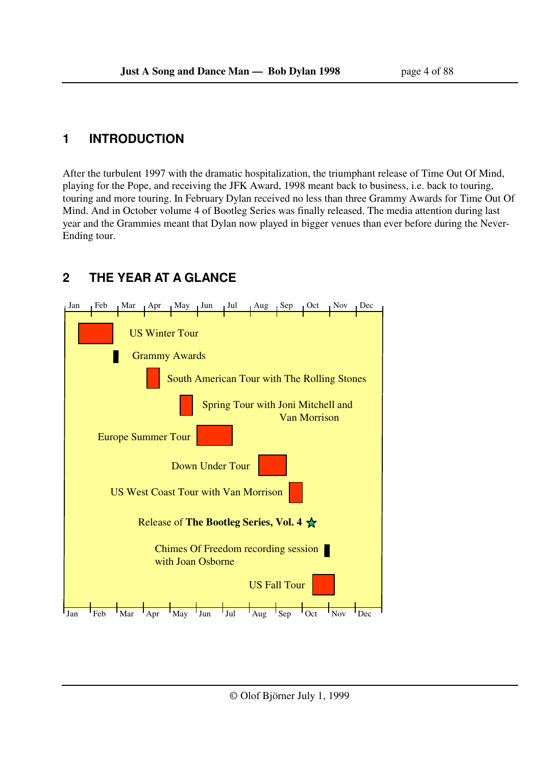# 1 INTRODUCTION

After the turbulent 1997 with the dramatic hospitalization, the triumphant release of Time Out Of Mind, playing for the Pope, and receiving the JFK Award, 1998 meant back to business, i.e. back to touring, touring and more touring. In February Dylan received no less than three Grammy Awards for Time Out Of Mind. And in October volume 4 of Bootleg Series was finally released. The media attention during last year and the Grammies meant that Dylan now played in bigger venues than ever before during the Never-Ending tour.

# 2 THE YEAR AT A GLANCE

Jan Feb Mar Apr May Jun Jul Aug Sep Oct Nov Dec

US Winter Tour

Grammy Awards

South American Tour with The Rolling Stones

Spring Tour with Joni Mitchell and Van Morrison

Europe Summer Tour

Down Under Tour

US West Coast Tour with Van Morrison

Release of **The Bootleg Series, Vol. 4**

Chimes Of Freedom recording session with Joan Osborne

US Fall Tour

Jan Feb Mar Apr May Jun Jul Aug Sep Oct Nov Dec

© Olof Björner July 1, 1999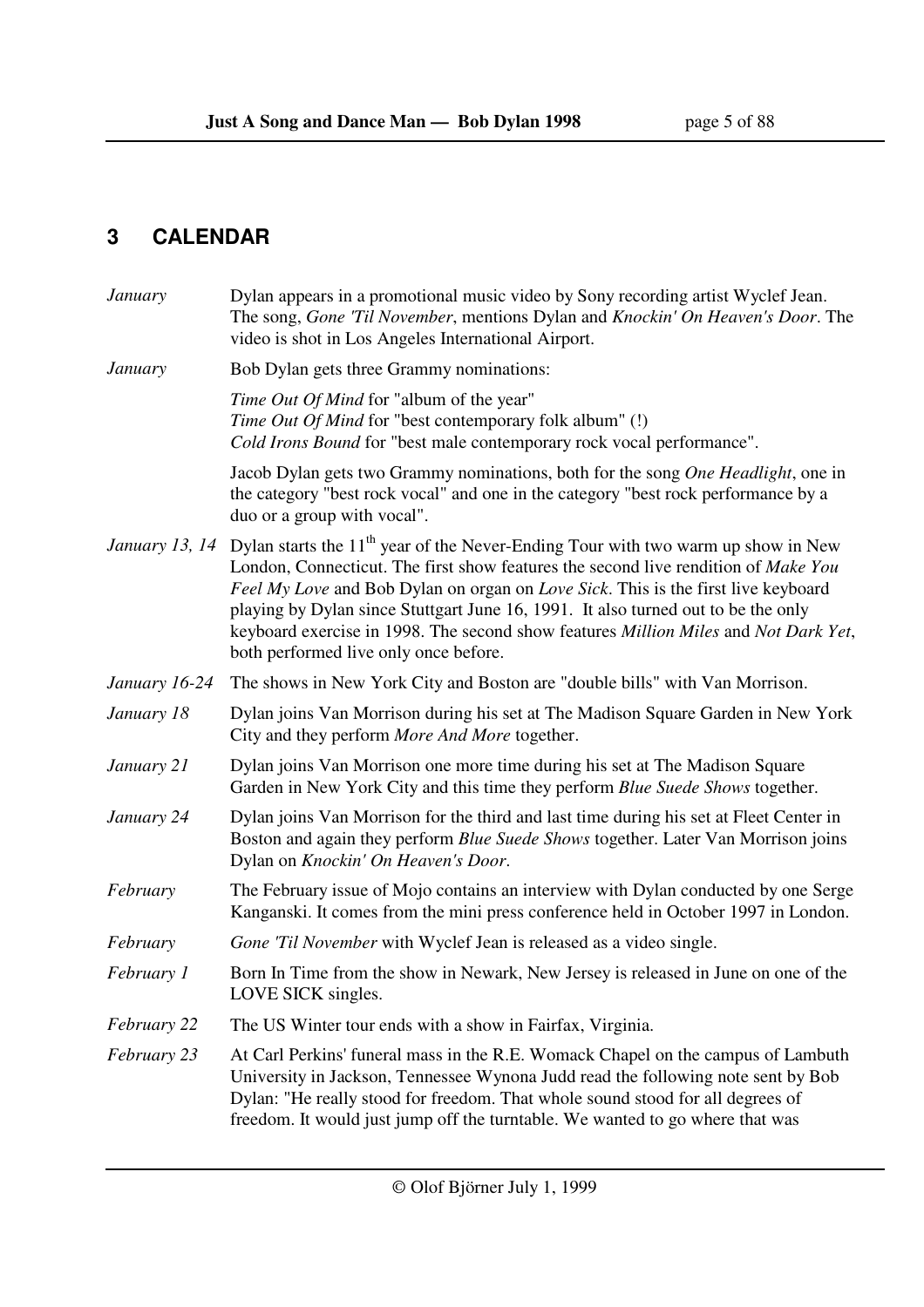## 3 CALENDAR

*January* — Dylan appears in a promotional music video by Sony recording artist Wyclef Jean. The song, *Gone 'Til November*, mentions Dylan and *Knockin' On Heaven's Door*. The video is shot in Los Angeles International Airport.

*January* — Bob Dylan gets three Grammy nominations:

*Time Out Of Mind* for "album of the year"
*Time Out Of Mind* for "best contemporary folk album" (!)
*Cold Irons Bound* for "best male contemporary rock vocal performance".

Jacob Dylan gets two Grammy nominations, both for the song *One Headlight*, one in the category "best rock vocal" and one in the category "best rock performance by a duo or a group with vocal".

*January 13, 14* — Dylan starts the 11th year of the Never-Ending Tour with two warm up show in New London, Connecticut. The first show features the second live rendition of *Make You Feel My Love* and Bob Dylan on organ on *Love Sick*. This is the first live keyboard playing by Dylan since Stuttgart June 16, 1991. It also turned out to be the only keyboard exercise in 1998. The second show features *Million Miles* and *Not Dark Yet*, both performed live only once before.

*January 16-24* — The shows in New York City and Boston are "double bills" with Van Morrison.

*January 18* — Dylan joins Van Morrison during his set at The Madison Square Garden in New York City and they perform *More And More* together.

*January 21* — Dylan joins Van Morrison one more time during his set at The Madison Square Garden in New York City and this time they perform *Blue Suede Shows* together.

*January 24* — Dylan joins Van Morrison for the third and last time during his set at Fleet Center in Boston and again they perform *Blue Suede Shows* together. Later Van Morrison joins Dylan on *Knockin' On Heaven's Door*.

*February* — The February issue of Mojo contains an interview with Dylan conducted by one Serge Kanganski. It comes from the mini press conference held in October 1997 in London.

*February* — *Gone 'Til November* with Wyclef Jean is released as a video single.

*February 1* — Born In Time from the show in Newark, New Jersey is released in June on one of the LOVE SICK singles.

*February 22* — The US Winter tour ends with a show in Fairfax, Virginia.

*February 23* — At Carl Perkins' funeral mass in the R.E. Womack Chapel on the campus of Lambuth University in Jackson, Tennessee Wynona Judd read the following note sent by Bob Dylan: "He really stood for freedom. That whole sound stood for all degrees of freedom. It would just jump off the turntable. We wanted to go where that was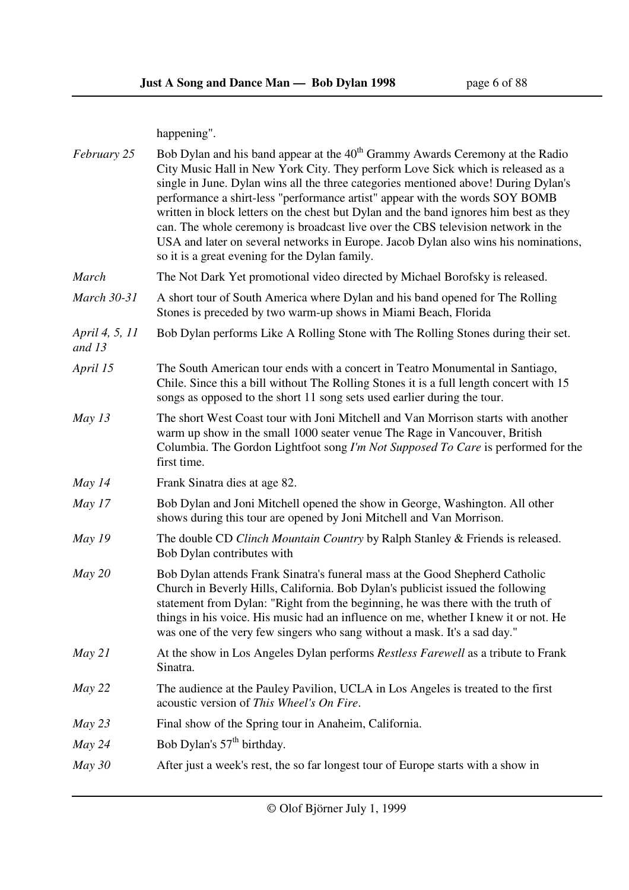happening".

*February 25* Bob Dylan and his band appear at the 40th Grammy Awards Ceremony at the Radio City Music Hall in New York City. They perform Love Sick which is released as a single in June. Dylan wins all the three categories mentioned above! During Dylan's performance a shirt-less "performance artist" appear with the words SOY BOMB written in block letters on the chest but Dylan and the band ignores him best as they can. The whole ceremony is broadcast live over the CBS television network in the USA and later on several networks in Europe. Jacob Dylan also wins his nominations, so it is a great evening for the Dylan family.

*March* The Not Dark Yet promotional video directed by Michael Borofsky is released.

*March 30-31* A short tour of South America where Dylan and his band opened for The Rolling Stones is preceded by two warm-up shows in Miami Beach, Florida

*April 4, 5, 11 and 13* Bob Dylan performs Like A Rolling Stone with The Rolling Stones during their set.

*April 15* The South American tour ends with a concert in Teatro Monumental in Santiago, Chile. Since this a bill without The Rolling Stones it is a full length concert with 15 songs as opposed to the short 11 song sets used earlier during the tour.

*May 13* The short West Coast tour with Joni Mitchell and Van Morrison starts with another warm up show in the small 1000 seater venue The Rage in Vancouver, British Columbia. The Gordon Lightfoot song *I'm Not Supposed To Care* is performed for the first time.

*May 14* Frank Sinatra dies at age 82.

*May 17* Bob Dylan and Joni Mitchell opened the show in George, Washington. All other shows during this tour are opened by Joni Mitchell and Van Morrison.

*May 19* The double CD *Clinch Mountain Country* by Ralph Stanley & Friends is released. Bob Dylan contributes with

*May 20* Bob Dylan attends Frank Sinatra's funeral mass at the Good Shepherd Catholic Church in Beverly Hills, California. Bob Dylan's publicist issued the following statement from Dylan: "Right from the beginning, he was there with the truth of things in his voice. His music had an influence on me, whether I knew it or not. He was one of the very few singers who sang without a mask. It's a sad day."

*May 21* At the show in Los Angeles Dylan performs *Restless Farewell* as a tribute to Frank Sinatra.

*May 22* The audience at the Pauley Pavilion, UCLA in Los Angeles is treated to the first acoustic version of *This Wheel's On Fire*.

*May 23* Final show of the Spring tour in Anaheim, California.

*May 24* Bob Dylan's 57th birthday.

*May 30* After just a week's rest, the so far longest tour of Europe starts with a show in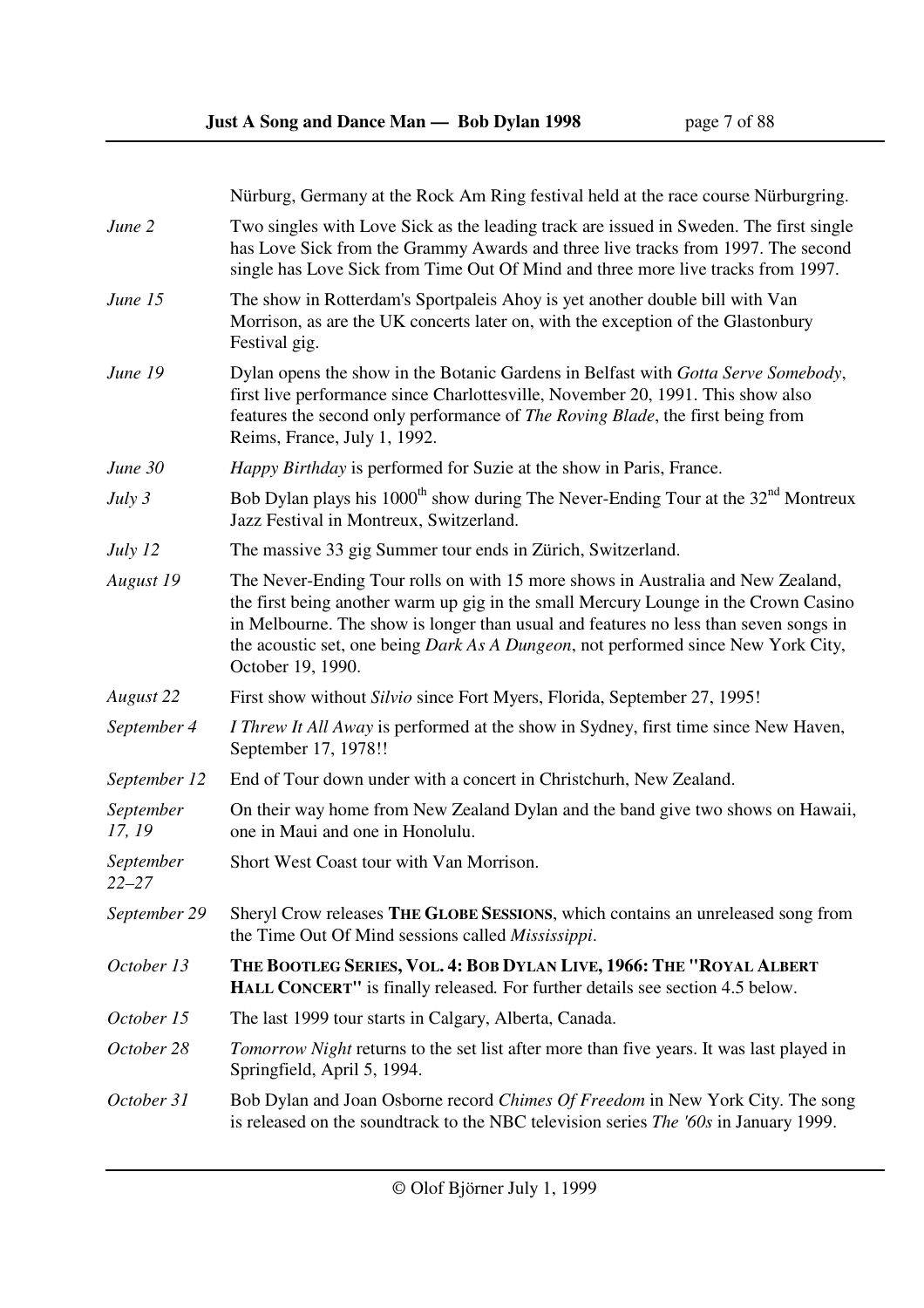| | |
|---|---|
| | Nürburg, Germany at the Rock Am Ring festival held at the race course Nürburgring. |
| *June 2* | Two singles with Love Sick as the leading track are issued in Sweden. The first single has Love Sick from the Grammy Awards and three live tracks from 1997. The second single has Love Sick from Time Out Of Mind and three more live tracks from 1997. |
| *June 15* | The show in Rotterdam's Sportpaleis Ahoy is yet another double bill with Van Morrison, as are the UK concerts later on, with the exception of the Glastonbury Festival gig. |
| *June 19* | Dylan opens the show in the Botanic Gardens in Belfast with *Gotta Serve Somebody*, first live performance since Charlottesville, November 20, 1991. This show also features the second only performance of *The Roving Blade*, the first being from Reims, France, July 1, 1992. |
| *June 30* | *Happy Birthday* is performed for Suzie at the show in Paris, France. |
| *July 3* | Bob Dylan plays his 1000th show during The Never-Ending Tour at the 32nd Montreux Jazz Festival in Montreux, Switzerland. |
| *July 12* | The massive 33 gig Summer tour ends in Zürich, Switzerland. |
| *August 19* | The Never-Ending Tour rolls on with 15 more shows in Australia and New Zealand, the first being another warm up gig in the small Mercury Lounge in the Crown Casino in Melbourne. The show is longer than usual and features no less than seven songs in the acoustic set, one being *Dark As A Dungeon*, not performed since New York City, October 19, 1990. |
| *August 22* | First show without *Silvio* since Fort Myers, Florida, September 27, 1995! |
| *September 4* | *I Threw It All Away* is performed at the show in Sydney, first time since New Haven, September 17, 1978!! |
| *September 12* | End of Tour down under with a concert in Christchurh, New Zealand. |
| *September 17, 19* | On their way home from New Zealand Dylan and the band give two shows on Hawaii, one in Maui and one in Honolulu. |
| *September 22–27* | Short West Coast tour with Van Morrison. |
| *September 29* | Sheryl Crow releases **THE GLOBE SESSIONS**, which contains an unreleased song from the Time Out Of Mind sessions called *Mississippi*. |
| *October 13* | **THE BOOTLEG SERIES, VOL. 4: BOB DYLAN LIVE, 1966: THE "ROYAL ALBERT HALL CONCERT"** is finally released. For further details see section 4.5 below. |
| *October 15* | The last 1999 tour starts in Calgary, Alberta, Canada. |
| *October 28* | *Tomorrow Night* returns to the set list after more than five years. It was last played in Springfield, April 5, 1994. |
| *October 31* | Bob Dylan and Joan Osborne record *Chimes Of Freedom* in New York City. The song is released on the soundtrack to the NBC television series *The '60s* in January 1999. |

© Olof Björner July 1, 1999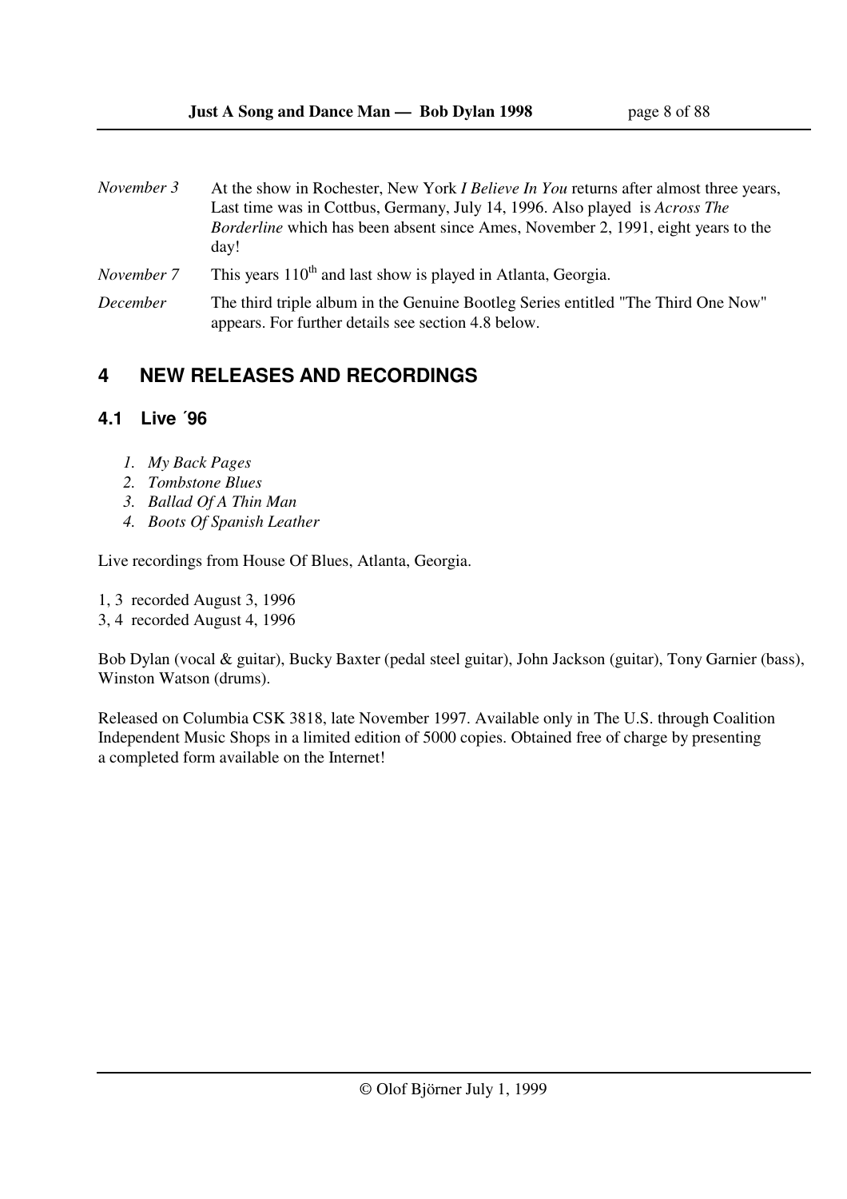*November 3* At the show in Rochester, New York *I Believe In You* returns after almost three years, Last time was in Cottbus, Germany, July 14, 1996. Also played is *Across The Borderline* which has been absent since Ames, November 2, 1991, eight years to the day!

*November 7* This years 110th and last show is played in Atlanta, Georgia.

*December* The third triple album in the Genuine Bootleg Series entitled "The Third One Now" appears. For further details see section 4.8 below.

# 4 NEW RELEASES AND RECORDINGS

## 4.1 Live ´96

1. *My Back Pages*
2. *Tombstone Blues*
3. *Ballad Of A Thin Man*
4. *Boots Of Spanish Leather*

Live recordings from House Of Blues, Atlanta, Georgia.

1, 3 recorded August 3, 1996
3, 4 recorded August 4, 1996

Bob Dylan (vocal & guitar), Bucky Baxter (pedal steel guitar), John Jackson (guitar), Tony Garnier (bass), Winston Watson (drums).

Released on Columbia CSK 3818, late November 1997. Available only in The U.S. through Coalition Independent Music Shops in a limited edition of 5000 copies. Obtained free of charge by presenting a completed form available on the Internet!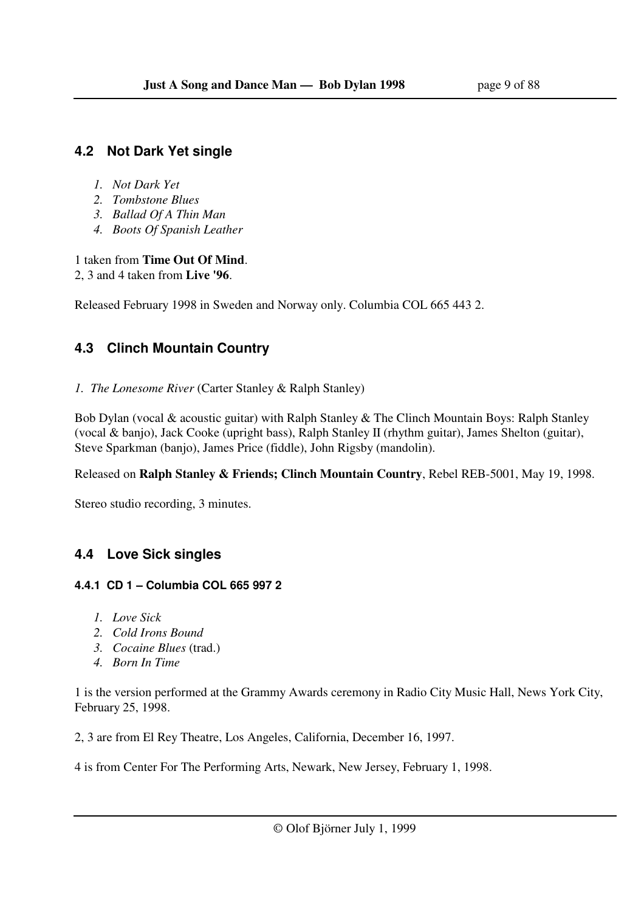## 4.2 Not Dark Yet single

1. *Not Dark Yet*
2. *Tombstone Blues*
3. *Ballad Of A Thin Man*
4. *Boots Of Spanish Leather*

1 taken from **Time Out Of Mind**.
2, 3 and 4 taken from **Live '96**.

Released February 1998 in Sweden and Norway only. Columbia COL 665 443 2.

## 4.3 Clinch Mountain Country

1. *The Lonesome River* (Carter Stanley & Ralph Stanley)

Bob Dylan (vocal & acoustic guitar) with Ralph Stanley & The Clinch Mountain Boys: Ralph Stanley (vocal & banjo), Jack Cooke (upright bass), Ralph Stanley II (rhythm guitar), James Shelton (guitar), Steve Sparkman (banjo), James Price (fiddle), John Rigsby (mandolin).

Released on **Ralph Stanley & Friends; Clinch Mountain Country**, Rebel REB-5001, May 19, 1998.

Stereo studio recording, 3 minutes.

## 4.4 Love Sick singles

### 4.4.1 CD 1 – Columbia COL 665 997 2

1. *Love Sick*
2. *Cold Irons Bound*
3. *Cocaine Blues* (trad.)
4. *Born In Time*

1 is the version performed at the Grammy Awards ceremony in Radio City Music Hall, News York City, February 25, 1998.

2, 3 are from El Rey Theatre, Los Angeles, California, December 16, 1997.

4 is from Center For The Performing Arts, Newark, New Jersey, February 1, 1998.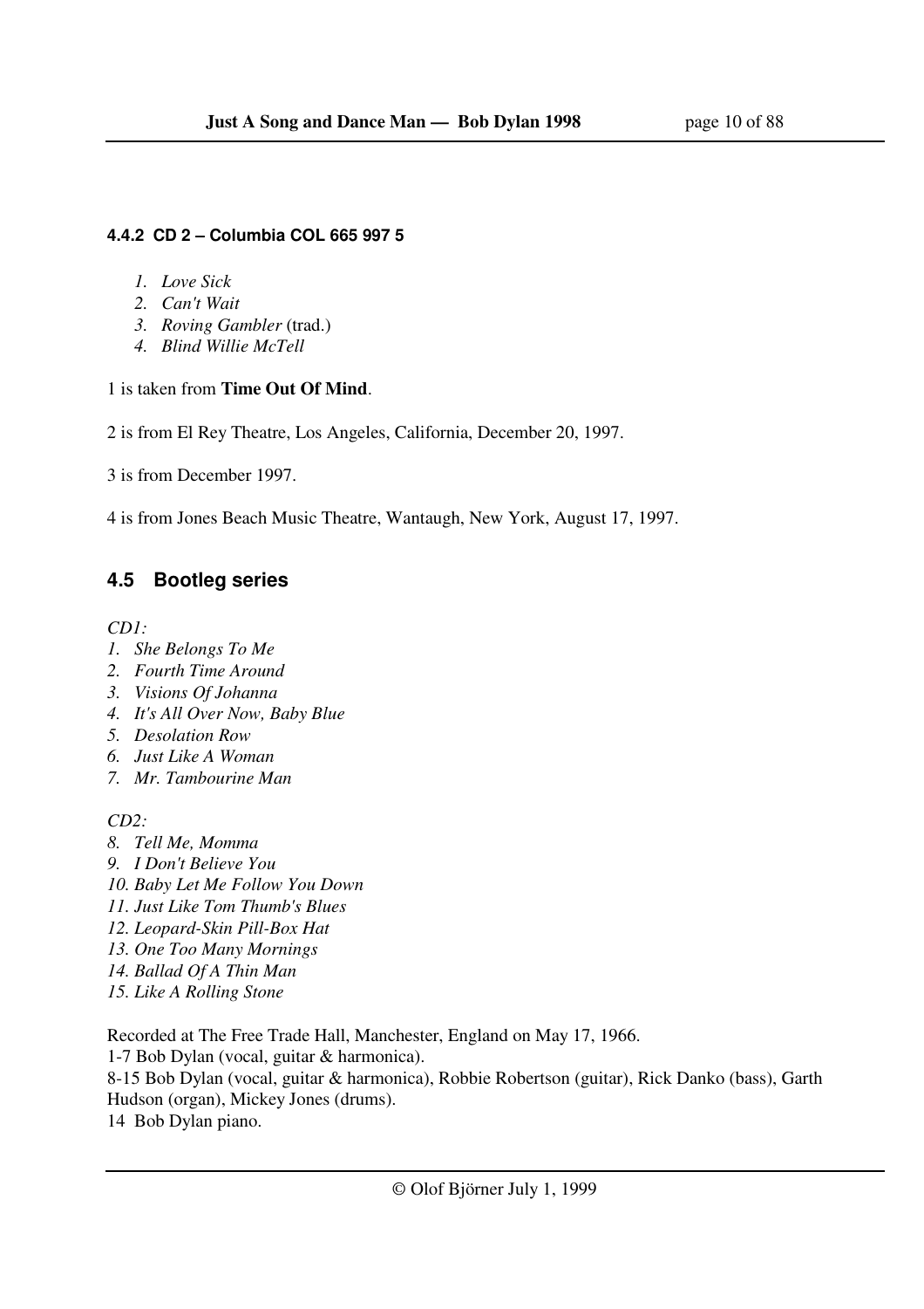#### 4.4.2 CD 2 – Columbia COL 665 997 5

1. *Love Sick*
2. *Can't Wait*
3. *Roving Gambler* (trad.)
4. *Blind Willie McTell*

1 is taken from **Time Out Of Mind**.

2 is from El Rey Theatre, Los Angeles, California, December 20, 1997.

3 is from December 1997.

4 is from Jones Beach Music Theatre, Wantaugh, New York, August 17, 1997.

## 4.5 Bootleg series

*CD1:*

1. *She Belongs To Me*
2. *Fourth Time Around*
3. *Visions Of Johanna*
4. *It's All Over Now, Baby Blue*
5. *Desolation Row*
6. *Just Like A Woman*
7. *Mr. Tambourine Man*

*CD2:*

8. *Tell Me, Momma*
9. *I Don't Believe You*
10. *Baby Let Me Follow You Down*
11. *Just Like Tom Thumb's Blues*
12. *Leopard-Skin Pill-Box Hat*
13. *One Too Many Mornings*
14. *Ballad Of A Thin Man*
15. *Like A Rolling Stone*

Recorded at The Free Trade Hall, Manchester, England on May 17, 1966.
1-7 Bob Dylan (vocal, guitar & harmonica).
8-15 Bob Dylan (vocal, guitar & harmonica), Robbie Robertson (guitar), Rick Danko (bass), Garth Hudson (organ), Mickey Jones (drums).
14 Bob Dylan piano.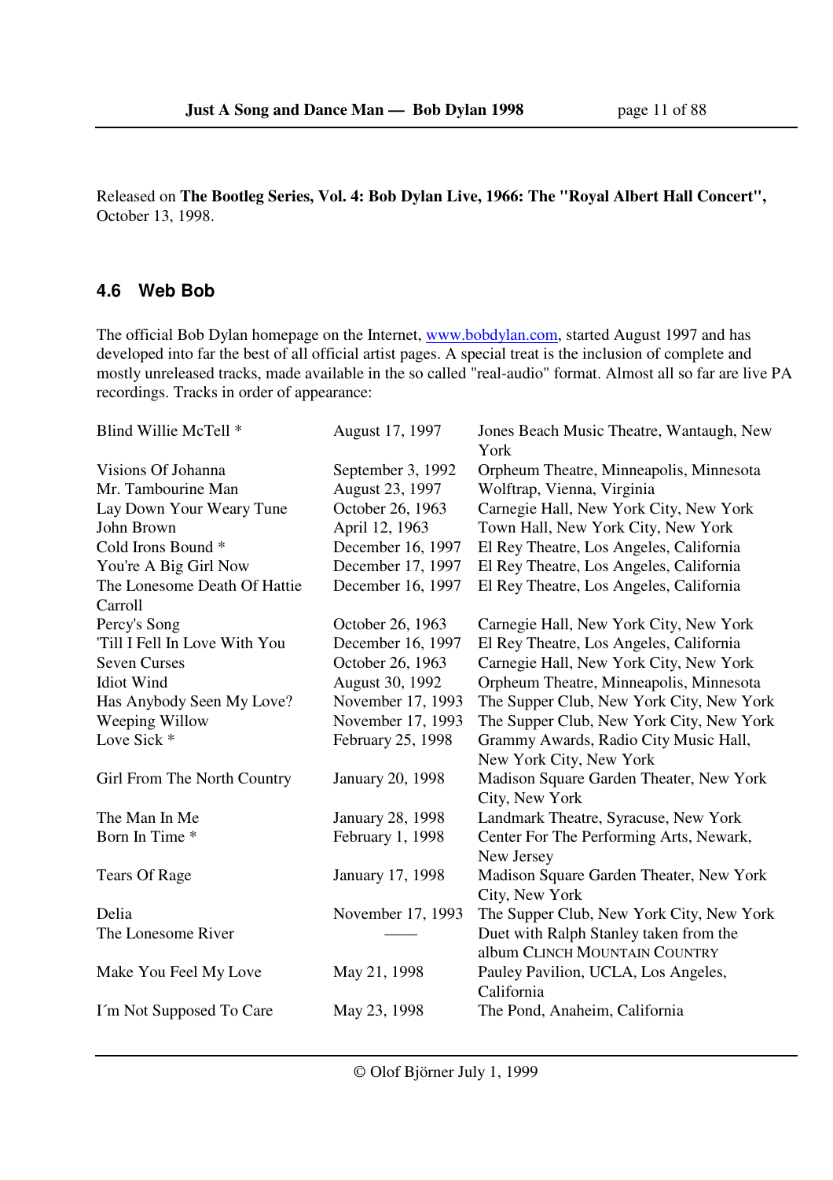Released on **The Bootleg Series, Vol. 4: Bob Dylan Live, 1966: The "Royal Albert Hall Concert",** October 13, 1998.

### 4.6 Web Bob

The official Bob Dylan homepage on the Internet, www.bobdylan.com, started August 1997 and has developed into far the best of all official artist pages. A special treat is the inclusion of complete and mostly unreleased tracks, made available in the so called "real-audio" format. Almost all so far are live PA recordings. Tracks in order of appearance:

| | | |
|---|---|---|
| Blind Willie McTell * | August 17, 1997 | Jones Beach Music Theatre, Wantaugh, New York |
| Visions Of Johanna | September 3, 1992 | Orpheum Theatre, Minneapolis, Minnesota |
| Mr. Tambourine Man | August 23, 1997 | Wolftrap, Vienna, Virginia |
| Lay Down Your Weary Tune | October 26, 1963 | Carnegie Hall, New York City, New York |
| John Brown | April 12, 1963 | Town Hall, New York City, New York |
| Cold Irons Bound * | December 16, 1997 | El Rey Theatre, Los Angeles, California |
| You're A Big Girl Now | December 17, 1997 | El Rey Theatre, Los Angeles, California |
| The Lonesome Death Of Hattie Carroll | December 16, 1997 | El Rey Theatre, Los Angeles, California |
| Percy's Song | October 26, 1963 | Carnegie Hall, New York City, New York |
| 'Till I Fell In Love With You | December 16, 1997 | El Rey Theatre, Los Angeles, California |
| Seven Curses | October 26, 1963 | Carnegie Hall, New York City, New York |
| Idiot Wind | August 30, 1992 | Orpheum Theatre, Minneapolis, Minnesota |
| Has Anybody Seen My Love? | November 17, 1993 | The Supper Club, New York City, New York |
| Weeping Willow | November 17, 1993 | The Supper Club, New York City, New York |
| Love Sick * | February 25, 1998 | Grammy Awards, Radio City Music Hall, New York City, New York |
| Girl From The North Country | January 20, 1998 | Madison Square Garden Theater, New York City, New York |
| The Man In Me | January 28, 1998 | Landmark Theatre, Syracuse, New York |
| Born In Time * | February 1, 1998 | Center For The Performing Arts, Newark, New Jersey |
| Tears Of Rage | January 17, 1998 | Madison Square Garden Theater, New York City, New York |
| Delia | November 17, 1993 | The Supper Club, New York City, New York |
| The Lonesome River | —— | Duet with Ralph Stanley taken from the album CLINCH MOUNTAIN COUNTRY |
| Make You Feel My Love | May 21, 1998 | Pauley Pavilion, UCLA, Los Angeles, California |
| I´m Not Supposed To Care | May 23, 1998 | The Pond, Anaheim, California |

© Olof Björner July 1, 1999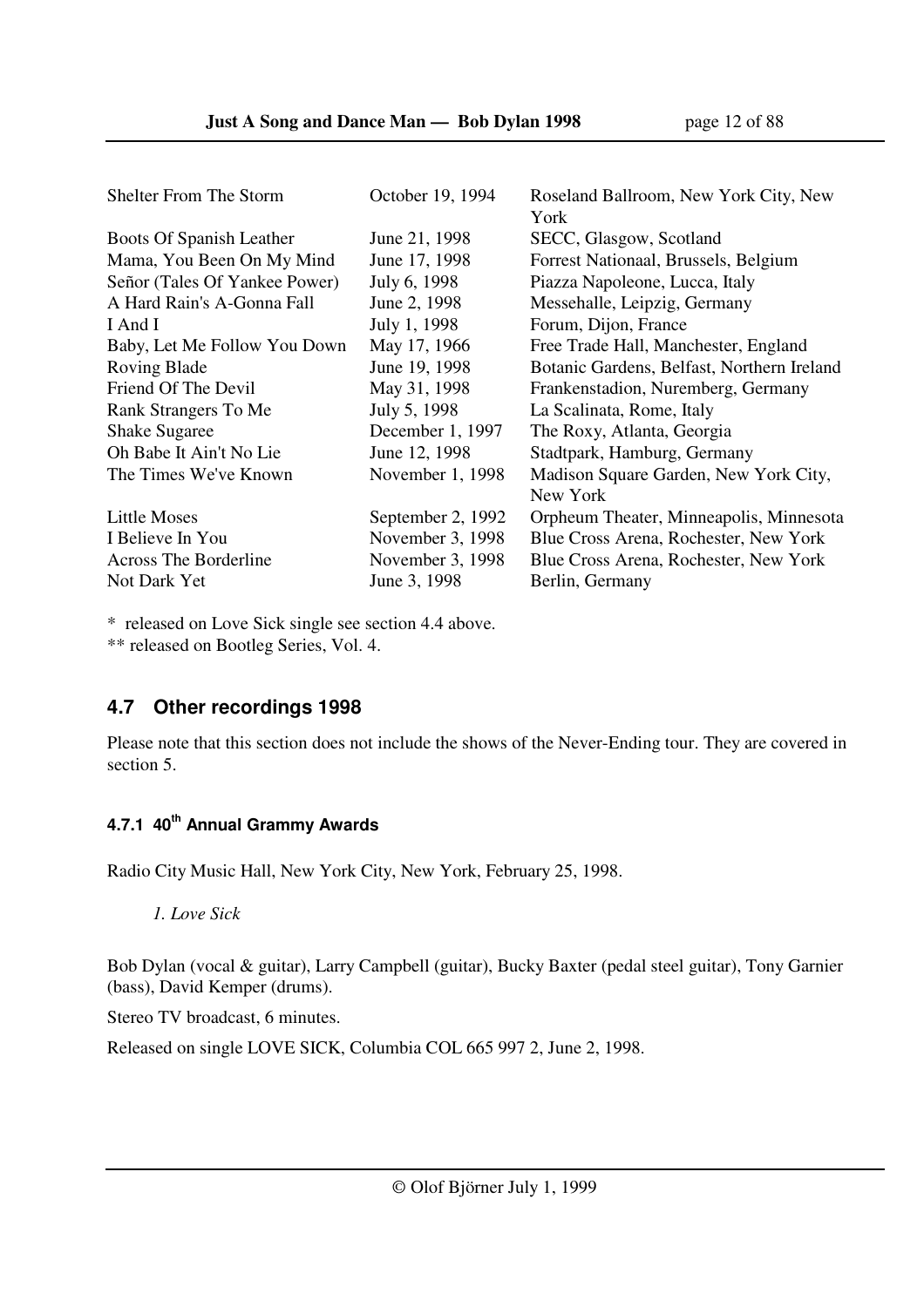| | | |
|---|---|---|
| Shelter From The Storm | October 19, 1994 | Roseland Ballroom, New York City, New York |
| Boots Of Spanish Leather | June 21, 1998 | SECC, Glasgow, Scotland |
| Mama, You Been On My Mind | June 17, 1998 | Forrest Nationaal, Brussels, Belgium |
| Señor (Tales Of Yankee Power) | July 6, 1998 | Piazza Napoleone, Lucca, Italy |
| A Hard Rain's A-Gonna Fall | June 2, 1998 | Messehalle, Leipzig, Germany |
| I And I | July 1, 1998 | Forum, Dijon, France |
| Baby, Let Me Follow You Down | May 17, 1966 | Free Trade Hall, Manchester, England |
| Roving Blade | June 19, 1998 | Botanic Gardens, Belfast, Northern Ireland |
| Friend Of The Devil | May 31, 1998 | Frankenstadion, Nuremberg, Germany |
| Rank Strangers To Me | July 5, 1998 | La Scalinata, Rome, Italy |
| Shake Sugaree | December 1, 1997 | The Roxy, Atlanta, Georgia |
| Oh Babe It Ain't No Lie | June 12, 1998 | Stadtpark, Hamburg, Germany |
| The Times We've Known | November 1, 1998 | Madison Square Garden, New York City, New York |
| Little Moses | September 2, 1992 | Orpheum Theater, Minneapolis, Minnesota |
| I Believe In You | November 3, 1998 | Blue Cross Arena, Rochester, New York |
| Across The Borderline | November 3, 1998 | Blue Cross Arena, Rochester, New York |
| Not Dark Yet | June 3, 1998 | Berlin, Germany |

\* released on Love Sick single see section 4.4 above.

** released on Bootleg Series, Vol. 4.

## 4.7 Other recordings 1998

Please note that this section does not include the shows of the Never-Ending tour. They are covered in section 5.

### 4.7.1 40th Annual Grammy Awards

Radio City Music Hall, New York City, New York, February 25, 1998.

*1. Love Sick*

Bob Dylan (vocal & guitar), Larry Campbell (guitar), Bucky Baxter (pedal steel guitar), Tony Garnier (bass), David Kemper (drums).

Stereo TV broadcast, 6 minutes.

Released on single LOVE SICK, Columbia COL 665 997 2, June 2, 1998.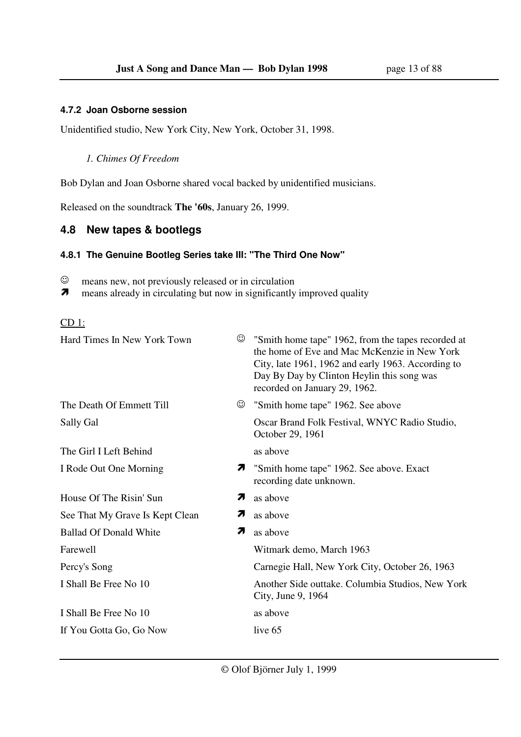#### 4.7.2 Joan Osborne session

Unidentified studio, New York City, New York, October 31, 1998.

*1. Chimes Of Freedom*

Bob Dylan and Joan Osborne shared vocal backed by unidentified musicians.

Released on the soundtrack **The '60s**, January 26, 1999.

## 4.8 New tapes & bootlegs

#### 4.8.1 The Genuine Bootleg Series take III: "The Third One Now"

☺ means new, not previously released or in circulation
➚ means already in circulating but now in significantly improved quality

CD 1:

| | | |
|---|---|---|
| Hard Times In New York Town | ☺ | "Smith home tape" 1962, from the tapes recorded at the home of Eve and Mac McKenzie in New York City, late 1961, 1962 and early 1963. According to Day By Day by Clinton Heylin this song was recorded on January 29, 1962. |
| The Death Of Emmett Till | ☺ | "Smith home tape" 1962. See above |
| Sally Gal | | Oscar Brand Folk Festival, WNYC Radio Studio, October 29, 1961 |
| The Girl I Left Behind | | as above |
| I Rode Out One Morning | ➚ | "Smith home tape" 1962. See above. Exact recording date unknown. |
| House Of The Risin' Sun | ➚ | as above |
| See That My Grave Is Kept Clean | ➚ | as above |
| Ballad Of Donald White | ➚ | as above |
| Farewell | | Witmark demo, March 1963 |
| Percy's Song | | Carnegie Hall, New York City, October 26, 1963 |
| I Shall Be Free No 10 | | Another Side outtake. Columbia Studios, New York City, June 9, 1964 |
| I Shall Be Free No 10 | | as above |
| If You Gotta Go, Go Now | | live 65 |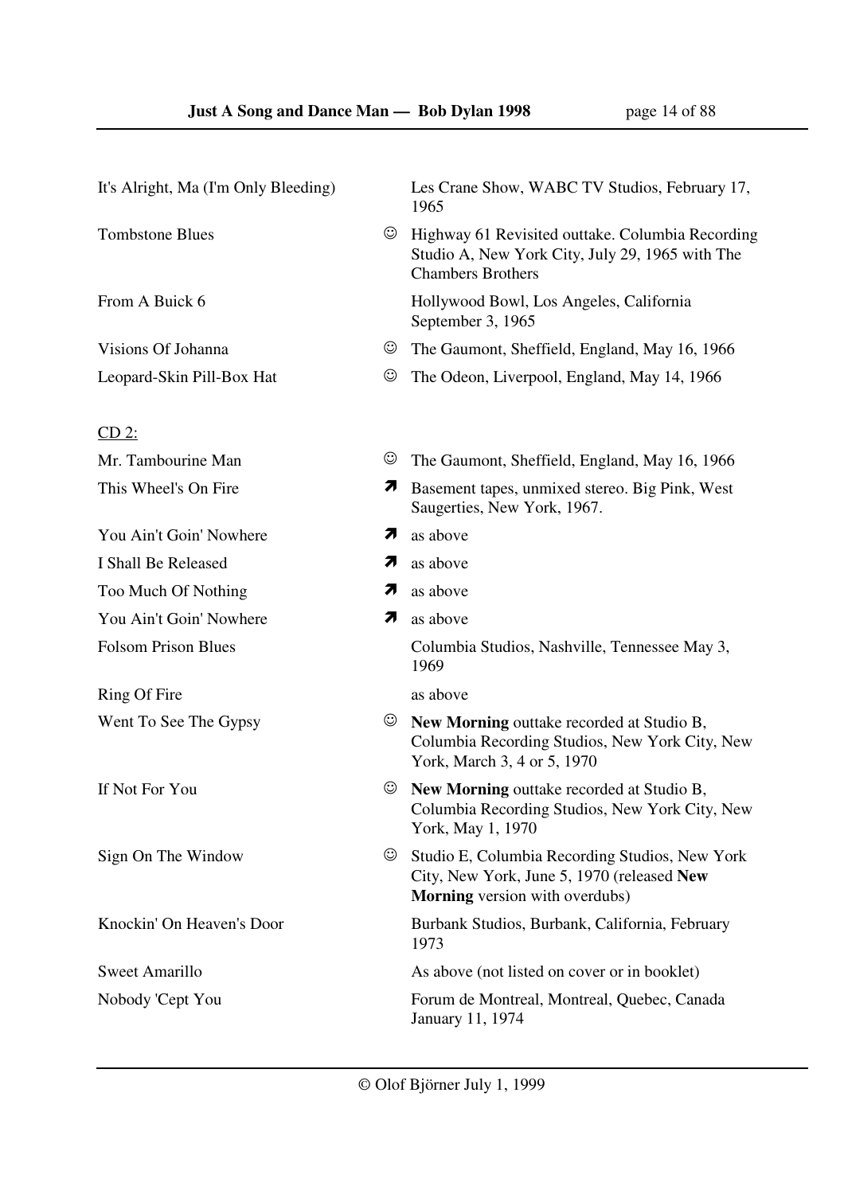| | | |
|---|---|---|
| It's Alright, Ma (I'm Only Bleeding) | | Les Crane Show, WABC TV Studios, February 17, 1965 |
| Tombstone Blues | ☺ | Highway 61 Revisited outtake. Columbia Recording Studio A, New York City, July 29, 1965 with The Chambers Brothers |
| From A Buick 6 | | Hollywood Bowl, Los Angeles, California September 3, 1965 |
| Visions Of Johanna | ☺ | The Gaumont, Sheffield, England, May 16, 1966 |
| Leopard-Skin Pill-Box Hat | ☺ | The Odeon, Liverpool, England, May 14, 1966 |

<u>CD 2:</u>

| | | |
|---|---|---|
| Mr. Tambourine Man | ☺ | The Gaumont, Sheffield, England, May 16, 1966 |
| This Wheel's On Fire | ↗ | Basement tapes, unmixed stereo. Big Pink, West Saugerties, New York, 1967. |
| You Ain't Goin' Nowhere | ↗ | as above |
| I Shall Be Released | ↗ | as above |
| Too Much Of Nothing | ↗ | as above |
| You Ain't Goin' Nowhere | ↗ | as above |
| Folsom Prison Blues | | Columbia Studios, Nashville, Tennessee May 3, 1969 |
| Ring Of Fire | | as above |
| Went To See The Gypsy | ☺ | **New Morning** outtake recorded at Studio B, Columbia Recording Studios, New York City, New York, March 3, 4 or 5, 1970 |
| If Not For You | ☺ | **New Morning** outtake recorded at Studio B, Columbia Recording Studios, New York City, New York, May 1, 1970 |
| Sign On The Window | ☺ | Studio E, Columbia Recording Studios, New York City, New York, June 5, 1970 (released **New Morning** version with overdubs) |
| Knockin' On Heaven's Door | | Burbank Studios, Burbank, California, February 1973 |
| Sweet Amarillo | | As above (not listed on cover or in booklet) |
| Nobody 'Cept You | | Forum de Montreal, Montreal, Quebec, Canada January 11, 1974 |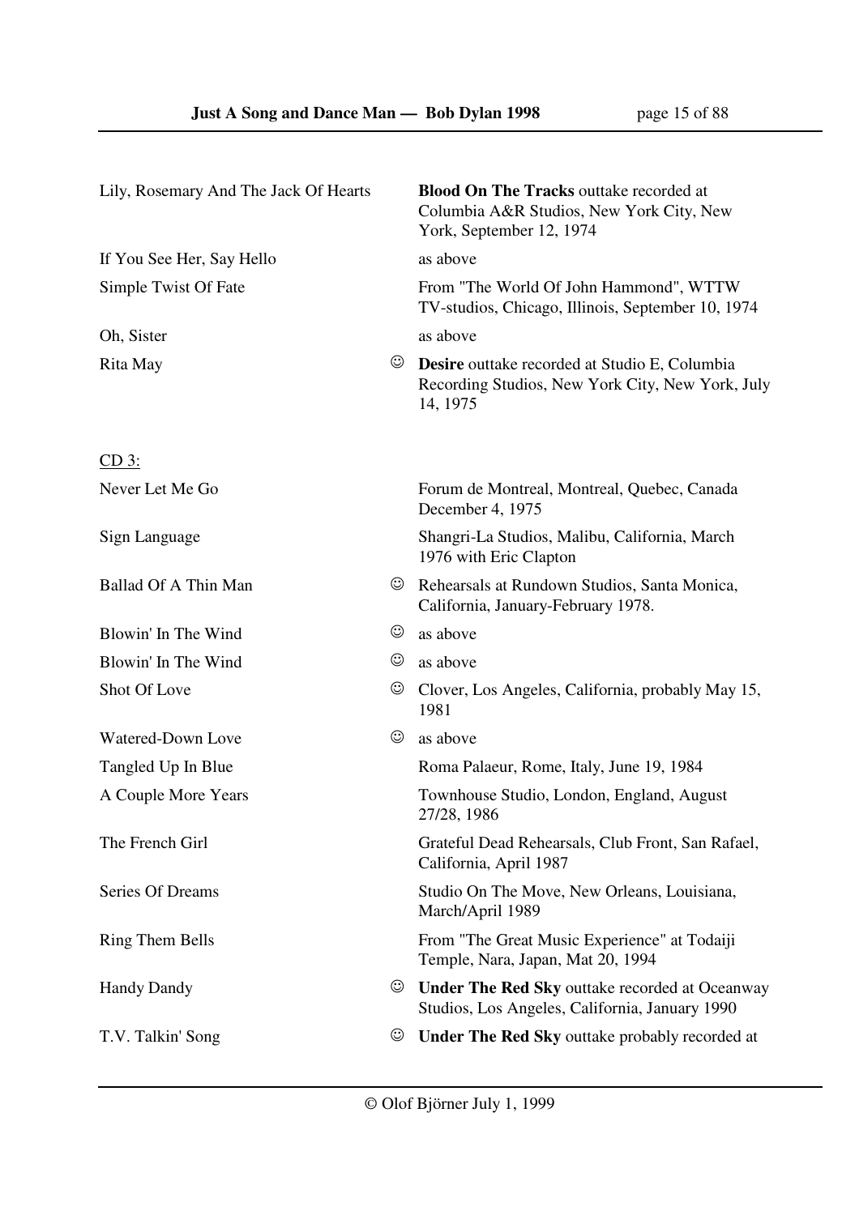| | | |
|---|---|---|
| Lily, Rosemary And The Jack Of Hearts | | **Blood On The Tracks** outtake recorded at Columbia A&R Studios, New York City, New York, September 12, 1974 |
| If You See Her, Say Hello | | as above |
| Simple Twist Of Fate | | From "The World Of John Hammond", WTTW TV-studios, Chicago, Illinois, September 10, 1974 |
| Oh, Sister | | as above |
| Rita May | ☺ | **Desire** outtake recorded at Studio E, Columbia Recording Studios, New York City, New York, July 14, 1975 |

CD 3:

| | | |
|---|---|---|
| Never Let Me Go | | Forum de Montreal, Montreal, Quebec, Canada December 4, 1975 |
| Sign Language | | Shangri-La Studios, Malibu, California, March 1976 with Eric Clapton |
| Ballad Of A Thin Man | ☺ | Rehearsals at Rundown Studios, Santa Monica, California, January-February 1978. |
| Blowin' In The Wind | ☺ | as above |
| Blowin' In The Wind | ☺ | as above |
| Shot Of Love | ☺ | Clover, Los Angeles, California, probably May 15, 1981 |
| Watered-Down Love | ☺ | as above |
| Tangled Up In Blue | | Roma Palaeur, Rome, Italy, June 19, 1984 |
| A Couple More Years | | Townhouse Studio, London, England, August 27/28, 1986 |
| The French Girl | | Grateful Dead Rehearsals, Club Front, San Rafael, California, April 1987 |
| Series Of Dreams | | Studio On The Move, New Orleans, Louisiana, March/April 1989 |
| Ring Them Bells | | From "The Great Music Experience" at Todaiji Temple, Nara, Japan, Mat 20, 1994 |
| Handy Dandy | ☺ | **Under The Red Sky** outtake recorded at Oceanway Studios, Los Angeles, California, January 1990 |
| T.V. Talkin' Song | ☺ | **Under The Red Sky** outtake probably recorded at |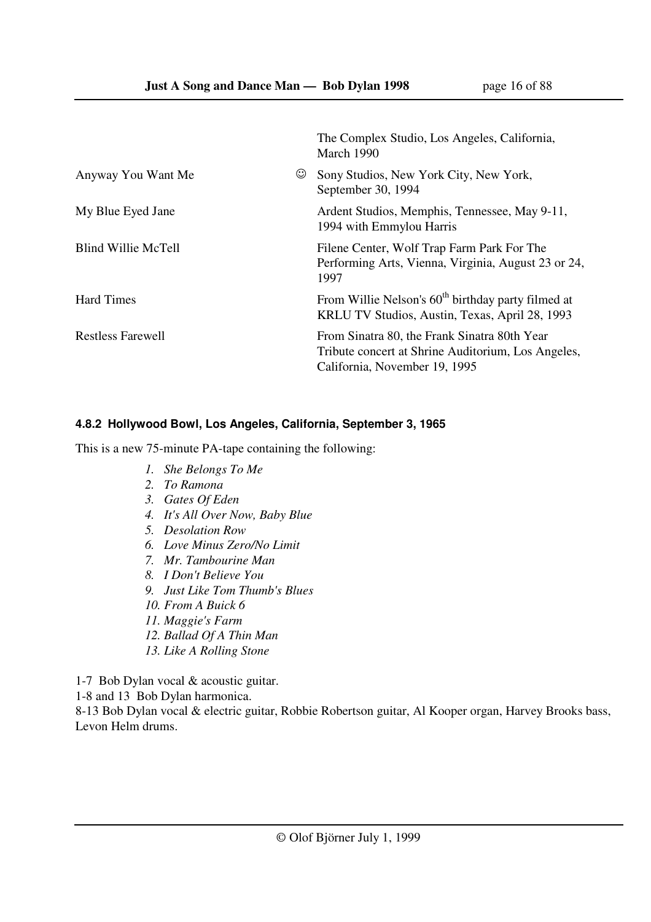| | | |
|---|---|---|
| | | The Complex Studio, Los Angeles, California, March 1990 |
| Anyway You Want Me | ☺ | Sony Studios, New York City, New York, September 30, 1994 |
| My Blue Eyed Jane | | Ardent Studios, Memphis, Tennessee, May 9-11, 1994 with Emmylou Harris |
| Blind Willie McTell | | Filene Center, Wolf Trap Farm Park For The Performing Arts, Vienna, Virginia, August 23 or 24, 1997 |
| Hard Times | | From Willie Nelson's $60^{th}$ birthday party filmed at KRLU TV Studios, Austin, Texas, April 28, 1993 |
| Restless Farewell | | From Sinatra 80, the Frank Sinatra 80th Year Tribute concert at Shrine Auditorium, Los Angeles, California, November 19, 1995 |

#### 4.8.2 Hollywood Bowl, Los Angeles, California, September 3, 1965

This is a new 75-minute PA-tape containing the following:

1. *She Belongs To Me*
2. *To Ramona*
3. *Gates Of Eden*
4. *It's All Over Now, Baby Blue*
5. *Desolation Row*
6. *Love Minus Zero/No Limit*
7. *Mr. Tambourine Man*
8. *I Don't Believe You*
9. *Just Like Tom Thumb's Blues*
10. *From A Buick 6*
11. *Maggie's Farm*
12. *Ballad Of A Thin Man*
13. *Like A Rolling Stone*

1-7 Bob Dylan vocal & acoustic guitar.
1-8 and 13 Bob Dylan harmonica.
8-13 Bob Dylan vocal & electric guitar, Robbie Robertson guitar, Al Kooper organ, Harvey Brooks bass, Levon Helm drums.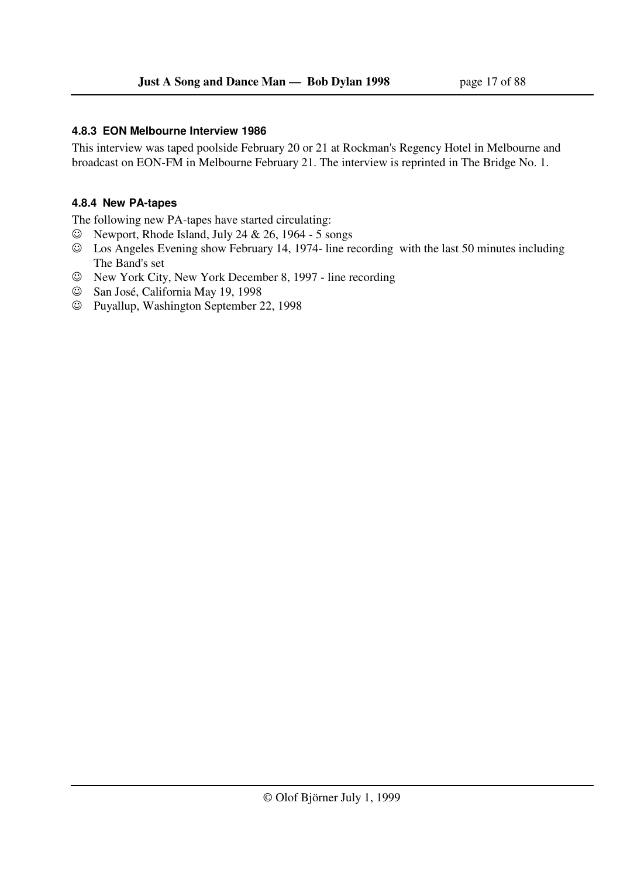#### 4.8.3 EON Melbourne Interview 1986

This interview was taped poolside February 20 or 21 at Rockman's Regency Hotel in Melbourne and broadcast on EON-FM in Melbourne February 21. The interview is reprinted in The Bridge No. 1.

#### 4.8.4 New PA-tapes

The following new PA-tapes have started circulating:

- ☺ Newport, Rhode Island, July 24 & 26, 1964 - 5 songs
- ☺ Los Angeles Evening show February 14, 1974- line recording with the last 50 minutes including The Band's set
- ☺ New York City, New York December 8, 1997 - line recording
- ☺ San José, California May 19, 1998
- ☺ Puyallup, Washington September 22, 1998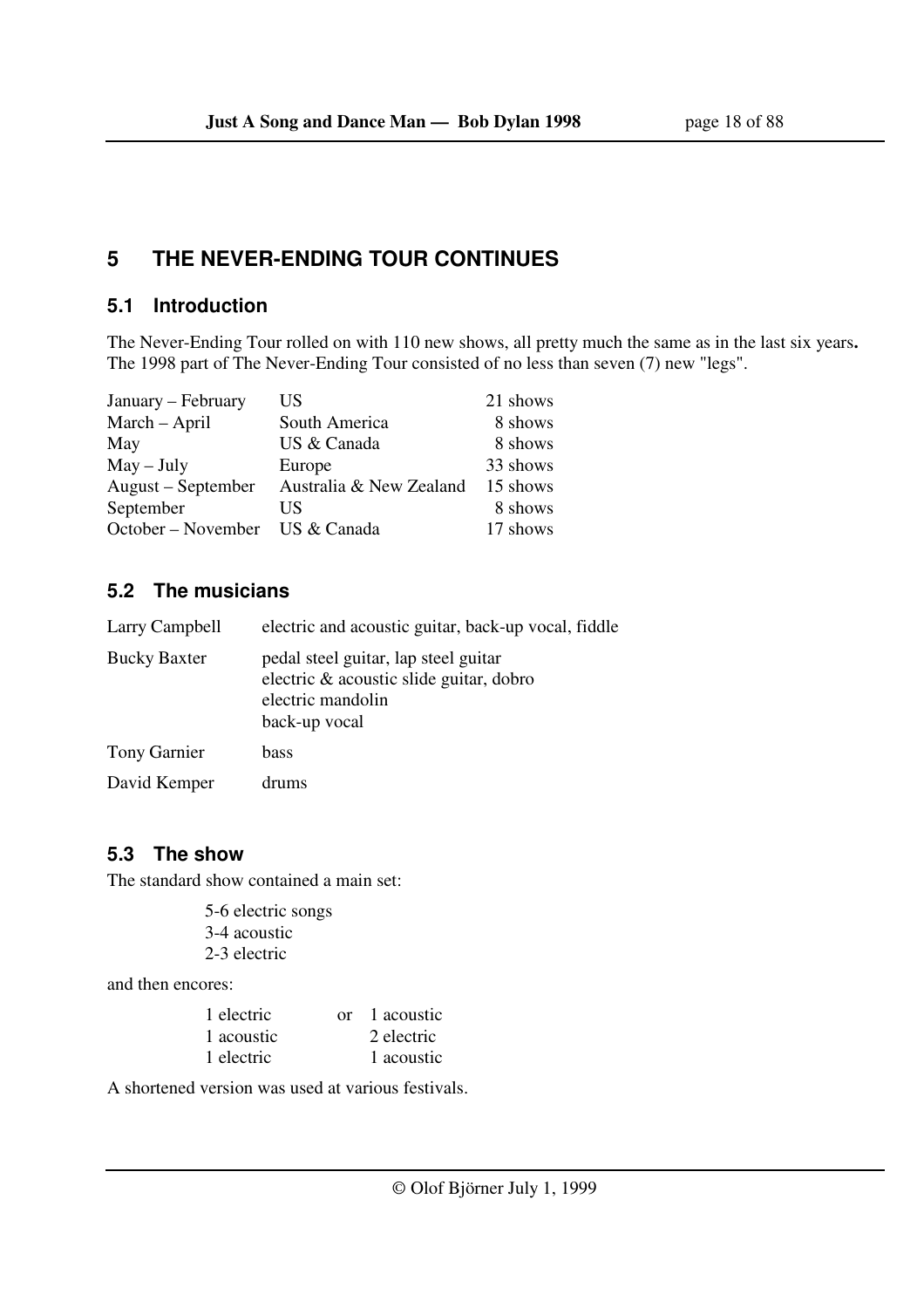# 5 THE NEVER-ENDING TOUR CONTINUES

## 5.1 Introduction

The Never-Ending Tour rolled on with 110 new shows, all pretty much the same as in the last six years**.** The 1998 part of The Never-Ending Tour consisted of no less than seven (7) new "legs".

| | | |
|---|---|---|
| January – February | US | 21 shows |
| March – April | South America | 8 shows |
| May | US & Canada | 8 shows |
| May – July | Europe | 33 shows |
| August – September | Australia & New Zealand | 15 shows |
| September | US | 8 shows |
| October – November | US & Canada | 17 shows |

## 5.2 The musicians

| | |
|---|---|
| Larry Campbell | electric and acoustic guitar, back-up vocal, fiddle |
| Bucky Baxter | pedal steel guitar, lap steel guitar<br>electric & acoustic slide guitar, dobro<br>electric mandolin<br>back-up vocal |
| Tony Garnier | bass |
| David Kemper | drums |

## 5.3 The show

The standard show contained a main set:

5-6 electric songs
3-4 acoustic
2-3 electric

and then encores:

| | | |
|---|---|---|
| 1 electric | or | 1 acoustic |
| 1 acoustic | | 2 electric |
| 1 electric | | 1 acoustic |

A shortened version was used at various festivals.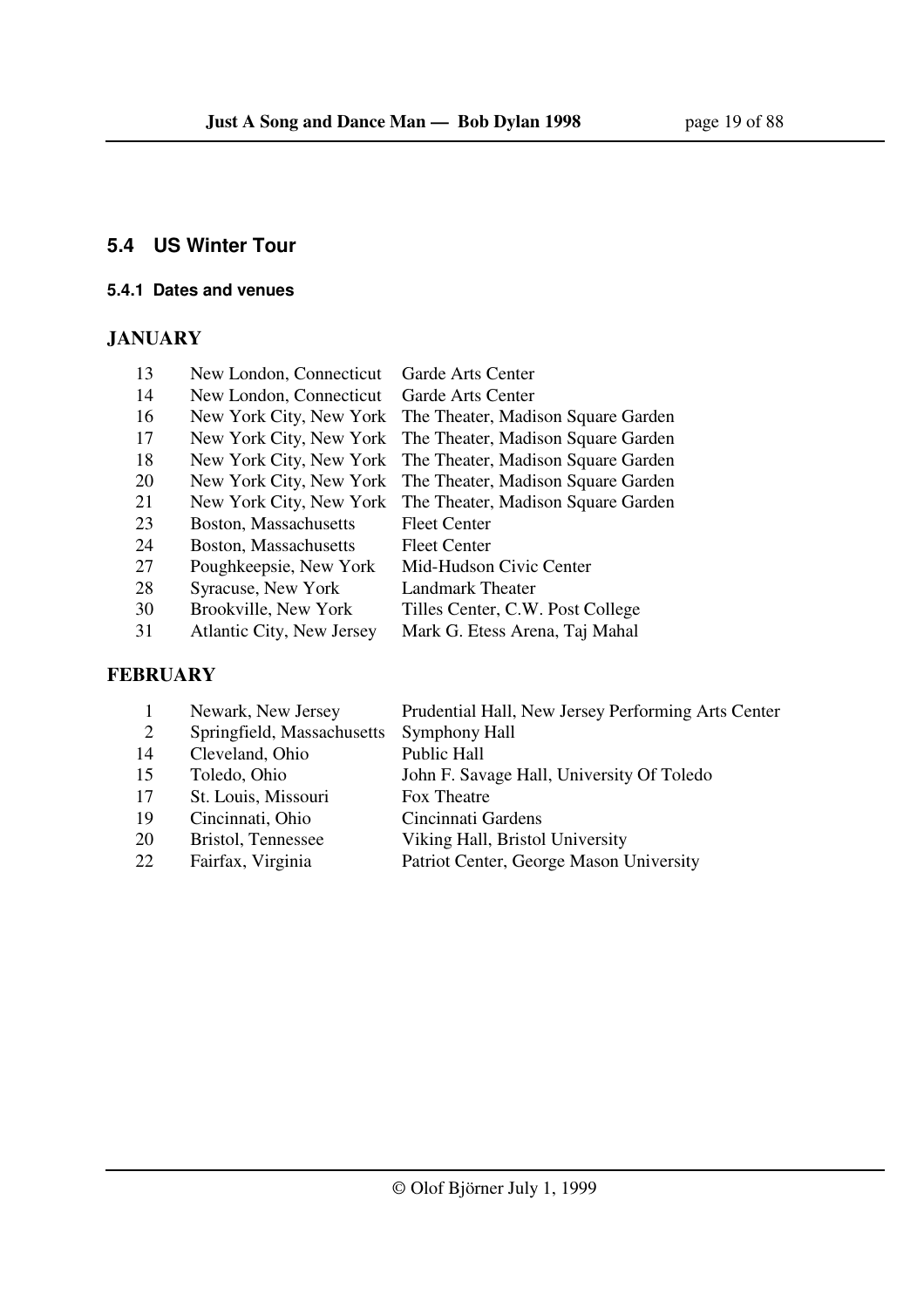## 5.4 US Winter Tour

### 5.4.1 Dates and venues

**JANUARY**

| | | |
|---|---|---|
| 13 | New London, Connecticut | Garde Arts Center |
| 14 | New London, Connecticut | Garde Arts Center |
| 16 | New York City, New York | The Theater, Madison Square Garden |
| 17 | New York City, New York | The Theater, Madison Square Garden |
| 18 | New York City, New York | The Theater, Madison Square Garden |
| 20 | New York City, New York | The Theater, Madison Square Garden |
| 21 | New York City, New York | The Theater, Madison Square Garden |
| 23 | Boston, Massachusetts | Fleet Center |
| 24 | Boston, Massachusetts | Fleet Center |
| 27 | Poughkeepsie, New York | Mid-Hudson Civic Center |
| 28 | Syracuse, New York | Landmark Theater |
| 30 | Brookville, New York | Tilles Center, C.W. Post College |
| 31 | Atlantic City, New Jersey | Mark G. Etess Arena, Taj Mahal |

**FEBRUARY**

| | | |
|---|---|---|
| 1 | Newark, New Jersey | Prudential Hall, New Jersey Performing Arts Center |
| 2 | Springfield, Massachusetts | Symphony Hall |
| 14 | Cleveland, Ohio | Public Hall |
| 15 | Toledo, Ohio | John F. Savage Hall, University Of Toledo |
| 17 | St. Louis, Missouri | Fox Theatre |
| 19 | Cincinnati, Ohio | Cincinnati Gardens |
| 20 | Bristol, Tennessee | Viking Hall, Bristol University |
| 22 | Fairfax, Virginia | Patriot Center, George Mason University |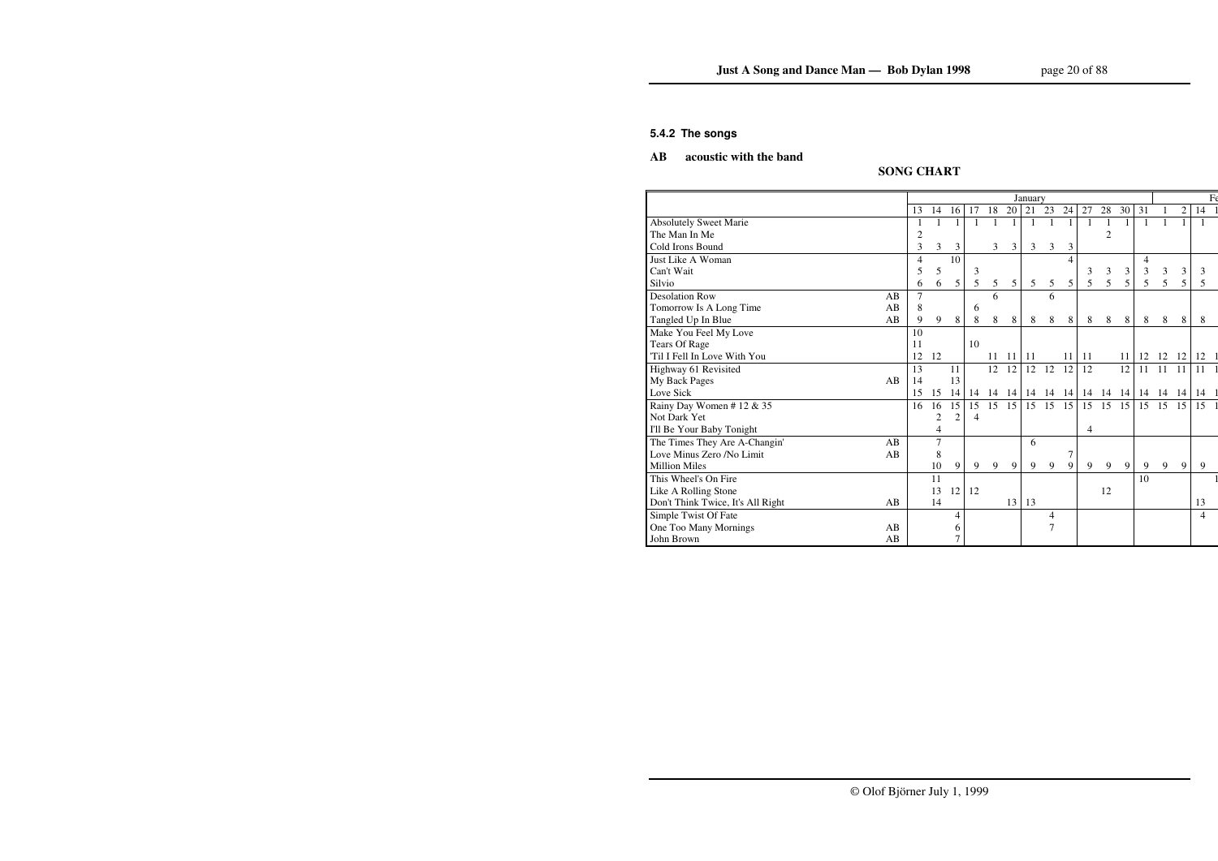### 5.4.2 The songs

**AB acoustic with the band**

**SONG CHART**

| | | January | | | | | | | | | | | | | | | Fe | |
|---|---|---|---|---|---|---|---|---|---|---|---|---|---|---|---|---|---|---|
| | | 13 | 14 | 16 | 17 | 18 | 20 | 21 | 23 | 24 | 27 | 28 | 30 | 31 | 1 | 2 | 14 | 1 |
| Absolutely Sweet Marie | | 1 | 1 | 1 | 1 | 1 | 1 | 1 | 1 | 1 | 1 | 1 | 1 | 1 | 1 | 1 | 1 | |
| The Man In Me | | 2 | | | | | | | | | | 2 | | | | | | |
| Cold Irons Bound | | 3 | 3 | 3 | | 3 | 3 | 3 | 3 | 3 | | | | | | | | |
| Just Like A Woman | | 4 | | 10 | | | | | | 4 | | | | 4 | | | | |
| Can't Wait | | 5 | 5 | | 3 | | | | | | 3 | 3 | 3 | 3 | 3 | 3 | 3 | |
| Silvio | | 6 | 6 | 5 | 5 | 5 | 5 | 5 | 5 | 5 | 5 | 5 | 5 | 5 | 5 | 5 | 5 | |
| Desolation Row | AB | 7 | | | | 6 | | | 6 | | | | | | | | | |
| Tomorrow Is A Long Time | AB | 8 | | | 6 | | | | | | | | | | | | | |
| Tangled Up In Blue | AB | 9 | 9 | 8 | 8 | 8 | 8 | 8 | 8 | 8 | 8 | 8 | 8 | 8 | 8 | 8 | 8 | |
| Make You Feel My Love | | 10 | | | | | | | | | | | | | | | | |
| Tears Of Rage | | 11 | | | 10 | | | | | | | | | | | | | |
| 'Til I Fell In Love With You | | 12 | 12 | | | 11 | 11 | 11 | | 11 | 11 | | 11 | 12 | 12 | 12 | 12 | 1 |
| Highway 61 Revisited | | 13 | | 11 | | 12 | 12 | 12 | 12 | 12 | 12 | | 12 | 11 | 11 | 11 | 11 | 1 |
| My Back Pages | AB | 14 | | 13 | | | | | | | | | | | | | | |
| Love Sick | | 15 | 15 | 14 | 14 | 14 | 14 | 14 | 14 | 14 | 14 | 14 | 14 | 14 | 14 | 14 | 14 | 1 |
| Rainy Day Women # 12 & 35 | | 16 | 16 | 15 | 15 | 15 | 15 | 15 | 15 | 15 | 15 | 15 | 15 | 15 | 15 | 15 | 15 | 1 |
| Not Dark Yet | | | 2 | 2 | 4 | | | | | | | | | | | | | |
| I'll Be Your Baby Tonight | | | 4 | | | | | | | | 4 | | | | | | | |
| The Times They Are A-Changin' | AB | | 7 | | | | | 6 | | | | | | | | | | |
| Love Minus Zero /No Limit | AB | | 8 | | | | | | | 7 | | | | | | | | |
| Million Miles | | | 10 | 9 | 9 | 9 | 9 | 9 | 9 | 9 | 9 | 9 | 9 | 9 | 9 | 9 | 9 | |
| This Wheel's On Fire | | | 11 | | | | | | | | | | | 10 | | | | 1 |
| Like A Rolling Stone | | | 13 | 12 | 12 | | | | | | | 12 | | | | | | |
| Don't Think Twice, It's All Right | AB | | 14 | | | | 13 | 13 | | | | | | | | | 13 | |
| Simple Twist Of Fate | | | | 4 | | | | | 4 | | | | | | | | 4 | |
| One Too Many Mornings | AB | | | 6 | | | | | 7 | | | | | | | | | |
| John Brown | AB | | | 7 | | | | | | | | | | | | | | |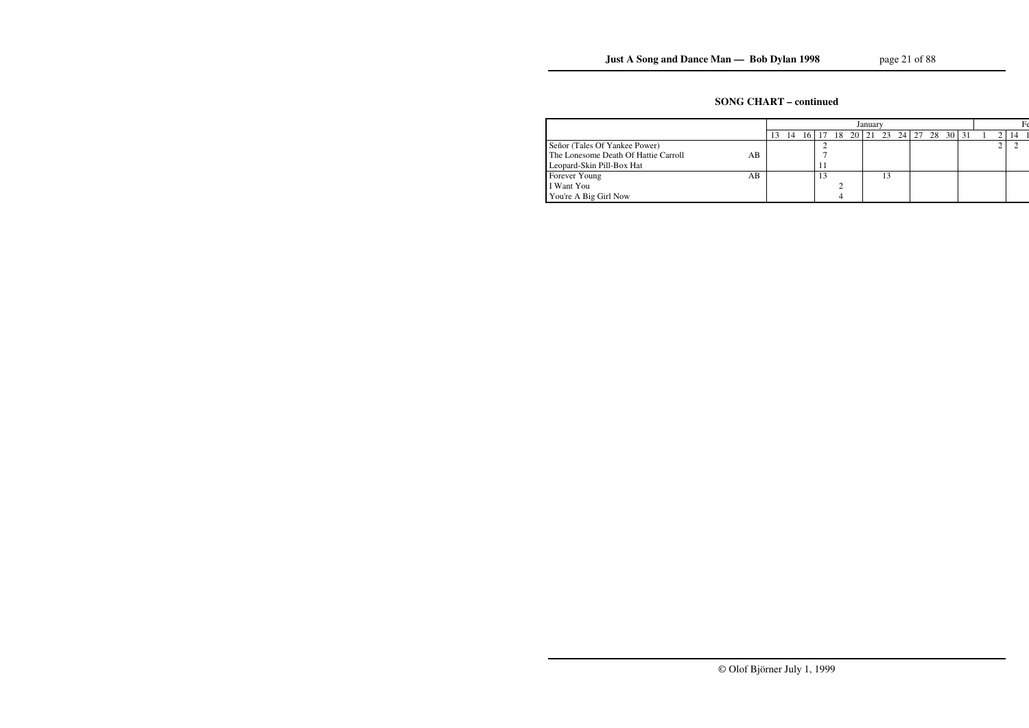## SONG CHART – continued

| | | January | | | | | | | | | | | | | Fe | | | |
|---|---|---|---|---|---|---|---|---|---|---|---|---|---|---|---|---|---|---|
| | | 13 | 14 | 16 | 17 | 18 | 20 | 21 | 23 | 24 | 27 | 28 | 30 | 31 | 1 | 2 | 14 | 1 |
| Señor (Tales Of Yankee Power) | | | | | 2 | | | | | | | | | | | 2 | 2 | |
| The Lonesome Death Of Hattie Carroll | AB | | | | 7 | | | | | | | | | | | | | |
| Leopard-Skin Pill-Box Hat | | | | | 11 | | | | | | | | | | | | | |
| Forever Young | AB | | | | 13 | | | | 13 | | | | | | | | | |
| I Want You | | | | | | 2 | | | | | | | | | | | | |
| You're A Big Girl Now | | | | | | 4 | | | | | | | | | | | | |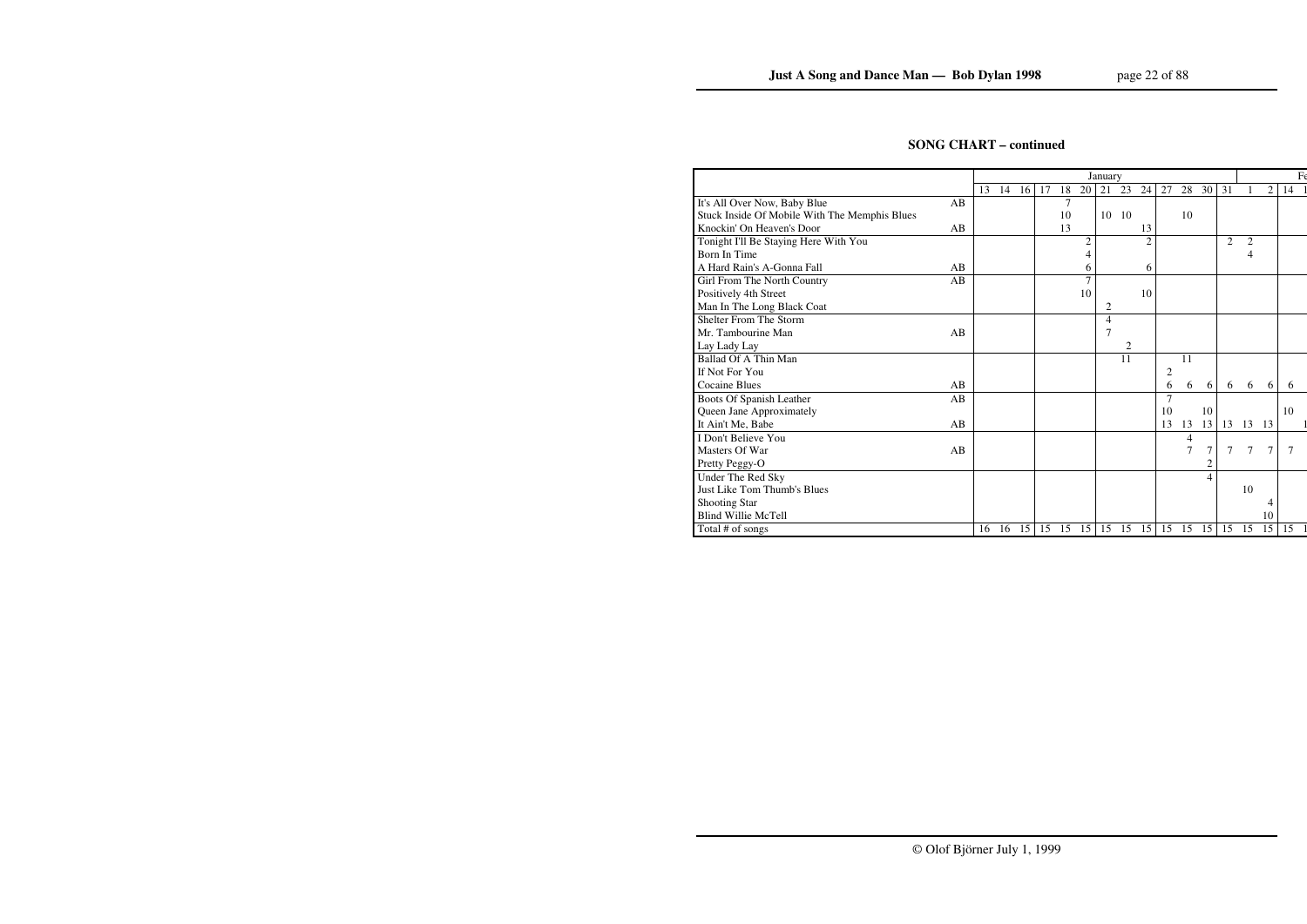**SONG CHART – continued**

| | | January | | | | | | | | | | | | | | | Fe | |
|---|---|---|---|---|---|---|---|---|---|---|---|---|---|---|---|---|---|---|
| | | 13 | 14 | 16 | 17 | 18 | 20 | 21 | 23 | 24 | 27 | 28 | 30 | 31 | 1 | 2 | 14 | 1 |
| It's All Over Now, Baby Blue | AB | | | | | 7 | | | | | | | | | | | | |
| Stuck Inside Of Mobile With The Memphis Blues | | | | | | 10 | | 10 | 10 | | | 10 | | | | | | |
| Knockin' On Heaven's Door | AB | | | | | 13 | | | | 13 | | | | | | | | |
| Tonight I'll Be Staying Here With You | | | | | | | 2 | | | 2 | | | | 2 | 2 | | | |
| Born In Time | | | | | | | 4 | | | | | | | | 4 | | | |
| A Hard Rain's A-Gonna Fall | AB | | | | | | 6 | | | 6 | | | | | | | | |
| Girl From The North Country | AB | | | | | | 7 | | | | | | | | | | | |
| Positively 4th Street | | | | | | | 10 | | | 10 | | | | | | | | |
| Man In The Long Black Coat | | | | | | | | 2 | | | | | | | | | | |
| Shelter From The Storm | | | | | | | | 4 | | | | | | | | | | |
| Mr. Tambourine Man | AB | | | | | | | 7 | | | | | | | | | | |
| Lay Lady Lay | | | | | | | | | 2 | | | | | | | | | |
| Ballad Of A Thin Man | | | | | | | | | 11 | | | 11 | | | | | | |
| If Not For You | | | | | | | | | | | 2 | | | | | | | |
| Cocaine Blues | AB | | | | | | | | | | 6 | 6 | 6 | 6 | 6 | 6 | 6 | |
| Boots Of Spanish Leather | AB | | | | | | | | | | 7 | | | | | | | |
| Queen Jane Approximately | | | | | | | | | | | 10 | | 10 | | | | 10 | |
| It Ain't Me, Babe | AB | | | | | | | | | | 13 | 13 | 13 | 13 | 13 | 13 | | 1 |
| I Don't Believe You | | | | | | | | | | | | 4 | | | | | | |
| Masters Of War | AB | | | | | | | | | | | 7 | 7 | 7 | 7 | 7 | 7 | |
| Pretty Peggy-O | | | | | | | | | | | | | 2 | | | | | |
| Under The Red Sky | | | | | | | | | | | | | 4 | | | | | |
| Just Like Tom Thumb's Blues | | | | | | | | | | | | | | | 10 | | | |
| Shooting Star | | | | | | | | | | | | | | | | 4 | | |
| Blind Willie McTell | | | | | | | | | | | | | | | | 10 | | |
| Total # of songs | | 16 | 16 | 15 | 15 | 15 | 15 | 15 | 15 | 15 | 15 | 15 | 15 | 15 | 15 | 15 | 15 | 1 |

© Olof Björner July 1, 1999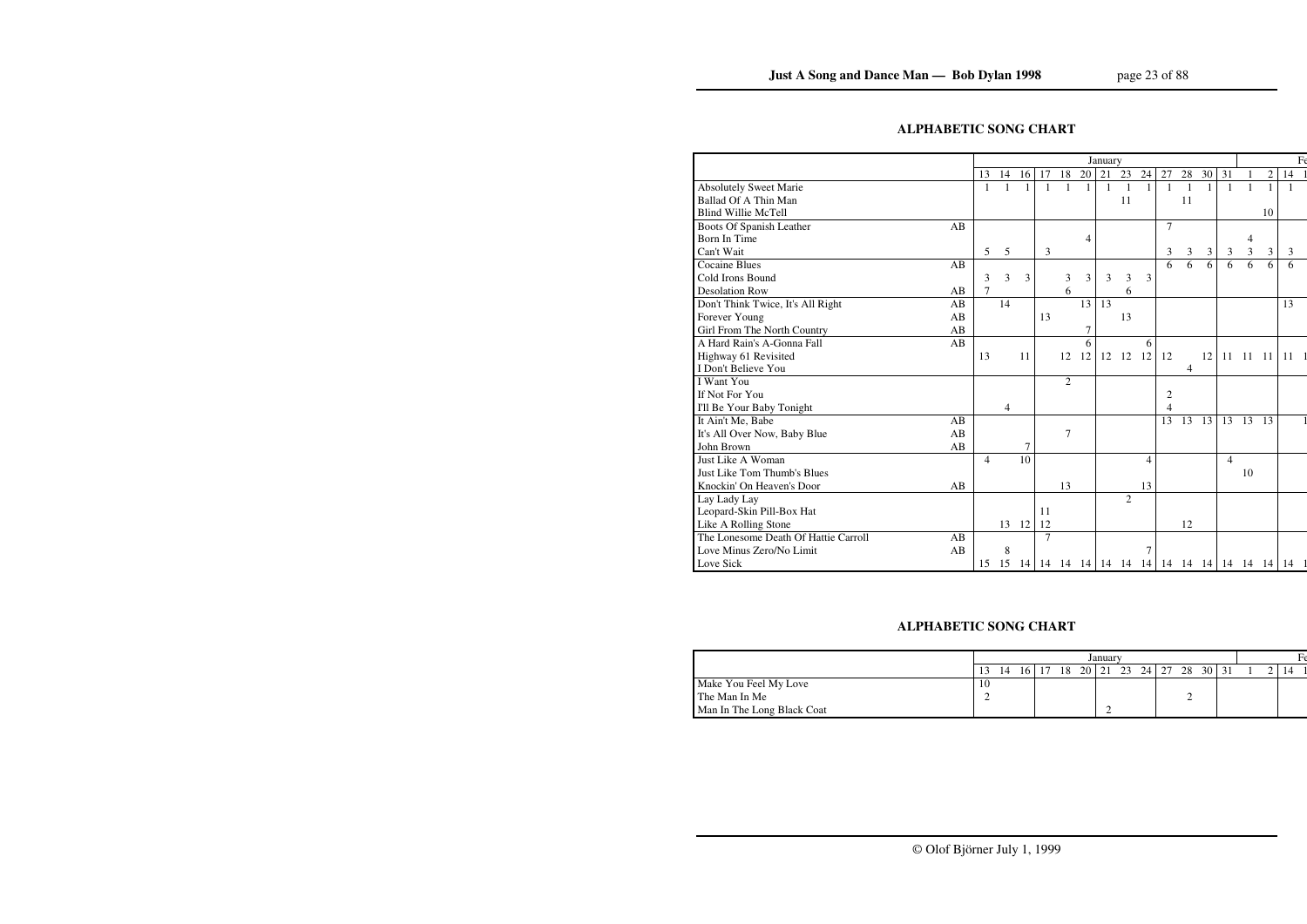## ALPHABETIC SONG CHART

| | | January | | | | | | | | | | | | | | | Fe | |
|---|---|---|---|---|---|---|---|---|---|---|---|---|---|---|---|---|---|---|
| | | 13 | 14 | 16 | 17 | 18 | 20 | 21 | 23 | 24 | 27 | 28 | 30 | 31 | 1 | 2 | 14 | 1 |
| Absolutely Sweet Marie | | 1 | 1 | 1 | 1 | 1 | 1 | 1 | 1 | 1 | 1 | 1 | 1 | 1 | 1 | 1 | 1 | |
| Ballad Of A Thin Man | | | | | | | | | 11 | | | 11 | | | | | | |
| Blind Willie McTell | | | | | | | | | | | | | | | | 10 | | |
| Boots Of Spanish Leather | AB | | | | | | | | | | 7 | | | | | | | |
| Born In Time | | | | | | | 4 | | | | | | | | 4 | | | |
| Can't Wait | | 5 | 5 | | 3 | | | | | | 3 | 3 | 3 | 3 | 3 | 3 | 3 | |
| Cocaine Blues | AB | | | | | | | | | | 6 | 6 | 6 | 6 | 6 | 6 | 6 | |
| Cold Irons Bound | | 3 | 3 | 3 | | 3 | 3 | 3 | 3 | 3 | | | | | | | | |
| Desolation Row | AB | 7 | | | | 6 | | | 6 | | | | | | | | | |
| Don't Think Twice, It's All Right | AB | | 14 | | | | 13 | 13 | | | | | | | | | 13 | |
| Forever Young | AB | | | | 13 | | | | 13 | | | | | | | | | |
| Girl From The North Country | AB | | | | | | 7 | | | | | | | | | | | |
| A Hard Rain's A-Gonna Fall | AB | | | | | | 6 | | | 6 | | | | | | | | |
| Highway 61 Revisited | | 13 | | 11 | | 12 | 12 | 12 | 12 | 12 | 12 | | 12 | 11 | 11 | 11 | 11 | 1 |
| I Don't Believe You | | | | | | | | | | | | 4 | | | | | | |
| I Want You | | | | | | 2 | | | | | | | | | | | | |
| If Not For You | | | | | | | | | | | 2 | | | | | | | |
| I'll Be Your Baby Tonight | | | 4 | | | | | | | | 4 | | | | | | | |
| It Ain't Me, Babe | AB | | | | | | | | | | 13 | 13 | 13 | 13 | 13 | 13 | | 1 |
| It's All Over Now, Baby Blue | AB | | | | | 7 | | | | | | | | | | | | |
| John Brown | AB | | | 7 | | | | | | | | | | | | | | |
| Just Like A Woman | | 4 | | 10 | | | | | | 4 | | | | 4 | | | | |
| Just Like Tom Thumb's Blues | | | | | | | | | | | | | | | 10 | | | |
| Knockin' On Heaven's Door | AB | | | | | 13 | | | | 13 | | | | | | | | |
| Lay Lady Lay | | | | | | | | | 2 | | | | | | | | | |
| Leopard-Skin Pill-Box Hat | | | | | 11 | | | | | | | | | | | | | |
| Like A Rolling Stone | | | 13 | 12 | 12 | | | | | | | 12 | | | | | | |
| The Lonesome Death Of Hattie Carroll | AB | | | | 7 | | | | | | | | | | | | | |
| Love Minus Zero/No Limit | AB | | 8 | | | | | | | 7 | | | | | | | | |
| Love Sick | | 15 | 15 | 14 | 14 | 14 | 14 | 14 | 14 | 14 | 14 | 14 | 14 | 14 | 14 | 14 | 14 | 1 |
| Make You Feel My Love | | 10 | | | | | | | | | | | | | | | | |
| The Man In Me | | 2 | | | | | | | | | | 2 | | | | | | |
| Man In The Long Black Coat | | | | | | | | 2 | | | | | | | | | | |

© Olof Björner July 1, 1999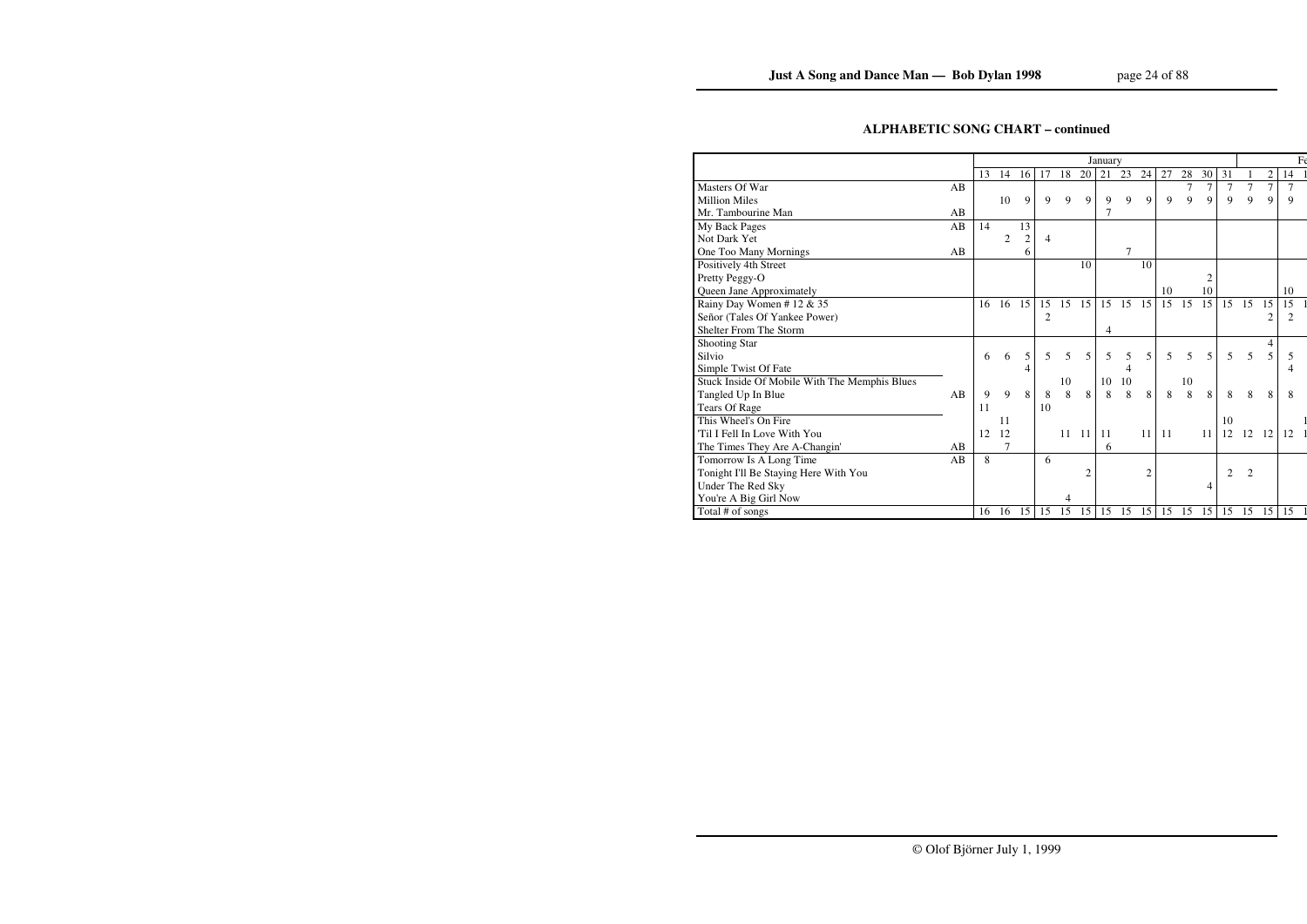## ALPHABETIC SONG CHART – continued

| | | January | | | | | | | | | | | | | February | | | |
|---|---|---|---|---|---|---|---|---|---|---|---|---|---|---|---|---|---|---|
| | | 13 | 14 | 16 | 17 | 18 | 20 | 21 | 23 | 24 | 27 | 28 | 30 | 31 | 1 | 2 | 14 | 1 |
| Masters Of War | AB | | | | | | | | | | | 7 | 7 | 7 | 7 | 7 | 7 | |
| Million Miles | | | 10 | 9 | 9 | 9 | 9 | 9 | 9 | 9 | 9 | 9 | 9 | 9 | 9 | 9 | 9 | |
| Mr. Tambourine Man | AB | | | | | | | 7 | | | | | | | | | | |
| My Back Pages | AB | 14 | | 13 | | | | | | | | | | | | | | |
| Not Dark Yet | | | 2 | 2 | 4 | | | | | | | | | | | | | |
| One Too Many Mornings | AB | | | 6 | | | | | 7 | | | | | | | | | |
| Positively 4th Street | | | | | | | 10 | | | 10 | | | | | | | | |
| Pretty Peggy-O | | | | | | | | | | | | | 2 | | | | | |
| Queen Jane Approximately | | | | | | | | | | | 10 | | 10 | | | | 10 | |
| Rainy Day Women # 12 & 35 | | 16 | 16 | 15 | 15 | 15 | 15 | 15 | 15 | 15 | 15 | 15 | 15 | 15 | 15 | 15 | 15 | 1 |
| Señor (Tales Of Yankee Power) | | | | | 2 | | | | | | | | | | | 2 | 2 | |
| Shelter From The Storm | | | | | | | | 4 | | | | | | | | | | |
| Shooting Star | | | | | | | | | | | | | | | | 4 | | |
| Silvio | | 6 | 6 | 5 | 5 | 5 | 5 | 5 | 5 | 5 | 5 | 5 | 5 | 5 | 5 | 5 | 5 | |
| Simple Twist Of Fate | | | | 4 | | | | | 4 | | | | | | | | 4 | |
| Stuck Inside Of Mobile With The Memphis Blues | | | | | | 10 | | 10 | 10 | | | 10 | | | | | | |
| Tangled Up In Blue | AB | 9 | 9 | 8 | 8 | 8 | 8 | 8 | 8 | 8 | 8 | 8 | 8 | 8 | 8 | 8 | 8 | |
| Tears Of Rage | | 11 | | | 10 | | | | | | | | | | | | | |
| This Wheel's On Fire | | | 11 | | | | | | | | | | | 10 | | | | 1 |
| 'Til I Fell In Love With You | | 12 | 12 | | | 11 | 11 | 11 | | 11 | 11 | | 11 | 12 | 12 | 12 | 12 | 1 |
| The Times They Are A-Changin' | AB | | 7 | | | | | 6 | | | | | | | | | | |
| Tomorrow Is A Long Time | AB | 8 | | | 6 | | | | | | | | | | | | | |
| Tonight I'll Be Staying Here With You | | | | | | | 2 | | | 2 | | | | 2 | 2 | | | |
| Under The Red Sky | | | | | | | | | | | | | 4 | | | | | |
| You're A Big Girl Now | | | | | | 4 | | | | | | | | | | | | |
| Total # of songs | | 16 | 16 | 15 | 15 | 15 | 15 | 15 | 15 | 15 | 15 | 15 | 15 | 15 | 15 | 15 | 15 | 1 |

© Olof Björner July 1, 1999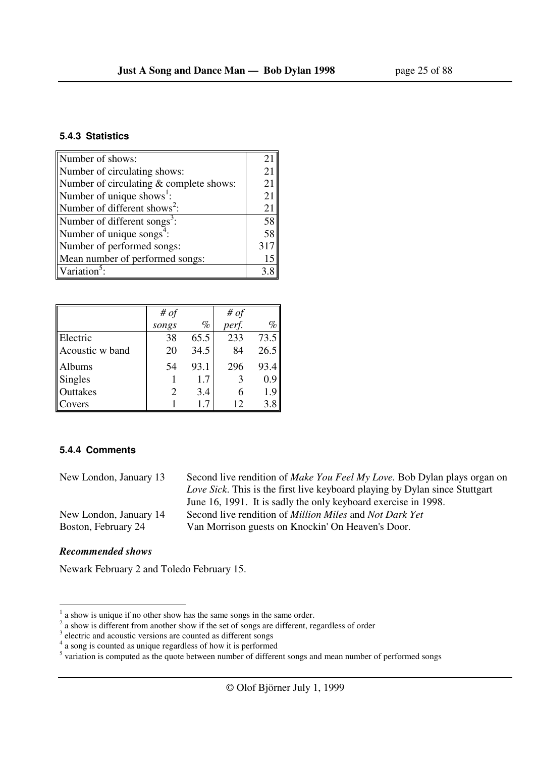#### 5.4.3 Statistics

| | |
|---|---|
| Number of shows: | 21 |
| Number of circulating shows: | 21 |
| Number of circulating & complete shows: | 21 |
| Number of unique shows[1]: | 21 |
| Number of different shows[2]: | 21 |
| Number of different songs[3]: | 58 |
| Number of unique songs[4]: | 58 |
| Number of performed songs: | 317 |
| Mean number of performed songs: | 15 |
| Variation[5]: | 3.8 |

| | *# of songs* | *%* | *# of perf.* | *%* |
|---|---|---|---|---|
| Electric | 38 | 65.5 | 233 | 73.5 |
| Acoustic w band | 20 | 34.5 | 84 | 26.5 |
| Albums | 54 | 93.1 | 296 | 93.4 |
| Singles | 1 | 1.7 | 3 | 0.9 |
| Outtakes | 2 | 3.4 | 6 | 1.9 |
| Covers | 1 | 1.7 | 12 | 3.8 |

#### 5.4.4 Comments

New London, January 13 — Second live rendition of *Make You Feel My Love.* Bob Dylan plays organ on *Love Sick*. This is the first live keyboard playing by Dylan since Stuttgart June 16, 1991. It is sadly the only keyboard exercise in 1998.

New London, January 14 — Second live rendition of *Million Miles* and *Not Dark Yet*

Boston, February 24 — Van Morrison guests on Knockin' On Heaven's Door.

***Recommended shows***

Newark February 2 and Toledo February 15.

---

[1] a show is unique if no other show has the same songs in the same order.

[2] a show is different from another show if the set of songs are different, regardless of order

[3] electric and acoustic versions are counted as different songs

[4] a song is counted as unique regardless of how it is performed

[5] variation is computed as the quote between number of different songs and mean number of performed songs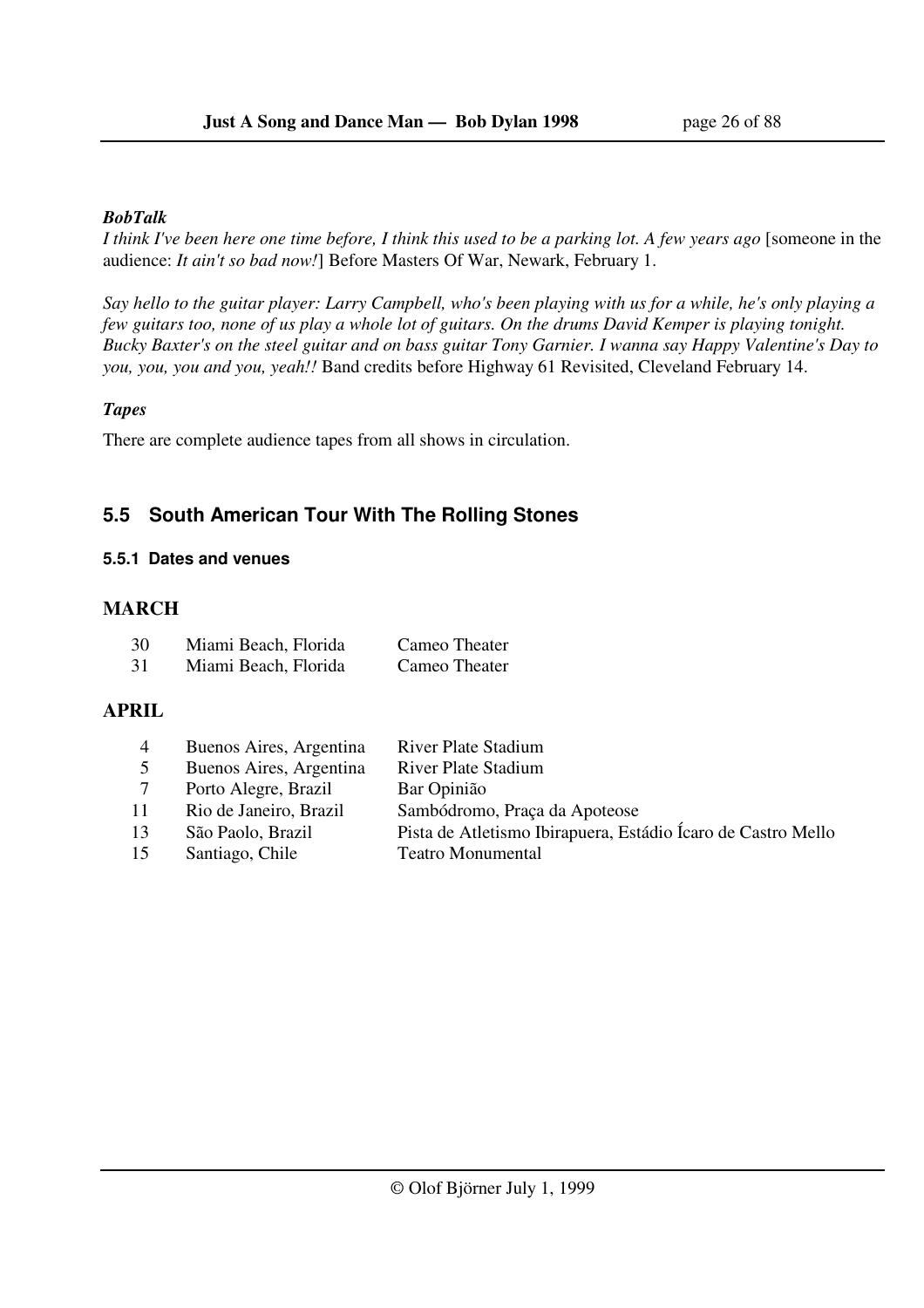### *BobTalk*

*I think I've been here one time before, I think this used to be a parking lot. A few years ago* [someone in the audience: *It ain't so bad now!*] Before Masters Of War, Newark, February 1.

*Say hello to the guitar player: Larry Campbell, who's been playing with us for a while, he's only playing a few guitars too, none of us play a whole lot of guitars. On the drums David Kemper is playing tonight. Bucky Baxter's on the steel guitar and on bass guitar Tony Garnier. I wanna say Happy Valentine's Day to you, you, you and you, yeah!!* Band credits before Highway 61 Revisited, Cleveland February 14.

### *Tapes*

There are complete audience tapes from all shows in circulation.

## 5.5 South American Tour With The Rolling Stones

### 5.5.1 Dates and venues

## MARCH

| | | |
|---|---|---|
| 30 | Miami Beach, Florida | Cameo Theater |
| 31 | Miami Beach, Florida | Cameo Theater |

## APRIL

| | | |
|---|---|---|
| 4 | Buenos Aires, Argentina | River Plate Stadium |
| 5 | Buenos Aires, Argentina | River Plate Stadium |
| 7 | Porto Alegre, Brazil | Bar Opinião |
| 11 | Rio de Janeiro, Brazil | Sambódromo, Praça da Apoteose |
| 13 | São Paolo, Brazil | Pista de Atletismo Ibirapuera, Estádio Ícaro de Castro Mello |
| 15 | Santiago, Chile | Teatro Monumental |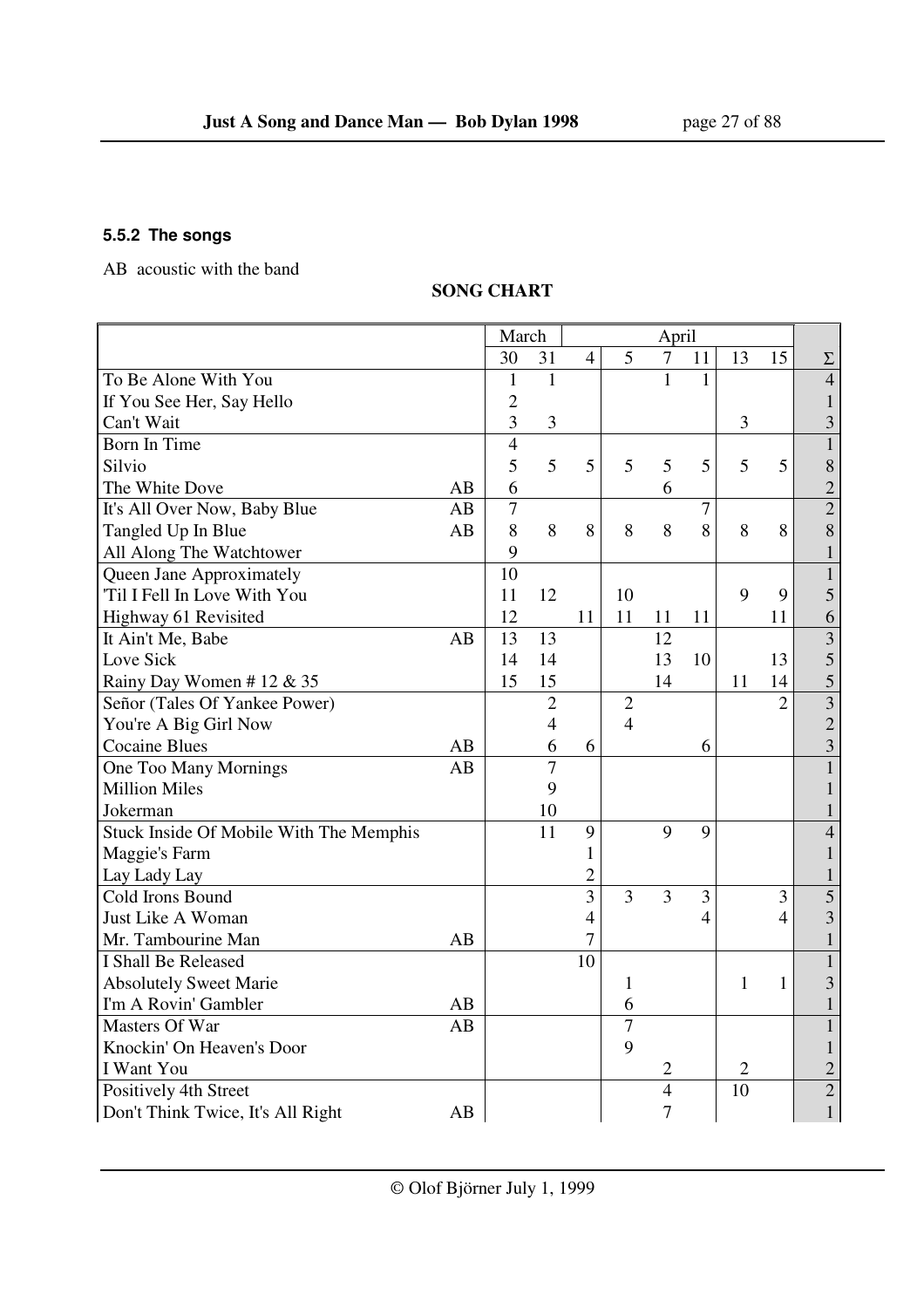### 5.5.2 The songs

AB acoustic with the band

**SONG CHART**

| | | March | | April | | | | | | |
|---|---|---|---|---|---|---|---|---|---|---|
| | | 30 | 31 | 4 | 5 | 7 | 11 | 13 | 15 | Σ |
| To Be Alone With You | | 1 | 1 | | | 1 | 1 | | | 4 |
| If You See Her, Say Hello | | 2 | | | | | | | | 1 |
| Can't Wait | | 3 | 3 | | | | | 3 | | 3 |
| Born In Time | | 4 | | | | | | | | 1 |
| Silvio | | 5 | 5 | 5 | 5 | 5 | 5 | 5 | 5 | 8 |
| The White Dove | AB | 6 | | | | 6 | | | | 2 |
| It's All Over Now, Baby Blue | AB | 7 | | | | | 7 | | | 2 |
| Tangled Up In Blue | AB | 8 | 8 | 8 | 8 | 8 | 8 | 8 | 8 | 8 |
| All Along The Watchtower | | 9 | | | | | | | | 1 |
| Queen Jane Approximately | | 10 | | | | | | | | 1 |
| 'Til I Fell In Love With You | | 11 | 12 | | 10 | | | 9 | 9 | 5 |
| Highway 61 Revisited | | 12 | | 11 | 11 | 11 | 11 | | 11 | 6 |
| It Ain't Me, Babe | AB | 13 | 13 | | | 12 | | | | 3 |
| Love Sick | | 14 | 14 | | | 13 | 10 | | 13 | 5 |
| Rainy Day Women # 12 & 35 | | 15 | 15 | | | 14 | | 11 | 14 | 5 |
| Señor (Tales Of Yankee Power) | | | 2 | | 2 | | | | 2 | 3 |
| You're A Big Girl Now | | | 4 | | 4 | | | | | 2 |
| Cocaine Blues | AB | | 6 | 6 | | | 6 | | | 3 |
| One Too Many Mornings | AB | | 7 | | | | | | | 1 |
| Million Miles | | | 9 | | | | | | | 1 |
| Jokerman | | | 10 | | | | | | | 1 |
| Stuck Inside Of Mobile With The Memphis | | | 11 | 9 | | 9 | 9 | | | 4 |
| Maggie's Farm | | | | 1 | | | | | | 1 |
| Lay Lady Lay | | | | 2 | | | | | | 1 |
| Cold Irons Bound | | | | 3 | 3 | 3 | 3 | | 3 | 5 |
| Just Like A Woman | | | | 4 | | | 4 | | 4 | 3 |
| Mr. Tambourine Man | AB | | | 7 | | | | | | 1 |
| I Shall Be Released | | | | 10 | | | | | | 1 |
| Absolutely Sweet Marie | | | | | 1 | | | 1 | 1 | 3 |
| I'm A Rovin' Gambler | AB | | | | 6 | | | | | 1 |
| Masters Of War | AB | | | | 7 | | | | | 1 |
| Knockin' On Heaven's Door | | | | | 9 | | | | | 1 |
| I Want You | | | | | | 2 | | 2 | | 2 |
| Positively 4th Street | | | | | | 4 | | 10 | | 2 |
| Don't Think Twice, It's All Right | AB | | | | | 7 | | | | 1 |

© Olof Björner July 1, 1999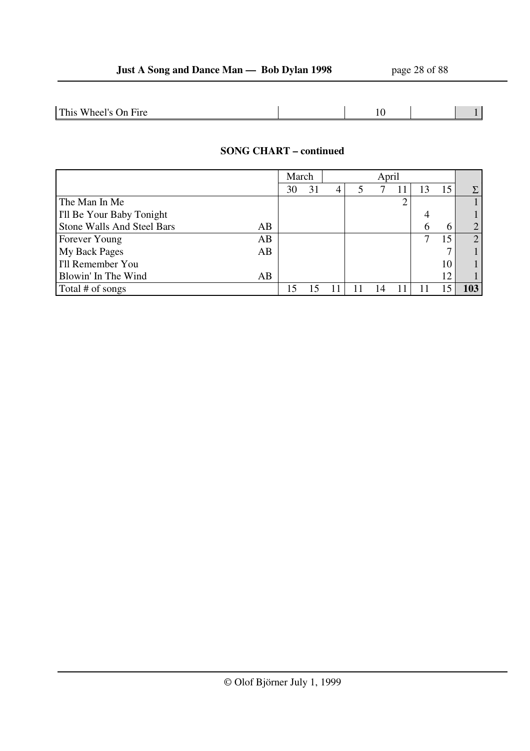| This Wheel's On Fire | | 10 | | 1 |
|---|---|---|---|---|

**SONG CHART – continued**

| | | March | | April | | | | | | |
|---|---|---|---|---|---|---|---|---|---|---|
| | | 30 | 31 | 4 | 5 | 7 | 11 | 13 | 15 | Σ |
| The Man In Me | | | | | | | 2 | | | 1 |
| I'll Be Your Baby Tonight | | | | | | | | 4 | | 1 |
| Stone Walls And Steel Bars | AB | | | | | | | 6 | 6 | 2 |
| Forever Young | AB | | | | | | | 7 | 15 | 2 |
| My Back Pages | AB | | | | | | | | 7 | 1 |
| I'll Remember You | | | | | | | | | 10 | 1 |
| Blowin' In The Wind | AB | | | | | | | | 12 | 1 |
| Total # of songs | | 15 | 15 | 11 | 11 | 14 | 11 | 11 | 15 | **103** |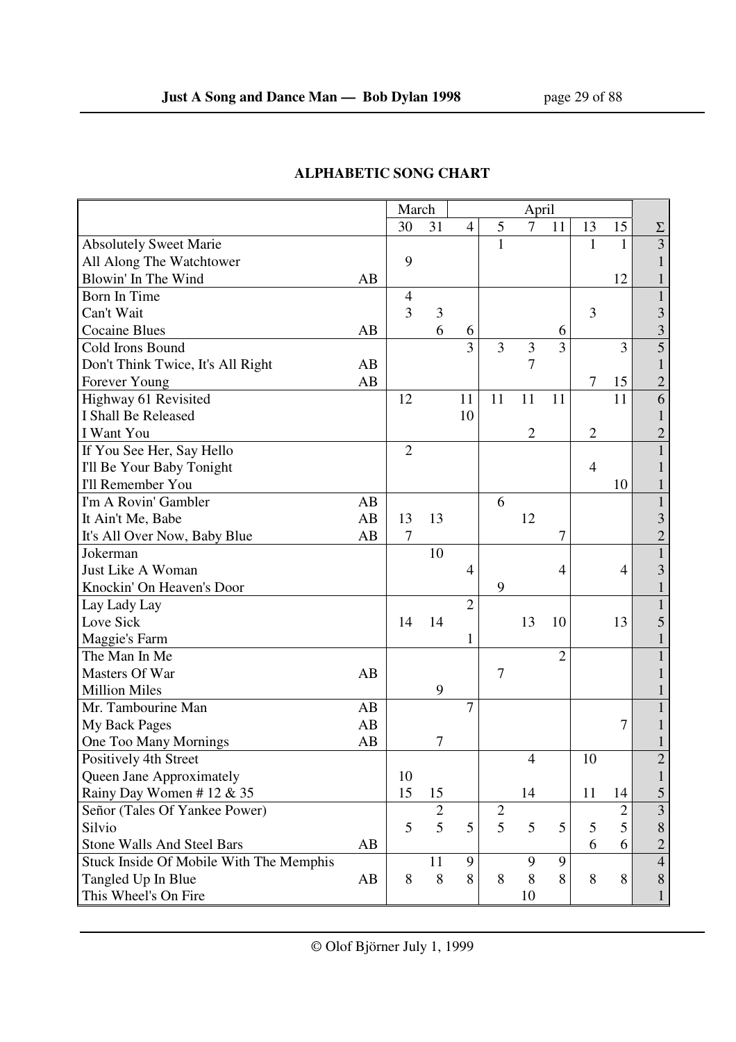## ALPHABETIC SONG CHART

| | | March | | April | | | | | | |
|---|---|---|---|---|---|---|---|---|---|---|
| | | 30 | 31 | 4 | 5 | 7 | 11 | 13 | 15 | Σ |
| Absolutely Sweet Marie | | | | | 1 | | | 1 | 1 | 3 |
| All Along The Watchtower | | 9 | | | | | | | | 1 |
| Blowin' In The Wind | AB | | | | | | | | 12 | 1 |
| Born In Time | | 4 | | | | | | | | 1 |
| Can't Wait | | 3 | 3 | | | | | 3 | | 3 |
| Cocaine Blues | AB | | 6 | 6 | | | 6 | | | 3 |
| Cold Irons Bound | | | | 3 | 3 | 3 | 3 | | 3 | 5 |
| Don't Think Twice, It's All Right | AB | | | | | 7 | | | | 1 |
| Forever Young | AB | | | | | | | 7 | 15 | 2 |
| Highway 61 Revisited | | 12 | | 11 | 11 | 11 | 11 | | 11 | 6 |
| I Shall Be Released | | | | 10 | | | | | | 1 |
| I Want You | | | | | | 2 | | 2 | | 2 |
| If You See Her, Say Hello | | 2 | | | | | | | | 1 |
| I'll Be Your Baby Tonight | | | | | | | | 4 | | 1 |
| I'll Remember You | | | | | | | | | 10 | 1 |
| I'm A Rovin' Gambler | AB | | | | 6 | | | | | 1 |
| It Ain't Me, Babe | AB | 13 | 13 | | | 12 | | | | 3 |
| It's All Over Now, Baby Blue | AB | 7 | | | | | 7 | | | 2 |
| Jokerman | | | 10 | | | | | | | 1 |
| Just Like A Woman | | | | 4 | | | 4 | | 4 | 3 |
| Knockin' On Heaven's Door | | | | | 9 | | | | | 1 |
| Lay Lady Lay | | | | 2 | | | | | | 1 |
| Love Sick | | 14 | 14 | | | 13 | 10 | | 13 | 5 |
| Maggie's Farm | | | | 1 | | | | | | 1 |
| The Man In Me | | | | | | | 2 | | | 1 |
| Masters Of War | AB | | | | 7 | | | | | 1 |
| Million Miles | | | 9 | | | | | | | 1 |
| Mr. Tambourine Man | AB | | | 7 | | | | | | 1 |
| My Back Pages | AB | | | | | | | | 7 | 1 |
| One Too Many Mornings | AB | | 7 | | | | | | | 1 |
| Positively 4th Street | | | | | | 4 | | 10 | | 2 |
| Queen Jane Approximately | | 10 | | | | | | | | 1 |
| Rainy Day Women # 12 & 35 | | 15 | 15 | | | 14 | | 11 | 14 | 5 |
| Señor (Tales Of Yankee Power) | | | 2 | | 2 | | | | 2 | 3 |
| Silvio | | 5 | 5 | 5 | 5 | 5 | 5 | 5 | 5 | 8 |
| Stone Walls And Steel Bars | AB | | | | | | | 6 | 6 | 2 |
| Stuck Inside Of Mobile With The Memphis | | | 11 | 9 | | 9 | 9 | | | 4 |
| Tangled Up In Blue | AB | 8 | 8 | 8 | 8 | 8 | 8 | 8 | 8 | 8 |
| This Wheel's On Fire | | | | | | 10 | | | | 1 |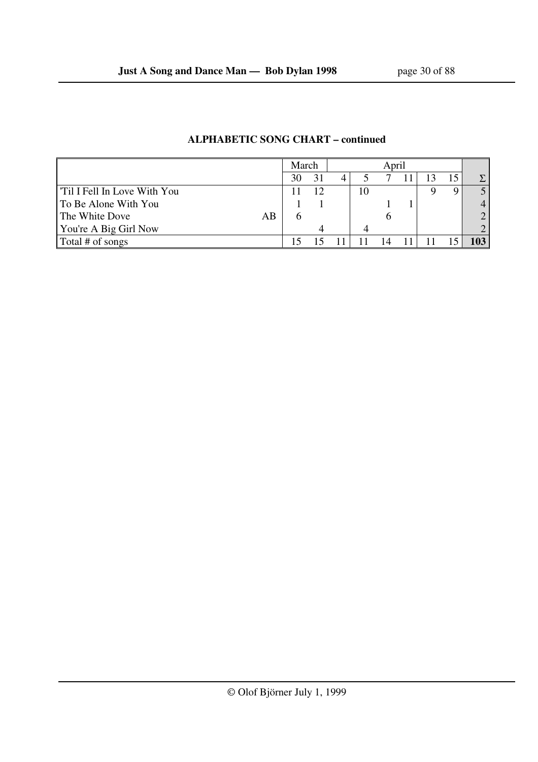**ALPHABETIC SONG CHART – continued**

| | | March | | April | | | | | | |
|---|---|---|---|---|---|---|---|---|---|---|
| | | 30 | 31 | 4 | 5 | 7 | 11 | 13 | 15 | Σ |
| 'Til I Fell In Love With You | | 11 | 12 | | 10 | | | 9 | 9 | 5 |
| To Be Alone With You | | 1 | 1 | | | 1 | 1 | | | 4 |
| The White Dove | AB | 6 | | | | 6 | | | | 2 |
| You're A Big Girl Now | | | 4 | | 4 | | | | | 2 |
| Total # of songs | | 15 | 15 | 11 | 11 | 14 | 11 | 11 | 15 | **103** |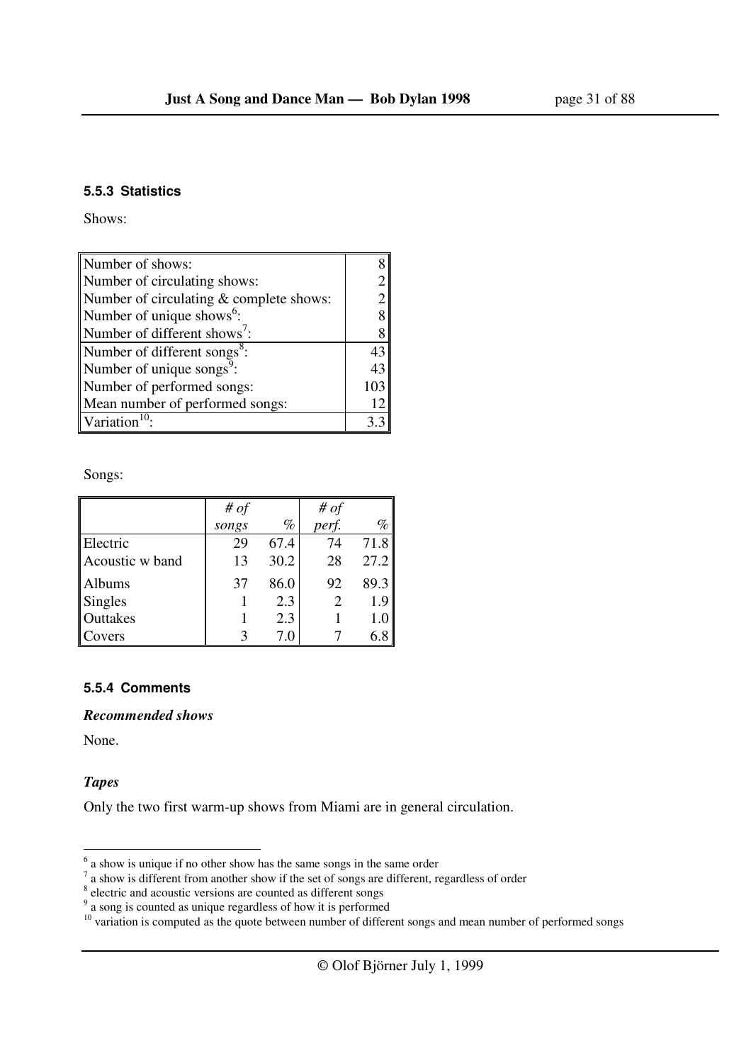#### 5.5.3 Statistics

Shows:

| | |
|---|---|
| Number of shows: | 8 |
| Number of circulating shows: | 2 |
| Number of circulating & complete shows: | 2 |
| Number of unique shows[6]: | 8 |
| Number of different shows[7]: | 8 |
| Number of different songs[8]: | 43 |
| Number of unique songs[9]: | 43 |
| Number of performed songs: | 103 |
| Mean number of performed songs: | 12 |
| Variation[10]: | 3.3 |

Songs:

| | *# of songs* | *%* | *# of perf.* | *%* |
|---|---|---|---|---|
| Electric | 29 | 67.4 | 74 | 71.8 |
| Acoustic w band | 13 | 30.2 | 28 | 27.2 |
| Albums | 37 | 86.0 | 92 | 89.3 |
| Singles | 1 | 2.3 | 2 | 1.9 |
| Outtakes | 1 | 2.3 | 1 | 1.0 |
| Covers | 3 | 7.0 | 7 | 6.8 |

#### 5.5.4 Comments

***Recommended shows***

None.

***Tapes***

Only the two first warm-up shows from Miami are in general circulation.

---

[6] a show is unique if no other show has the same songs in the same order

[7] a show is different from another show if the set of songs are different, regardless of order

[8] electric and acoustic versions are counted as different songs

[9] a song is counted as unique regardless of how it is performed

[10] variation is computed as the quote between number of different songs and mean number of performed songs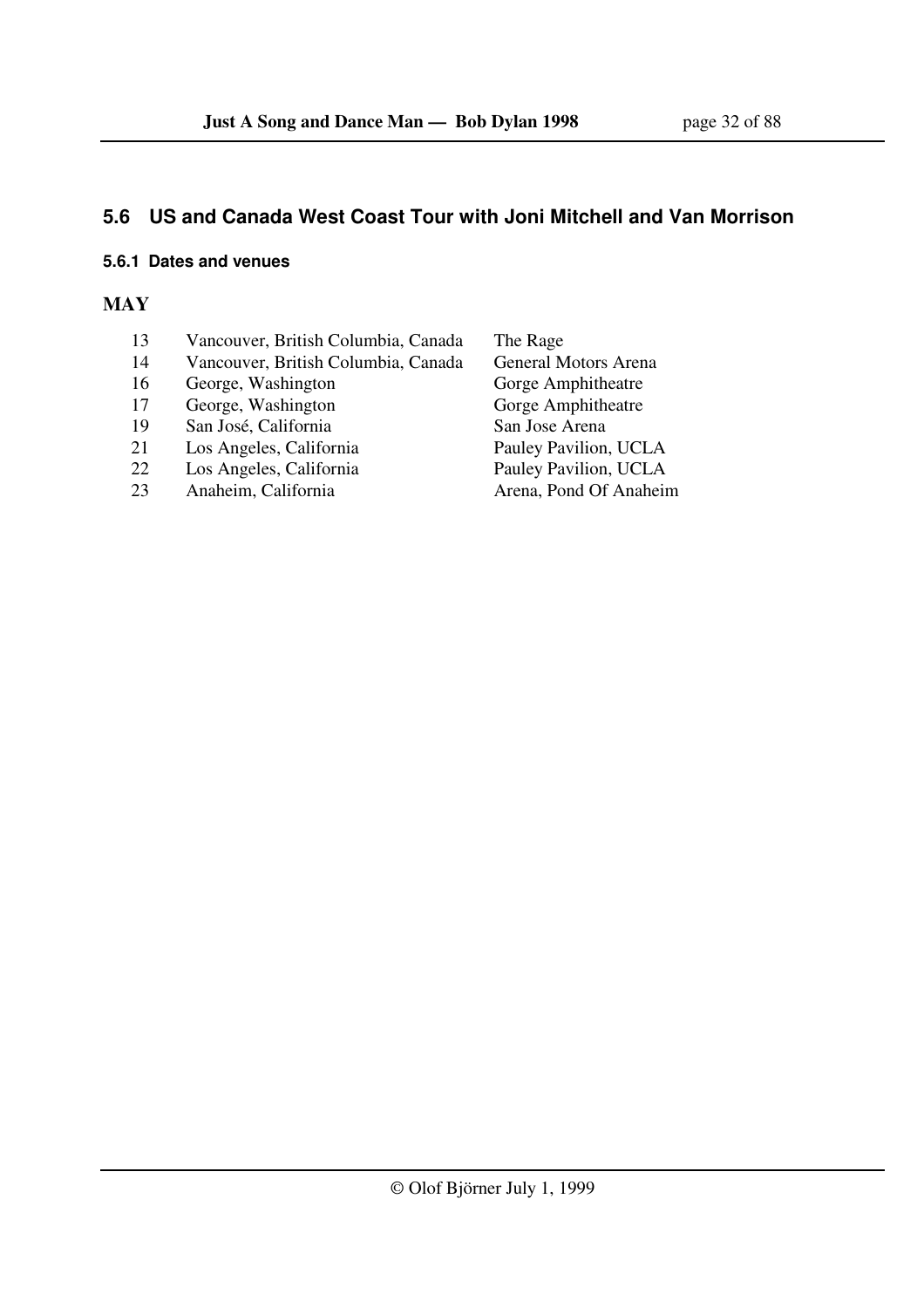## 5.6 US and Canada West Coast Tour with Joni Mitchell and Van Morrison

### 5.6.1 Dates and venues

**MAY**

| | | |
|---|---|---|
| 13 | Vancouver, British Columbia, Canada | The Rage |
| 14 | Vancouver, British Columbia, Canada | General Motors Arena |
| 16 | George, Washington | Gorge Amphitheatre |
| 17 | George, Washington | Gorge Amphitheatre |
| 19 | San José, California | San Jose Arena |
| 21 | Los Angeles, California | Pauley Pavilion, UCLA |
| 22 | Los Angeles, California | Pauley Pavilion, UCLA |
| 23 | Anaheim, California | Arena, Pond Of Anaheim |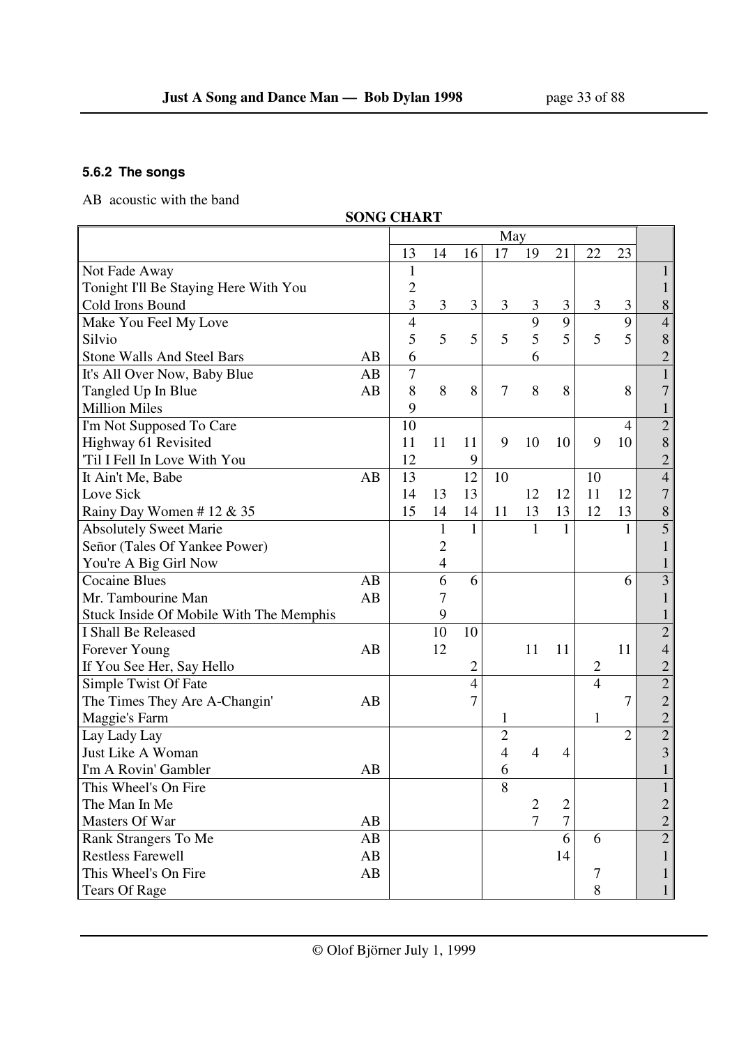### 5.6.2 The songs

AB acoustic with the band

**SONG CHART**

| | | May | | | | | | | | |
|---|---|---|---|---|---|---|---|---|---|---|
| | | 13 | 14 | 16 | 17 | 19 | 21 | 22 | 23 | |
| Not Fade Away | | 1 | | | | | | | | 1 |
| Tonight I'll Be Staying Here With You | | 2 | | | | | | | | 1 |
| Cold Irons Bound | | 3 | 3 | 3 | 3 | 3 | 3 | 3 | 3 | 8 |
| Make You Feel My Love | | 4 | | | | 9 | 9 | | 9 | 4 |
| Silvio | | 5 | 5 | 5 | 5 | 5 | 5 | 5 | 5 | 8 |
| Stone Walls And Steel Bars | AB | 6 | | | | 6 | | | | 2 |
| It's All Over Now, Baby Blue | AB | 7 | | | | | | | | 1 |
| Tangled Up In Blue | AB | 8 | 8 | 8 | 7 | 8 | 8 | | 8 | 7 |
| Million Miles | | 9 | | | | | | | | 1 |
| I'm Not Supposed To Care | | 10 | | | | | | | 4 | 2 |
| Highway 61 Revisited | | 11 | 11 | 11 | 9 | 10 | 10 | 9 | 10 | 8 |
| 'Til I Fell In Love With You | | 12 | | 9 | | | | | | 2 |
| It Ain't Me, Babe | AB | 13 | | 12 | 10 | | | 10 | | 4 |
| Love Sick | | 14 | 13 | 13 | | 12 | 12 | 11 | 12 | 7 |
| Rainy Day Women # 12 & 35 | | 15 | 14 | 14 | 11 | 13 | 13 | 12 | 13 | 8 |
| Absolutely Sweet Marie | | | 1 | 1 | | 1 | 1 | | 1 | 5 |
| Señor (Tales Of Yankee Power) | | | 2 | | | | | | | 1 |
| You're A Big Girl Now | | | 4 | | | | | | | 1 |
| Cocaine Blues | AB | | 6 | 6 | | | | | 6 | 3 |
| Mr. Tambourine Man | AB | | 7 | | | | | | | 1 |
| Stuck Inside Of Mobile With The Memphis | | | 9 | | | | | | | 1 |
| I Shall Be Released | | | 10 | 10 | | | | | | 2 |
| Forever Young | AB | | 12 | | | 11 | 11 | | 11 | 4 |
| If You See Her, Say Hello | | | | 2 | | | | 2 | | 2 |
| Simple Twist Of Fate | | | | 4 | | | | 4 | | 2 |
| The Times They Are A-Changin' | AB | | | 7 | | | | | 7 | 2 |
| Maggie's Farm | | | | | 1 | | | 1 | | 2 |
| Lay Lady Lay | | | | | 2 | | | | 2 | 2 |
| Just Like A Woman | | | | | 4 | 4 | 4 | | | 3 |
| I'm A Rovin' Gambler | AB | | | | 6 | | | | | 1 |
| This Wheel's On Fire | | | | | 8 | | | | | 1 |
| The Man In Me | | | | | | 2 | 2 | | | 2 |
| Masters Of War | AB | | | | | 7 | 7 | | | 2 |
| Rank Strangers To Me | AB | | | | | | 6 | 6 | | 2 |
| Restless Farewell | AB | | | | | | 14 | | | 1 |
| This Wheel's On Fire | AB | | | | | | | 7 | | 1 |
| Tears Of Rage | | | | | | | | 8 | | 1 |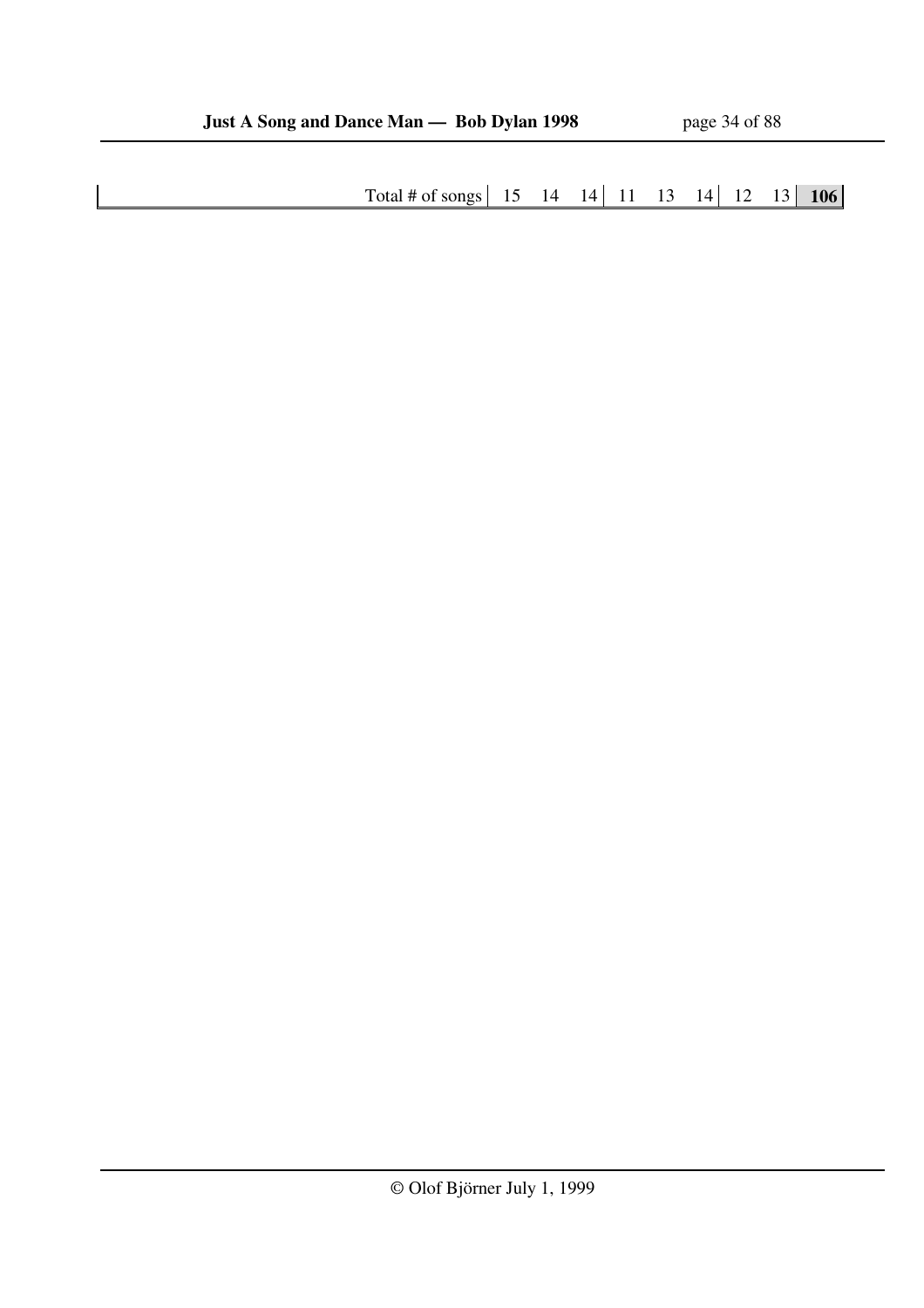| | Total # of songs | 15 | 14 | 14 | 11 | 13 | 14 | 12 | 13 | **106** |
|---|---|---|---|---|---|---|---|---|---|---|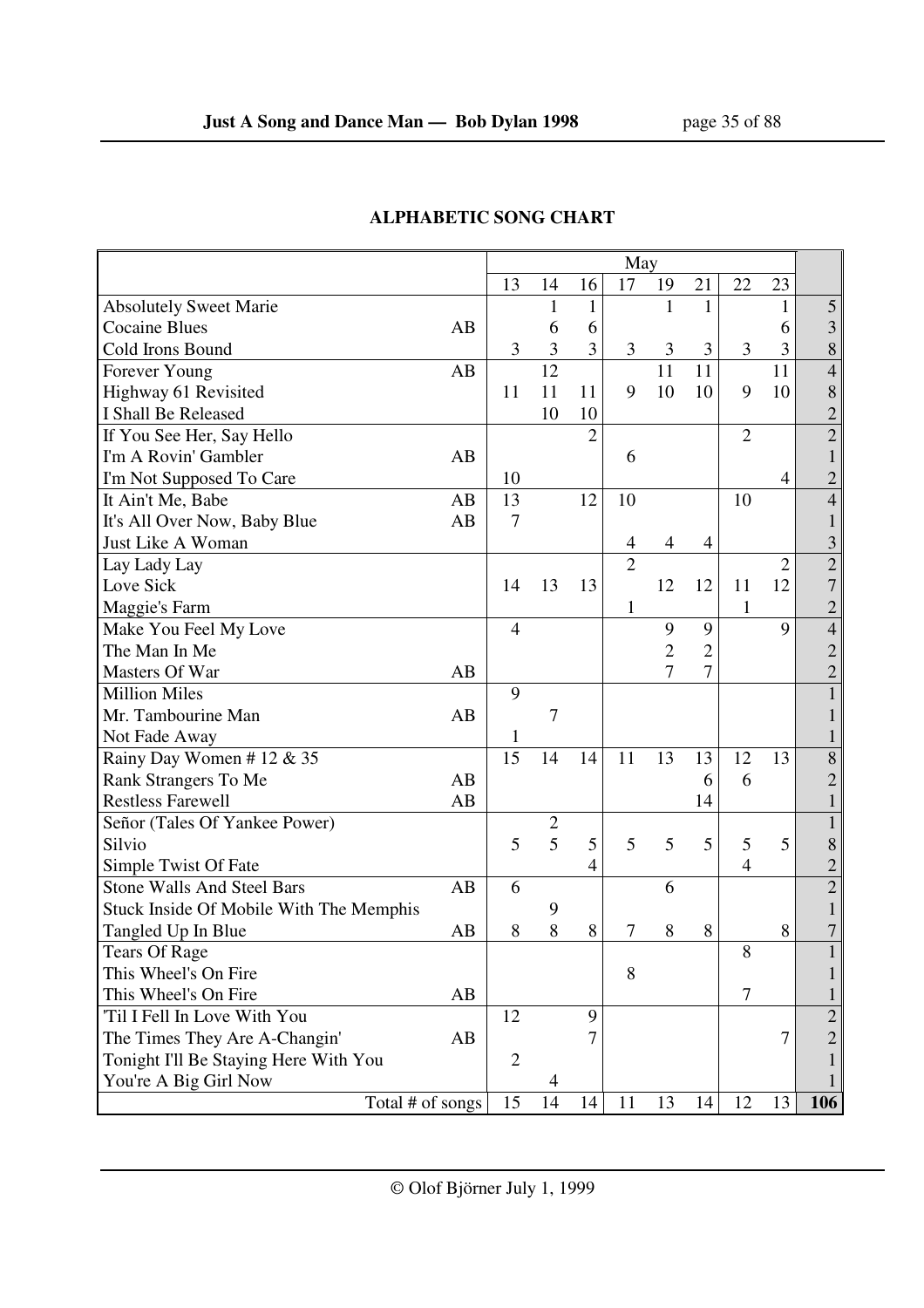## ALPHABETIC SONG CHART

| | | May | | | | | | | | |
|---|---|---|---|---|---|---|---|---|---|---|
| | | 13 | 14 | 16 | 17 | 19 | 21 | 22 | 23 | |
| Absolutely Sweet Marie | | | 1 | 1 | | 1 | 1 | | 1 | 5 |
| Cocaine Blues | AB | | 6 | 6 | | | | | 6 | 3 |
| Cold Irons Bound | | 3 | 3 | 3 | 3 | 3 | 3 | 3 | 3 | 8 |
| Forever Young | AB | | 12 | | | 11 | 11 | | 11 | 4 |
| Highway 61 Revisited | | 11 | 11 | 11 | 9 | 10 | 10 | 9 | 10 | 8 |
| I Shall Be Released | | | 10 | 10 | | | | | | 2 |
| If You See Her, Say Hello | | | | 2 | | | | 2 | | 2 |
| I'm A Rovin' Gambler | AB | | | | 6 | | | | | 1 |
| I'm Not Supposed To Care | | 10 | | | | | | | 4 | 2 |
| It Ain't Me, Babe | AB | 13 | | 12 | 10 | | | 10 | | 4 |
| It's All Over Now, Baby Blue | AB | 7 | | | | | | | | 1 |
| Just Like A Woman | | | | | 4 | 4 | 4 | | | 3 |
| Lay Lady Lay | | | | | 2 | | | | 2 | 2 |
| Love Sick | | 14 | 13 | 13 | | 12 | 12 | 11 | 12 | 7 |
| Maggie's Farm | | | | | 1 | | | 1 | | 2 |
| Make You Feel My Love | | 4 | | | | 9 | 9 | | 9 | 4 |
| The Man In Me | | | | | | 2 | 2 | | | 2 |
| Masters Of War | AB | | | | | 7 | 7 | | | 2 |
| Million Miles | | 9 | | | | | | | | 1 |
| Mr. Tambourine Man | AB | | 7 | | | | | | | 1 |
| Not Fade Away | | 1 | | | | | | | | 1 |
| Rainy Day Women # 12 & 35 | | 15 | 14 | 14 | 11 | 13 | 13 | 12 | 13 | 8 |
| Rank Strangers To Me | AB | | | | | | 6 | 6 | | 2 |
| Restless Farewell | AB | | | | | | 14 | | | 1 |
| Señor (Tales Of Yankee Power) | | | 2 | | | | | | | 1 |
| Silvio | | 5 | 5 | 5 | 5 | 5 | 5 | 5 | 5 | 8 |
| Simple Twist Of Fate | | | | 4 | | | | 4 | | 2 |
| Stone Walls And Steel Bars | AB | 6 | | | | 6 | | | | 2 |
| Stuck Inside Of Mobile With The Memphis | | | 9 | | | | | | | 1 |
| Tangled Up In Blue | AB | 8 | 8 | 8 | 7 | 8 | 8 | | 8 | 7 |
| Tears Of Rage | | | | | | | | 8 | | 1 |
| This Wheel's On Fire | | | | | 8 | | | | | 1 |
| This Wheel's On Fire | AB | | | | | | | 7 | | 1 |
| 'Til I Fell In Love With You | | 12 | | 9 | | | | | | 2 |
| The Times They Are A-Changin' | AB | | | 7 | | | | | 7 | 2 |
| Tonight I'll Be Staying Here With You | | 2 | | | | | | | | 1 |
| You're A Big Girl Now | | | 4 | | | | | | | 1 |
| Total # of songs | | 15 | 14 | 14 | 11 | 13 | 14 | 12 | 13 | **106** |

© Olof Björner July 1, 1999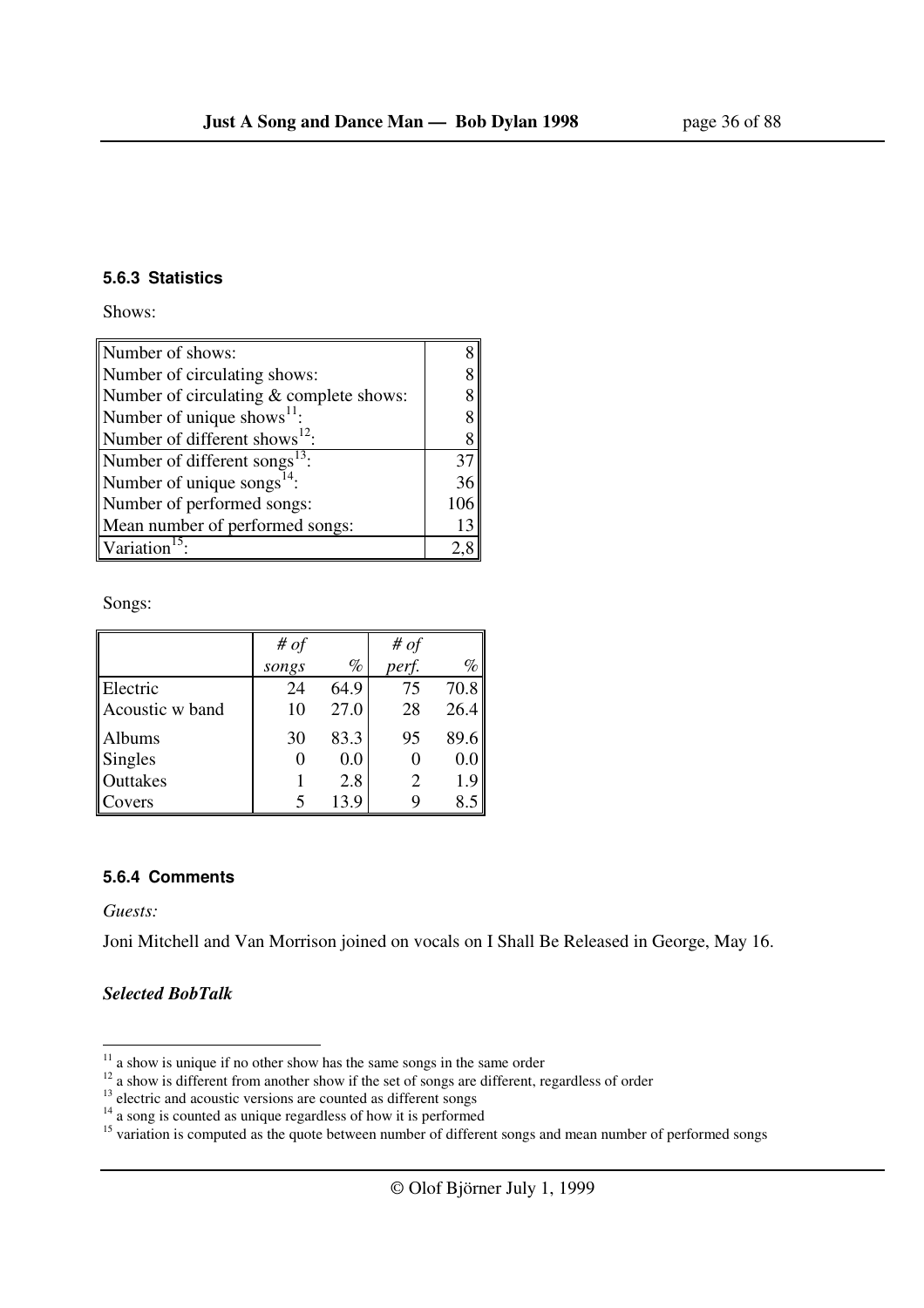### 5.6.3 Statistics

Shows:

| | |
|---|---|
| Number of shows: | 8 |
| Number of circulating shows: | 8 |
| Number of circulating & complete shows: | 8 |
| Number of unique shows[11]: | 8 |
| Number of different shows[12]: | 8 |
| Number of different songs[13]: | 37 |
| Number of unique songs[14]: | 36 |
| Number of performed songs: | 106 |
| Mean number of performed songs: | 13 |
| Variation[15]: | 2,8 |

Songs:

| | *# of songs* | *%* | *# of perf.* | *%* |
|---|---|---|---|---|
| Electric | 24 | 64.9 | 75 | 70.8 |
| Acoustic w band | 10 | 27.0 | 28 | 26.4 |
| Albums | 30 | 83.3 | 95 | 89.6 |
| Singles | 0 | 0.0 | 0 | 0.0 |
| Outtakes | 1 | 2.8 | 2 | 1.9 |
| Covers | 5 | 13.9 | 9 | 8.5 |

### 5.6.4 Comments

*Guests:*

Joni Mitchell and Van Morrison joined on vocals on I Shall Be Released in George, May 16.

***Selected BobTalk***

[11] a show is unique if no other show has the same songs in the same order
[12] a show is different from another show if the set of songs are different, regardless of order
[13] electric and acoustic versions are counted as different songs
[14] a song is counted as unique regardless of how it is performed
[15] variation is computed as the quote between number of different songs and mean number of performed songs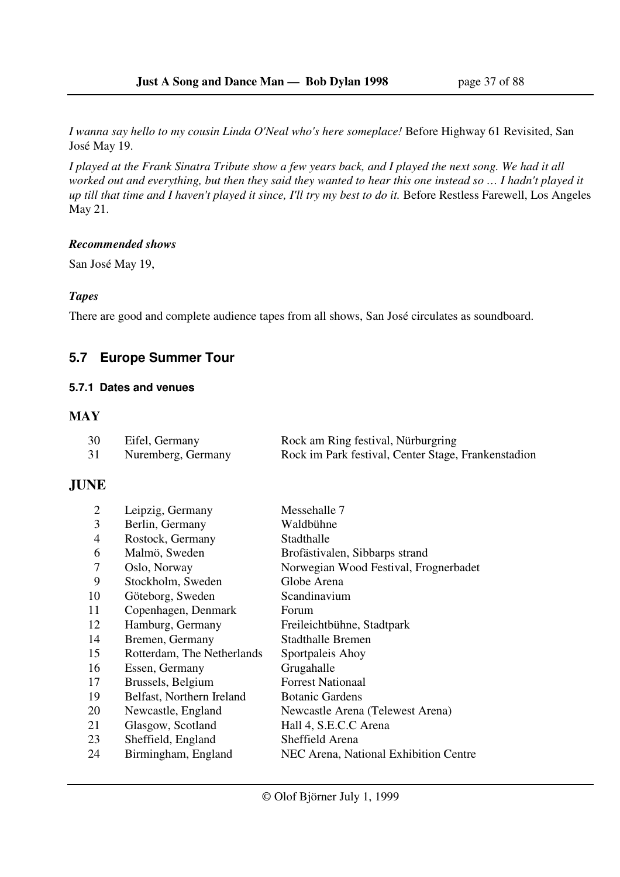*I wanna say hello to my cousin Linda O'Neal who's here someplace!* Before Highway 61 Revisited, San José May 19.

*I played at the Frank Sinatra Tribute show a few years back, and I played the next song. We had it all worked out and everything, but then they said they wanted to hear this one instead so … I hadn't played it up till that time and I haven't played it since, I'll try my best to do it.* Before Restless Farewell, Los Angeles May 21.

#### *Recommended shows*

San José May 19,

#### *Tapes*

There are good and complete audience tapes from all shows, San José circulates as soundboard.

## 5.7 Europe Summer Tour

### 5.7.1 Dates and venues

**MAY**

| | | |
|---|---|---|
| 30 | Eifel, Germany | Rock am Ring festival, Nürburgring |
| 31 | Nuremberg, Germany | Rock im Park festival, Center Stage, Frankenstadion |

**JUNE**

| | | |
|---|---|---|
| 2 | Leipzig, Germany | Messehalle 7 |
| 3 | Berlin, Germany | Waldbühne |
| 4 | Rostock, Germany | Stadthalle |
| 6 | Malmö, Sweden | Brofästivalen, Sibbarps strand |
| 7 | Oslo, Norway | Norwegian Wood Festival, Frognerbadet |
| 9 | Stockholm, Sweden | Globe Arena |
| 10 | Göteborg, Sweden | Scandinavium |
| 11 | Copenhagen, Denmark | Forum |
| 12 | Hamburg, Germany | Freileichtbühne, Stadtpark |
| 14 | Bremen, Germany | Stadthalle Bremen |
| 15 | Rotterdam, The Netherlands | Sportpaleis Ahoy |
| 16 | Essen, Germany | Grugahalle |
| 17 | Brussels, Belgium | Forrest Nationaal |
| 19 | Belfast, Northern Ireland | Botanic Gardens |
| 20 | Newcastle, England | Newcastle Arena (Telewest Arena) |
| 21 | Glasgow, Scotland | Hall 4, S.E.C.C Arena |
| 23 | Sheffield, England | Sheffield Arena |
| 24 | Birmingham, England | NEC Arena, National Exhibition Centre |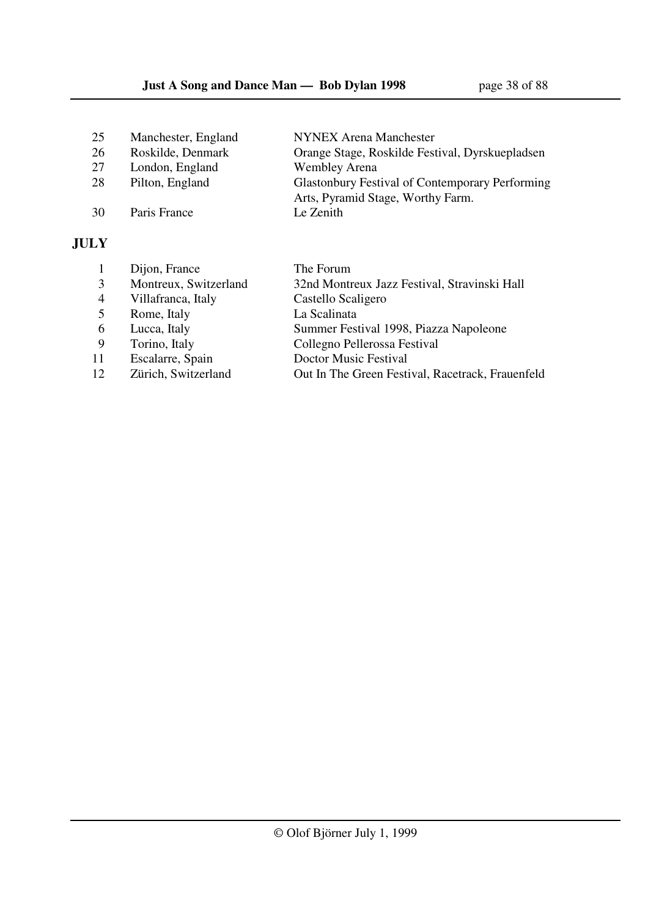| | | |
|---|---|---|
| 25 | Manchester, England | NYNEX Arena Manchester |
| 26 | Roskilde, Denmark | Orange Stage, Roskilde Festival, Dyrskuepladsen |
| 27 | London, England | Wembley Arena |
| 28 | Pilton, England | Glastonbury Festival of Contemporary Performing Arts, Pyramid Stage, Worthy Farm. |
| 30 | Paris France | Le Zenith |

**JULY**

| | | |
|---|---|---|
| 1 | Dijon, France | The Forum |
| 3 | Montreux, Switzerland | 32nd Montreux Jazz Festival, Stravinski Hall |
| 4 | Villafranca, Italy | Castello Scaligero |
| 5 | Rome, Italy | La Scalinata |
| 6 | Lucca, Italy | Summer Festival 1998, Piazza Napoleone |
| 9 | Torino, Italy | Collegno Pellerossa Festival |
| 11 | Escalarre, Spain | Doctor Music Festival |
| 12 | Zürich, Switzerland | Out In The Green Festival, Racetrack, Frauenfeld |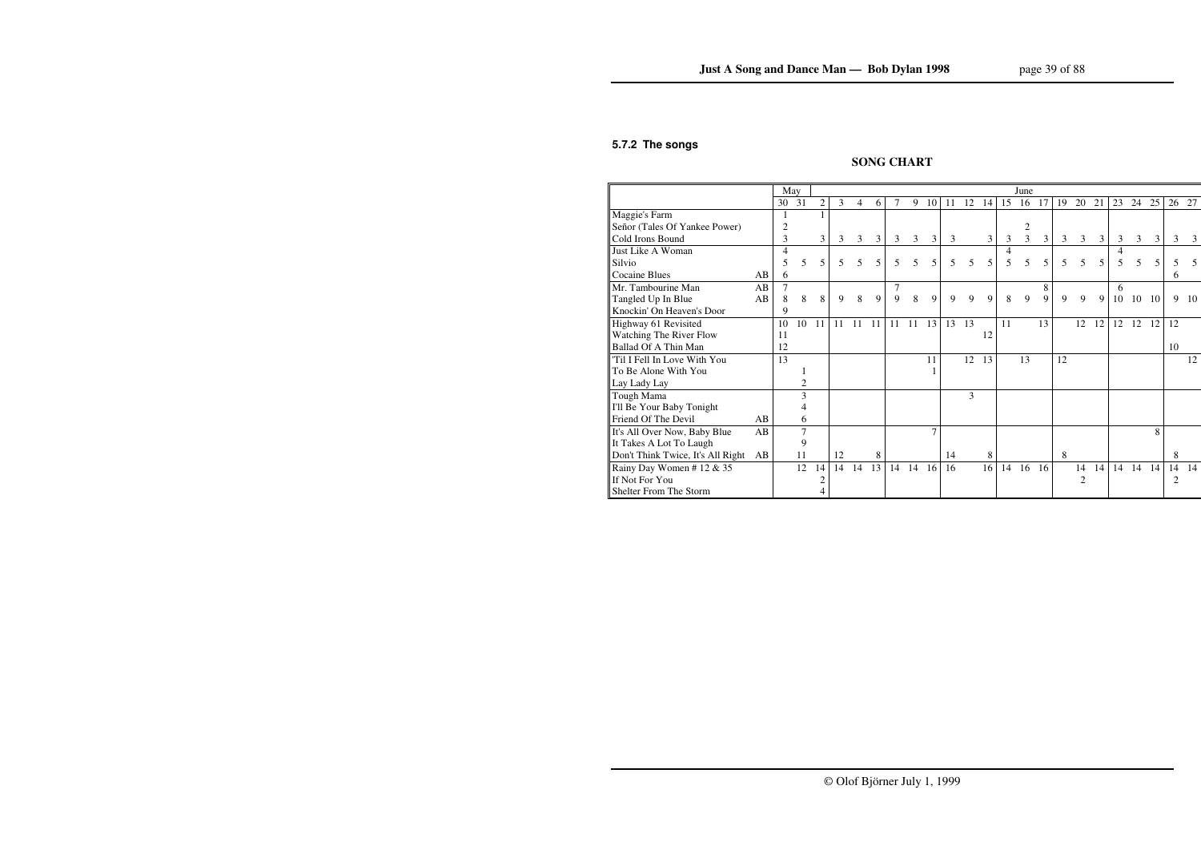### 5.7.2 The songs

**SONG CHART**

| | | May | | June | | | | | | | | | | | | | | | | | | | | |
|---|---|---|---|---|---|---|---|---|---|---|---|---|---|---|---|---|---|---|---|---|---|---|---|---|
| | | 30 | 31 | 2 | 3 | 4 | 6 | 7 | 9 | 10 | 11 | 12 | 14 | 15 | 16 | 17 | 19 | 20 | 21 | 23 | 24 | 25 | 26 | 27 |
| Maggie's Farm | | 1 | | 1 | | | | | | | | | | | | | | | | | | | | |
| Señor (Tales Of Yankee Power) | | 2 | | | | | | | | | | | | | 2 | | | | | | | | | |
| Cold Irons Bound | | 3 | | 3 | 3 | 3 | 3 | 3 | 3 | 3 | 3 | | 3 | 3 | 3 | 3 | 3 | 3 | 3 | 3 | 3 | 3 | 3 | 3 |
| Just Like A Woman | | 4 | | | | | | | | | | | | 4 | | | | | | 4 | | | | |
| Silvio | | 5 | 5 | 5 | 5 | 5 | 5 | 5 | 5 | 5 | 5 | 5 | 5 | 5 | 5 | 5 | 5 | 5 | 5 | 5 | 5 | 5 | 5 | 5 |
| Cocaine Blues | AB | 6 | | | | | | | | | | | | | | | | | | | | | 6 | |
| Mr. Tambourine Man | AB | 7 | | | | | | 7 | | | | | | | | 8 | | | | 6 | | | | |
| Tangled Up In Blue | AB | 8 | 8 | 8 | 9 | 8 | 9 | 9 | 8 | 9 | 9 | 9 | 9 | 8 | 9 | 9 | 9 | 9 | 9 | 10 | 10 | 10 | 9 | 10 |
| Knockin' On Heaven's Door | | 9 | | | | | | | | | | | | | | | | | | | | | | |
| Highway 61 Revisited | | 10 | 10 | 11 | 11 | 11 | 11 | 11 | 11 | 13 | 13 | 13 | | 11 | | 13 | | 12 | 12 | 12 | 12 | 12 | 12 | |
| Watching The River Flow | | 11 | | | | | | | | | | | 12 | | | | | | | | | | | |
| Ballad Of A Thin Man | | 12 | | | | | | | | | | | | | | | | | | | | | 10 | |
| 'Til I Fell In Love With You | | 13 | | | | | | | | 11 | | 12 | 13 | | 13 | | 12 | | | | | | | 12 |
| To Be Alone With You | | | 1 | | | | | | | 1 | | | | | | | | | | | | | | |
| Lay Lady Lay | | | 2 | | | | | | | | | | | | | | | | | | | | | |
| Tough Mama | | | 3 | | | | | | | | | 3 | | | | | | | | | | | | |
| I'll Be Your Baby Tonight | | | 4 | | | | | | | | | | | | | | | | | | | | | |
| Friend Of The Devil | AB | | 6 | | | | | | | | | | | | | | | | | | | | | |
| It's All Over Now, Baby Blue | AB | | 7 | | | | | | | 7 | | | | | | | | | | | | 8 | | |
| It Takes A Lot To Laugh | | | 9 | | | | | | | | | | | | | | | | | | | | | |
| Don't Think Twice, It's All Right | AB | | 11 | | 12 | | 8 | | | | 14 | | 8 | | | | 8 | | | | | | 8 | |
| Rainy Day Women # 12 & 35 | | | 12 | 14 | 14 | 14 | 13 | 14 | 14 | 16 | 16 | | 16 | 14 | 16 | 16 | | 14 | 14 | 14 | 14 | 14 | 14 | 14 |
| If Not For You | | | | 2 | | | | | | | | | | | | | | 2 | | | | | 2 | |
| Shelter From The Storm | | | | 4 | | | | | | | | | | | | | | | | | | | | |

© Olof Björner July 1, 1999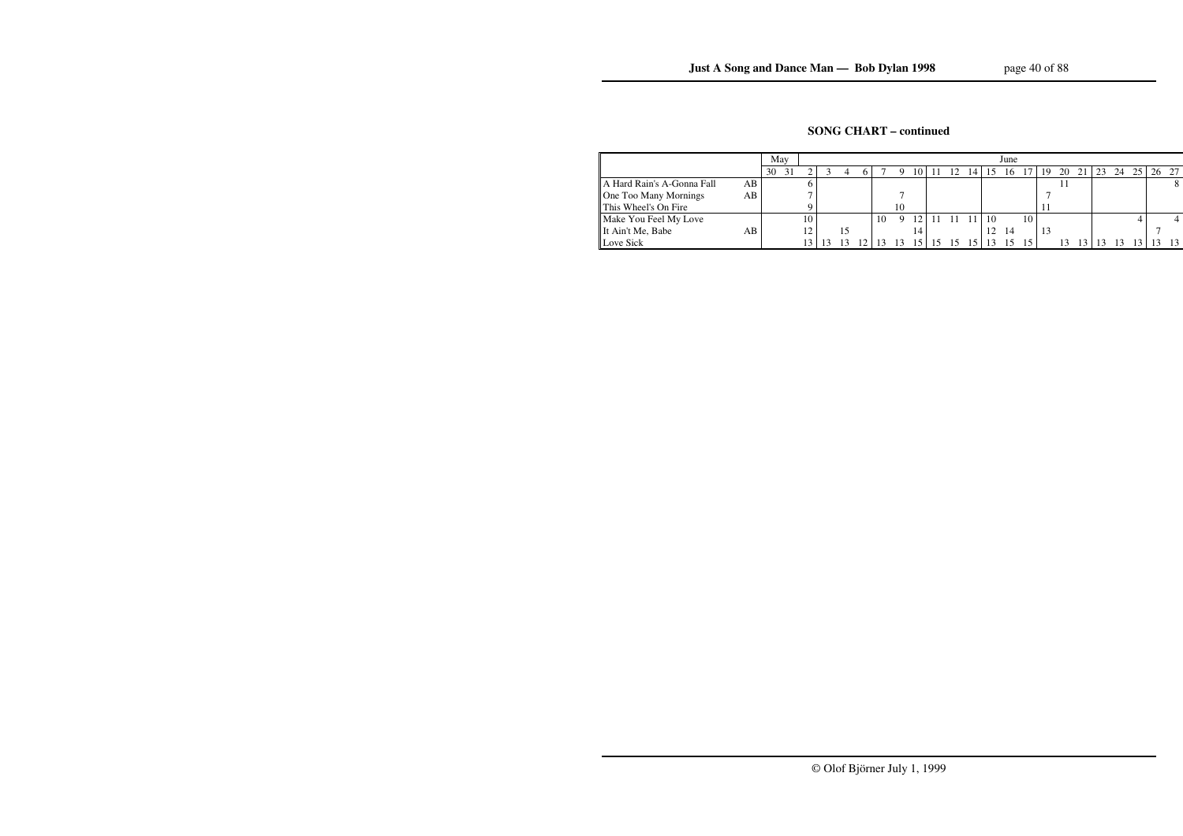## SONG CHART – continued

| | | May | | June | | | | | | | | | | | | | | | | | | | | |
|---|---|---|---|---|---|---|---|---|---|---|---|---|---|---|---|---|---|---|---|---|---|---|---|---|
| | | 30 | 31 | 2 | 3 | 4 | 6 | 7 | 9 | 10 | 11 | 12 | 14 | 15 | 16 | 17 | 19 | 20 | 21 | 23 | 24 | 25 | 26 | 27 |
| A Hard Rain's A-Gonna Fall | AB | | | 6 | | | | | | | | | | | | | | 11 | | | | | | 8 |
| One Too Many Mornings | AB | | | 7 | | | | | 7 | | | | | | | | 7 | | | | | | | |
| This Wheel's On Fire | | | | 9 | | | | | 10 | | | | | | | | 11 | | | | | | | |
| Make You Feel My Love | | | | 10 | | | | 10 | 9 | 12 | 11 | 11 | 11 | 10 | | 10 | | | | | | 4 | | 4 |
| It Ain't Me, Babe | AB | | | 12 | | 15 | | | | 14 | | | | 12 | 14 | | 13 | | | | | | 7 | |
| Love Sick | | | | 13 | 13 | 13 | 12 | 13 | 13 | 15 | 15 | 15 | 15 | 13 | 15 | 15 | | 13 | 13 | 13 | 13 | 13 | 13 | 13 |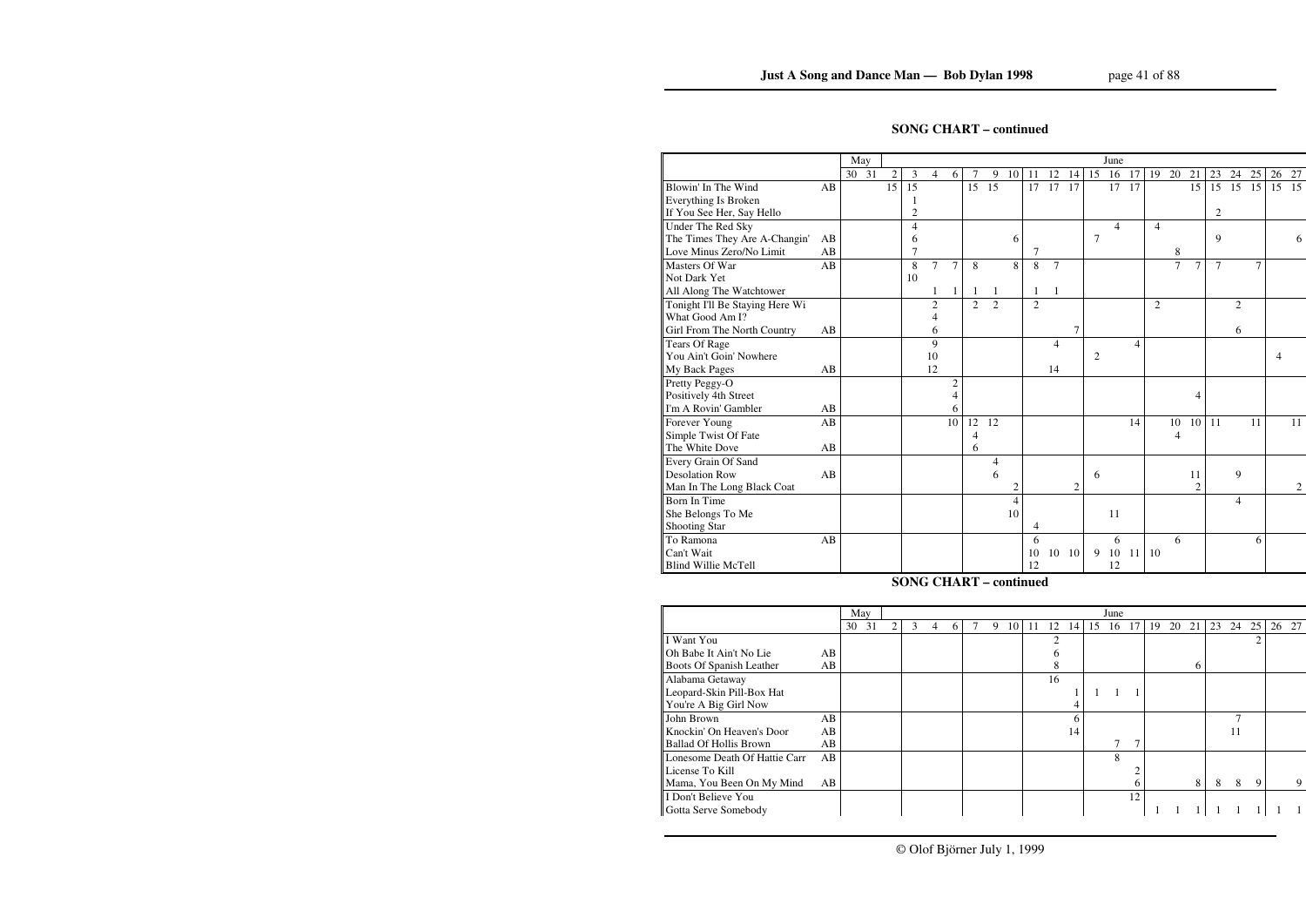## SONG CHART – continued

| | | May | | June | | | | | | | | | | | | | | | | | | | | |
|---|---|---|---|---|---|---|---|---|---|---|---|---|---|---|---|---|---|---|---|---|---|---|---|---|
| | | 30 | 31 | 2 | 3 | 4 | 6 | 7 | 9 | 10 | 11 | 12 | 14 | 15 | 16 | 17 | 19 | 20 | 21 | 23 | 24 | 25 | 26 | 27 |
| Blowin' In The Wind | AB | | | 15 | 15 | | | 15 | 15 | | 17 | 17 | 17 | | 17 | 17 | | | 15 | 15 | 15 | 15 | 15 | 15 |
| Everything Is Broken | | | | | 1 | | | | | | | | | | | | | | | | | | | |
| If You See Her, Say Hello | | | | | 2 | | | | | | | | | | | | | | | 2 | | | | |
| Under The Red Sky | | | | | 4 | | | | | | | | | | 4 | | 4 | | | | | | | |
| The Times They Are A-Changin' | AB | | | | 6 | | | | | 6 | 7 | | | 7 | | | | | | 9 | | | | 6 |
| Love Minus Zero/No Limit | AB | | | | 7 | | | | | | | | | | | | | 8 | | | | | | |
| Masters Of War | AB | | | | 8 | 7 | 7 | 8 | | 8 | 8 | 7 | | | | | | 7 | 7 | 7 | | 7 | | |
| Not Dark Yet | | | | | 10 | | | | | | | | | | | | | | | | | | | |
| All Along The Watchtower | | | | | | 1 | 1 | 1 | 1 | | 1 | 1 | | | | | | | | | | | | |
| Tonight I'll Be Staying Here Wi | | | | | | 2 | | 2 | 2 | | 2 | | | | | | 2 | | | | 2 | | | |
| What Good Am I? | | | | | | 4 | | | | | | | | | | | | | | | | | | |
| Girl From The North Country | AB | | | | | 6 | | | | | | | 7 | | | | | | | | 6 | | | |
| Tears Of Rage | | | | | | 9 | | | | | | 4 | | | | 4 | | | | | | | | |
| You Ain't Goin' Nowhere | | | | | | 10 | | | | | | | | 2 | | | | | | | | | 4 | |
| My Back Pages | AB | | | | | 12 | | | | | | 14 | | | | | | | | | | | | |
| Pretty Peggy-O | | | | | | | 2 | | | | | | | | | | | | | | | | | |
| Positively 4th Street | | | | | | | 4 | | | | | | | | | | | | 4 | | | | | |
| I'm A Rovin' Gambler | AB | | | | | | 6 | | | | | | | | | | | | | | | | | |
| Forever Young | AB | | | | | | 10 | 12 | 12 | | | | | | | 14 | | 10 | 10 | 11 | | 11 | | 11 |
| Simple Twist Of Fate | | | | | | | | 4 | | | | | | | | | | 4 | | | | | | |
| The White Dove | AB | | | | | | | 6 | | | | | | | | | | | | | | | | |
| Every Grain Of Sand | | | | | | | | | 4 | | | | | | | | | | | | | | | |
| Desolation Row | AB | | | | | | | | 6 | | | | | 6 | | | | | 11 | | 9 | | | |
| Man In The Long Black Coat | | | | | | | | | | 2 | | | 2 | | | | | | 2 | | | | | 2 |
| Born In Time | | | | | | | | | | 4 | | | | | | | | | | | 4 | | | |
| She Belongs To Me | | | | | | | | | | 10 | | | | | 11 | | | | | | | | | |
| Shooting Star | | | | | | | | | | | 4 | | | | | | | | | | | | | |
| To Ramona | AB | | | | | | | | | | 6 | | | | 6 | | | 6 | | | | 6 | | |
| Can't Wait | | | | | | | | | | | 10 | 10 | 10 | 9 | 10 | 11 | 10 | | | | | | | |
| Blind Willie McTell | | | | | | | | | | | 12 | | | | 12 | | | | | | | | | |

## SONG CHART – continued

| | | May | | June | | | | | | | | | | | | | | | | | | | | |
|---|---|---|---|---|---|---|---|---|---|---|---|---|---|---|---|---|---|---|---|---|---|---|---|---|
| | | 30 | 31 | 2 | 3 | 4 | 6 | 7 | 9 | 10 | 11 | 12 | 14 | 15 | 16 | 17 | 19 | 20 | 21 | 23 | 24 | 25 | 26 | 27 |
| I Want You | | | | | | | | | | | | 2 | | | | | | | | | | 2 | | |
| Oh Babe It Ain't No Lie | AB | | | | | | | | | | | 6 | | | | | | | | | | | | |
| Boots Of Spanish Leather | AB | | | | | | | | | | | 8 | | | | | | | 6 | | | | | |
| Alabama Getaway | | | | | | | | | | | | 16 | | | | | | | | | | | | |
| Leopard-Skin Pill-Box Hat | | | | | | | | | | | | | 1 | 1 | 1 | 1 | | | | | | | | |
| You're A Big Girl Now | | | | | | | | | | | | | 4 | | | | | | | | | | | |
| John Brown | AB | | | | | | | | | | | | 6 | | | | | | | | 7 | | | |
| Knockin' On Heaven's Door | AB | | | | | | | | | | | | 14 | | | | | | | | 11 | | | |
| Ballad Of Hollis Brown | AB | | | | | | | | | | | | | | 7 | 7 | | | | | | | | |
| Lonesome Death Of Hattie Carr | AB | | | | | | | | | | | | | | 8 | | | | | | | | | |
| License To Kill | | | | | | | | | | | | | | | | 2 | | | | | | | | |
| Mama, You Been On My Mind | AB | | | | | | | | | | | | | | | 6 | | | 8 | 8 | 8 | 9 | | 9 |
| I Don't Believe You | | | | | | | | | | | | | | | | 12 | | | | | | | | |
| Gotta Serve Somebody | | | | | | | | | | | | | | | | | 1 | 1 | 1 | 1 | 1 | 1 | 1 | 1 |

© Olof Björner July 1, 1999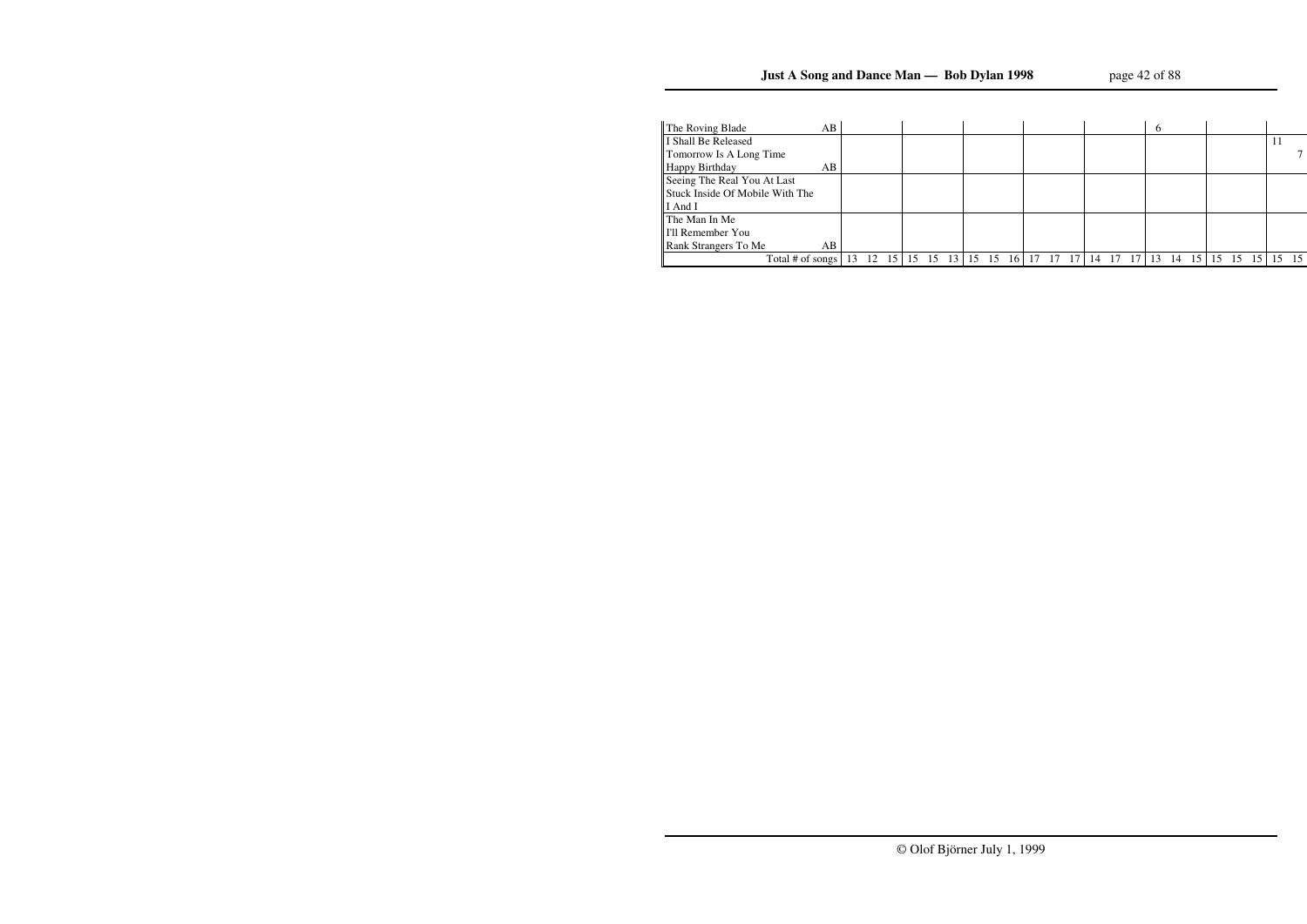| Song | | | | | | | | | | | | | | | | | | | | | | | | | | | |
|---|---|---|---|---|---|---|---|---|---|---|---|---|---|---|---|---|---|---|---|---|---|---|---|---|---|---|---|
| The Roving Blade | AB | | | | | | | | | | | | | | | | 6 | | | | | | | | | | |
| I Shall Be Released | | | | | | | | | | | | | | | | | | | | | | | | | | 11 | |
| Tomorrow Is A Long Time | | | | | | | | | | | | | | | | | | | | | | | | | | | 7 |
| Happy Birthday | AB | | | | | | | | | | | | | | | | | | | | | | | | | | |
| Seeing The Real You At Last | | | | | | | | | | | | | | | | | | | | | | | | | | | |
| Stuck Inside Of Mobile With The | | | | | | | | | | | | | | | | | | | | | | | | | | | |
| I And I | | | | | | | | | | | | | | | | | | | | | | | | | | | |
| The Man In Me | | | | | | | | | | | | | | | | | | | | | | | | | | | |
| I'll Remember You | | | | | | | | | | | | | | | | | | | | | | | | | | | |
| Rank Strangers To Me | AB | | | | | | | | | | | | | | | | | | | | | | | | | | |
| Total # of songs | | 13 | 12 | 15 | 15 | 15 | 13 | 15 | 15 | 16 | 17 | 17 | 17 | 14 | 17 | 17 | 13 | 14 | 15 | 15 | 15 | 15 | 15 | 15 | | | |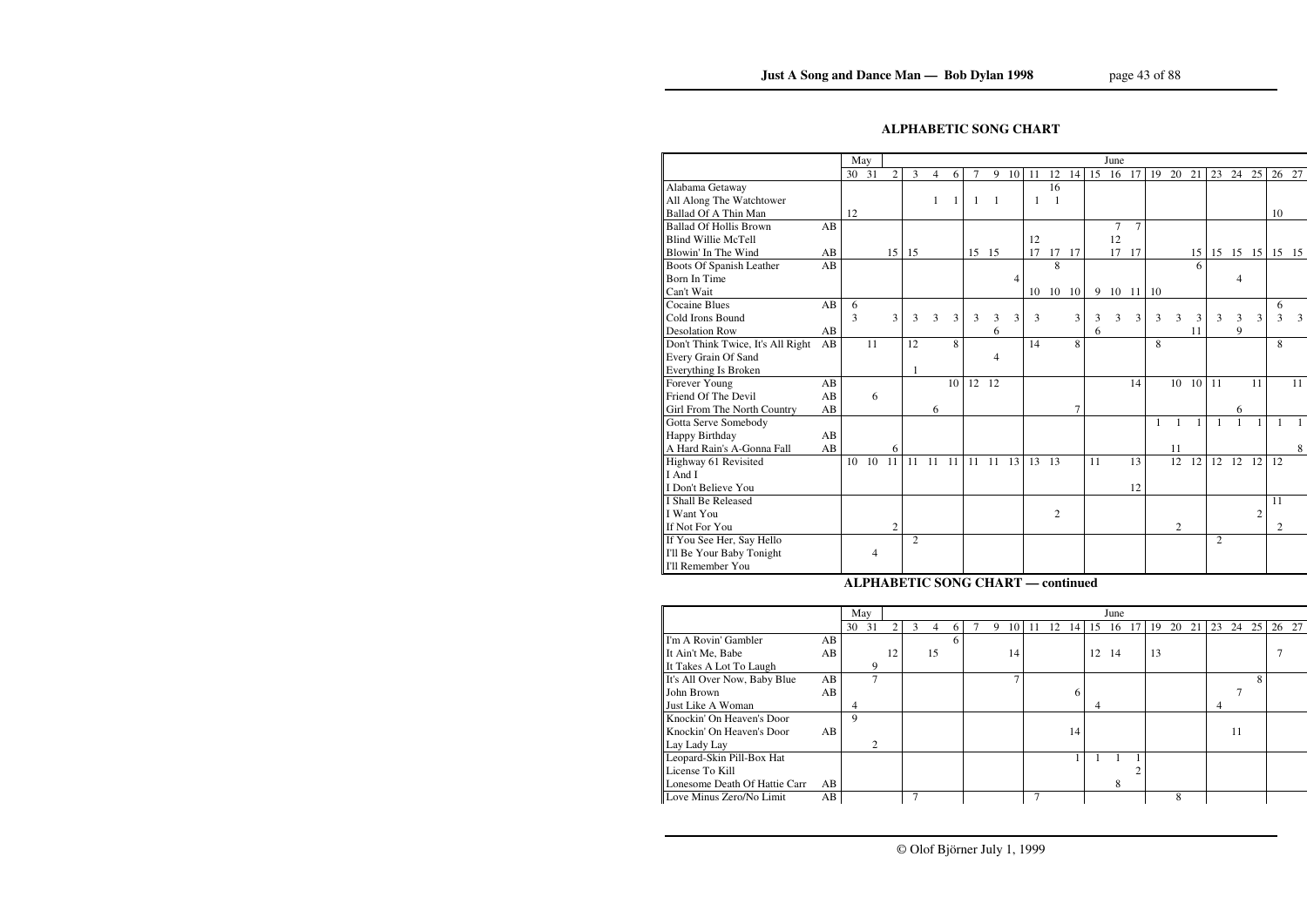## ALPHABETIC SONG CHART

| | | May | | June | | | | | | | | | | | | | | | | | | | | |
|---|---|---|---|---|---|---|---|---|---|---|---|---|---|---|---|---|---|---|---|---|---|---|---|---|
| | | 30 | 31 | 2 | 3 | 4 | 6 | 7 | 9 | 10 | 11 | 12 | 14 | 15 | 16 | 17 | 19 | 20 | 21 | 23 | 24 | 25 | 26 | 27 |
| Alabama Getaway | | | | | | | | | | | | 16 | | | | | | | | | | | | |
| All Along The Watchtower | | | | | | 1 | 1 | 1 | 1 | | 1 | 1 | | | | | | | | | | | | |
| Ballad Of A Thin Man | | 12 | | | | | | | | | | | | | | | | | | | | | 10 | |
| Ballad Of Hollis Brown | AB | | | | | | | | | | | | | | 7 | 7 | | | | | | | | |
| Blind Willie McTell | | | | | | | | | | | 12 | | | | 12 | | | | | | | | | |
| Blowin' In The Wind | AB | | | 15 | 15 | | | 15 | 15 | | 17 | 17 | 17 | | 17 | 17 | | | 15 | 15 | 15 | 15 | 15 | 15 |
| Boots Of Spanish Leather | AB | | | | | | | | | | | 8 | | | | | | | 6 | | | | | |
| Born In Time | | | | | | | | | | 4 | | | | | | | | | | | 4 | | | |
| Can't Wait | | | | | | | | | | | 10 | 10 | 10 | 9 | 10 | 11 | 10 | | | | | | | |
| Cocaine Blues | AB | 6 | | | | | | | | | | | | | | | | | | | | | 6 | |
| Cold Irons Bound | | 3 | | 3 | 3 | 3 | 3 | 3 | 3 | 3 | 3 | | 3 | 3 | 3 | 3 | 3 | 3 | 3 | 3 | 3 | 3 | 3 | 3 |
| Desolation Row | AB | | | | | | | | 6 | | | | | 6 | | | | | 11 | | 9 | | | |
| Don't Think Twice, It's All Right | AB | | 11 | | 12 | | 8 | | | | 14 | | 8 | | | | 8 | | | | | | 8 | |
| Every Grain Of Sand | | | | | | | | | 4 | | | | | | | | | | | | | | | |
| Everything Is Broken | | | | | 1 | | | | | | | | | | | | | | | | | | | |
| Forever Young | AB | | | | | | 10 | 12 | 12 | | | | | | | 14 | | 10 | 10 | 11 | | 11 | | 11 |
| Friend Of The Devil | AB | | 6 | | | | | | | | | | | | | | | | | | | | | |
| Girl From The North Country | AB | | | | | 6 | | | | | | | 7 | | | | | | | | 6 | | | |
| Gotta Serve Somebody | | | | | | | | | | | | | | | | | 1 | 1 | 1 | 1 | 1 | 1 | 1 | 1 |
| Happy Birthday | AB | | | | | | | | | | | | | | | | | | | | | | | |
| A Hard Rain's A-Gonna Fall | AB | | | 6 | | | | | | | | | | | | | | 11 | | | | | | 8 |
| Highway 61 Revisited | | 10 | 10 | 11 | 11 | 11 | 11 | 11 | 11 | 13 | 13 | 13 | | 11 | | 13 | | 12 | 12 | 12 | 12 | 12 | 12 | |
| I And I | | | | | | | | | | | | | | | | | | | | | | | | |
| I Don't Believe You | | | | | | | | | | | | | | | | 12 | | | | | | | | |
| I Shall Be Released | | | | | | | | | | | | | | | | | | | | | | | 11 | |
| I Want You | | | | | | | | | | | | 2 | | | | | | | | | | 2 | | |
| If Not For You | | | | 2 | | | | | | | | | | | | | | 2 | | | | | 2 | |
| If You See Her, Say Hello | | | | | 2 | | | | | | | | | | | | | | | 2 | | | | |
| I'll Be Your Baby Tonight | | | 4 | | | | | | | | | | | | | | | | | | | | | |
| I'll Remember You | | | | | | | | | | | | | | | | | | | | | | | | |

## ALPHABETIC SONG CHART — continued

| | | May | | June | | | | | | | | | | | | | | | | | | | | |
|---|---|---|---|---|---|---|---|---|---|---|---|---|---|---|---|---|---|---|---|---|---|---|---|---|
| | | 30 | 31 | 2 | 3 | 4 | 6 | 7 | 9 | 10 | 11 | 12 | 14 | 15 | 16 | 17 | 19 | 20 | 21 | 23 | 24 | 25 | 26 | 27 |
| I'm A Rovin' Gambler | AB | | | | | | 6 | | | | | | | | | | | | | | | | | |
| It Ain't Me, Babe | AB | | | 12 | | 15 | | | | 14 | | | | 12 | 14 | | 13 | | | | | | 7 | |
| It Takes A Lot To Laugh | | | 9 | | | | | | | | | | | | | | | | | | | | | |
| It's All Over Now, Baby Blue | AB | | 7 | | | | | | | 7 | | | | | | | | | | | | 8 | | |
| John Brown | AB | | | | | | | | | | | | 6 | | | | | | | | 7 | | | |
| Just Like A Woman | | 4 | | | | | | | | | | | | 4 | | | | | | 4 | | | | |
| Knockin' On Heaven's Door | | 9 | | | | | | | | | | | | | | | | | | | | | | |
| Knockin' On Heaven's Door | AB | | | | | | | | | | | | 14 | | | | | | | | 11 | | | |
| Lay Lady Lay | | | 2 | | | | | | | | | | | | | | | | | | | | | |
| Leopard-Skin Pill-Box Hat | | | | | | | | | | | | | 1 | 1 | 1 | 1 | | | | | | | | |
| License To Kill | | | | | | | | | | | | | | | | 2 | | | | | | | | |
| Lonesome Death Of Hattie Carr | AB | | | | | | | | | | | | | | 8 | | | | | | | | | |
| Love Minus Zero/No Limit | AB | | | | 7 | | | | | | 7 | | | | | | | 8 | | | | | | |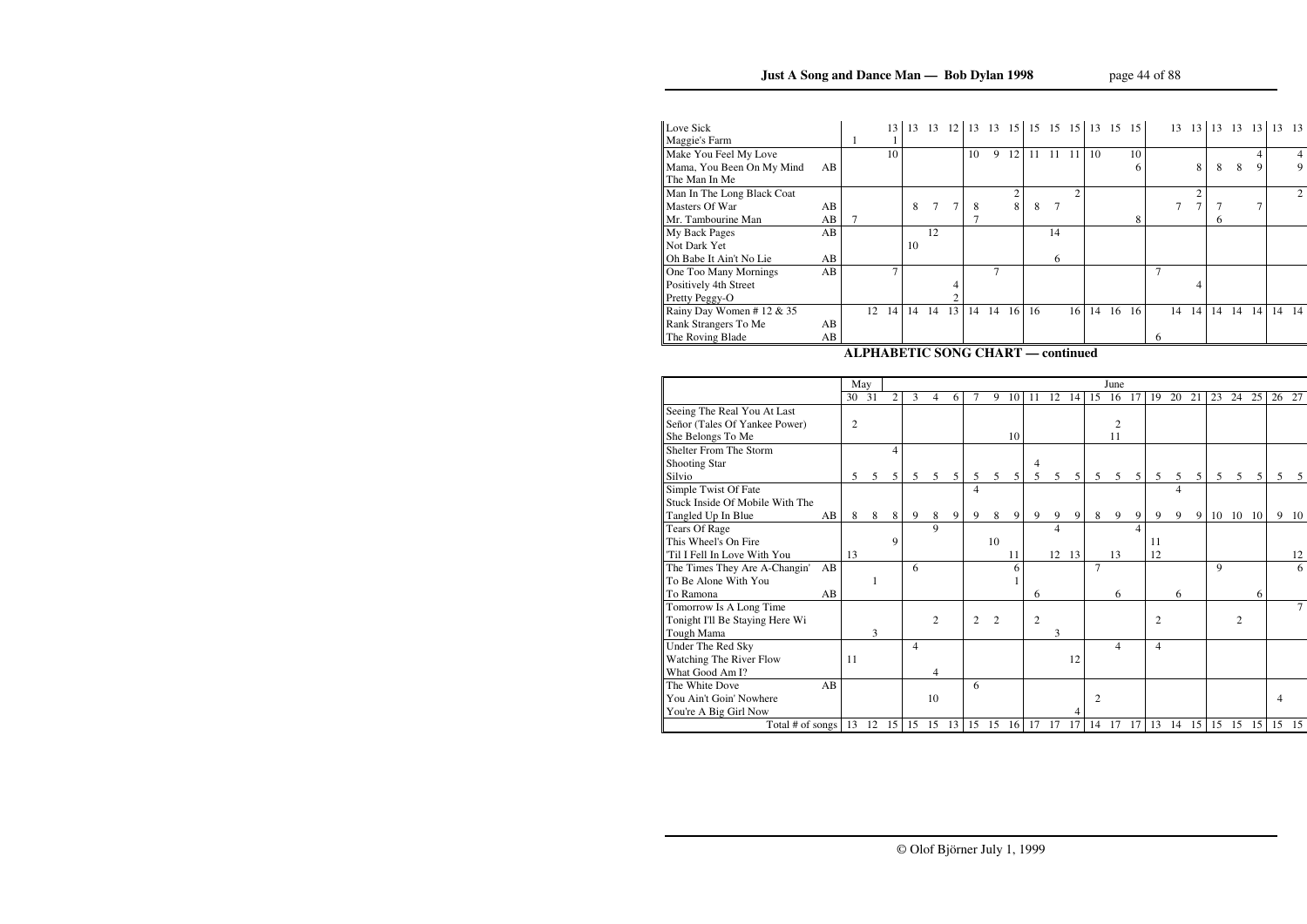| | | May | | June | | | | | | | | | | | | | | | | | | | | |
|---|---|---|---|---|---|---|---|---|---|---|---|---|---|---|---|---|---|---|---|---|---|---|---|---|
| | | 30 | 31 | 2 | 3 | 4 | 6 | 7 | 9 | 10 | 11 | 12 | 14 | 15 | 16 | 17 | 19 | 20 | 21 | 23 | 24 | 25 | 26 | 27 |
| Love Sick | | | | 13 | 13 | 13 | 12 | 13 | 13 | 15 | 15 | 15 | 15 | 13 | 15 | 15 | | 13 | 13 | 13 | 13 | 13 | 13 | 13 |
| Maggie's Farm | | 1 | | 1 | | | | | | | | | | | | | | | | | | | | |
| Make You Feel My Love | | | | 10 | | | | 10 | 9 | 12 | 11 | 11 | 11 | 10 | | 10 | | | | | | 4 | | 4 |
| Mama, You Been On My Mind | AB | | | | | | | | | | | | | | | 6 | | | 8 | 8 | 8 | 9 | | 9 |
| The Man In Me | | | | | | | | | | | | | | | | | | | | | | | | |
| Man In The Long Black Coat | | | | | | | | | | 2 | | | 2 | | | | | | 2 | | | | | 2 |
| Masters Of War | AB | | | | 8 | 7 | 7 | 8 | | 8 | 8 | 7 | | | | | | 7 | 7 | 7 | | 7 | | |
| Mr. Tambourine Man | AB | 7 | | | | | | 7 | | | | | | | | 8 | | | | 6 | | | | |
| My Back Pages | AB | | | | | 12 | | | | | | 14 | | | | | | | | | | | | |
| Not Dark Yet | | | | | 10 | | | | | | | | | | | | | | | | | | | |
| Oh Babe It Ain't No Lie | AB | | | | | | | | | | | 6 | | | | | | | | | | | | |
| One Too Many Mornings | AB | | | 7 | | | | | 7 | | | | | | | | 7 | | | | | | | |
| Positively 4th Street | | | | | | | 4 | | | | | | | | | | | | 4 | | | | | |
| Pretty Peggy-O | | | | | | | 2 | | | | | | | | | | | | | | | | | |
| Rainy Day Women # 12 & 35 | | | 12 | 14 | 14 | 14 | 13 | 14 | 14 | 16 | 16 | | 16 | 14 | 16 | 16 | | 14 | 14 | 14 | 14 | 14 | 14 | 14 |
| Rank Strangers To Me | AB | | | | | | | | | | | | | | | | | | | | | | | |
| The Roving Blade | AB | | | | | | | | | | | | | | | | 6 | | | | | | | |

## ALPHABETIC SONG CHART — continued

| | | May | | June | | | | | | | | | | | | | | | | | | | | |
|---|---|---|---|---|---|---|---|---|---|---|---|---|---|---|---|---|---|---|---|---|---|---|---|---|
| | | 30 | 31 | 2 | 3 | 4 | 6 | 7 | 9 | 10 | 11 | 12 | 14 | 15 | 16 | 17 | 19 | 20 | 21 | 23 | 24 | 25 | 26 | 27 |
| Seeing The Real You At Last | | | | | | | | | | | | | | | | | | | | | | | | |
| Señor (Tales Of Yankee Power) | | 2 | | | | | | | | | | | | | 2 | | | | | | | | | |
| She Belongs To Me | | | | | | | | | | 10 | | | | | 11 | | | | | | | | | |
| Shelter From The Storm | | | | 4 | | | | | | | | | | | | | | | | | | | | |
| Shooting Star | | | | | | | | | | | 4 | | | | | | | | | | | | | |
| Silvio | | 5 | 5 | 5 | 5 | 5 | 5 | 5 | 5 | 5 | 5 | 5 | 5 | 5 | 5 | 5 | 5 | 5 | 5 | 5 | 5 | 5 | 5 | 5 |
| Simple Twist Of Fate | | | | | | | | 4 | | | | | | | | | | 4 | | | | | | |
| Stuck Inside Of Mobile With The | | | | | | | | | | | | | | | | | | | | | | | | |
| Tangled Up In Blue | AB | 8 | 8 | 8 | 9 | 8 | 9 | 9 | 8 | 9 | 9 | 9 | 9 | 8 | 9 | 9 | 9 | 9 | 9 | 10 | 10 | 10 | 9 | 10 |
| Tears Of Rage | | | | | | 9 | | | | | | 4 | | | | 4 | | | | | | | | |
| This Wheel's On Fire | | | | 9 | | | | | 10 | | | | | | | | 11 | | | | | | | |
| 'Til I Fell In Love With You | | 13 | | | | | | | | 11 | | 12 | 13 | | 13 | | 12 | | | | | | | 12 |
| The Times They Are A-Changin' | AB | | | | 6 | | | | | 6 | | | | 7 | | | | | | 9 | | | | 6 |
| To Be Alone With You | | | 1 | | | | | | | 1 | | | | | | | | | | | | | | |
| To Ramona | AB | | | | | | | | | | 6 | | | | 6 | | | 6 | | | | 6 | | |
| Tomorrow Is A Long Time | | | | | | | | | | | | | | | | | | | | | | | | 7 |
| Tonight I'll Be Staying Here Wi | | | | | | 2 | | 2 | 2 | | 2 | | | | | | 2 | | | | 2 | | | |
| Tough Mama | | | 3 | | | | | | | | | 3 | | | | | | | | | | | | |
| Under The Red Sky | | | | | 4 | | | | | | | | | | 4 | | 4 | | | | | | | |
| Watching The River Flow | | 11 | | | | | | | | | | | 12 | | | | | | | | | | | |
| What Good Am I? | | | | | | 4 | | | | | | | | | | | | | | | | | | |
| The White Dove | AB | | | | | | | 6 | | | | | | | | | | | | | | | | |
| You Ain't Goin' Nowhere | | | | | | 10 | | | | | | | | 2 | | | | | | | | | 4 | |
| You're A Big Girl Now | | | | | | | | | | | | | 4 | | | | | | | | | | | |
| Total # of songs | | 13 | 12 | 15 | 15 | 15 | 13 | 15 | 15 | 16 | 17 | 17 | 17 | 14 | 17 | 17 | 13 | 14 | 15 | 15 | 15 | 15 | 15 | 15 |

© Olof Björner July 1, 1999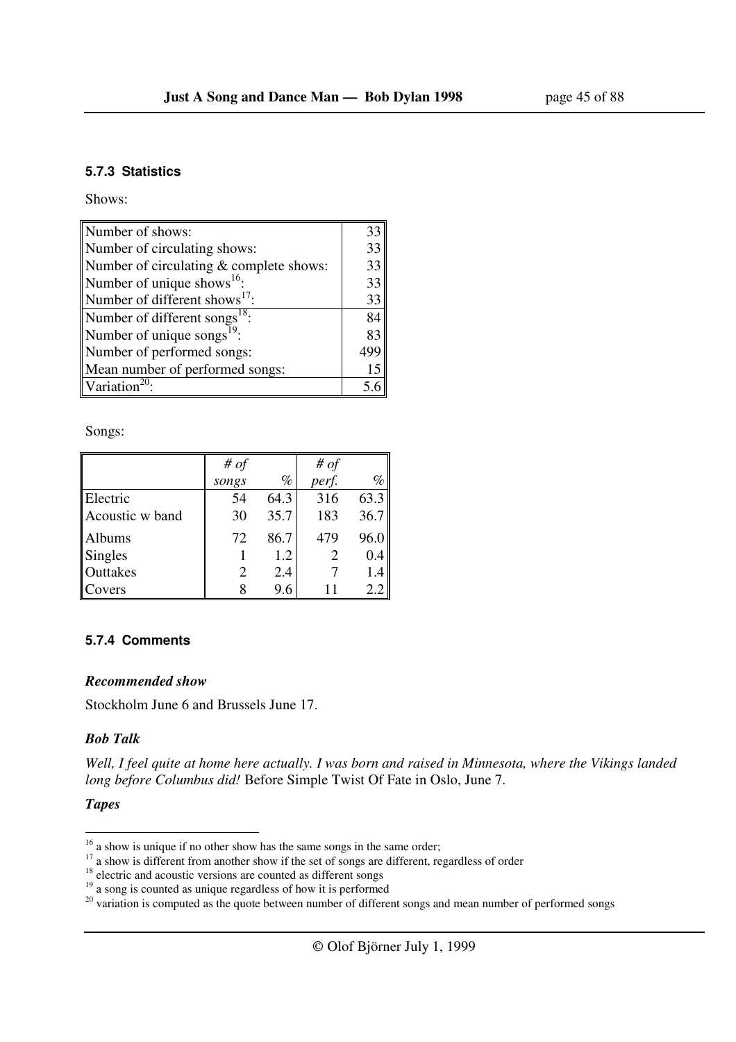### 5.7.3 Statistics

Shows:

| | |
|---|---|
| Number of shows: | 33 |
| Number of circulating shows: | 33 |
| Number of circulating & complete shows: | 33 |
| Number of unique shows[16]: | 33 |
| Number of different shows[17]: | 33 |
| Number of different songs[18]: | 84 |
| Number of unique songs[19]: | 83 |
| Number of performed songs: | 499 |
| Mean number of performed songs: | 15 |
| Variation[20]: | 5.6 |

Songs:

| | *# of songs* | *%* | *# of perf.* | *%* |
|---|---|---|---|---|
| Electric | 54 | 64.3 | 316 | 63.3 |
| Acoustic w band | 30 | 35.7 | 183 | 36.7 |
| Albums | 72 | 86.7 | 479 | 96.0 |
| Singles | 1 | 1.2 | 2 | 0.4 |
| Outtakes | 2 | 2.4 | 7 | 1.4 |
| Covers | 8 | 9.6 | 11 | 2.2 |

### 5.7.4 Comments

***Recommended show***

Stockholm June 6 and Brussels June 17.

***Bob Talk***

*Well, I feel quite at home here actually. I was born and raised in Minnesota, where the Vikings landed long before Columbus did!* Before Simple Twist Of Fate in Oslo, June 7.

***Tapes***

[16] a show is unique if no other show has the same songs in the same order;

[17] a show is different from another show if the set of songs are different, regardless of order

[18] electric and acoustic versions are counted as different songs

[19] a song is counted as unique regardless of how it is performed

[20] variation is computed as the quote between number of different songs and mean number of performed songs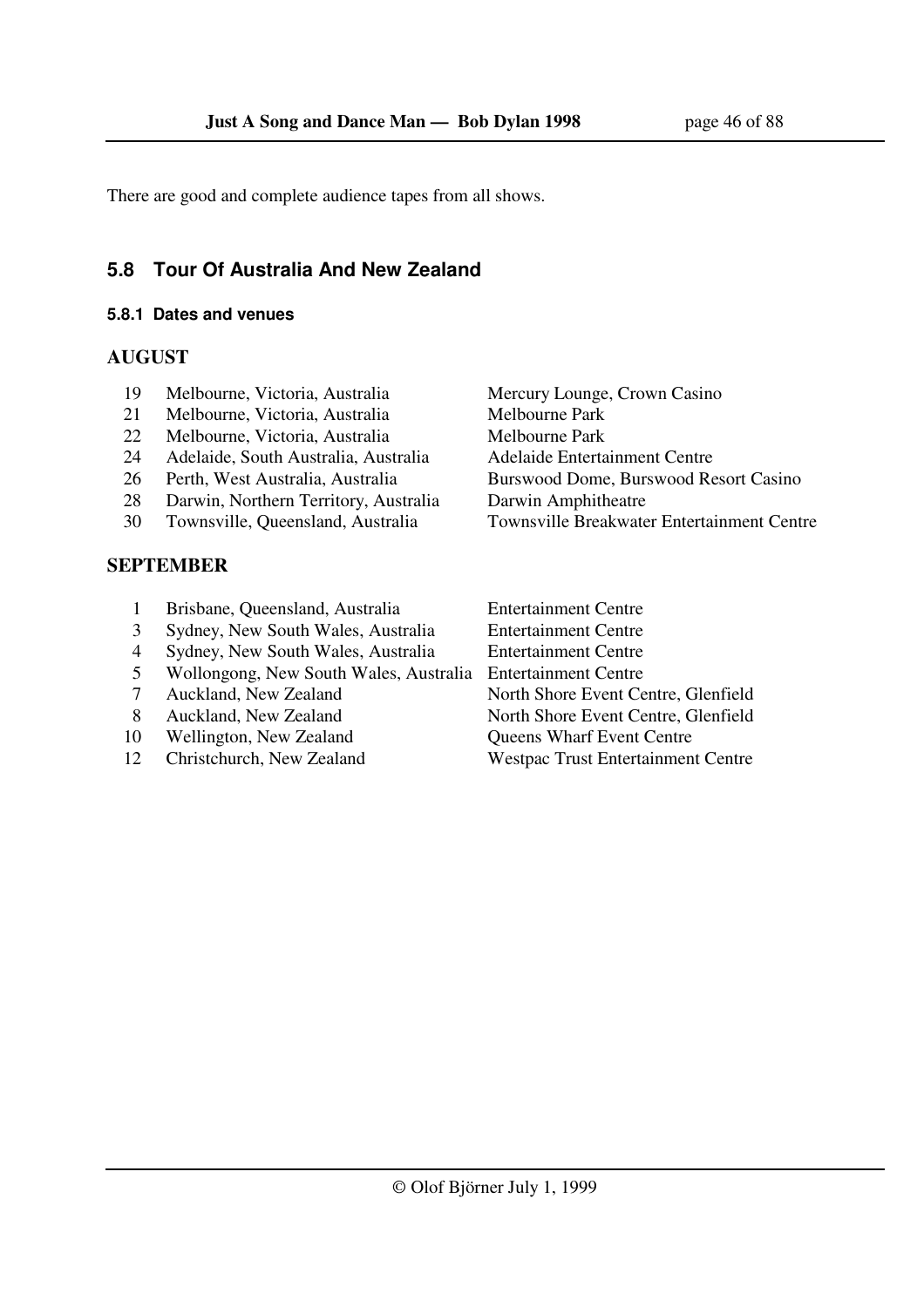There are good and complete audience tapes from all shows.

## 5.8 Tour Of Australia And New Zealand

### 5.8.1 Dates and venues

**AUGUST**

| | | |
|---|---|---|
| 19 | Melbourne, Victoria, Australia | Mercury Lounge, Crown Casino |
| 21 | Melbourne, Victoria, Australia | Melbourne Park |
| 22 | Melbourne, Victoria, Australia | Melbourne Park |
| 24 | Adelaide, South Australia, Australia | Adelaide Entertainment Centre |
| 26 | Perth, West Australia, Australia | Burswood Dome, Burswood Resort Casino |
| 28 | Darwin, Northern Territory, Australia | Darwin Amphitheatre |
| 30 | Townsville, Queensland, Australia | Townsville Breakwater Entertainment Centre |

**SEPTEMBER**

| | | |
|---|---|---|
| 1 | Brisbane, Queensland, Australia | Entertainment Centre |
| 3 | Sydney, New South Wales, Australia | Entertainment Centre |
| 4 | Sydney, New South Wales, Australia | Entertainment Centre |
| 5 | Wollongong, New South Wales, Australia | Entertainment Centre |
| 7 | Auckland, New Zealand | North Shore Event Centre, Glenfield |
| 8 | Auckland, New Zealand | North Shore Event Centre, Glenfield |
| 10 | Wellington, New Zealand | Queens Wharf Event Centre |
| 12 | Christchurch, New Zealand | Westpac Trust Entertainment Centre |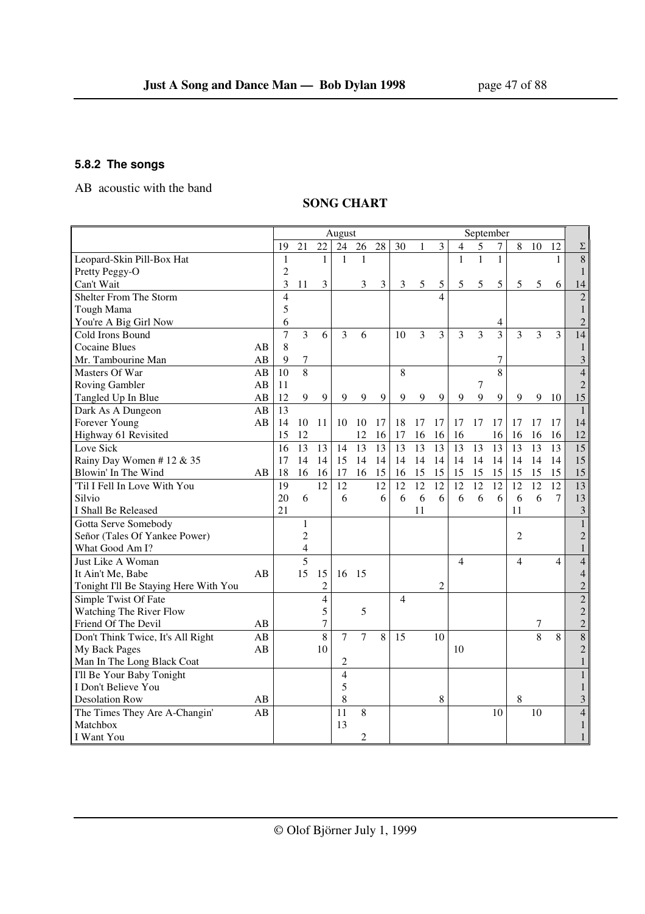### 5.8.2 The songs

AB acoustic with the band

**SONG CHART**

| | | August | | | | | | | | | September | | | | | | Σ |
|---|---|---|---|---|---|---|---|---|---|---|---|---|---|---|---|---|---|
| | | 19 | 21 | 22 | 24 | 26 | 28 | 30 | 1 | 3 | 4 | 5 | 7 | 8 | 10 | 12 | Σ |
| Leopard-Skin Pill-Box Hat | | 1 | | 1 | 1 | 1 | | | | | 1 | 1 | 1 | | | 1 | 8 |
| Pretty Peggy-O | | 2 | | | | | | | | | | | | | | | 1 |
| Can't Wait | | 3 | 11 | 3 | | 3 | 3 | 3 | 5 | 5 | 5 | 5 | 5 | 5 | 5 | 6 | 14 |
| Shelter From The Storm | | 4 | | | | | | | | 4 | | | | | | | 2 |
| Tough Mama | | 5 | | | | | | | | | | | | | | | 1 |
| You're A Big Girl Now | | 6 | | | | | | | | | | | 4 | | | | 2 |
| Cold Irons Bound | | 7 | 3 | 6 | 3 | 6 | | 10 | 3 | 3 | 3 | 3 | 3 | 3 | 3 | 3 | 14 |
| Cocaine Blues | AB | 8 | | | | | | | | | | | | | | | 1 |
| Mr. Tambourine Man | AB | 9 | 7 | | | | | | | | | | 7 | | | | 3 |
| Masters Of War | AB | 10 | 8 | | | | | 8 | | | | | 8 | | | | 4 |
| Roving Gambler | AB | 11 | | | | | | | | | | 7 | | | | | 2 |
| Tangled Up In Blue | AB | 12 | 9 | 9 | 9 | 9 | 9 | 9 | 9 | 9 | 9 | 9 | 9 | 9 | 9 | 10 | 15 |
| Dark As A Dungeon | AB | 13 | | | | | | | | | | | | | | | 1 |
| Forever Young | AB | 14 | 10 | 11 | 10 | 10 | 17 | 18 | 17 | 17 | 17 | 17 | 17 | 17 | 17 | 17 | 14 |
| Highway 61 Revisited | | 15 | 12 | | | 12 | 16 | 17 | 16 | 16 | 16 | | 16 | 16 | 16 | 16 | 12 |
| Love Sick | | 16 | 13 | 13 | 14 | 13 | 13 | 13 | 13 | 13 | 13 | 13 | 13 | 13 | 13 | 13 | 15 |
| Rainy Day Women # 12 & 35 | | 17 | 14 | 14 | 15 | 14 | 14 | 14 | 14 | 14 | 14 | 14 | 14 | 14 | 14 | 14 | 15 |
| Blowin' In The Wind | AB | 18 | 16 | 16 | 17 | 16 | 15 | 16 | 15 | 15 | 15 | 15 | 15 | 15 | 15 | 15 | 15 |
| 'Til I Fell In Love With You | | 19 | | 12 | 12 | | 12 | 12 | 12 | 12 | 12 | 12 | 12 | 12 | 12 | 12 | 13 |
| Silvio | | 20 | 6 | | 6 | | 6 | 6 | 6 | 6 | 6 | 6 | 6 | 6 | 6 | 7 | 13 |
| I Shall Be Released | | 21 | | | | | | | 11 | | | | | 11 | | | 3 |
| Gotta Serve Somebody | | | 1 | | | | | | | | | | | | | | 1 |
| Señor (Tales Of Yankee Power) | | | 2 | | | | | | | | | | | 2 | | | 2 |
| What Good Am I? | | | 4 | | | | | | | | | | | | | | 1 |
| Just Like A Woman | | | 5 | | | | | | | | 4 | | | 4 | | 4 | 4 |
| It Ain't Me, Babe | AB | | 15 | 15 | 16 | 15 | | | | | | | | | | | 4 |
| Tonight I'll Be Staying Here With You | | | | 2 | | | | | | 2 | | | | | | | 2 |
| Simple Twist Of Fate | | | | 4 | | | | 4 | | | | | | | | | 2 |
| Watching The River Flow | | | | 5 | | 5 | | | | | | | | | | | 2 |
| Friend Of The Devil | AB | | | 7 | | | | | | | | | | | 7 | | 2 |
| Don't Think Twice, It's All Right | AB | | | 8 | 7 | 7 | 8 | 15 | | 10 | | | | | 8 | 8 | 8 |
| My Back Pages | AB | | | 10 | | | | | | | 10 | | | | | | 2 |
| Man In The Long Black Coat | | | | | 2 | | | | | | | | | | | | 1 |
| I'll Be Your Baby Tonight | | | | | 4 | | | | | | | | | | | | 1 |
| I Don't Believe You | | | | | 5 | | | | | | | | | | | | 1 |
| Desolation Row | AB | | | | 8 | | | | | 8 | | | | 8 | | | 3 |
| The Times They Are A-Changin' | AB | | | | 11 | 8 | | | | | | | 10 | | 10 | | 4 |
| Matchbox | | | | | 13 | | | | | | | | | | | | 1 |
| I Want You | | | | | | 2 | | | | | | | | | | | 1 |

© Olof Björner July 1, 1999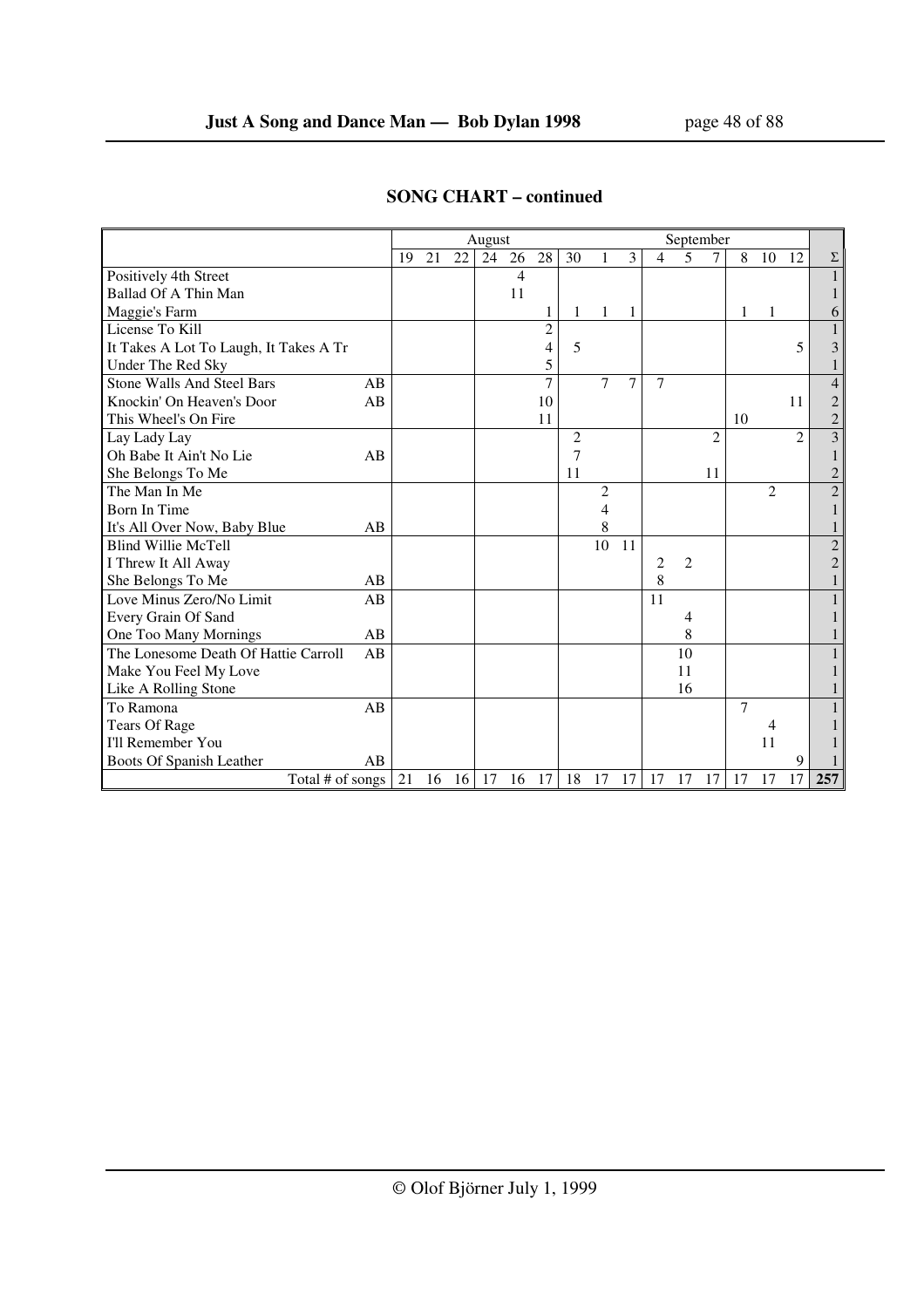## SONG CHART – continued

| | | August | | | | | | | | | September | | | | | | |
|---|---|---|---|---|---|---|---|---|---|---|---|---|---|---|---|---|---|
| | | 19 | 21 | 22 | 24 | 26 | 28 | 30 | 1 | 3 | 4 | 5 | 7 | 8 | 10 | 12 | Σ |
| Positively 4th Street | | | | | | 4 | | | | | | | | | | | 1 |
| Ballad Of A Thin Man | | | | | | 11 | | | | | | | | | | | 1 |
| Maggie's Farm | | | | | | | 1 | 1 | 1 | 1 | | | | 1 | 1 | | 6 |
| License To Kill | | | | | | | 2 | | | | | | | | | | 1 |
| It Takes A Lot To Laugh, It Takes A Tr | | | | | | | 4 | 5 | | | | | | | | 5 | 3 |
| Under The Red Sky | | | | | | | 5 | | | | | | | | | | 1 |
| Stone Walls And Steel Bars | AB | | | | | | 7 | | 7 | 7 | 7 | | | | | | 4 |
| Knockin' On Heaven's Door | AB | | | | | | 10 | | | | | | | | | 11 | 2 |
| This Wheel's On Fire | | | | | | | 11 | | | | | | | 10 | | | 2 |
| Lay Lady Lay | | | | | | | | 2 | | | | | 2 | | | 2 | 3 |
| Oh Babe It Ain't No Lie | AB | | | | | | | 7 | | | | | | | | | 1 |
| She Belongs To Me | | | | | | | | 11 | | | | | 11 | | | | 2 |
| The Man In Me | | | | | | | | | 2 | | | | | | 2 | | 2 |
| Born In Time | | | | | | | | | 4 | | | | | | | | 1 |
| It's All Over Now, Baby Blue | AB | | | | | | | | 8 | | | | | | | | 1 |
| Blind Willie McTell | | | | | | | | | 10 | 11 | | | | | | | 2 |
| I Threw It All Away | | | | | | | | | | | 2 | 2 | | | | | 2 |
| She Belongs To Me | AB | | | | | | | | | | 8 | | | | | | 1 |
| Love Minus Zero/No Limit | AB | | | | | | | | | | 11 | | | | | | 1 |
| Every Grain Of Sand | | | | | | | | | | | | 4 | | | | | 1 |
| One Too Many Mornings | AB | | | | | | | | | | | 8 | | | | | 1 |
| The Lonesome Death Of Hattie Carroll | AB | | | | | | | | | | | 10 | | | | | 1 |
| Make You Feel My Love | | | | | | | | | | | | 11 | | | | | 1 |
| Like A Rolling Stone | | | | | | | | | | | | 16 | | | | | 1 |
| To Ramona | AB | | | | | | | | | | | | | 7 | | | 1 |
| Tears Of Rage | | | | | | | | | | | | | | | 4 | | 1 |
| I'll Remember You | | | | | | | | | | | | | | | 11 | | 1 |
| Boots Of Spanish Leather | AB | | | | | | | | | | | | | | | 9 | 1 |
| Total # of songs | | 21 | 16 | 16 | 17 | 16 | 17 | 18 | 17 | 17 | 17 | 17 | 17 | 17 | 17 | 17 | 257 |

© Olof Björner July 1, 1999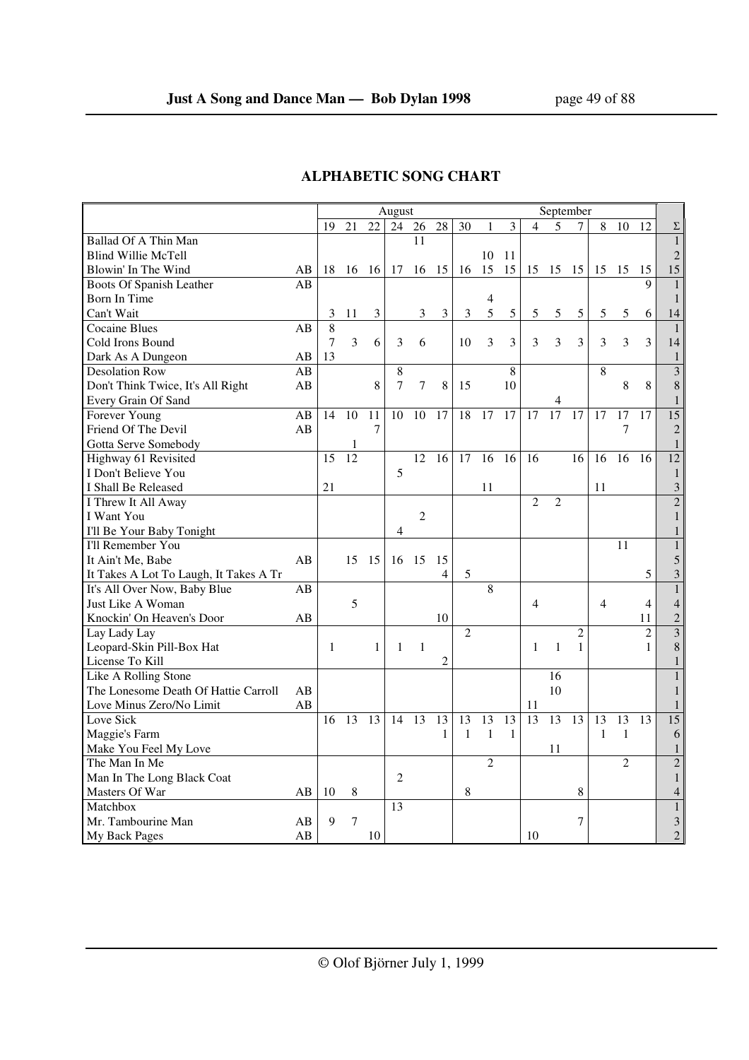## ALPHABETIC SONG CHART

| | | August | | | | | | | September | | | | | | | | Σ |
|---|---|---|---|---|---|---|---|---|---|---|---|---|---|---|---|---|---|
| | | 19 | 21 | 22 | 24 | 26 | 28 | 30 | 1 | 3 | 4 | 5 | 7 | 8 | 10 | 12 | Σ |
| Ballad Of A Thin Man | | | | | | 11 | | | | | | | | | | | 1 |
| Blind Willie McTell | | | | | | | | | 10 | 11 | | | | | | | 2 |
| Blowin' In The Wind | AB | 18 | 16 | 16 | 17 | 16 | 15 | 16 | 15 | 15 | 15 | 15 | 15 | 15 | 15 | 15 | 15 |
| Boots Of Spanish Leather | AB | | | | | | | | | | | | | | | 9 | 1 |
| Born In Time | | | | | | | | | 4 | | | | | | | | 1 |
| Can't Wait | | 3 | 11 | 3 | | 3 | 3 | 3 | 5 | 5 | 5 | 5 | 5 | 5 | 5 | 6 | 14 |
| Cocaine Blues | AB | 8 | | | | | | | | | | | | | | | 1 |
| Cold Irons Bound | | 7 | 3 | 6 | 3 | 6 | | 10 | 3 | 3 | 3 | 3 | 3 | 3 | 3 | 3 | 14 |
| Dark As A Dungeon | AB | 13 | | | | | | | | | | | | | | | 1 |
| Desolation Row | AB | | | | 8 | | | | | 8 | | | | 8 | | | 3 |
| Don't Think Twice, It's All Right | AB | | | 8 | 7 | 7 | 8 | 15 | | 10 | | | | | 8 | 8 | 8 |
| Every Grain Of Sand | | | | | | | | | | | | 4 | | | | | 1 |
| Forever Young | AB | 14 | 10 | 11 | 10 | 10 | 17 | 18 | 17 | 17 | 17 | 17 | 17 | 17 | 17 | 17 | 15 |
| Friend Of The Devil | AB | | | 7 | | | | | | | | | | | 7 | | 2 |
| Gotta Serve Somebody | | | 1 | | | | | | | | | | | | | | 1 |
| Highway 61 Revisited | | 15 | 12 | | | 12 | 16 | 17 | 16 | 16 | 16 | | 16 | 16 | 16 | 16 | 12 |
| I Don't Believe You | | | | | 5 | | | | | | | | | | | | 1 |
| I Shall Be Released | | 21 | | | | | | | 11 | | | | | 11 | | | 3 |
| I Threw It All Away | | | | | | | | | | | 2 | 2 | | | | | 2 |
| I Want You | | | | | | 2 | | | | | | | | | | | 1 |
| I'll Be Your Baby Tonight | | | | | 4 | | | | | | | | | | | | 1 |
| I'll Remember You | | | | | | | | | | | | | | | 11 | | 1 |
| It Ain't Me, Babe | AB | | 15 | 15 | 16 | 15 | 15 | | | | | | | | | | 5 |
| It Takes A Lot To Laugh, It Takes A Tr | | | | | | | 4 | 5 | | | | | | | | 5 | 3 |
| It's All Over Now, Baby Blue | AB | | | | | | | | 8 | | | | | | | | 1 |
| Just Like A Woman | | | 5 | | | | | | | | 4 | | | 4 | | 4 | 4 |
| Knockin' On Heaven's Door | AB | | | | | | 10 | | | | | | | | | 11 | 2 |
| Lay Lady Lay | | | | | | | | 2 | | | | | 2 | | | 2 | 3 |
| Leopard-Skin Pill-Box Hat | | 1 | | 1 | 1 | 1 | | | | | 1 | 1 | 1 | | | 1 | 8 |
| License To Kill | | | | | | | 2 | | | | | | | | | | 1 |
| Like A Rolling Stone | | | | | | | | | | | | 16 | | | | | 1 |
| The Lonesome Death Of Hattie Carroll | AB | | | | | | | | | | | 10 | | | | | 1 |
| Love Minus Zero/No Limit | AB | | | | | | | | | | 11 | | | | | | 1 |
| Love Sick | | 16 | 13 | 13 | 14 | 13 | 13 | 13 | 13 | 13 | 13 | 13 | 13 | 13 | 13 | 13 | 15 |
| Maggie's Farm | | | | | | | 1 | 1 | 1 | 1 | | | | 1 | 1 | | 6 |
| Make You Feel My Love | | | | | | | | | | | | 11 | | | | | 1 |
| The Man In Me | | | | | | | | | 2 | | | | | | 2 | | 2 |
| Man In The Long Black Coat | | | | | 2 | | | | | | | | | | | | 1 |
| Masters Of War | AB | 10 | 8 | | | | | 8 | | | | | 8 | | | | 4 |
| Matchbox | | | | | 13 | | | | | | | | | | | | 1 |
| Mr. Tambourine Man | AB | 9 | 7 | | | | | | | | | | 7 | | | | 3 |
| My Back Pages | AB | | | 10 | | | | | | | 10 | | | | | | 2 |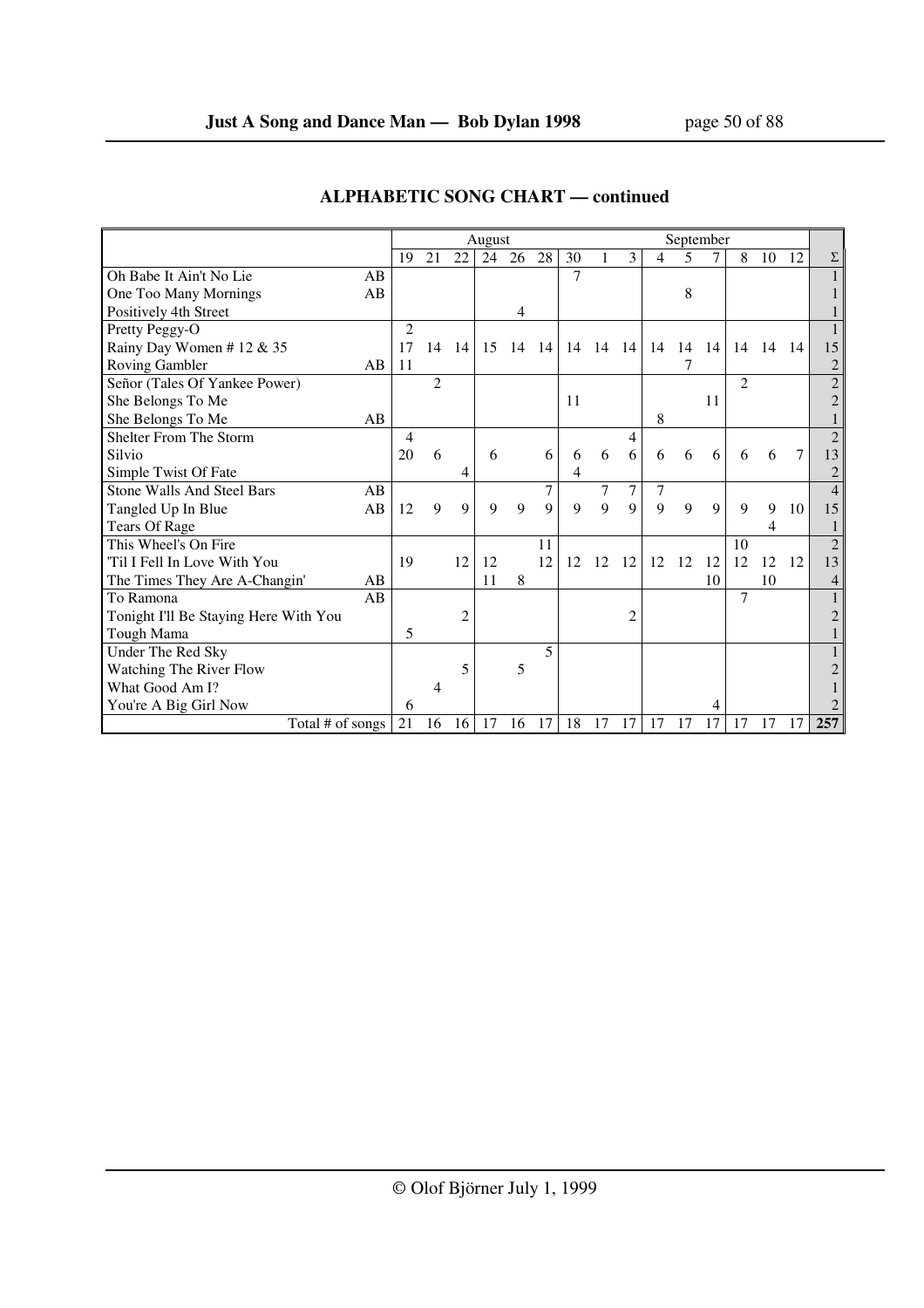## ALPHABETIC SONG CHART — continued

| | | August | | | | | | | | | September | | | | | | Σ |
|---|---|---|---|---|---|---|---|---|---|---|---|---|---|---|---|---|---|
| | | 19 | 21 | 22 | 24 | 26 | 28 | 30 | 1 | 3 | 4 | 5 | 7 | 8 | 10 | 12 | Σ |
| Oh Babe It Ain't No Lie | AB | | | | | | | 7 | | | | | | | | | 1 |
| One Too Many Mornings | AB | | | | | | | | | | | 8 | | | | | 1 |
| Positively 4th Street | | | | | | 4 | | | | | | | | | | | 1 |
| Pretty Peggy-O | | 2 | | | | | | | | | | | | | | | 1 |
| Rainy Day Women # 12 & 35 | | 17 | 14 | 14 | 15 | 14 | 14 | 14 | 14 | 14 | 14 | 14 | 14 | 14 | 14 | 14 | 15 |
| Roving Gambler | AB | 11 | | | | | | | | | | 7 | | | | | 2 |
| Señor (Tales Of Yankee Power) | | | 2 | | | | | | | | | | | 2 | | | 2 |
| She Belongs To Me | | | | | | | | 11 | | | | | 11 | | | | 2 |
| She Belongs To Me | AB | | | | | | | | | | 8 | | | | | | 1 |
| Shelter From The Storm | | 4 | | | | | | | | 4 | | | | | | | 2 |
| Silvio | | 20 | 6 | | 6 | | 6 | 6 | 6 | 6 | 6 | 6 | 6 | 6 | 6 | 7 | 13 |
| Simple Twist Of Fate | | | | 4 | | | | 4 | | | | | | | | | 2 |
| Stone Walls And Steel Bars | AB | | | | | | 7 | | 7 | 7 | 7 | | | | | | 4 |
| Tangled Up In Blue | AB | 12 | 9 | 9 | 9 | 9 | 9 | 9 | 9 | 9 | 9 | 9 | 9 | 9 | 9 | 10 | 15 |
| Tears Of Rage | | | | | | | | | | | | | | | 4 | | 1 |
| This Wheel's On Fire | | | | | | | 11 | | | | | | | 10 | | | 2 |
| 'Til I Fell In Love With You | | 19 | | 12 | 12 | | 12 | 12 | 12 | 12 | 12 | 12 | 12 | 12 | 12 | 12 | 13 |
| The Times They Are A-Changin' | AB | | | | 11 | 8 | | | | | | | 10 | | 10 | | 4 |
| To Ramona | AB | | | | | | | | | | | | | 7 | | | 1 |
| Tonight I'll Be Staying Here With You | | | | 2 | | | | | | 2 | | | | | | | 2 |
| Tough Mama | | 5 | | | | | | | | | | | | | | | 1 |
| Under The Red Sky | | | | | | | 5 | | | | | | | | | | 1 |
| Watching The River Flow | | | | 5 | | 5 | | | | | | | | | | | 2 |
| What Good Am I? | | | 4 | | | | | | | | | | | | | | 1 |
| You're A Big Girl Now | | 6 | | | | | | | | | | | 4 | | | | 2 |
| Total # of songs | | 21 | 16 | 16 | 17 | 16 | 17 | 18 | 17 | 17 | 17 | 17 | 17 | 17 | 17 | 17 | 257 |

© Olof Björner July 1, 1999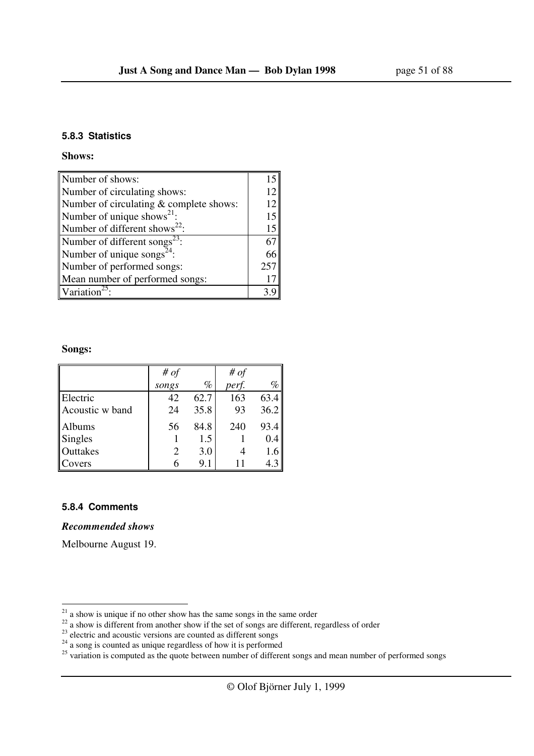### 5.8.3 Statistics

**Shows:**

| | |
|---|---|
| Number of shows: | 15 |
| Number of circulating shows: | 12 |
| Number of circulating & complete shows: | 12 |
| Number of unique shows[21]: | 15 |
| Number of different shows[22]: | 15 |
| Number of different songs[23]: | 67 |
| Number of unique songs[24]: | 66 |
| Number of performed songs: | 257 |
| Mean number of performed songs: | 17 |
| Variation[25]: | 3.9 |

**Songs:**

| | *# of songs* | *%* | *# of perf.* | *%* |
|---|---|---|---|---|
| Electric | 42 | 62.7 | 163 | 63.4 |
| Acoustic w band | 24 | 35.8 | 93 | 36.2 |
| Albums | 56 | 84.8 | 240 | 93.4 |
| Singles | 1 | 1.5 | 1 | 0.4 |
| Outtakes | 2 | 3.0 | 4 | 1.6 |
| Covers | 6 | 9.1 | 11 | 4.3 |

### 5.8.4 Comments

***Recommended shows***

Melbourne August 19.

---

[21] a show is unique if no other show has the same songs in the same order

[22] a show is different from another show if the set of songs are different, regardless of order

[23] electric and acoustic versions are counted as different songs

[24] a song is counted as unique regardless of how it is performed

[25] variation is computed as the quote between number of different songs and mean number of performed songs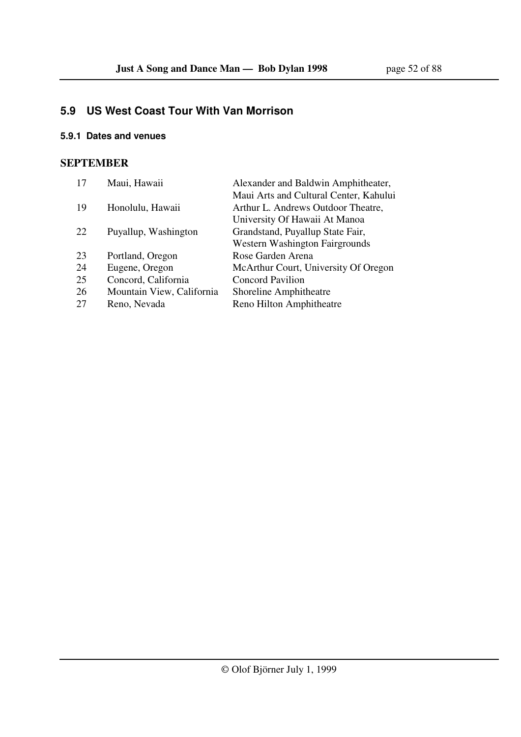## 5.9 US West Coast Tour With Van Morrison

### 5.9.1 Dates and venues

**SEPTEMBER**

| | | |
|---|---|---|
| 17 | Maui, Hawaii | Alexander and Baldwin Amphitheater, Maui Arts and Cultural Center, Kahului |
| 19 | Honolulu, Hawaii | Arthur L. Andrews Outdoor Theatre, University Of Hawaii At Manoa |
| 22 | Puyallup, Washington | Grandstand, Puyallup State Fair, Western Washington Fairgrounds |
| 23 | Portland, Oregon | Rose Garden Arena |
| 24 | Eugene, Oregon | McArthur Court, University Of Oregon |
| 25 | Concord, California | Concord Pavilion |
| 26 | Mountain View, California | Shoreline Amphitheatre |
| 27 | Reno, Nevada | Reno Hilton Amphitheatre |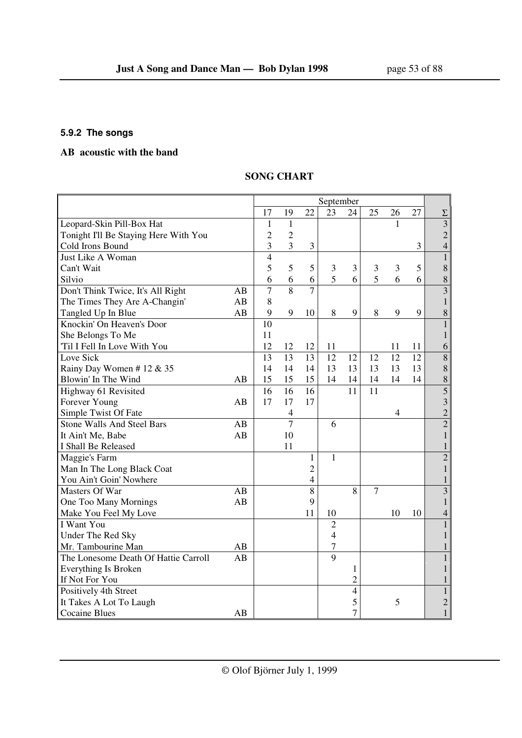#### 5.9.2 The songs

**AB acoustic with the band**

**SONG CHART**

| | | September | | | | | | | | |
|---|---|---|---|---|---|---|---|---|---|---|
| | | 17 | 19 | 22 | 23 | 24 | 25 | 26 | 27 | Σ |
| Leopard-Skin Pill-Box Hat | | 1 | 1 | | | | | 1 | | 3 |
| Tonight I'll Be Staying Here With You | | 2 | 2 | | | | | | | 2 |
| Cold Irons Bound | | 3 | 3 | 3 | | | | | 3 | 4 |
| Just Like A Woman | | 4 | | | | | | | | 1 |
| Can't Wait | | 5 | 5 | 5 | 3 | 3 | 3 | 3 | 5 | 8 |
| Silvio | | 6 | 6 | 6 | 5 | 6 | 5 | 6 | 6 | 8 |
| Don't Think Twice, It's All Right | AB | 7 | 8 | 7 | | | | | | 3 |
| The Times They Are A-Changin' | AB | 8 | | | | | | | | 1 |
| Tangled Up In Blue | AB | 9 | 9 | 10 | 8 | 9 | 8 | 9 | 9 | 8 |
| Knockin' On Heaven's Door | | 10 | | | | | | | | 1 |
| She Belongs To Me | | 11 | | | | | | | | 1 |
| 'Til I Fell In Love With You | | 12 | 12 | 12 | 11 | | | 11 | 11 | 6 |
| Love Sick | | 13 | 13 | 13 | 12 | 12 | 12 | 12 | 12 | 8 |
| Rainy Day Women # 12 & 35 | | 14 | 14 | 14 | 13 | 13 | 13 | 13 | 13 | 8 |
| Blowin' In The Wind | AB | 15 | 15 | 15 | 14 | 14 | 14 | 14 | 14 | 8 |
| Highway 61 Revisited | | 16 | 16 | 16 | | 11 | 11 | | | 5 |
| Forever Young | AB | 17 | 17 | 17 | | | | | | 3 |
| Simple Twist Of Fate | | | 4 | | | | | 4 | | 2 |
| Stone Walls And Steel Bars | AB | | 7 | | 6 | | | | | 2 |
| It Ain't Me, Babe | AB | | 10 | | | | | | | 1 |
| I Shall Be Released | | | 11 | | | | | | | 1 |
| Maggie's Farm | | | | 1 | 1 | | | | | 2 |
| Man In The Long Black Coat | | | | 2 | | | | | | 1 |
| You Ain't Goin' Nowhere | | | | 4 | | | | | | 1 |
| Masters Of War | AB | | | 8 | | 8 | 7 | | | 3 |
| One Too Many Mornings | AB | | | 9 | | | | | | 1 |
| Make You Feel My Love | | | | 11 | 10 | | | 10 | 10 | 4 |
| I Want You | | | | | 2 | | | | | 1 |
| Under The Red Sky | | | | | 4 | | | | | 1 |
| Mr. Tambourine Man | AB | | | | 7 | | | | | 1 |
| The Lonesome Death Of Hattie Carroll | AB | | | | 9 | | | | | 1 |
| Everything Is Broken | | | | | | 1 | | | | 1 |
| If Not For You | | | | | | 2 | | | | 1 |
| Positively 4th Street | | | | | | 4 | | | | 1 |
| It Takes A Lot To Laugh | | | | | | 5 | | 5 | | 2 |
| Cocaine Blues | AB | | | | | 7 | | | | 1 |

© Olof Björner July 1, 1999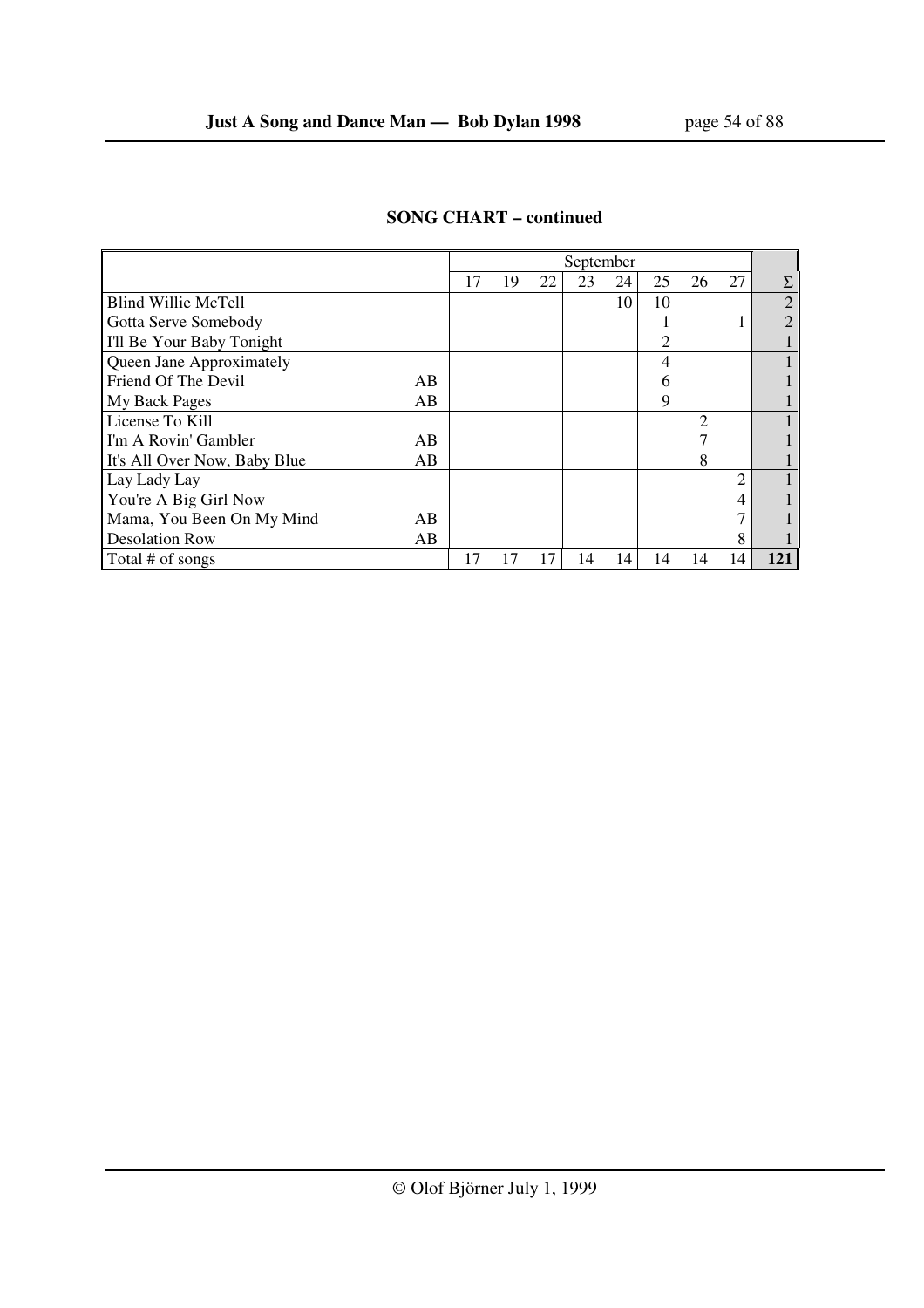**SONG CHART – continued**

| | | September | | | | | | | | |
|---|---|---|---|---|---|---|---|---|---|---|
| | | 17 | 19 | 22 | 23 | 24 | 25 | 26 | 27 | Σ |
| Blind Willie McTell | | | | | | 10 | 10 | | | 2 |
| Gotta Serve Somebody | | | | | | | 1 | | 1 | 2 |
| I'll Be Your Baby Tonight | | | | | | | 2 | | | 1 |
| Queen Jane Approximately | | | | | | | 4 | | | 1 |
| Friend Of The Devil | AB | | | | | | 6 | | | 1 |
| My Back Pages | AB | | | | | | 9 | | | 1 |
| License To Kill | | | | | | | | 2 | | 1 |
| I'm A Rovin' Gambler | AB | | | | | | | 7 | | 1 |
| It's All Over Now, Baby Blue | AB | | | | | | | 8 | | 1 |
| Lay Lady Lay | | | | | | | | | 2 | 1 |
| You're A Big Girl Now | | | | | | | | | 4 | 1 |
| Mama, You Been On My Mind | AB | | | | | | | | 7 | 1 |
| Desolation Row | AB | | | | | | | | 8 | 1 |
| Total # of songs | | 17 | 17 | 17 | 14 | 14 | 14 | 14 | 14 | **121** |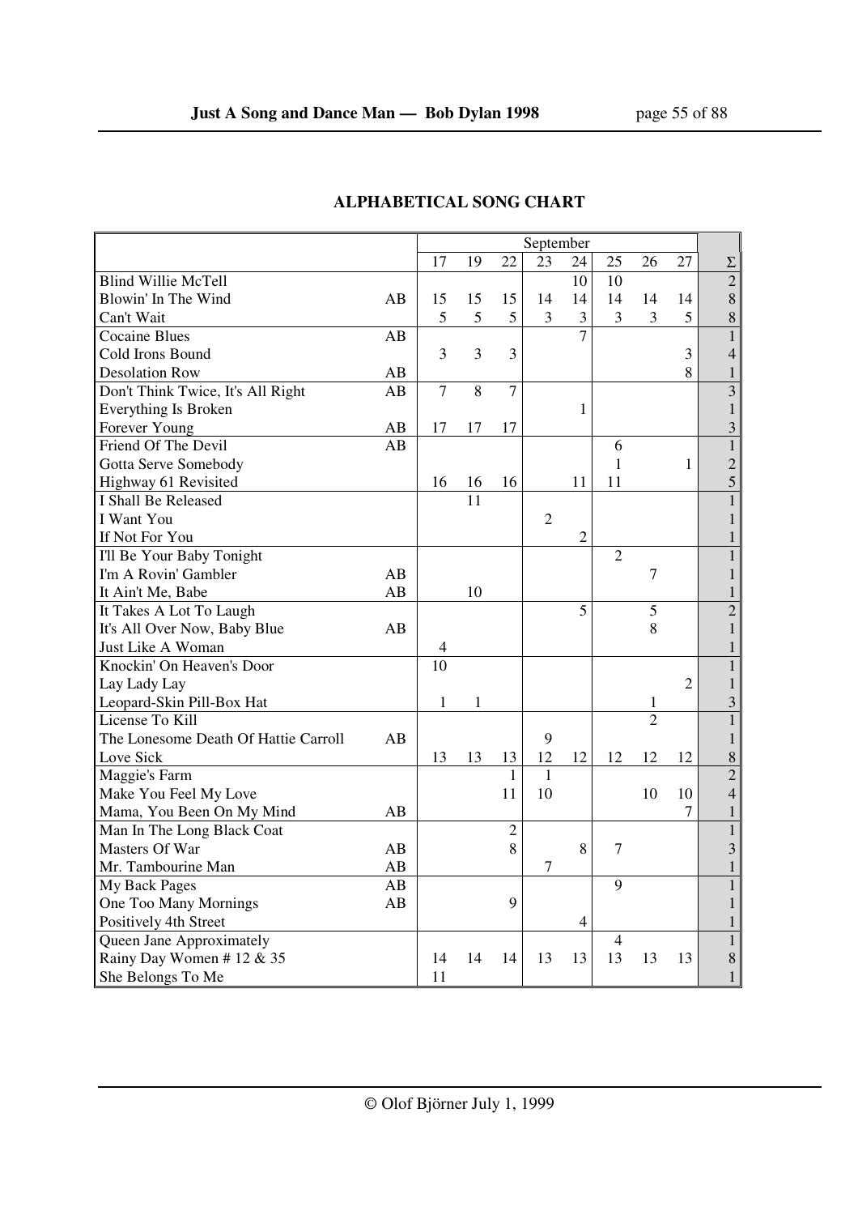## ALPHABETICAL SONG CHART

| | | September | | | | | | | | |
|---|---|---|---|---|---|---|---|---|---|---|
| | | 17 | 19 | 22 | 23 | 24 | 25 | 26 | 27 | Σ |
| Blind Willie McTell | | | | | | 10 | 10 | | | 2 |
| Blowin' In The Wind | AB | 15 | 15 | 15 | 14 | 14 | 14 | 14 | 14 | 8 |
| Can't Wait | | 5 | 5 | 5 | 3 | 3 | 3 | 3 | 5 | 8 |
| Cocaine Blues | AB | | | | | 7 | | | | 1 |
| Cold Irons Bound | | 3 | 3 | 3 | | | | | 3 | 4 |
| Desolation Row | AB | | | | | | | | 8 | 1 |
| Don't Think Twice, It's All Right | AB | 7 | 8 | 7 | | | | | | 3 |
| Everything Is Broken | | | | | | 1 | | | | 1 |
| Forever Young | AB | 17 | 17 | 17 | | | | | | 3 |
| Friend Of The Devil | AB | | | | | | 6 | | | 1 |
| Gotta Serve Somebody | | | | | | | 1 | | 1 | 2 |
| Highway 61 Revisited | | 16 | 16 | 16 | | 11 | 11 | | | 5 |
| I Shall Be Released | | | 11 | | | | | | | 1 |
| I Want You | | | | | 2 | | | | | 1 |
| If Not For You | | | | | | 2 | | | | 1 |
| I'll Be Your Baby Tonight | | | | | | | 2 | | | 1 |
| I'm A Rovin' Gambler | AB | | | | | | | 7 | | 1 |
| It Ain't Me, Babe | AB | | 10 | | | | | | | 1 |
| It Takes A Lot To Laugh | | | | | | 5 | | 5 | | 2 |
| It's All Over Now, Baby Blue | AB | | | | | | | 8 | | 1 |
| Just Like A Woman | | 4 | | | | | | | | 1 |
| Knockin' On Heaven's Door | | 10 | | | | | | | | 1 |
| Lay Lady Lay | | | | | | | | | 2 | 1 |
| Leopard-Skin Pill-Box Hat | | 1 | 1 | | | | | 1 | | 3 |
| License To Kill | | | | | | | | 2 | | 1 |
| The Lonesome Death Of Hattie Carroll | AB | | | | 9 | | | | | 1 |
| Love Sick | | 13 | 13 | 13 | 12 | 12 | 12 | 12 | 12 | 8 |
| Maggie's Farm | | | | 1 | 1 | | | | | 2 |
| Make You Feel My Love | | | | 11 | 10 | | | 10 | 10 | 4 |
| Mama, You Been On My Mind | AB | | | | | | | | 7 | 1 |
| Man In The Long Black Coat | | | | 2 | | | | | | 1 |
| Masters Of War | AB | | | 8 | | 8 | 7 | | | 3 |
| Mr. Tambourine Man | AB | | | | 7 | | | | | 1 |
| My Back Pages | AB | | | | | | 9 | | | 1 |
| One Too Many Mornings | AB | | | 9 | | | | | | 1 |
| Positively 4th Street | | | | | | 4 | | | | 1 |
| Queen Jane Approximately | | | | | | | 4 | | | 1 |
| Rainy Day Women # 12 & 35 | | 14 | 14 | 14 | 13 | 13 | 13 | 13 | 13 | 8 |
| She Belongs To Me | | 11 | | | | | | | | 1 |

© Olof Björner July 1, 1999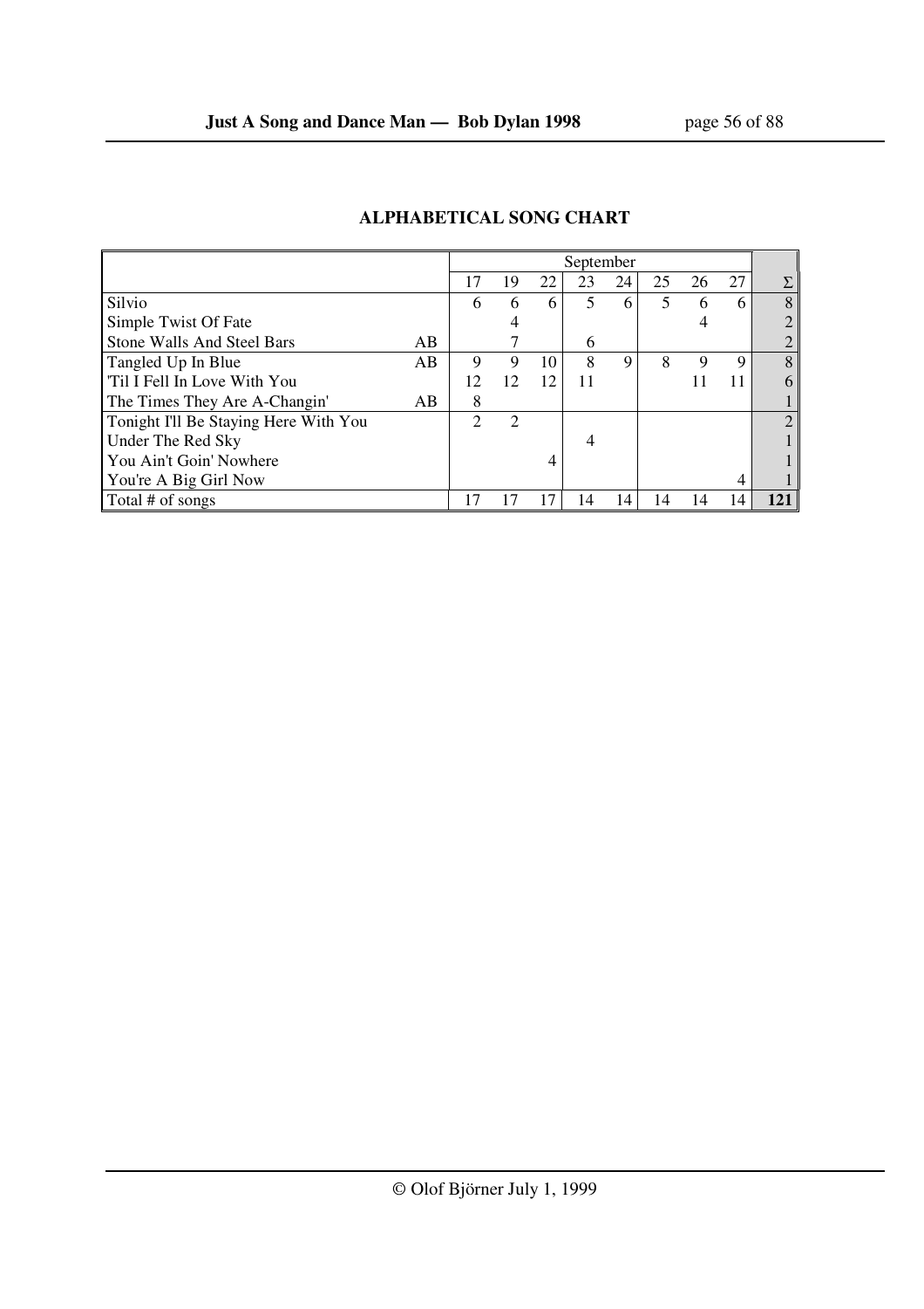## ALPHABETICAL SONG CHART

| | | September | | | | | | | | |
|---|---|---|---|---|---|---|---|---|---|---|
| | | 17 | 19 | 22 | 23 | 24 | 25 | 26 | 27 | Σ |
| Silvio | | 6 | 6 | 6 | 5 | 6 | 5 | 6 | 6 | 8 |
| Simple Twist Of Fate | | | 4 | | | | | 4 | | 2 |
| Stone Walls And Steel Bars | AB | | 7 | | 6 | | | | | 2 |
| Tangled Up In Blue | AB | 9 | 9 | 10 | 8 | 9 | 8 | 9 | 9 | 8 |
| 'Til I Fell In Love With You | | 12 | 12 | 12 | 11 | | | 11 | 11 | 6 |
| The Times They Are A-Changin' | AB | 8 | | | | | | | | 1 |
| Tonight I'll Be Staying Here With You | | 2 | 2 | | | | | | | 2 |
| Under The Red Sky | | | | | 4 | | | | | 1 |
| You Ain't Goin' Nowhere | | | | 4 | | | | | | 1 |
| You're A Big Girl Now | | | | | | | | | 4 | 1 |
| Total # of songs | | 17 | 17 | 17 | 14 | 14 | 14 | 14 | 14 | **121** |

© Olof Björner July 1, 1999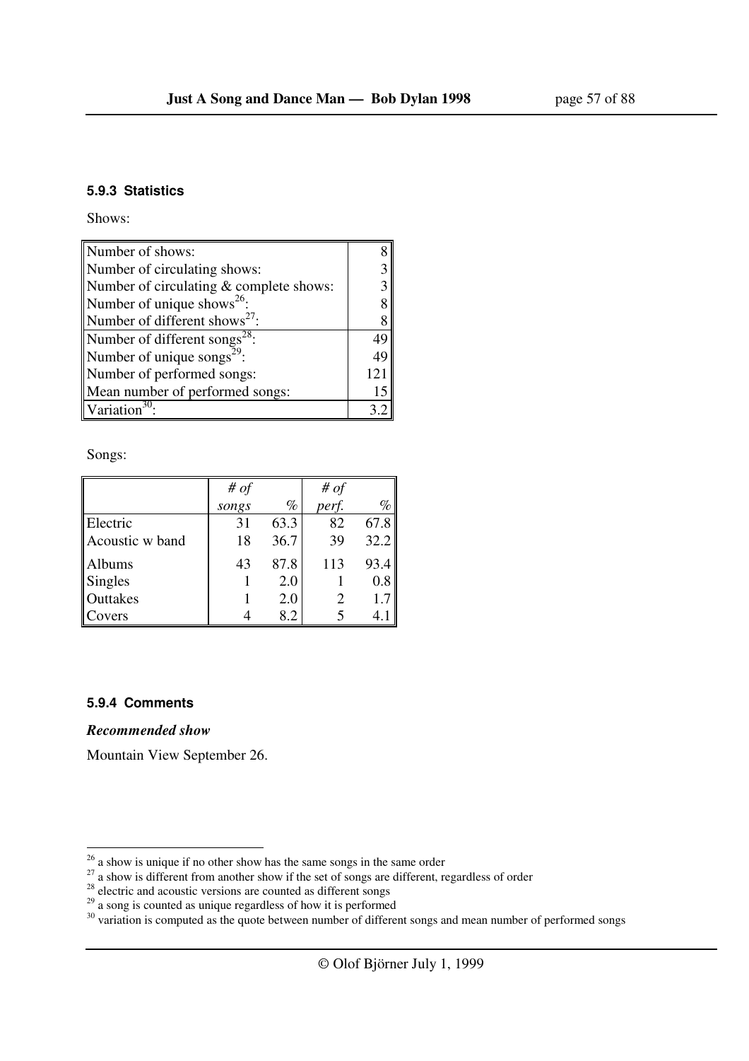#### 5.9.3 Statistics

Shows:

| | |
|---|---|
| Number of shows: | 8 |
| Number of circulating shows: | 3 |
| Number of circulating & complete shows: | 3 |
| Number of unique shows[26]: | 8 |
| Number of different shows[27]: | 8 |
| Number of different songs[28]: | 49 |
| Number of unique songs[29]: | 49 |
| Number of performed songs: | 121 |
| Mean number of performed songs: | 15 |
| Variation[30]: | 3.2 |

Songs:

| | *# of songs* | *%* | *# of perf.* | *%* |
|---|---|---|---|---|
| Electric | 31 | 63.3 | 82 | 67.8 |
| Acoustic w band | 18 | 36.7 | 39 | 32.2 |
| Albums | 43 | 87.8 | 113 | 93.4 |
| Singles | 1 | 2.0 | 1 | 0.8 |
| Outtakes | 1 | 2.0 | 2 | 1.7 |
| Covers | 4 | 8.2 | 5 | 4.1 |

#### 5.9.4 Comments

***Recommended show***

Mountain View September 26.

[26] a show is unique if no other show has the same songs in the same order

[27] a show is different from another show if the set of songs are different, regardless of order

[28] electric and acoustic versions are counted as different songs

[29] a song is counted as unique regardless of how it is performed

[30] variation is computed as the quote between number of different songs and mean number of performed songs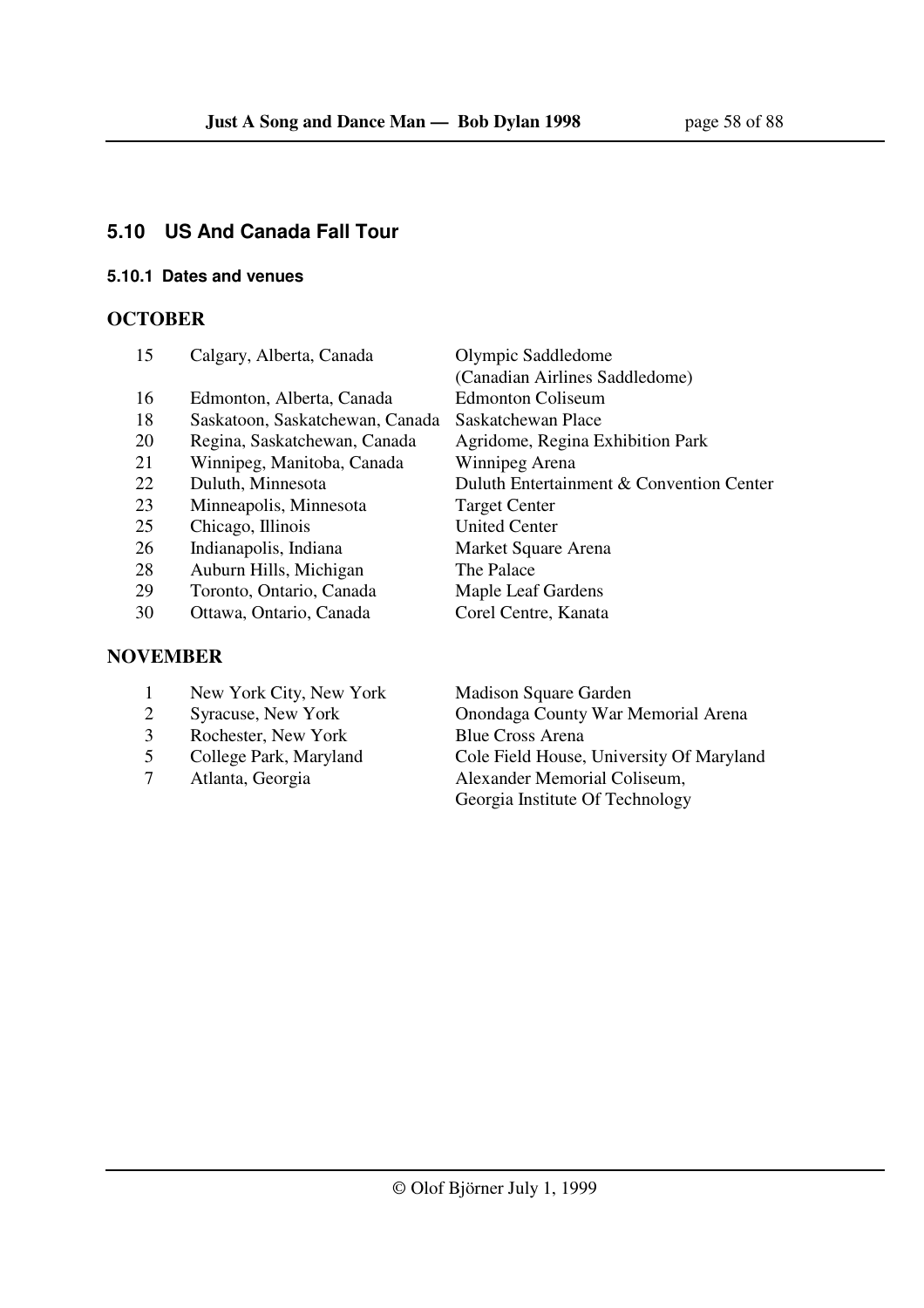## 5.10 US And Canada Fall Tour

### 5.10.1 Dates and venues

**OCTOBER**

| | | |
|---|---|---|
| 15 | Calgary, Alberta, Canada | Olympic Saddledome (Canadian Airlines Saddledome) |
| 16 | Edmonton, Alberta, Canada | Edmonton Coliseum |
| 18 | Saskatoon, Saskatchewan, Canada | Saskatchewan Place |
| 20 | Regina, Saskatchewan, Canada | Agridome, Regina Exhibition Park |
| 21 | Winnipeg, Manitoba, Canada | Winnipeg Arena |
| 22 | Duluth, Minnesota | Duluth Entertainment & Convention Center |
| 23 | Minneapolis, Minnesota | Target Center |
| 25 | Chicago, Illinois | United Center |
| 26 | Indianapolis, Indiana | Market Square Arena |
| 28 | Auburn Hills, Michigan | The Palace |
| 29 | Toronto, Ontario, Canada | Maple Leaf Gardens |
| 30 | Ottawa, Ontario, Canada | Corel Centre, Kanata |

**NOVEMBER**

| | | |
|---|---|---|
| 1 | New York City, New York | Madison Square Garden |
| 2 | Syracuse, New York | Onondaga County War Memorial Arena |
| 3 | Rochester, New York | Blue Cross Arena |
| 5 | College Park, Maryland | Cole Field House, University Of Maryland |
| 7 | Atlanta, Georgia | Alexander Memorial Coliseum, Georgia Institute Of Technology |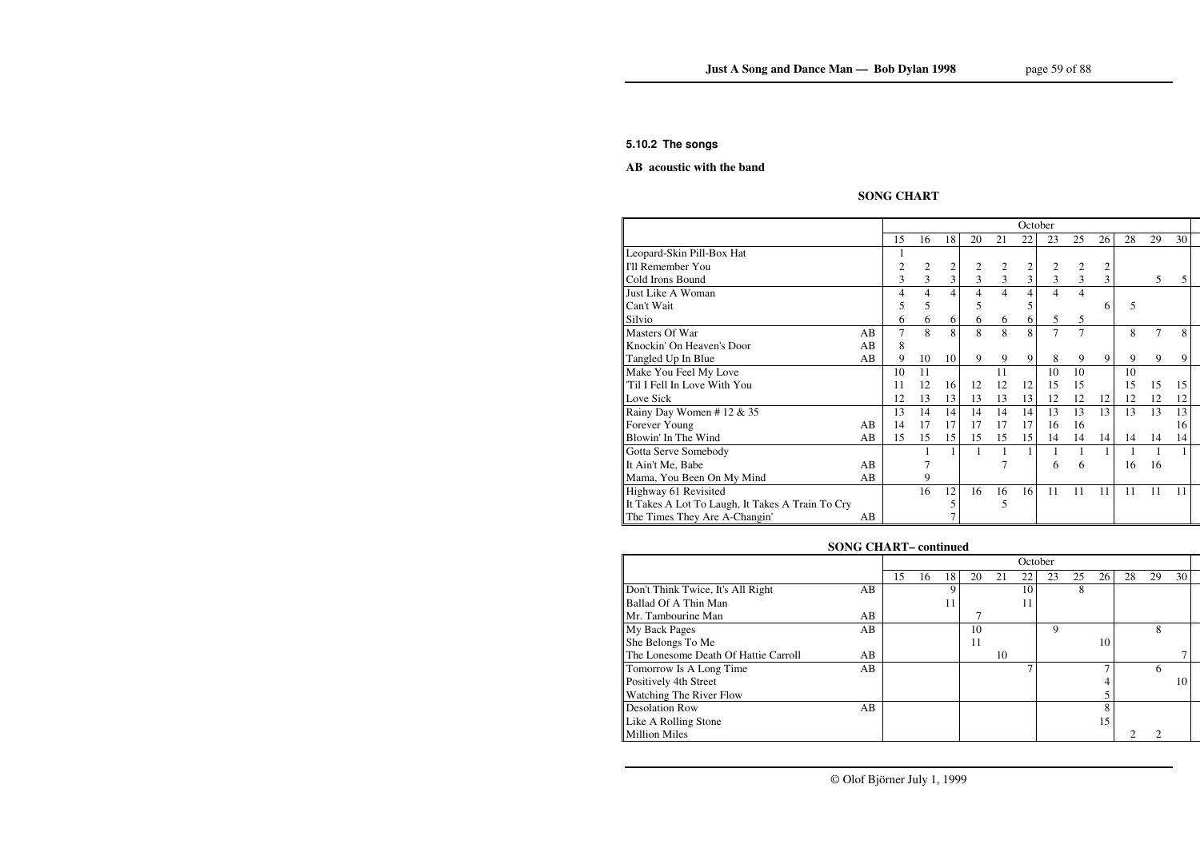### 5.10.2 The songs

**AB acoustic with the band**

**SONG CHART**

| | | October | | | | | | | | | | | |
|---|---|---|---|---|---|---|---|---|---|---|---|---|---|
| | | 15 | 16 | 18 | 20 | 21 | 22 | 23 | 25 | 26 | 28 | 29 | 30 |
| Leopard-Skin Pill-Box Hat | | 1 | | | | | | | | | | | |
| I'll Remember You | | 2 | 2 | 2 | 2 | 2 | 2 | 2 | 2 | 2 | | | |
| Cold Irons Bound | | 3 | 3 | 3 | 3 | 3 | 3 | 3 | 3 | 3 | | 5 | 5 |
| Just Like A Woman | | 4 | 4 | 4 | 4 | 4 | 4 | 4 | 4 | | | | |
| Can't Wait | | 5 | 5 | | 5 | | 5 | | | 6 | 5 | | |
| Silvio | | 6 | 6 | 6 | 6 | 6 | 6 | 5 | 5 | | | | |
| Masters Of War | AB | 7 | 8 | 8 | 8 | 8 | 8 | 7 | 7 | | 8 | 7 | 8 |
| Knockin' On Heaven's Door | AB | 8 | | | | | | | | | | | |
| Tangled Up In Blue | AB | 9 | 10 | 10 | 9 | 9 | 9 | 8 | 9 | 9 | 9 | 9 | 9 |
| Make You Feel My Love | | 10 | 11 | | | 11 | | 10 | 10 | | 10 | | |
| 'Til I Fell In Love With You | | 11 | 12 | 16 | 12 | 12 | 12 | 15 | 15 | | 15 | 15 | 15 |
| Love Sick | | 12 | 13 | 13 | 13 | 13 | 13 | 12 | 12 | 12 | 12 | 12 | 12 |
| Rainy Day Women # 12 & 35 | | 13 | 14 | 14 | 14 | 14 | 14 | 13 | 13 | 13 | 13 | 13 | 13 |
| Forever Young | AB | 14 | 17 | 17 | 17 | 17 | 17 | 16 | 16 | | | | 16 |
| Blowin' In The Wind | AB | 15 | 15 | 15 | 15 | 15 | 15 | 14 | 14 | 14 | 14 | 14 | 14 |
| Gotta Serve Somebody | | | 1 | 1 | 1 | 1 | 1 | 1 | 1 | 1 | 1 | 1 | 1 |
| It Ain't Me, Babe | AB | | 7 | | | 7 | | 6 | 6 | | 16 | 16 | |
| Mama, You Been On My Mind | AB | | 9 | | | | | | | | | | |
| Highway 61 Revisited | | | 16 | 12 | 16 | 16 | 16 | 11 | 11 | 11 | 11 | 11 | 11 |
| It Takes A Lot To Laugh, It Takes A Train To Cry | | | | 5 | | 5 | | | | | | | |
| The Times They Are A-Changin' | AB | | | 7 | | | | | | | | | |

**SONG CHART– continued**

| | | October | | | | | | | | | | | |
|---|---|---|---|---|---|---|---|---|---|---|---|---|---|
| | | 15 | 16 | 18 | 20 | 21 | 22 | 23 | 25 | 26 | 28 | 29 | 30 |
| Don't Think Twice, It's All Right | AB | | | 9 | | | 10 | | 8 | | | | |
| Ballad Of A Thin Man | | | | 11 | | | 11 | | | | | | |
| Mr. Tambourine Man | AB | | | | 7 | | | | | | | | |
| My Back Pages | AB | | | | 10 | | | 9 | | | | 8 | |
| She Belongs To Me | | | | | 11 | | | | | 10 | | | |
| The Lonesome Death Of Hattie Carroll | AB | | | | | 10 | | | | | | | 7 |
| Tomorrow Is A Long Time | AB | | | | | | 7 | | | 7 | | 6 | |
| Positively 4th Street | | | | | | | | | | 4 | | | 10 |
| Watching The River Flow | | | | | | | | | | 5 | | | |
| Desolation Row | AB | | | | | | | | | 8 | | | |
| Like A Rolling Stone | | | | | | | | | | 15 | | | |
| Million Miles | | | | | | | | | | | 2 | 2 | |

© Olof Björner July 1, 1999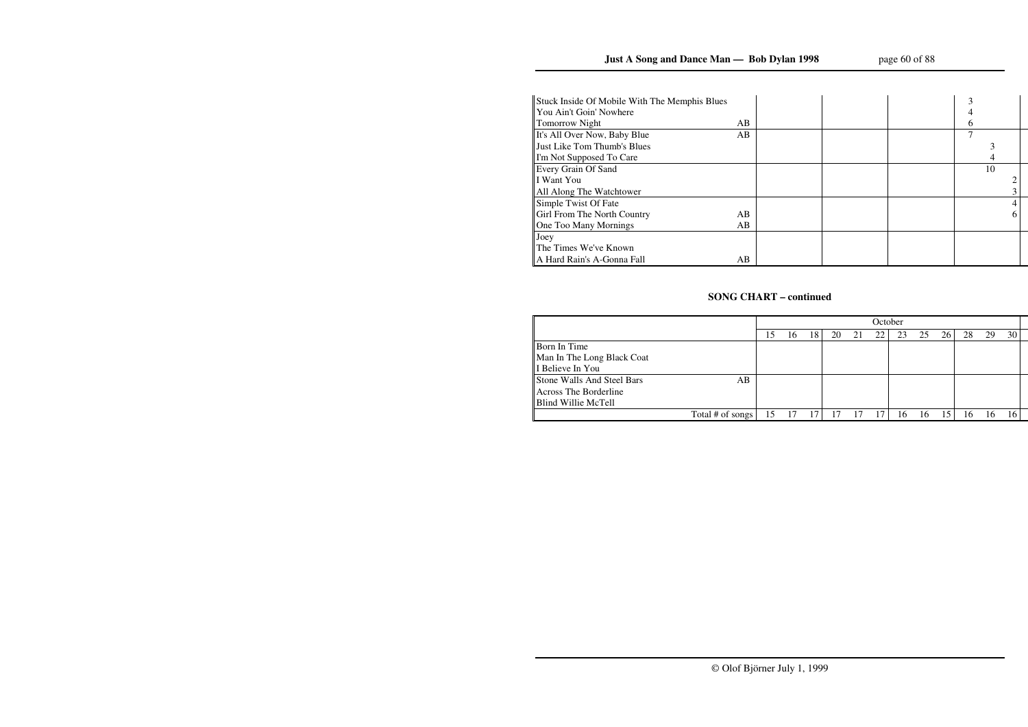| | | | | | | | | | | | | | |
|---|---|---|---|---|---|---|---|---|---|---|---|---|---|
| Stuck Inside Of Mobile With The Memphis Blues | | | | | | | | | | | 3 | | |
| You Ain't Goin' Nowhere | | | | | | | | | | | 4 | | |
| Tomorrow Night | AB | | | | | | | | | | 6 | | |
| It's All Over Now, Baby Blue | AB | | | | | | | | | | 7 | | |
| Just Like Tom Thumb's Blues | | | | | | | | | | | | 3 | |
| I'm Not Supposed To Care | | | | | | | | | | | | 4 | |
| Every Grain Of Sand | | | | | | | | | | | | 10 | |
| I Want You | | | | | | | | | | | | | 2 |
| All Along The Watchtower | | | | | | | | | | | | | 3 |
| Simple Twist Of Fate | | | | | | | | | | | | | 4 |
| Girl From The North Country | AB | | | | | | | | | | | | 6 |
| One Too Many Mornings | AB | | | | | | | | | | | | |
| Joey | | | | | | | | | | | | | |
| The Times We've Known | | | | | | | | | | | | | |
| A Hard Rain's A-Gonna Fall | AB | | | | | | | | | | | | |

## SONG CHART – continued

| | | October | | | | | | | | | | | |
|---|---|---|---|---|---|---|---|---|---|---|---|---|---|
| | | 15 | 16 | 18 | 20 | 21 | 22 | 23 | 25 | 26 | 28 | 29 | 30 |
| Born In Time | | | | | | | | | | | | | |
| Man In The Long Black Coat | | | | | | | | | | | | | |
| I Believe In You | | | | | | | | | | | | | |
| Stone Walls And Steel Bars | AB | | | | | | | | | | | | |
| Across The Borderline | | | | | | | | | | | | | |
| Blind Willie McTell | | | | | | | | | | | | | |
| Total # of songs | | 15 | 17 | 17 | 17 | 17 | 17 | 16 | 16 | 15 | 16 | 16 | 16 |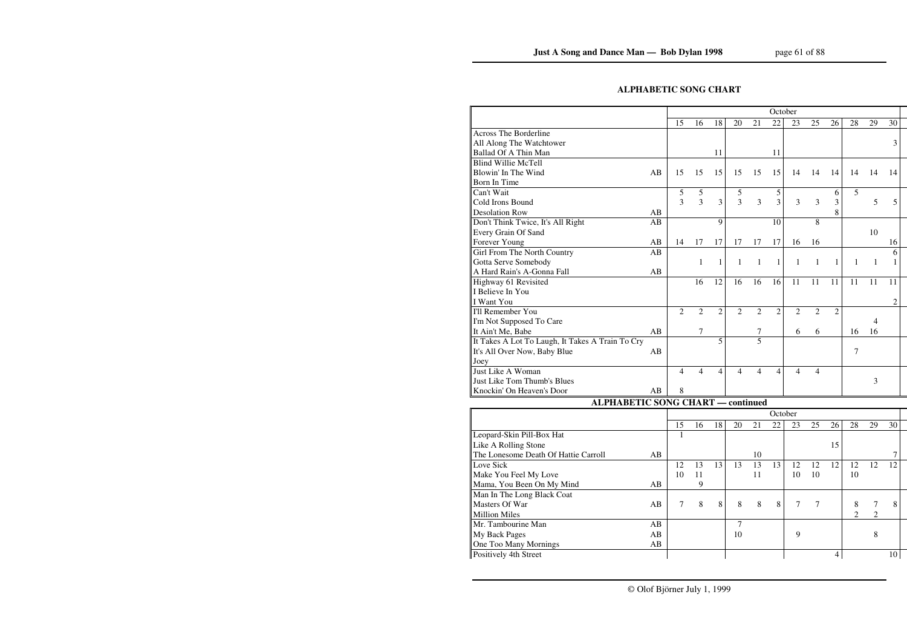## ALPHABETIC SONG CHART

| | | October | | | | | | | | | | | |
|---|---|---|---|---|---|---|---|---|---|---|---|---|---|
| | | 15 | 16 | 18 | 20 | 21 | 22 | 23 | 25 | 26 | 28 | 29 | 30 |
| Across The Borderline | | | | | | | | | | | | | |
| All Along The Watchtower | | | | | | | | | | | | | 3 |
| Ballad Of A Thin Man | | | | 11 | | | 11 | | | | | | |
| Blind Willie McTell | | | | | | | | | | | | | |
| Blowin' In The Wind | AB | 15 | 15 | 15 | 15 | 15 | 15 | 14 | 14 | 14 | 14 | 14 | 14 |
| Born In Time | | | | | | | | | | | | | |
| Can't Wait | | 5 | 5 | | 5 | | 5 | | | 6 | 5 | | |
| Cold Irons Bound | | 3 | 3 | 3 | 3 | 3 | 3 | 3 | 3 | 3 | | 5 | 5 |
| Desolation Row | AB | | | | | | | | | 8 | | | |
| Don't Think Twice, It's All Right | AB | | | 9 | | | 10 | | 8 | | | | |
| Every Grain Of Sand | | | | | | | | | | | | 10 | |
| Forever Young | AB | 14 | 17 | 17 | 17 | 17 | 17 | 16 | 16 | | | | 16 |
| Girl From The North Country | AB | | | | | | | | | | | | 6 |
| Gotta Serve Somebody | | | 1 | 1 | 1 | 1 | 1 | 1 | 1 | 1 | 1 | 1 | 1 |
| A Hard Rain's A-Gonna Fall | AB | | | | | | | | | | | | |
| Highway 61 Revisited | | | 16 | 12 | 16 | 16 | 16 | 11 | 11 | 11 | 11 | 11 | 11 |
| I Believe In You | | | | | | | | | | | | | |
| I Want You | | | | | | | | | | | | | 2 |
| I'll Remember You | | 2 | 2 | 2 | 2 | 2 | 2 | 2 | 2 | 2 | | | |
| I'm Not Supposed To Care | | | | | | | | | | | | 4 | |
| It Ain't Me, Babe | AB | | 7 | | | 7 | | 6 | 6 | | 16 | 16 | |
| It Takes A Lot To Laugh, It Takes A Train To Cry | | | | 5 | | 5 | | | | | | | |
| It's All Over Now, Baby Blue | AB | | | | | | | | | | 7 | | |
| Joey | | | | | | | | | | | | | |
| Just Like A Woman | | 4 | 4 | 4 | 4 | 4 | 4 | 4 | 4 | | | | |
| Just Like Tom Thumb's Blues | | | | | | | | | | | | 3 | |
| Knockin' On Heaven's Door | AB | 8 | | | | | | | | | | | |

## ALPHABETIC SONG CHART — continued

| | | October | | | | | | | | | | | |
|---|---|---|---|---|---|---|---|---|---|---|---|---|---|
| | | 15 | 16 | 18 | 20 | 21 | 22 | 23 | 25 | 26 | 28 | 29 | 30 |
| Leopard-Skin Pill-Box Hat | | 1 | | | | | | | | | | | |
| Like A Rolling Stone | | | | | | | | | | 15 | | | |
| The Lonesome Death Of Hattie Carroll | AB | | | | | 10 | | | | | | | 7 |
| Love Sick | | 12 | 13 | 13 | 13 | 13 | 13 | 12 | 12 | 12 | 12 | 12 | 12 |
| Make You Feel My Love | | 10 | 11 | | | 11 | | 10 | 10 | | 10 | | |
| Mama, You Been On My Mind | AB | | 9 | | | | | | | | | | |
| Man In The Long Black Coat | | | | | | | | | | | | | |
| Masters Of War | AB | 7 | 8 | 8 | 8 | 8 | 8 | 7 | 7 | | 8 | 7 | 8 |
| Million Miles | | | | | | | | | | | 2 | 2 | |
| Mr. Tambourine Man | AB | | | | 7 | | | | | | | | |
| My Back Pages | AB | | | | 10 | | | 9 | | | | 8 | |
| One Too Many Mornings | AB | | | | | | | | | | | | |
| Positively 4th Street | | | | | | | | | | 4 | | | 10 |

© Olof Björner July 1, 1999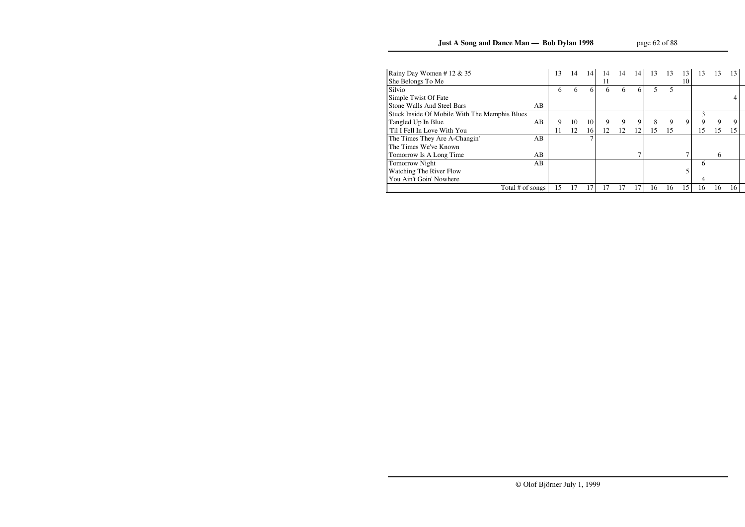| Song | | | | | | | | | | | | | |
|---|---|---|---|---|---|---|---|---|---|---|---|---|---|
| Rainy Day Women # 12 & 35 | | 13 | 14 | 14 | 14 | 14 | 14 | 13 | 13 | 13 | 13 | 13 | 13 |
| She Belongs To Me | | | | | 11 | | | | | 10 | | | |
| Silvio | | 6 | 6 | 6 | 6 | 6 | 6 | 5 | 5 | | | | |
| Simple Twist Of Fate | | | | | | | | | | | | | 4 |
| Stone Walls And Steel Bars | AB | | | | | | | | | | | | |
| Stuck Inside Of Mobile With The Memphis Blues | | | | | | | | | | | 3 | | |
| Tangled Up In Blue | AB | 9 | 10 | 10 | 9 | 9 | 9 | 8 | 9 | 9 | 9 | 9 | 9 |
| 'Til I Fell In Love With You | | 11 | 12 | 16 | 12 | 12 | 12 | 15 | 15 | | 15 | 15 | 15 |
| The Times They Are A-Changin' | AB | | | 7 | | | | | | | | | |
| The Times We've Known | | | | | | | | | | | | | |
| Tomorrow Is A Long Time | AB | | | | | | 7 | | | 7 | | 6 | |
| Tomorrow Night | AB | | | | | | | | | | 6 | | |
| Watching The River Flow | | | | | | | | | | 5 | | | |
| You Ain't Goin' Nowhere | | | | | | | | | | | 4 | | |
| Total # of songs | | 15 | 17 | 17 | 17 | 17 | 17 | 16 | 16 | 15 | 16 | 16 | 16 |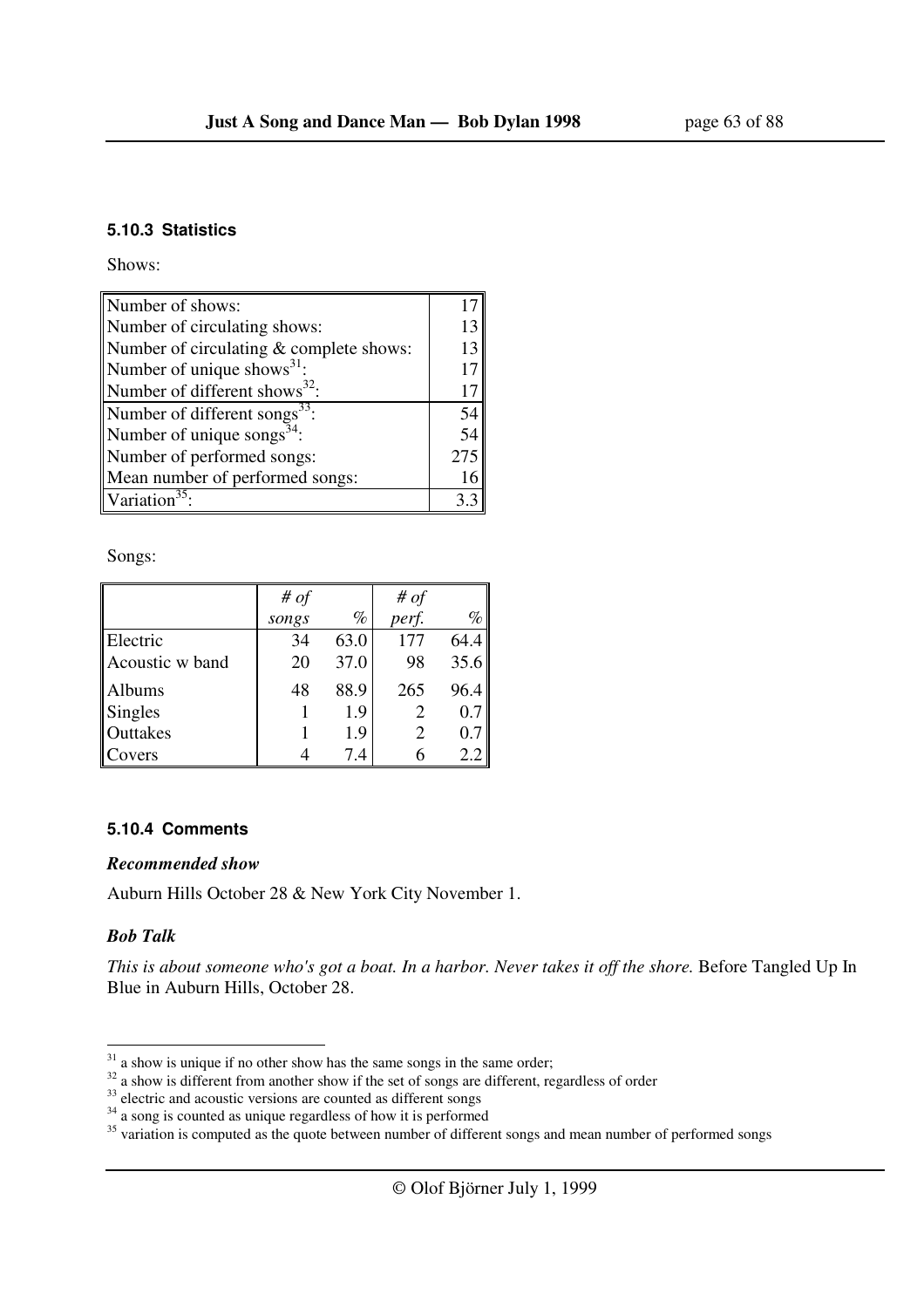### 5.10.3 Statistics

Shows:

| | |
|---|---|
| Number of shows: | 17 |
| Number of circulating shows: | 13 |
| Number of circulating & complete shows: | 13 |
| Number of unique shows[31]: | 17 |
| Number of different shows[32]: | 17 |
| Number of different songs[33]: | 54 |
| Number of unique songs[34]: | 54 |
| Number of performed songs: | 275 |
| Mean number of performed songs: | 16 |
| Variation[35]: | 3.3 |

Songs:

| | *# of songs* | *%* | *# of perf.* | *%* |
|---|---|---|---|---|
| Electric | 34 | 63.0 | 177 | 64.4 |
| Acoustic w band | 20 | 37.0 | 98 | 35.6 |
| Albums | 48 | 88.9 | 265 | 96.4 |
| Singles | 1 | 1.9 | 2 | 0.7 |
| Outtakes | 1 | 1.9 | 2 | 0.7 |
| Covers | 4 | 7.4 | 6 | 2.2 |

### 5.10.4 Comments

***Recommended show***

Auburn Hills October 28 & New York City November 1.

***Bob Talk***

*This is about someone who's got a boat. In a harbor. Never takes it off the shore.* Before Tangled Up In Blue in Auburn Hills, October 28.

---

[31] a show is unique if no other show has the same songs in the same order;

[32] a show is different from another show if the set of songs are different, regardless of order

[33] electric and acoustic versions are counted as different songs

[34] a song is counted as unique regardless of how it is performed

[35] variation is computed as the quote between number of different songs and mean number of performed songs

© Olof Björner July 1, 1999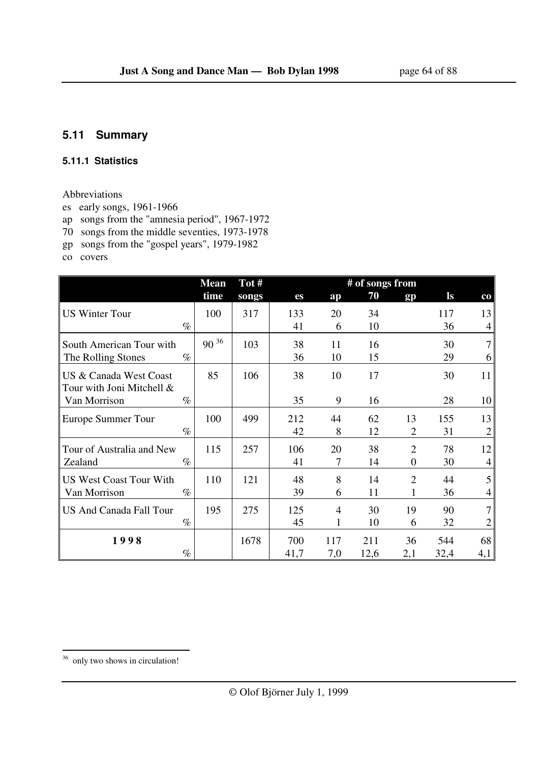## 5.11 Summary

### 5.11.1 Statistics

Abbreviations

es early songs, 1961-1966

ap songs from the "amnesia period", 1967-1972

70 songs from the middle seventies, 1973-1978

gp songs from the "gospel years", 1979-1982

co covers

| | | Mean time | Tot # songs | # of songs from | | | | | |
|---|---|---|---|---|---|---|---|---|---|
| | | | | es | ap | 70 | gp | ls | co |
| US Winter Tour | | 100 | 317 | 133 | 20 | 34 | | 117 | 13 |
| | % | | | 41 | 6 | 10 | | 36 | 4 |
| South American Tour with The Rolling Stones | % | 90 [36] | 103 | 38 | 11 | 16 | | 30 | 7 |
| | % | | | 36 | 10 | 15 | | 29 | 6 |
| US & Canada West Coast Tour with Joni Mitchell & Van Morrison | | 85 | 106 | 38 | 10 | 17 | | 30 | 11 |
| | % | | | 35 | 9 | 16 | | 28 | 10 |
| Europe Summer Tour | | 100 | 499 | 212 | 44 | 62 | 13 | 155 | 13 |
| | % | | | 42 | 8 | 12 | 2 | 31 | 2 |
| Tour of Australia and New Zealand | | 115 | 257 | 106 | 20 | 38 | 2 | 78 | 12 |
| | % | | | 41 | 7 | 14 | 0 | 30 | 4 |
| US West Coast Tour With Van Morrison | | 110 | 121 | 48 | 8 | 14 | 2 | 44 | 5 |
| | % | | | 39 | 6 | 11 | 1 | 36 | 4 |
| US And Canada Fall Tour | | 195 | 275 | 125 | 4 | 30 | 19 | 90 | 7 |
| | % | | | 45 | 1 | 10 | 6 | 32 | 2 |
| **1998** | | | 1678 | 700 | 117 | 211 | 36 | 544 | 68 |
| | % | | | 41,7 | 7,0 | 12,6 | 2,1 | 32,4 | 4,1 |

[36] only two shows in circulation!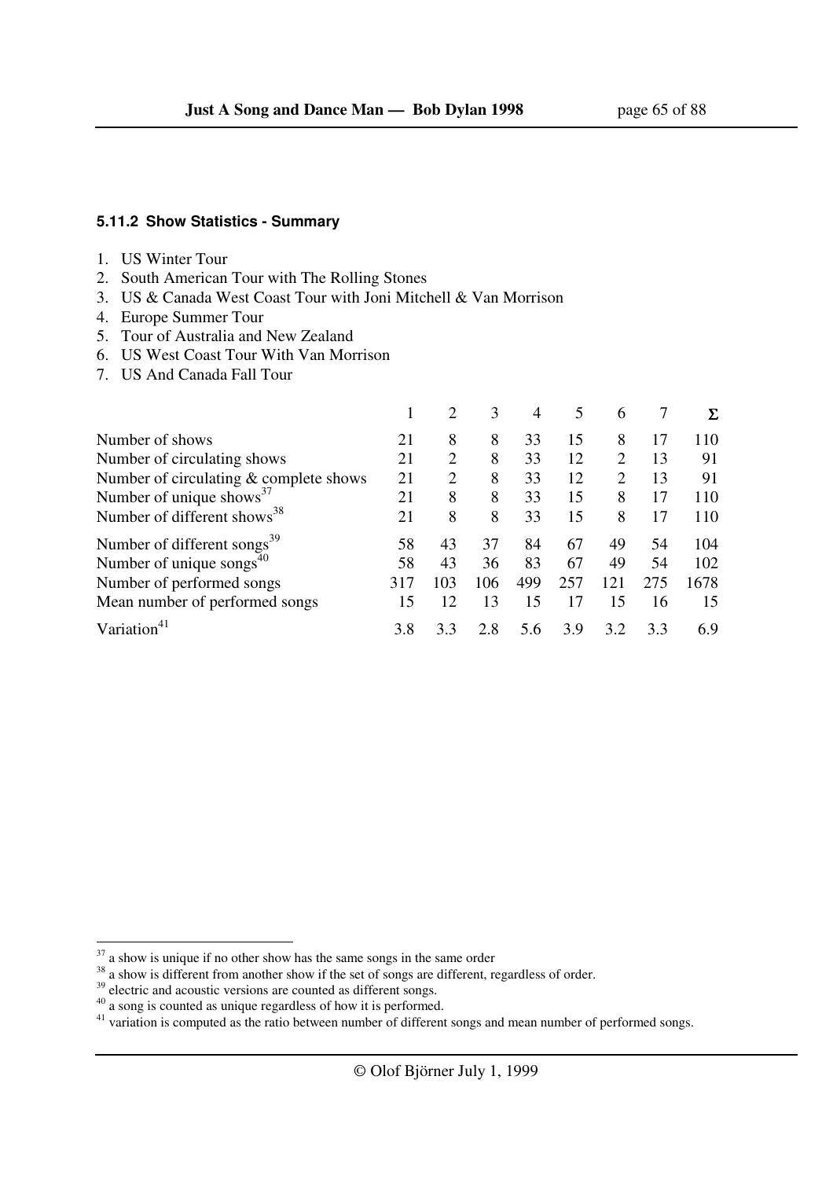### 5.11.2 Show Statistics - Summary

1. US Winter Tour
2. South American Tour with The Rolling Stones
3. US & Canada West Coast Tour with Joni Mitchell & Van Morrison
4. Europe Summer Tour
5. Tour of Australia and New Zealand
6. US West Coast Tour With Van Morrison
7. US And Canada Fall Tour

| | 1 | 2 | 3 | 4 | 5 | 6 | 7 | Σ |
|---|---|---|---|---|---|---|---|---|
| Number of shows | 21 | 8 | 8 | 33 | 15 | 8 | 17 | 110 |
| Number of circulating shows | 21 | 2 | 8 | 33 | 12 | 2 | 13 | 91 |
| Number of circulating & complete shows | 21 | 2 | 8 | 33 | 12 | 2 | 13 | 91 |
| Number of unique shows[37] | 21 | 8 | 8 | 33 | 15 | 8 | 17 | 110 |
| Number of different shows[38] | 21 | 8 | 8 | 33 | 15 | 8 | 17 | 110 |
| Number of different songs[39] | 58 | 43 | 37 | 84 | 67 | 49 | 54 | 104 |
| Number of unique songs[40] | 58 | 43 | 36 | 83 | 67 | 49 | 54 | 102 |
| Number of performed songs | 317 | 103 | 106 | 499 | 257 | 121 | 275 | 1678 |
| Mean number of performed songs | 15 | 12 | 13 | 15 | 17 | 15 | 16 | 15 |
| Variation[41] | 3.8 | 3.3 | 2.8 | 5.6 | 3.9 | 3.2 | 3.3 | 6.9 |

[37] a show is unique if no other show has the same songs in the same order

[38] a show is different from another show if the set of songs are different, regardless of order.

[39] electric and acoustic versions are counted as different songs.

[40] a song is counted as unique regardless of how it is performed.

[41] variation is computed as the ratio between number of different songs and mean number of performed songs.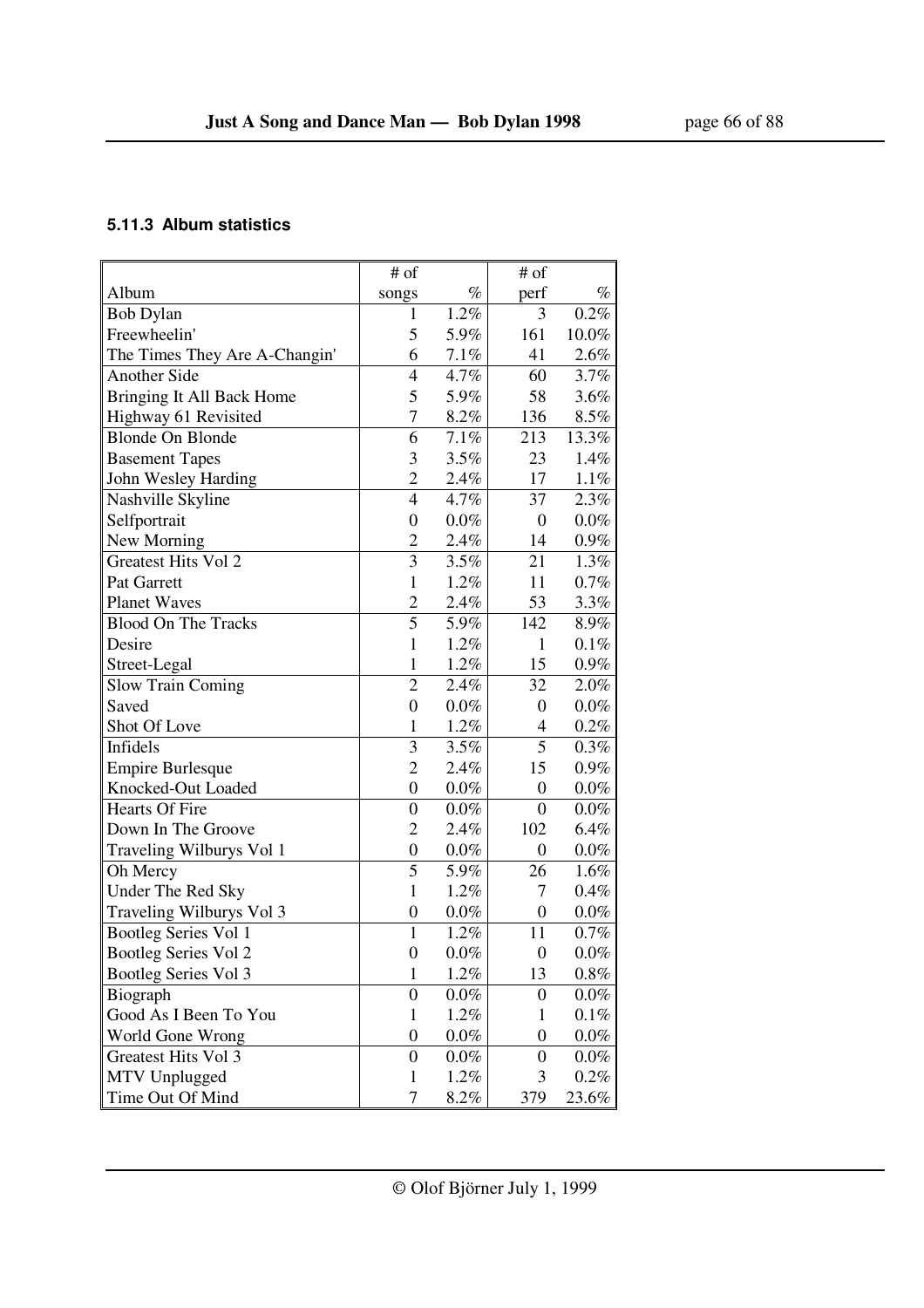### 5.11.3 Album statistics

| Album | # of songs | % | # of perf | % |
|---|---|---|---|---|
| Bob Dylan | 1 | 1.2% | 3 | 0.2% |
| Freewheelin' | 5 | 5.9% | 161 | 10.0% |
| The Times They Are A-Changin' | 6 | 7.1% | 41 | 2.6% |
| Another Side | 4 | 4.7% | 60 | 3.7% |
| Bringing It All Back Home | 5 | 5.9% | 58 | 3.6% |
| Highway 61 Revisited | 7 | 8.2% | 136 | 8.5% |
| Blonde On Blonde | 6 | 7.1% | 213 | 13.3% |
| Basement Tapes | 3 | 3.5% | 23 | 1.4% |
| John Wesley Harding | 2 | 2.4% | 17 | 1.1% |
| Nashville Skyline | 4 | 4.7% | 37 | 2.3% |
| Selfportrait | 0 | 0.0% | 0 | 0.0% |
| New Morning | 2 | 2.4% | 14 | 0.9% |
| Greatest Hits Vol 2 | 3 | 3.5% | 21 | 1.3% |
| Pat Garrett | 1 | 1.2% | 11 | 0.7% |
| Planet Waves | 2 | 2.4% | 53 | 3.3% |
| Blood On The Tracks | 5 | 5.9% | 142 | 8.9% |
| Desire | 1 | 1.2% | 1 | 0.1% |
| Street-Legal | 1 | 1.2% | 15 | 0.9% |
| Slow Train Coming | 2 | 2.4% | 32 | 2.0% |
| Saved | 0 | 0.0% | 0 | 0.0% |
| Shot Of Love | 1 | 1.2% | 4 | 0.2% |
| Infidels | 3 | 3.5% | 5 | 0.3% |
| Empire Burlesque | 2 | 2.4% | 15 | 0.9% |
| Knocked-Out Loaded | 0 | 0.0% | 0 | 0.0% |
| Hearts Of Fire | 0 | 0.0% | 0 | 0.0% |
| Down In The Groove | 2 | 2.4% | 102 | 6.4% |
| Traveling Wilburys Vol 1 | 0 | 0.0% | 0 | 0.0% |
| Oh Mercy | 5 | 5.9% | 26 | 1.6% |
| Under The Red Sky | 1 | 1.2% | 7 | 0.4% |
| Traveling Wilburys Vol 3 | 0 | 0.0% | 0 | 0.0% |
| Bootleg Series Vol 1 | 1 | 1.2% | 11 | 0.7% |
| Bootleg Series Vol 2 | 0 | 0.0% | 0 | 0.0% |
| Bootleg Series Vol 3 | 1 | 1.2% | 13 | 0.8% |
| Biograph | 0 | 0.0% | 0 | 0.0% |
| Good As I Been To You | 1 | 1.2% | 1 | 0.1% |
| World Gone Wrong | 0 | 0.0% | 0 | 0.0% |
| Greatest Hits Vol 3 | 0 | 0.0% | 0 | 0.0% |
| MTV Unplugged | 1 | 1.2% | 3 | 0.2% |
| Time Out Of Mind | 7 | 8.2% | 379 | 23.6% |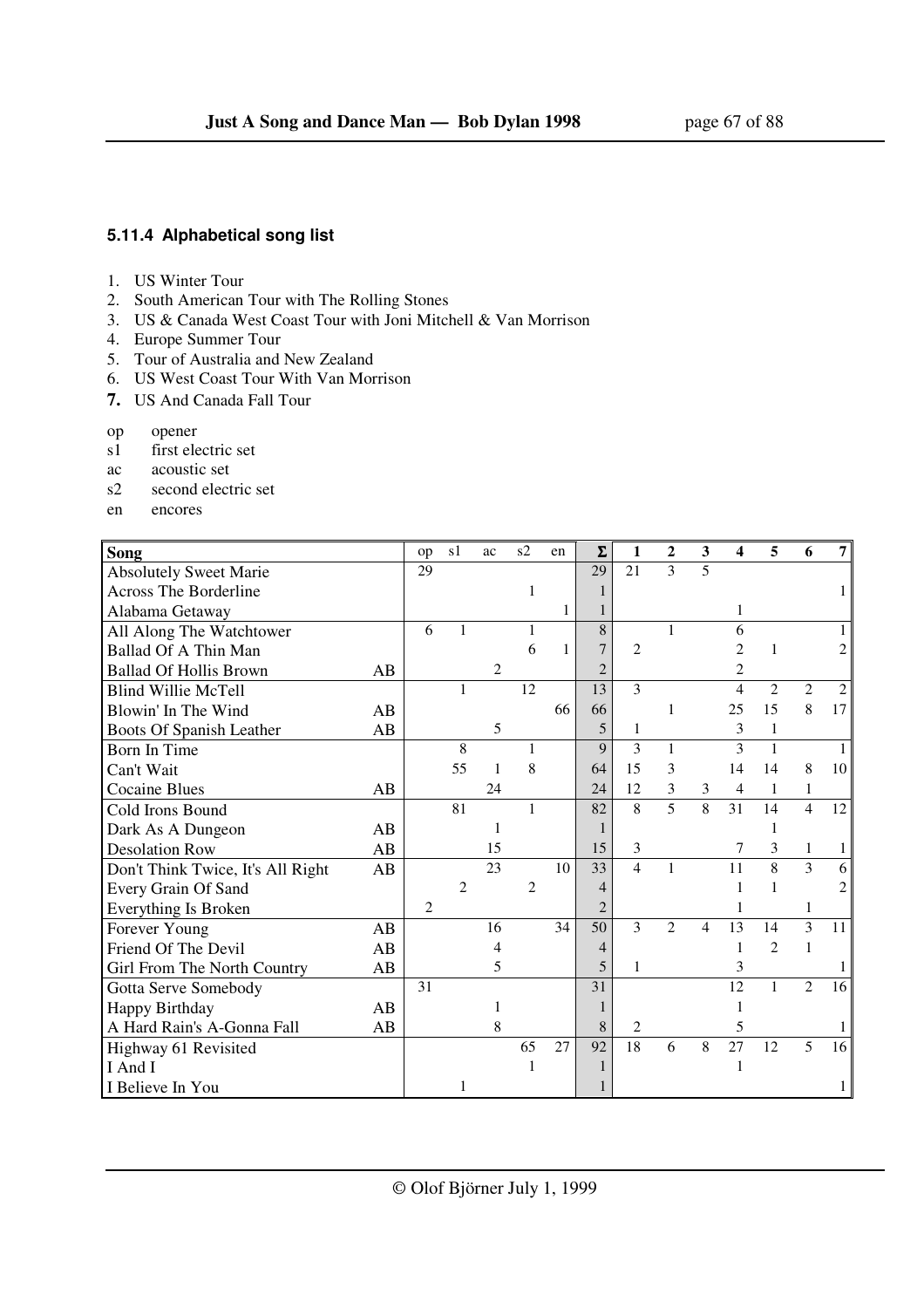### 5.11.4 Alphabetical song list

1. US Winter Tour
2. South American Tour with The Rolling Stones
3. US & Canada West Coast Tour with Joni Mitchell & Van Morrison
4. Europe Summer Tour
5. Tour of Australia and New Zealand
6. US West Coast Tour With Van Morrison
7. US And Canada Fall Tour

- op opener
- s1 first electric set
- ac acoustic set
- s2 second electric set
- en encores

| Song | | op | s1 | ac | s2 | en | Σ | 1 | 2 | 3 | 4 | 5 | 6 | 7 |
|---|---|---|---|---|---|---|---|---|---|---|---|---|---|---|
| Absolutely Sweet Marie | | 29 | | | | | 29 | 21 | 3 | 5 | | | | |
| Across The Borderline | | | | | 1 | | 1 | | | | | | | 1 |
| Alabama Getaway | | | | | | 1 | 1 | | | | 1 | | | |
| All Along The Watchtower | | 6 | 1 | | 1 | | 8 | | 1 | | 6 | | | 1 |
| Ballad Of A Thin Man | | | | | 6 | 1 | 7 | 2 | | | 2 | 1 | | 2 |
| Ballad Of Hollis Brown | AB | | | 2 | | | 2 | | | | 2 | | | |
| Blind Willie McTell | | | 1 | | 12 | | 13 | 3 | | | 4 | 2 | 2 | 2 |
| Blowin' In The Wind | AB | | | | | 66 | 66 | | 1 | | 25 | 15 | 8 | 17 |
| Boots Of Spanish Leather | AB | | | 5 | | | 5 | 1 | | | 3 | 1 | | |
| Born In Time | | | 8 | | 1 | | 9 | 3 | 1 | | 3 | 1 | | 1 |
| Can't Wait | | | 55 | 1 | 8 | | 64 | 15 | 3 | | 14 | 14 | 8 | 10 |
| Cocaine Blues | AB | | | 24 | | | 24 | 12 | 3 | 3 | 4 | 1 | 1 | |
| Cold Irons Bound | | | 81 | | 1 | | 82 | 8 | 5 | 8 | 31 | 14 | 4 | 12 |
| Dark As A Dungeon | AB | | | 1 | | | 1 | | | | | 1 | | |
| Desolation Row | AB | | | 15 | | | 15 | 3 | | | 7 | 3 | 1 | 1 |
| Don't Think Twice, It's All Right | AB | | | 23 | | 10 | 33 | 4 | 1 | | 11 | 8 | 3 | 6 |
| Every Grain Of Sand | | | 2 | | 2 | | 4 | | | | 1 | 1 | | 2 |
| Everything Is Broken | | 2 | | | | | 2 | | | | 1 | | 1 | |
| Forever Young | AB | | | 16 | | 34 | 50 | 3 | 2 | 4 | 13 | 14 | 3 | 11 |
| Friend Of The Devil | AB | | | 4 | | | 4 | | | | 1 | 2 | 1 | |
| Girl From The North Country | AB | | | 5 | | | 5 | 1 | | | 3 | | | 1 |
| Gotta Serve Somebody | | 31 | | | | | 31 | | | | 12 | 1 | 2 | 16 |
| Happy Birthday | AB | | | 1 | | | 1 | | | | 1 | | | |
| A Hard Rain's A-Gonna Fall | AB | | | 8 | | | 8 | 2 | | | 5 | | | 1 |
| Highway 61 Revisited | | | | | 65 | 27 | 92 | 18 | 6 | 8 | 27 | 12 | 5 | 16 |
| I And I | | | | | 1 | | 1 | | | | 1 | | | |
| I Believe In You | | | 1 | | | | 1 | | | | | | | 1 |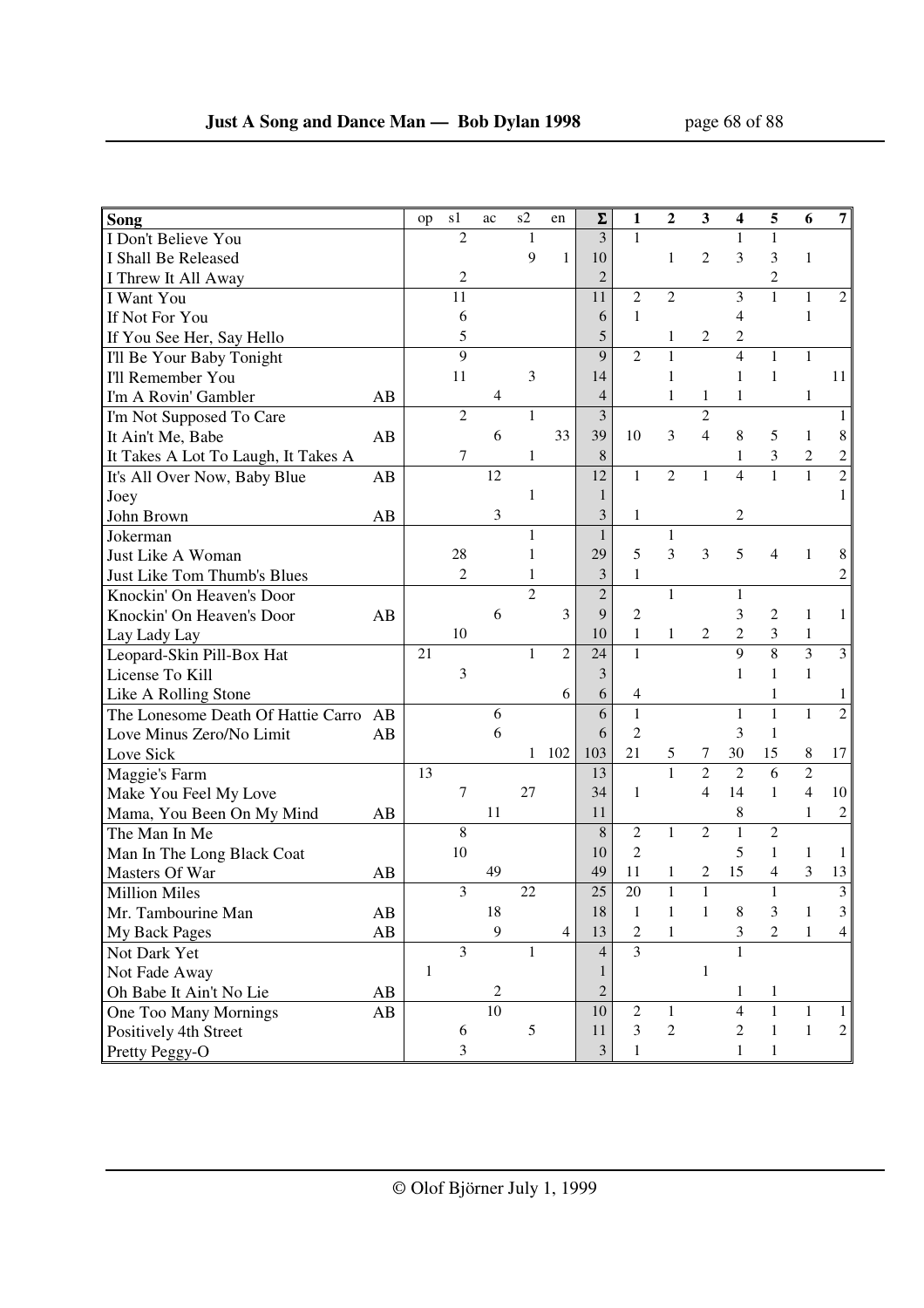| Song | | op | s1 | ac | s2 | en | Σ | 1 | 2 | 3 | 4 | 5 | 6 | 7 |
|---|---|---|---|---|---|---|---|---|---|---|---|---|---|---|
| I Don't Believe You | | | 2 | | 1 | | 3 | 1 | | | 1 | 1 | | |
| I Shall Be Released | | | | | 9 | 1 | 10 | | 1 | 2 | 3 | 3 | 1 | |
| I Threw It All Away | | | 2 | | | | 2 | | | | | 2 | | |
| I Want You | | | 11 | | | | 11 | 2 | 2 | | 3 | 1 | 1 | 2 |
| If Not For You | | | 6 | | | | 6 | 1 | | | 4 | | 1 | |
| If You See Her, Say Hello | | | 5 | | | | 5 | | 1 | 2 | 2 | | | |
| I'll Be Your Baby Tonight | | | 9 | | | | 9 | 2 | 1 | | 4 | 1 | 1 | |
| I'll Remember You | | | 11 | | 3 | | 14 | | 1 | | 1 | 1 | | 11 |
| I'm A Rovin' Gambler | AB | | | 4 | | | 4 | | 1 | 1 | 1 | | 1 | |
| I'm Not Supposed To Care | | | 2 | | 1 | | 3 | | | 2 | | | | 1 |
| It Ain't Me, Babe | AB | | | 6 | | 33 | 39 | 10 | 3 | 4 | 8 | 5 | 1 | 8 |
| It Takes A Lot To Laugh, It Takes A | | | 7 | | 1 | | 8 | | | | 1 | 3 | 2 | 2 |
| It's All Over Now, Baby Blue | AB | | | 12 | | | 12 | 1 | 2 | 1 | 4 | 1 | 1 | 2 |
| Joey | | | | | 1 | | 1 | | | | | | | 1 |
| John Brown | AB | | | 3 | | | 3 | 1 | | | 2 | | | |
| Jokerman | | | | | 1 | | 1 | | 1 | | | | | |
| Just Like A Woman | | | 28 | | 1 | | 29 | 5 | 3 | 3 | 5 | 4 | 1 | 8 |
| Just Like Tom Thumb's Blues | | | 2 | | 1 | | 3 | 1 | | | | | | 2 |
| Knockin' On Heaven's Door | | | | | 2 | | 2 | | 1 | | 1 | | | |
| Knockin' On Heaven's Door | AB | | | 6 | | 3 | 9 | 2 | | | 3 | 2 | 1 | 1 |
| Lay Lady Lay | | | 10 | | | | 10 | 1 | 1 | 2 | 2 | 3 | 1 | |
| Leopard-Skin Pill-Box Hat | | 21 | | | 1 | 2 | 24 | 1 | | | 9 | 8 | 3 | 3 |
| License To Kill | | | 3 | | | | 3 | | | | 1 | 1 | 1 | |
| Like A Rolling Stone | | | | | | 6 | 6 | 4 | | | | 1 | | 1 |
| The Lonesome Death Of Hattie Carro | AB | | | 6 | | | 6 | 1 | | | 1 | 1 | 1 | 2 |
| Love Minus Zero/No Limit | AB | | | 6 | | | 6 | 2 | | | 3 | 1 | | |
| Love Sick | | | | | 1 | 102 | 103 | 21 | 5 | 7 | 30 | 15 | 8 | 17 |
| Maggie's Farm | | 13 | | | | | 13 | | 1 | 2 | 2 | 6 | 2 | |
| Make You Feel My Love | | | 7 | | 27 | | 34 | 1 | | 4 | 14 | 1 | 4 | 10 |
| Mama, You Been On My Mind | AB | | | 11 | | | 11 | | | | 8 | | 1 | 2 |
| The Man In Me | | | 8 | | | | 8 | 2 | 1 | 2 | 1 | 2 | | |
| Man In The Long Black Coat | | | 10 | | | | 10 | 2 | | | 5 | 1 | 1 | 1 |
| Masters Of War | AB | | | 49 | | | 49 | 11 | 1 | 2 | 15 | 4 | 3 | 13 |
| Million Miles | | | 3 | | 22 | | 25 | 20 | 1 | 1 | | 1 | | 3 |
| Mr. Tambourine Man | AB | | | 18 | | | 18 | 1 | 1 | 1 | 8 | 3 | 1 | 3 |
| My Back Pages | AB | | | 9 | | 4 | 13 | 2 | 1 | | 3 | 2 | 1 | 4 |
| Not Dark Yet | | | 3 | | 1 | | 4 | 3 | | | 1 | | | |
| Not Fade Away | | 1 | | | | | 1 | | | 1 | | | | |
| Oh Babe It Ain't No Lie | AB | | | 2 | | | 2 | | | | 1 | 1 | | |
| One Too Many Mornings | AB | | | 10 | | | 10 | 2 | 1 | | 4 | 1 | 1 | 1 |
| Positively 4th Street | | | 6 | | 5 | | 11 | 3 | 2 | | 2 | 1 | 1 | 2 |
| Pretty Peggy-O | | | 3 | | | | 3 | 1 | | | 1 | 1 | | |

© Olof Björner July 1, 1999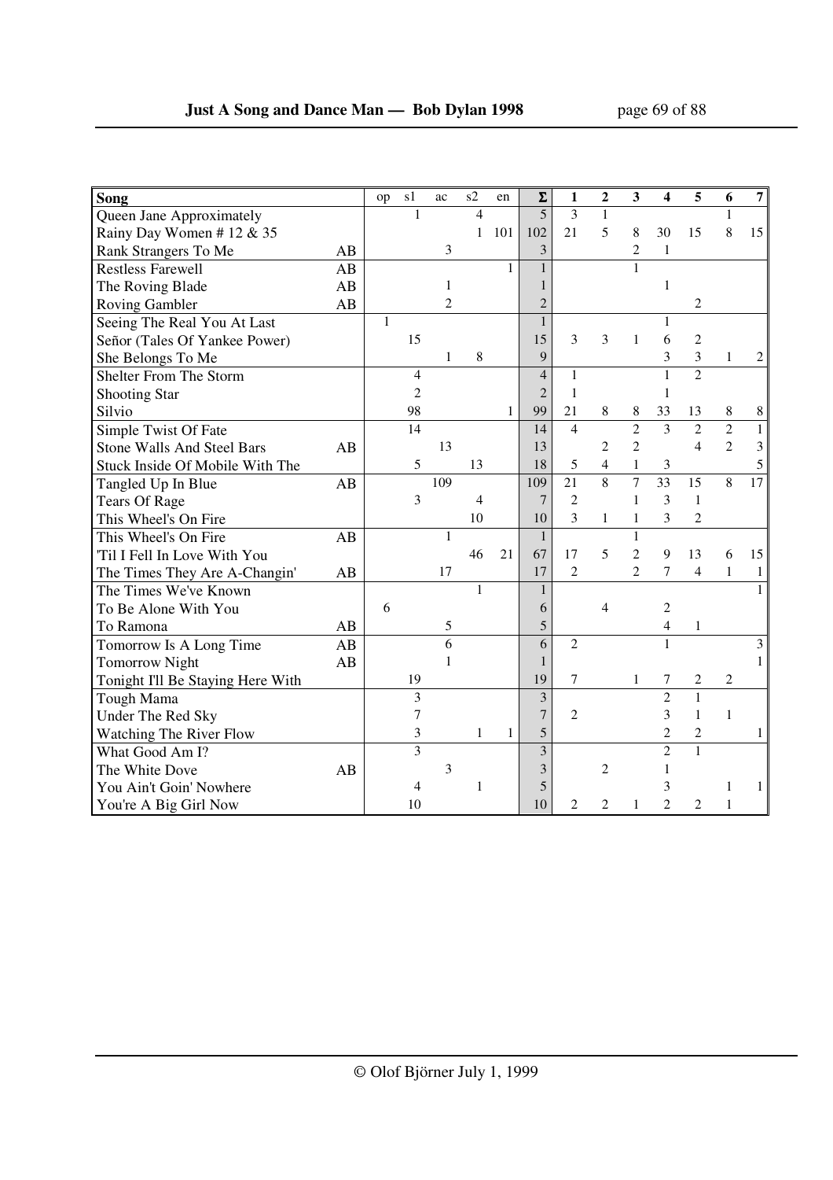| Song | | op | s1 | ac | s2 | en | Σ | 1 | 2 | 3 | 4 | 5 | 6 | 7 |
|---|---|---|---|---|---|---|---|---|---|---|---|---|---|---|
| Queen Jane Approximately | | | 1 | | 4 | | 5 | 3 | 1 | | | | 1 | |
| Rainy Day Women # 12 & 35 | | | | | 1 | 101 | 102 | 21 | 5 | 8 | 30 | 15 | 8 | 15 |
| Rank Strangers To Me | AB | | | 3 | | | 3 | | | 2 | 1 | | | |
| Restless Farewell | AB | | | | | 1 | 1 | | | 1 | | | | |
| The Roving Blade | AB | | | 1 | | | 1 | | | | 1 | | | |
| Roving Gambler | AB | | | 2 | | | 2 | | | | | 2 | | |
| Seeing The Real You At Last | | 1 | | | | | 1 | | | | 1 | | | |
| Señor (Tales Of Yankee Power) | | | 15 | | | | 15 | 3 | 3 | 1 | 6 | 2 | | |
| She Belongs To Me | | | | 1 | 8 | | 9 | | | | 3 | 3 | 1 | 2 |
| Shelter From The Storm | | | 4 | | | | 4 | 1 | | | 1 | 2 | | |
| Shooting Star | | | 2 | | | | 2 | 1 | | | 1 | | | |
| Silvio | | | 98 | | | 1 | 99 | 21 | 8 | 8 | 33 | 13 | 8 | 8 |
| Simple Twist Of Fate | | | 14 | | | | 14 | 4 | | 2 | 3 | 2 | 2 | 1 |
| Stone Walls And Steel Bars | AB | | | 13 | | | 13 | | 2 | 2 | | 4 | 2 | 3 |
| Stuck Inside Of Mobile With The | | | 5 | | 13 | | 18 | 5 | 4 | 1 | 3 | | | 5 |
| Tangled Up In Blue | AB | | | 109 | | | 109 | 21 | 8 | 7 | 33 | 15 | 8 | 17 |
| Tears Of Rage | | | 3 | | 4 | | 7 | 2 | | 1 | 3 | 1 | | |
| This Wheel's On Fire | | | | | 10 | | 10 | 3 | 1 | 1 | 3 | 2 | | |
| This Wheel's On Fire | AB | | | 1 | | | 1 | | | 1 | | | | |
| 'Til I Fell In Love With You | | | | | 46 | 21 | 67 | 17 | 5 | 2 | 9 | 13 | 6 | 15 |
| The Times They Are A-Changin' | AB | | | 17 | | | 17 | 2 | | 2 | 7 | 4 | 1 | 1 |
| The Times We've Known | | | | | 1 | | 1 | | | | | | | 1 |
| To Be Alone With You | | 6 | | | | | 6 | | 4 | | 2 | | | |
| To Ramona | AB | | | 5 | | | 5 | | | | 4 | 1 | | |
| Tomorrow Is A Long Time | AB | | | 6 | | | 6 | 2 | | | 1 | | | 3 |
| Tomorrow Night | AB | | | 1 | | | 1 | | | | | | | 1 |
| Tonight I'll Be Staying Here With | | | 19 | | | | 19 | 7 | | 1 | 7 | 2 | 2 | |
| Tough Mama | | | 3 | | | | 3 | | | | 2 | 1 | | |
| Under The Red Sky | | | 7 | | | | 7 | 2 | | | 3 | 1 | 1 | |
| Watching The River Flow | | | 3 | | 1 | 1 | 5 | | | | 2 | 2 | | 1 |
| What Good Am I? | | | 3 | | | | 3 | | | | 2 | 1 | | |
| The White Dove | AB | | | 3 | | | 3 | | 2 | | 1 | | | |
| You Ain't Goin' Nowhere | | | 4 | | 1 | | 5 | | | | 3 | | 1 | 1 |
| You're A Big Girl Now | | | 10 | | | | 10 | 2 | 2 | 1 | 2 | 2 | 1 | |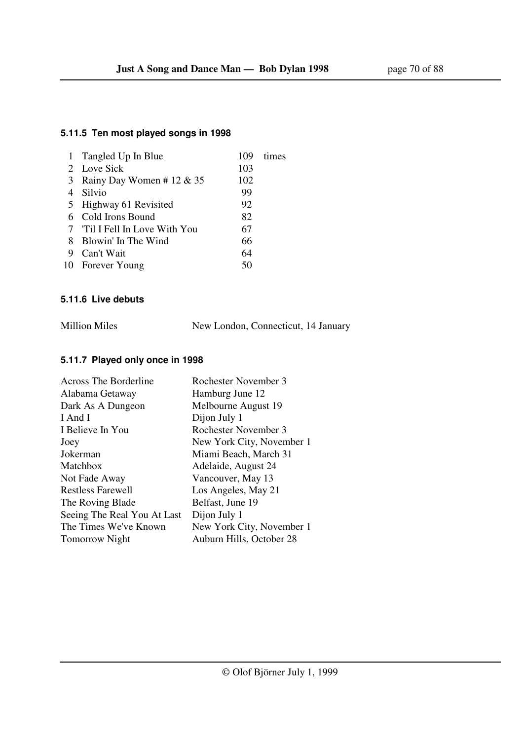### 5.11.5 Ten most played songs in 1998

| | | | |
|---|---|---|---|
| 1 | Tangled Up In Blue | 109 | times |
| 2 | Love Sick | 103 | |
| 3 | Rainy Day Women # 12 & 35 | 102 | |
| 4 | Silvio | 99 | |
| 5 | Highway 61 Revisited | 92 | |
| 6 | Cold Irons Bound | 82 | |
| 7 | 'Til I Fell In Love With You | 67 | |
| 8 | Blowin' In The Wind | 66 | |
| 9 | Can't Wait | 64 | |
| 10 | Forever Young | 50 | |

### 5.11.6 Live debuts

| | |
|---|---|
| Million Miles | New London, Connecticut, 14 January |

### 5.11.7 Played only once in 1998

| | |
|---|---|
| Across The Borderline | Rochester November 3 |
| Alabama Getaway | Hamburg June 12 |
| Dark As A Dungeon | Melbourne August 19 |
| I And I | Dijon July 1 |
| I Believe In You | Rochester November 3 |
| Joey | New York City, November 1 |
| Jokerman | Miami Beach, March 31 |
| Matchbox | Adelaide, August 24 |
| Not Fade Away | Vancouver, May 13 |
| Restless Farewell | Los Angeles, May 21 |
| The Roving Blade | Belfast, June 19 |
| Seeing The Real You At Last | Dijon July 1 |
| The Times We've Known | New York City, November 1 |
| Tomorrow Night | Auburn Hills, October 28 |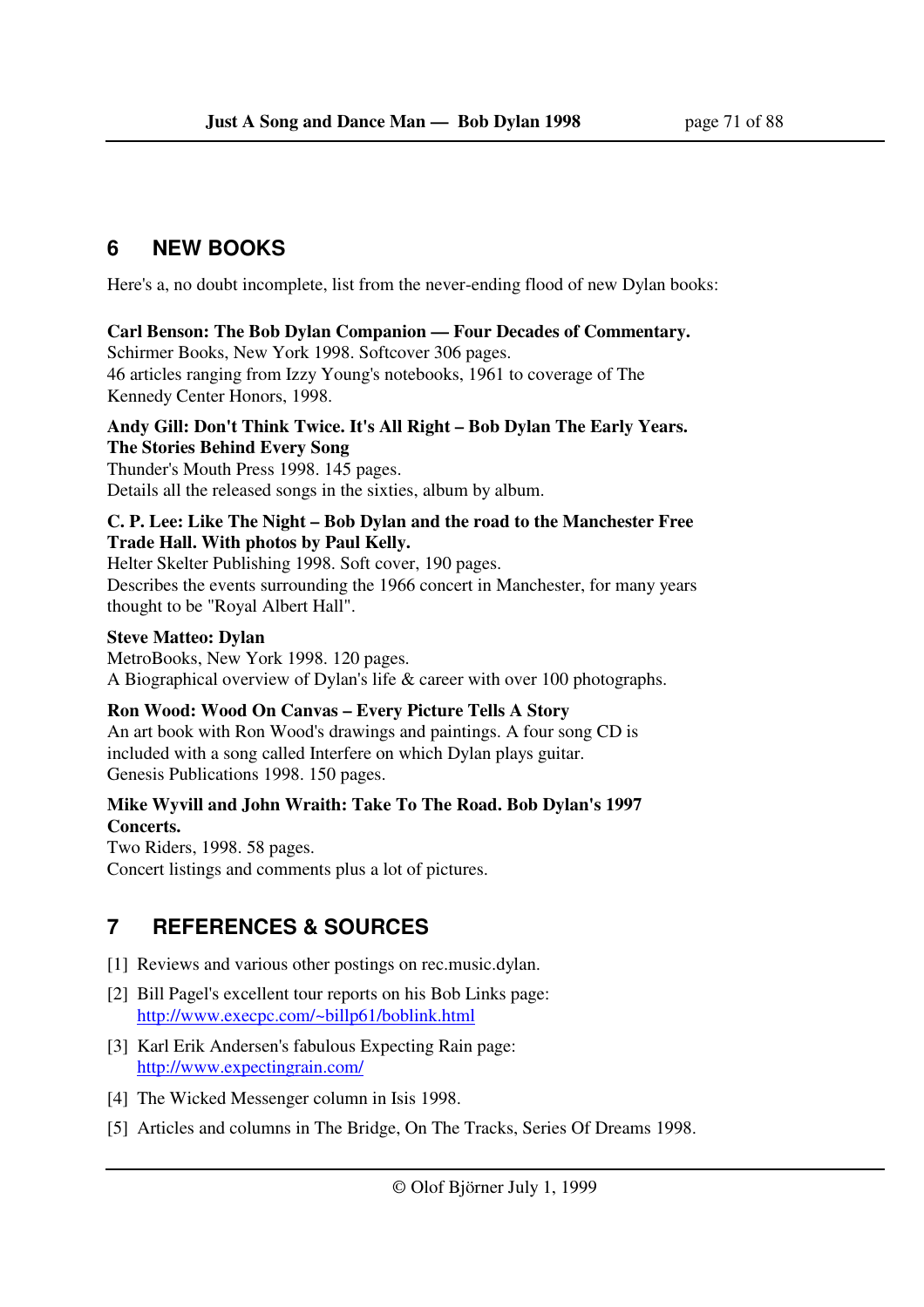## 6 NEW BOOKS

Here's a, no doubt incomplete, list from the never-ending flood of new Dylan books:

**Carl Benson: The Bob Dylan Companion — Four Decades of Commentary.**
Schirmer Books, New York 1998. Softcover 306 pages.
46 articles ranging from Izzy Young's notebooks, 1961 to coverage of The Kennedy Center Honors, 1998.

**Andy Gill: Don't Think Twice. It's All Right – Bob Dylan The Early Years. The Stories Behind Every Song**
Thunder's Mouth Press 1998. 145 pages.
Details all the released songs in the sixties, album by album.

**C. P. Lee: Like The Night – Bob Dylan and the road to the Manchester Free Trade Hall. With photos by Paul Kelly.**
Helter Skelter Publishing 1998. Soft cover, 190 pages.
Describes the events surrounding the 1966 concert in Manchester, for many years thought to be "Royal Albert Hall".

**Steve Matteo: Dylan**
MetroBooks, New York 1998. 120 pages.
A Biographical overview of Dylan's life & career with over 100 photographs.

**Ron Wood: Wood On Canvas – Every Picture Tells A Story**
An art book with Ron Wood's drawings and paintings. A four song CD is included with a song called Interfere on which Dylan plays guitar.
Genesis Publications 1998. 150 pages.

**Mike Wyvill and John Wraith: Take To The Road. Bob Dylan's 1997 Concerts.**
Two Riders, 1998. 58 pages.
Concert listings and comments plus a lot of pictures.

## 7 REFERENCES & SOURCES

[1] Reviews and various other postings on rec.music.dylan.

[2] Bill Pagel's excellent tour reports on his Bob Links page: http://www.execpc.com/~billp61/boblink.html

[3] Karl Erik Andersen's fabulous Expecting Rain page: http://www.expectingrain.com/

[4] The Wicked Messenger column in Isis 1998.

[5] Articles and columns in The Bridge, On The Tracks, Series Of Dreams 1998.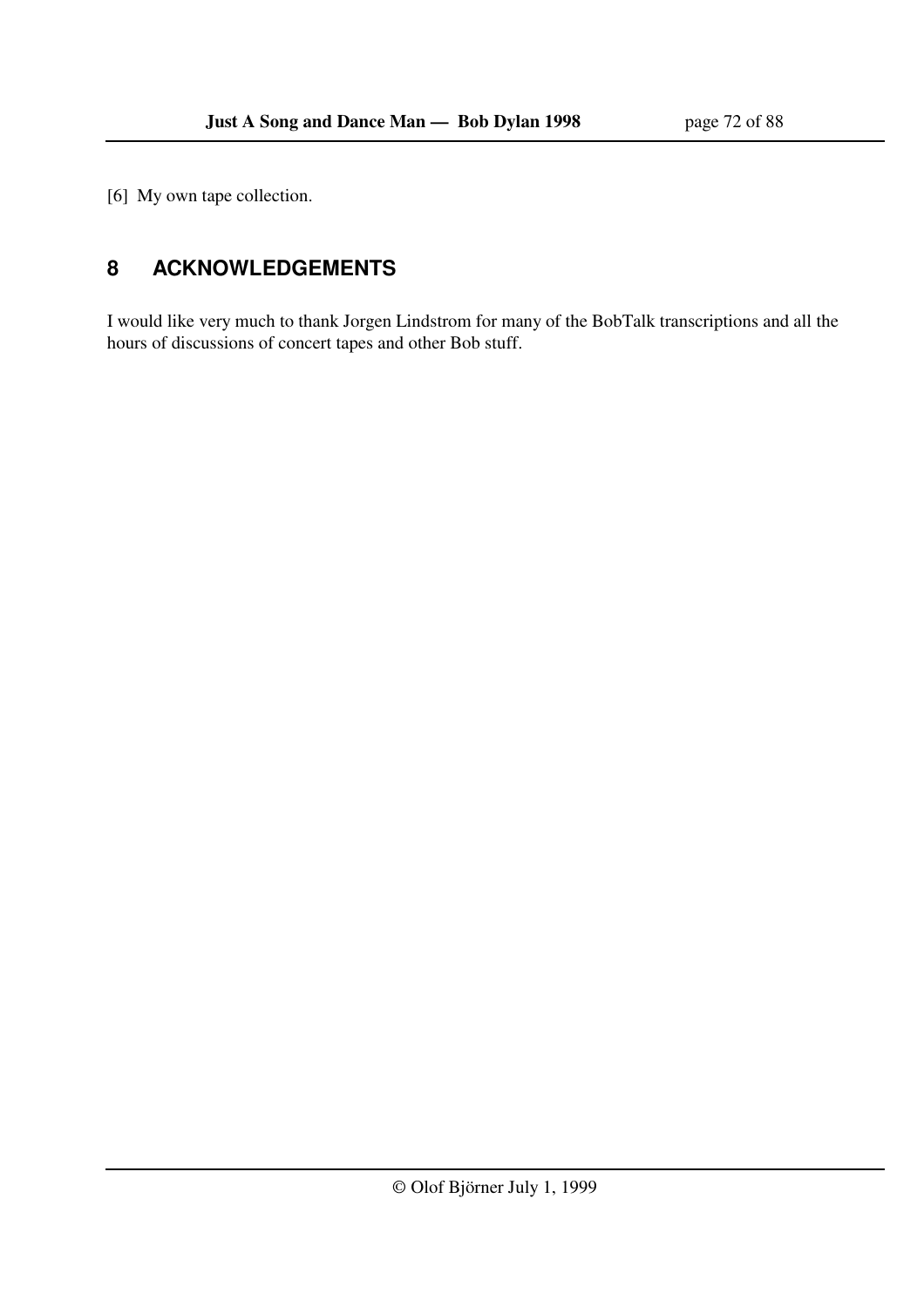[6] My own tape collection.

# 8 ACKNOWLEDGEMENTS

I would like very much to thank Jorgen Lindstrom for many of the BobTalk transcriptions and all the hours of discussions of concert tapes and other Bob stuff.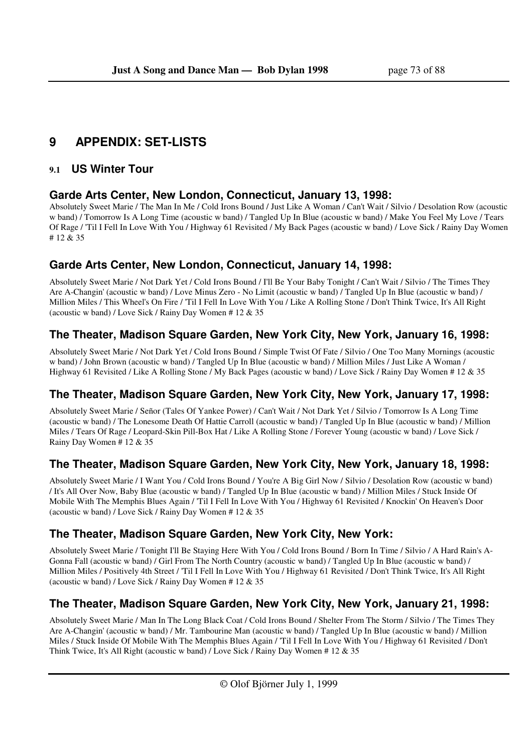# 9 APPENDIX: SET-LISTS

## 9.1 US Winter Tour

### Garde Arts Center, New London, Connecticut, January 13, 1998:

Absolutely Sweet Marie / The Man In Me / Cold Irons Bound / Just Like A Woman / Can't Wait / Silvio / Desolation Row (acoustic w band) / Tomorrow Is A Long Time (acoustic w band) / Tangled Up In Blue (acoustic w band) / Make You Feel My Love / Tears Of Rage / 'Til I Fell In Love With You / Highway 61 Revisited / My Back Pages (acoustic w band) / Love Sick / Rainy Day Women # 12 & 35

### Garde Arts Center, New London, Connecticut, January 14, 1998:

Absolutely Sweet Marie / Not Dark Yet / Cold Irons Bound / I'll Be Your Baby Tonight / Can't Wait / Silvio / The Times They Are A-Changin' (acoustic w band) / Love Minus Zero - No Limit (acoustic w band) / Tangled Up In Blue (acoustic w band) / Million Miles / This Wheel's On Fire / 'Til I Fell In Love With You / Like A Rolling Stone / Don't Think Twice, It's All Right (acoustic w band) / Love Sick / Rainy Day Women # 12 & 35

### The Theater, Madison Square Garden, New York City, New York, January 16, 1998:

Absolutely Sweet Marie / Not Dark Yet / Cold Irons Bound / Simple Twist Of Fate / Silvio / One Too Many Mornings (acoustic w band) / John Brown (acoustic w band) / Tangled Up In Blue (acoustic w band) / Million Miles / Just Like A Woman / Highway 61 Revisited / Like A Rolling Stone / My Back Pages (acoustic w band) / Love Sick / Rainy Day Women # 12 & 35

### The Theater, Madison Square Garden, New York City, New York, January 17, 1998:

Absolutely Sweet Marie / Señor (Tales Of Yankee Power) / Can't Wait / Not Dark Yet / Silvio / Tomorrow Is A Long Time (acoustic w band) / The Lonesome Death Of Hattie Carroll (acoustic w band) / Tangled Up In Blue (acoustic w band) / Million Miles / Tears Of Rage / Leopard-Skin Pill-Box Hat / Like A Rolling Stone / Forever Young (acoustic w band) / Love Sick / Rainy Day Women # 12 & 35

### The Theater, Madison Square Garden, New York City, New York, January 18, 1998:

Absolutely Sweet Marie / I Want You / Cold Irons Bound / You're A Big Girl Now / Silvio / Desolation Row (acoustic w band) / It's All Over Now, Baby Blue (acoustic w band) / Tangled Up In Blue (acoustic w band) / Million Miles / Stuck Inside Of Mobile With The Memphis Blues Again / 'Til I Fell In Love With You / Highway 61 Revisited / Knockin' On Heaven's Door (acoustic w band) / Love Sick / Rainy Day Women # 12 & 35

### The Theater, Madison Square Garden, New York City, New York:

Absolutely Sweet Marie / Tonight I'll Be Staying Here With You / Cold Irons Bound / Born In Time / Silvio / A Hard Rain's A-Gonna Fall (acoustic w band) / Girl From The North Country (acoustic w band) / Tangled Up In Blue (acoustic w band) / Million Miles / Positively 4th Street / 'Til I Fell In Love With You / Highway 61 Revisited / Don't Think Twice, It's All Right (acoustic w band) / Love Sick / Rainy Day Women # 12 & 35

### The Theater, Madison Square Garden, New York City, New York, January 21, 1998:

Absolutely Sweet Marie / Man In The Long Black Coat / Cold Irons Bound / Shelter From The Storm / Silvio / The Times They Are A-Changin' (acoustic w band) / Mr. Tambourine Man (acoustic w band) / Tangled Up In Blue (acoustic w band) / Million Miles / Stuck Inside Of Mobile With The Memphis Blues Again / 'Til I Fell In Love With You / Highway 61 Revisited / Don't Think Twice, It's All Right (acoustic w band) / Love Sick / Rainy Day Women # 12 & 35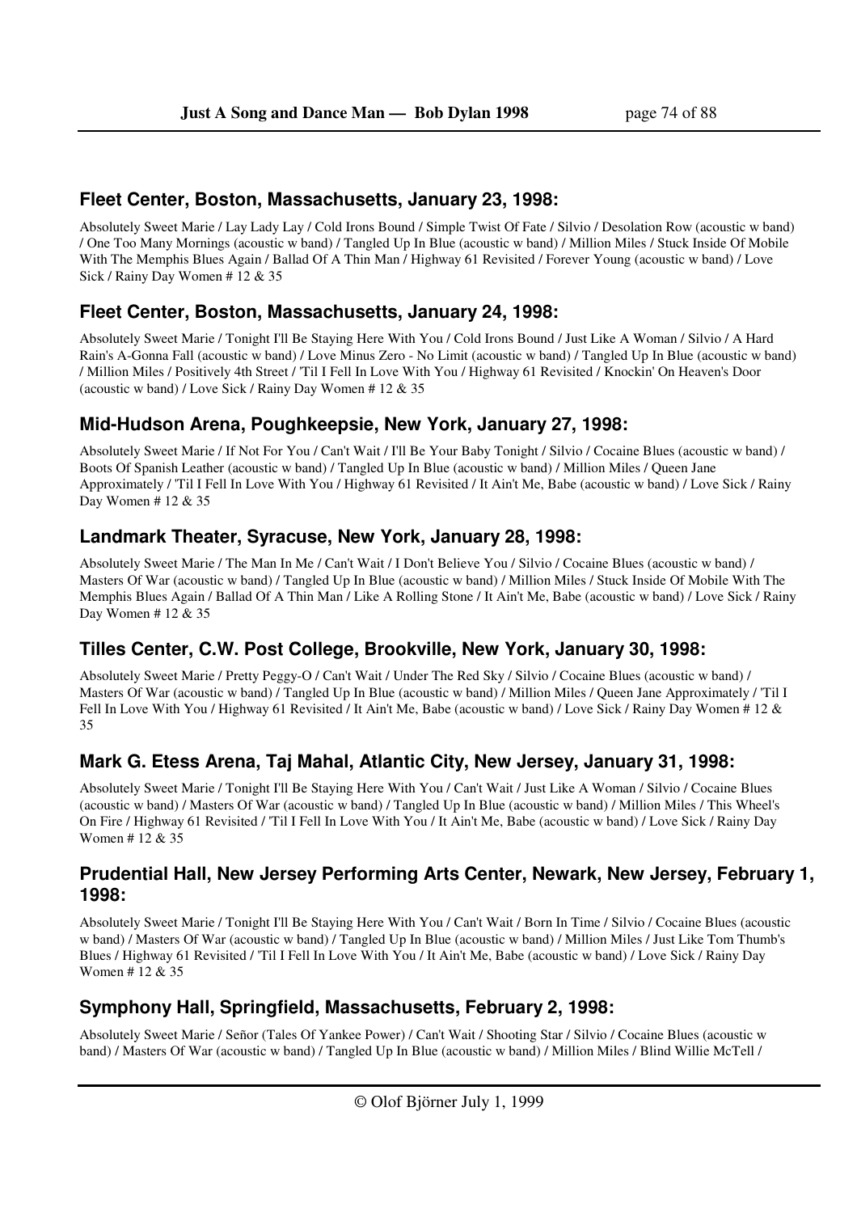## Fleet Center, Boston, Massachusetts, January 23, 1998:

Absolutely Sweet Marie / Lay Lady Lay / Cold Irons Bound / Simple Twist Of Fate / Silvio / Desolation Row (acoustic w band) / One Too Many Mornings (acoustic w band) / Tangled Up In Blue (acoustic w band) / Million Miles / Stuck Inside Of Mobile With The Memphis Blues Again / Ballad Of A Thin Man / Highway 61 Revisited / Forever Young (acoustic w band) / Love Sick / Rainy Day Women # 12 & 35

## Fleet Center, Boston, Massachusetts, January 24, 1998:

Absolutely Sweet Marie / Tonight I'll Be Staying Here With You / Cold Irons Bound / Just Like A Woman / Silvio / A Hard Rain's A-Gonna Fall (acoustic w band) / Love Minus Zero - No Limit (acoustic w band) / Tangled Up In Blue (acoustic w band) / Million Miles / Positively 4th Street / 'Til I Fell In Love With You / Highway 61 Revisited / Knockin' On Heaven's Door (acoustic w band) / Love Sick / Rainy Day Women # 12 & 35

## Mid-Hudson Arena, Poughkeepsie, New York, January 27, 1998:

Absolutely Sweet Marie / If Not For You / Can't Wait / I'll Be Your Baby Tonight / Silvio / Cocaine Blues (acoustic w band) / Boots Of Spanish Leather (acoustic w band) / Tangled Up In Blue (acoustic w band) / Million Miles / Queen Jane Approximately / 'Til I Fell In Love With You / Highway 61 Revisited / It Ain't Me, Babe (acoustic w band) / Love Sick / Rainy Day Women # 12 & 35

## Landmark Theater, Syracuse, New York, January 28, 1998:

Absolutely Sweet Marie / The Man In Me / Can't Wait / I Don't Believe You / Silvio / Cocaine Blues (acoustic w band) / Masters Of War (acoustic w band) / Tangled Up In Blue (acoustic w band) / Million Miles / Stuck Inside Of Mobile With The Memphis Blues Again / Ballad Of A Thin Man / Like A Rolling Stone / It Ain't Me, Babe (acoustic w band) / Love Sick / Rainy Day Women # 12 & 35

## Tilles Center, C.W. Post College, Brookville, New York, January 30, 1998:

Absolutely Sweet Marie / Pretty Peggy-O / Can't Wait / Under The Red Sky / Silvio / Cocaine Blues (acoustic w band) / Masters Of War (acoustic w band) / Tangled Up In Blue (acoustic w band) / Million Miles / Queen Jane Approximately / 'Til I Fell In Love With You / Highway 61 Revisited / It Ain't Me, Babe (acoustic w band) / Love Sick / Rainy Day Women # 12 & 35

## Mark G. Etess Arena, Taj Mahal, Atlantic City, New Jersey, January 31, 1998:

Absolutely Sweet Marie / Tonight I'll Be Staying Here With You / Can't Wait / Just Like A Woman / Silvio / Cocaine Blues (acoustic w band) / Masters Of War (acoustic w band) / Tangled Up In Blue (acoustic w band) / Million Miles / This Wheel's On Fire / Highway 61 Revisited / 'Til I Fell In Love With You / It Ain't Me, Babe (acoustic w band) / Love Sick / Rainy Day Women # 12 & 35

## Prudential Hall, New Jersey Performing Arts Center, Newark, New Jersey, February 1, 1998:

Absolutely Sweet Marie / Tonight I'll Be Staying Here With You / Can't Wait / Born In Time / Silvio / Cocaine Blues (acoustic w band) / Masters Of War (acoustic w band) / Tangled Up In Blue (acoustic w band) / Million Miles / Just Like Tom Thumb's Blues / Highway 61 Revisited / 'Til I Fell In Love With You / It Ain't Me, Babe (acoustic w band) / Love Sick / Rainy Day Women # 12 & 35

## Symphony Hall, Springfield, Massachusetts, February 2, 1998:

Absolutely Sweet Marie / Señor (Tales Of Yankee Power) / Can't Wait / Shooting Star / Silvio / Cocaine Blues (acoustic w band) / Masters Of War (acoustic w band) / Tangled Up In Blue (acoustic w band) / Million Miles / Blind Willie McTell /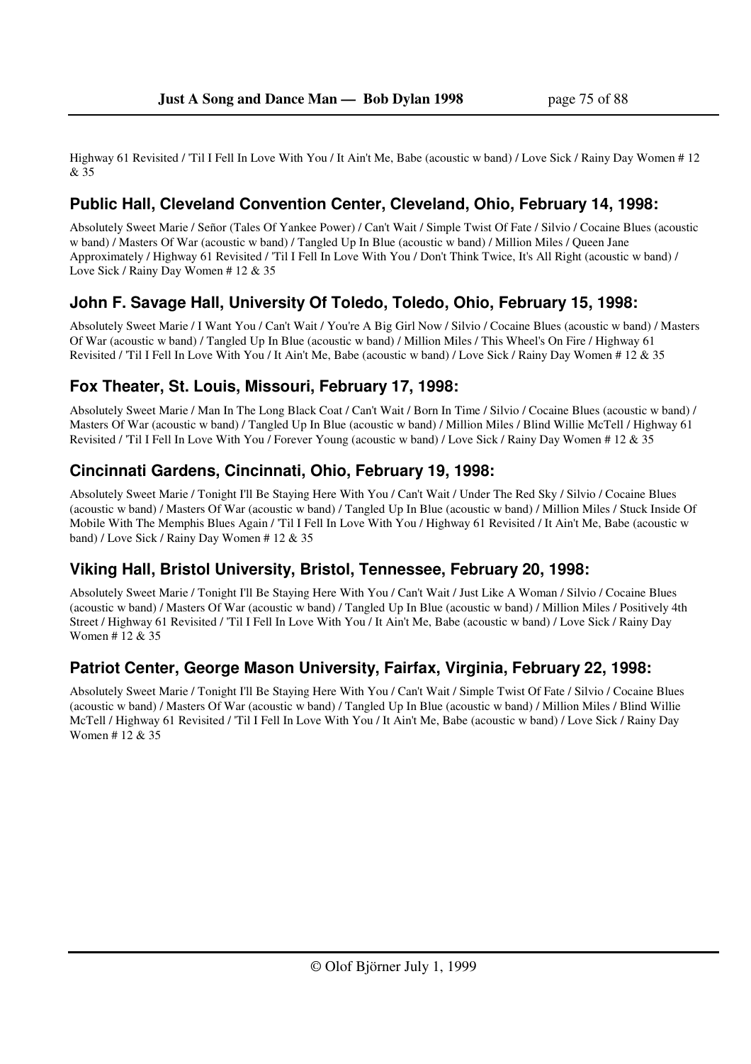Highway 61 Revisited / 'Til I Fell In Love With You / It Ain't Me, Babe (acoustic w band) / Love Sick / Rainy Day Women # 12 & 35

## Public Hall, Cleveland Convention Center, Cleveland, Ohio, February 14, 1998:

Absolutely Sweet Marie / Señor (Tales Of Yankee Power) / Can't Wait / Simple Twist Of Fate / Silvio / Cocaine Blues (acoustic w band) / Masters Of War (acoustic w band) / Tangled Up In Blue (acoustic w band) / Million Miles / Queen Jane Approximately / Highway 61 Revisited / 'Til I Fell In Love With You / Don't Think Twice, It's All Right (acoustic w band) / Love Sick / Rainy Day Women # 12 & 35

## John F. Savage Hall, University Of Toledo, Toledo, Ohio, February 15, 1998:

Absolutely Sweet Marie / I Want You / Can't Wait / You're A Big Girl Now / Silvio / Cocaine Blues (acoustic w band) / Masters Of War (acoustic w band) / Tangled Up In Blue (acoustic w band) / Million Miles / This Wheel's On Fire / Highway 61 Revisited / 'Til I Fell In Love With You / It Ain't Me, Babe (acoustic w band) / Love Sick / Rainy Day Women # 12 & 35

## Fox Theater, St. Louis, Missouri, February 17, 1998:

Absolutely Sweet Marie / Man In The Long Black Coat / Can't Wait / Born In Time / Silvio / Cocaine Blues (acoustic w band) / Masters Of War (acoustic w band) / Tangled Up In Blue (acoustic w band) / Million Miles / Blind Willie McTell / Highway 61 Revisited / 'Til I Fell In Love With You / Forever Young (acoustic w band) / Love Sick / Rainy Day Women # 12 & 35

## Cincinnati Gardens, Cincinnati, Ohio, February 19, 1998:

Absolutely Sweet Marie / Tonight I'll Be Staying Here With You / Can't Wait / Under The Red Sky / Silvio / Cocaine Blues (acoustic w band) / Masters Of War (acoustic w band) / Tangled Up In Blue (acoustic w band) / Million Miles / Stuck Inside Of Mobile With The Memphis Blues Again / 'Til I Fell In Love With You / Highway 61 Revisited / It Ain't Me, Babe (acoustic w band) / Love Sick / Rainy Day Women # 12 & 35

## Viking Hall, Bristol University, Bristol, Tennessee, February 20, 1998:

Absolutely Sweet Marie / Tonight I'll Be Staying Here With You / Can't Wait / Just Like A Woman / Silvio / Cocaine Blues (acoustic w band) / Masters Of War (acoustic w band) / Tangled Up In Blue (acoustic w band) / Million Miles / Positively 4th Street / Highway 61 Revisited / 'Til I Fell In Love With You / It Ain't Me, Babe (acoustic w band) / Love Sick / Rainy Day Women # 12 & 35

## Patriot Center, George Mason University, Fairfax, Virginia, February 22, 1998:

Absolutely Sweet Marie / Tonight I'll Be Staying Here With You / Can't Wait / Simple Twist Of Fate / Silvio / Cocaine Blues (acoustic w band) / Masters Of War (acoustic w band) / Tangled Up In Blue (acoustic w band) / Million Miles / Blind Willie McTell / Highway 61 Revisited / 'Til I Fell In Love With You / It Ain't Me, Babe (acoustic w band) / Love Sick / Rainy Day Women # 12 & 35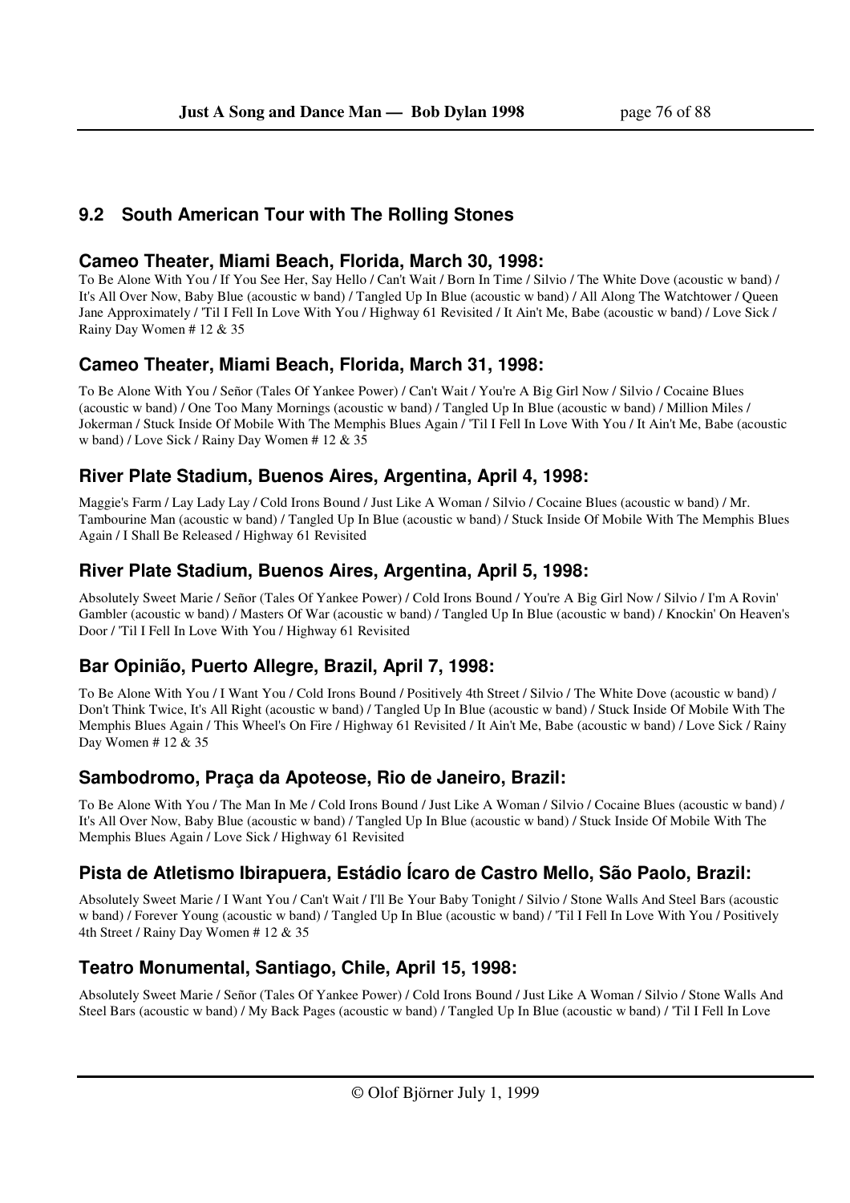## 9.2 South American Tour with The Rolling Stones

### Cameo Theater, Miami Beach, Florida, March 30, 1998:

To Be Alone With You / If You See Her, Say Hello / Can't Wait / Born In Time / Silvio / The White Dove (acoustic w band) / It's All Over Now, Baby Blue (acoustic w band) / Tangled Up In Blue (acoustic w band) / All Along The Watchtower / Queen Jane Approximately / 'Til I Fell In Love With You / Highway 61 Revisited / It Ain't Me, Babe (acoustic w band) / Love Sick / Rainy Day Women # 12 & 35

### Cameo Theater, Miami Beach, Florida, March 31, 1998:

To Be Alone With You / Señor (Tales Of Yankee Power) / Can't Wait / You're A Big Girl Now / Silvio / Cocaine Blues (acoustic w band) / One Too Many Mornings (acoustic w band) / Tangled Up In Blue (acoustic w band) / Million Miles / Jokerman / Stuck Inside Of Mobile With The Memphis Blues Again / 'Til I Fell In Love With You / It Ain't Me, Babe (acoustic w band) / Love Sick / Rainy Day Women # 12 & 35

### River Plate Stadium, Buenos Aires, Argentina, April 4, 1998:

Maggie's Farm / Lay Lady Lay / Cold Irons Bound / Just Like A Woman / Silvio / Cocaine Blues (acoustic w band) / Mr. Tambourine Man (acoustic w band) / Tangled Up In Blue (acoustic w band) / Stuck Inside Of Mobile With The Memphis Blues Again / I Shall Be Released / Highway 61 Revisited

### River Plate Stadium, Buenos Aires, Argentina, April 5, 1998:

Absolutely Sweet Marie / Señor (Tales Of Yankee Power) / Cold Irons Bound / You're A Big Girl Now / Silvio / I'm A Rovin' Gambler (acoustic w band) / Masters Of War (acoustic w band) / Tangled Up In Blue (acoustic w band) / Knockin' On Heaven's Door / 'Til I Fell In Love With You / Highway 61 Revisited

### Bar Opinião, Puerto Allegre, Brazil, April 7, 1998:

To Be Alone With You / I Want You / Cold Irons Bound / Positively 4th Street / Silvio / The White Dove (acoustic w band) / Don't Think Twice, It's All Right (acoustic w band) / Tangled Up In Blue (acoustic w band) / Stuck Inside Of Mobile With The Memphis Blues Again / This Wheel's On Fire / Highway 61 Revisited / It Ain't Me, Babe (acoustic w band) / Love Sick / Rainy Day Women # 12 & 35

### Sambodromo, Praça da Apoteose, Rio de Janeiro, Brazil:

To Be Alone With You / The Man In Me / Cold Irons Bound / Just Like A Woman / Silvio / Cocaine Blues (acoustic w band) / It's All Over Now, Baby Blue (acoustic w band) / Tangled Up In Blue (acoustic w band) / Stuck Inside Of Mobile With The Memphis Blues Again / Love Sick / Highway 61 Revisited

### Pista de Atletismo Ibirapuera, Estádio Ícaro de Castro Mello, São Paolo, Brazil:

Absolutely Sweet Marie / I Want You / Can't Wait / I'll Be Your Baby Tonight / Silvio / Stone Walls And Steel Bars (acoustic w band) / Forever Young (acoustic w band) / Tangled Up In Blue (acoustic w band) / 'Til I Fell In Love With You / Positively 4th Street / Rainy Day Women # 12 & 35

### Teatro Monumental, Santiago, Chile, April 15, 1998:

Absolutely Sweet Marie / Señor (Tales Of Yankee Power) / Cold Irons Bound / Just Like A Woman / Silvio / Stone Walls And Steel Bars (acoustic w band) / My Back Pages (acoustic w band) / Tangled Up In Blue (acoustic w band) / 'Til I Fell In Love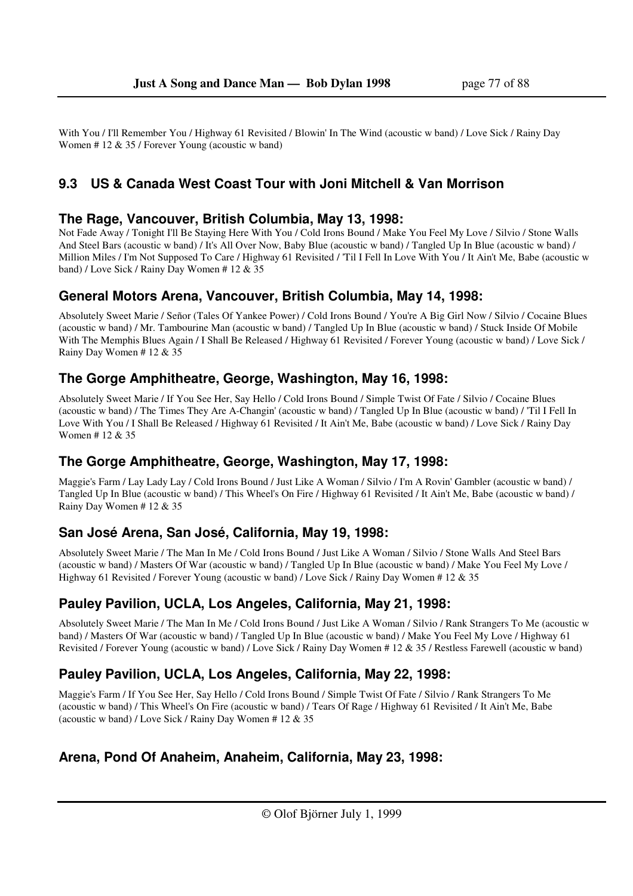With You / I'll Remember You / Highway 61 Revisited / Blowin' In The Wind (acoustic w band) / Love Sick / Rainy Day Women # 12 & 35 / Forever Young (acoustic w band)

## 9.3 US & Canada West Coast Tour with Joni Mitchell & Van Morrison

### The Rage, Vancouver, British Columbia, May 13, 1998:

Not Fade Away / Tonight I'll Be Staying Here With You / Cold Irons Bound / Make You Feel My Love / Silvio / Stone Walls And Steel Bars (acoustic w band) / It's All Over Now, Baby Blue (acoustic w band) / Tangled Up In Blue (acoustic w band) / Million Miles / I'm Not Supposed To Care / Highway 61 Revisited / 'Til I Fell In Love With You / It Ain't Me, Babe (acoustic w band) / Love Sick / Rainy Day Women # 12 & 35

### General Motors Arena, Vancouver, British Columbia, May 14, 1998:

Absolutely Sweet Marie / Señor (Tales Of Yankee Power) / Cold Irons Bound / You're A Big Girl Now / Silvio / Cocaine Blues (acoustic w band) / Mr. Tambourine Man (acoustic w band) / Tangled Up In Blue (acoustic w band) / Stuck Inside Of Mobile With The Memphis Blues Again / I Shall Be Released / Highway 61 Revisited / Forever Young (acoustic w band) / Love Sick / Rainy Day Women # 12 & 35

### The Gorge Amphitheatre, George, Washington, May 16, 1998:

Absolutely Sweet Marie / If You See Her, Say Hello / Cold Irons Bound / Simple Twist Of Fate / Silvio / Cocaine Blues (acoustic w band) / The Times They Are A-Changin' (acoustic w band) / Tangled Up In Blue (acoustic w band) / 'Til I Fell In Love With You / I Shall Be Released / Highway 61 Revisited / It Ain't Me, Babe (acoustic w band) / Love Sick / Rainy Day Women # 12 & 35

### The Gorge Amphitheatre, George, Washington, May 17, 1998:

Maggie's Farm / Lay Lady Lay / Cold Irons Bound / Just Like A Woman / Silvio / I'm A Rovin' Gambler (acoustic w band) / Tangled Up In Blue (acoustic w band) / This Wheel's On Fire / Highway 61 Revisited / It Ain't Me, Babe (acoustic w band) / Rainy Day Women # 12 & 35

### San José Arena, San José, California, May 19, 1998:

Absolutely Sweet Marie / The Man In Me / Cold Irons Bound / Just Like A Woman / Silvio / Stone Walls And Steel Bars (acoustic w band) / Masters Of War (acoustic w band) / Tangled Up In Blue (acoustic w band) / Make You Feel My Love / Highway 61 Revisited / Forever Young (acoustic w band) / Love Sick / Rainy Day Women # 12 & 35

### Pauley Pavilion, UCLA, Los Angeles, California, May 21, 1998:

Absolutely Sweet Marie / The Man In Me / Cold Irons Bound / Just Like A Woman / Silvio / Rank Strangers To Me (acoustic w band) / Masters Of War (acoustic w band) / Tangled Up In Blue (acoustic w band) / Make You Feel My Love / Highway 61 Revisited / Forever Young (acoustic w band) / Love Sick / Rainy Day Women # 12 & 35 / Restless Farewell (acoustic w band)

### Pauley Pavilion, UCLA, Los Angeles, California, May 22, 1998:

Maggie's Farm / If You See Her, Say Hello / Cold Irons Bound / Simple Twist Of Fate / Silvio / Rank Strangers To Me (acoustic w band) / This Wheel's On Fire (acoustic w band) / Tears Of Rage / Highway 61 Revisited / It Ain't Me, Babe (acoustic w band) / Love Sick / Rainy Day Women # 12 & 35

### Arena, Pond Of Anaheim, Anaheim, California, May 23, 1998: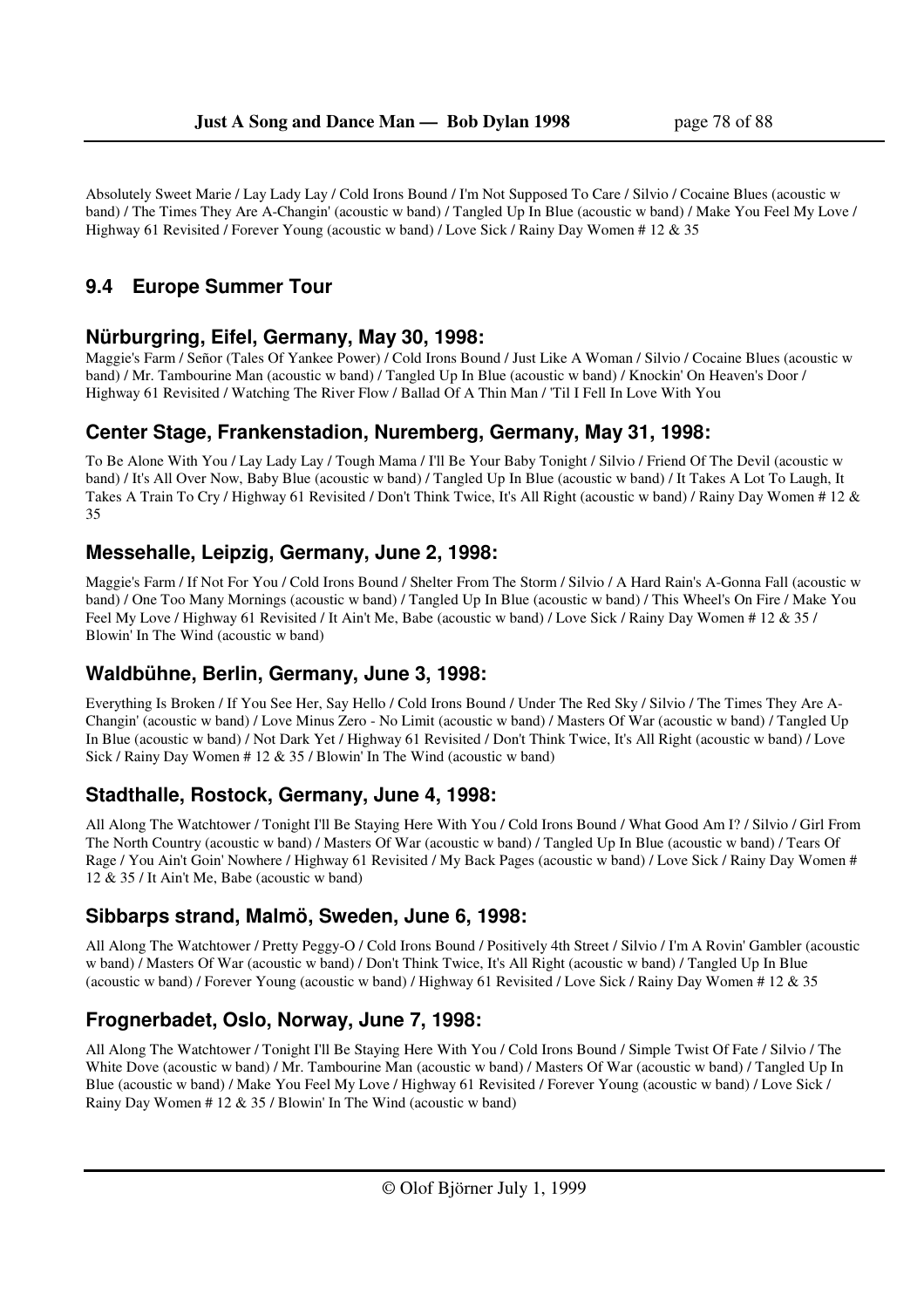Absolutely Sweet Marie / Lay Lady Lay / Cold Irons Bound / I'm Not Supposed To Care / Silvio / Cocaine Blues (acoustic w band) / The Times They Are A-Changin' (acoustic w band) / Tangled Up In Blue (acoustic w band) / Make You Feel My Love / Highway 61 Revisited / Forever Young (acoustic w band) / Love Sick / Rainy Day Women # 12 & 35

## 9.4 Europe Summer Tour

### Nürburgring, Eifel, Germany, May 30, 1998:

Maggie's Farm / Señor (Tales Of Yankee Power) / Cold Irons Bound / Just Like A Woman / Silvio / Cocaine Blues (acoustic w band) / Mr. Tambourine Man (acoustic w band) / Tangled Up In Blue (acoustic w band) / Knockin' On Heaven's Door / Highway 61 Revisited / Watching The River Flow / Ballad Of A Thin Man / 'Til I Fell In Love With You

### Center Stage, Frankenstadion, Nuremberg, Germany, May 31, 1998:

To Be Alone With You / Lay Lady Lay / Tough Mama / I'll Be Your Baby Tonight / Silvio / Friend Of The Devil (acoustic w band) / It's All Over Now, Baby Blue (acoustic w band) / Tangled Up In Blue (acoustic w band) / It Takes A Lot To Laugh, It Takes A Train To Cry / Highway 61 Revisited / Don't Think Twice, It's All Right (acoustic w band) / Rainy Day Women # 12 & 35

### Messehalle, Leipzig, Germany, June 2, 1998:

Maggie's Farm / If Not For You / Cold Irons Bound / Shelter From The Storm / Silvio / A Hard Rain's A-Gonna Fall (acoustic w band) / One Too Many Mornings (acoustic w band) / Tangled Up In Blue (acoustic w band) / This Wheel's On Fire / Make You Feel My Love / Highway 61 Revisited / It Ain't Me, Babe (acoustic w band) / Love Sick / Rainy Day Women # 12 & 35 / Blowin' In The Wind (acoustic w band)

### Waldbühne, Berlin, Germany, June 3, 1998:

Everything Is Broken / If You See Her, Say Hello / Cold Irons Bound / Under The Red Sky / Silvio / The Times They Are A-Changin' (acoustic w band) / Love Minus Zero - No Limit (acoustic w band) / Masters Of War (acoustic w band) / Tangled Up In Blue (acoustic w band) / Not Dark Yet / Highway 61 Revisited / Don't Think Twice, It's All Right (acoustic w band) / Love Sick / Rainy Day Women # 12 & 35 / Blowin' In The Wind (acoustic w band)

### Stadthalle, Rostock, Germany, June 4, 1998:

All Along The Watchtower / Tonight I'll Be Staying Here With You / Cold Irons Bound / What Good Am I? / Silvio / Girl From The North Country (acoustic w band) / Masters Of War (acoustic w band) / Tangled Up In Blue (acoustic w band) / Tears Of Rage / You Ain't Goin' Nowhere / Highway 61 Revisited / My Back Pages (acoustic w band) / Love Sick / Rainy Day Women # 12 & 35 / It Ain't Me, Babe (acoustic w band)

### Sibbarps strand, Malmö, Sweden, June 6, 1998:

All Along The Watchtower / Pretty Peggy-O / Cold Irons Bound / Positively 4th Street / Silvio / I'm A Rovin' Gambler (acoustic w band) / Masters Of War (acoustic w band) / Don't Think Twice, It's All Right (acoustic w band) / Tangled Up In Blue (acoustic w band) / Forever Young (acoustic w band) / Highway 61 Revisited / Love Sick / Rainy Day Women # 12 & 35

### Frognerbadet, Oslo, Norway, June 7, 1998:

All Along The Watchtower / Tonight I'll Be Staying Here With You / Cold Irons Bound / Simple Twist Of Fate / Silvio / The White Dove (acoustic w band) / Mr. Tambourine Man (acoustic w band) / Masters Of War (acoustic w band) / Tangled Up In Blue (acoustic w band) / Make You Feel My Love / Highway 61 Revisited / Forever Young (acoustic w band) / Love Sick / Rainy Day Women # 12 & 35 / Blowin' In The Wind (acoustic w band)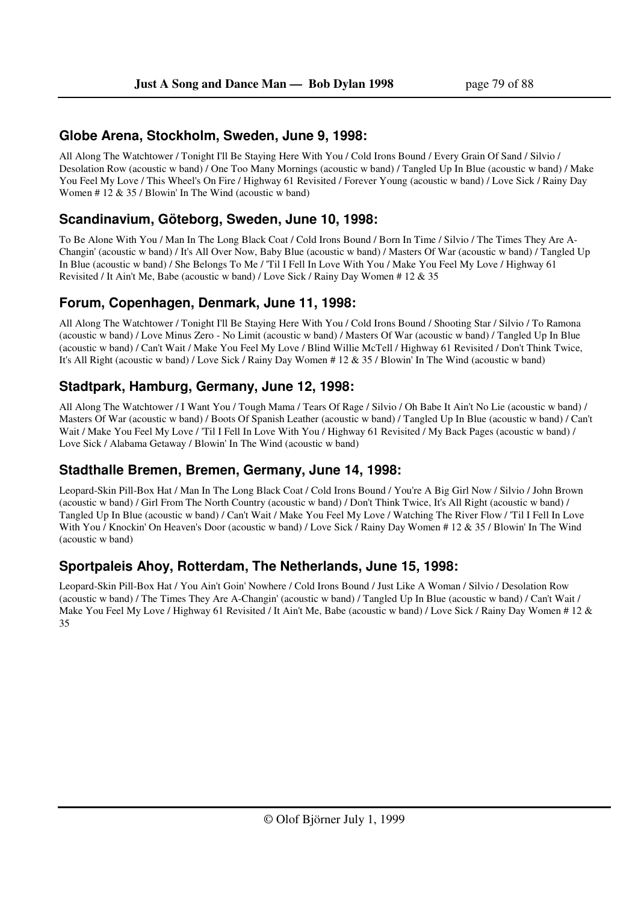## Globe Arena, Stockholm, Sweden, June 9, 1998:

All Along The Watchtower / Tonight I'll Be Staying Here With You / Cold Irons Bound / Every Grain Of Sand / Silvio / Desolation Row (acoustic w band) / One Too Many Mornings (acoustic w band) / Tangled Up In Blue (acoustic w band) / Make You Feel My Love / This Wheel's On Fire / Highway 61 Revisited / Forever Young (acoustic w band) / Love Sick / Rainy Day Women # 12 & 35 / Blowin' In The Wind (acoustic w band)

## Scandinavium, Göteborg, Sweden, June 10, 1998:

To Be Alone With You / Man In The Long Black Coat / Cold Irons Bound / Born In Time / Silvio / The Times They Are A-Changin' (acoustic w band) / It's All Over Now, Baby Blue (acoustic w band) / Masters Of War (acoustic w band) / Tangled Up In Blue (acoustic w band) / She Belongs To Me / 'Til I Fell In Love With You / Make You Feel My Love / Highway 61 Revisited / It Ain't Me, Babe (acoustic w band) / Love Sick / Rainy Day Women # 12 & 35

## Forum, Copenhagen, Denmark, June 11, 1998:

All Along The Watchtower / Tonight I'll Be Staying Here With You / Cold Irons Bound / Shooting Star / Silvio / To Ramona (acoustic w band) / Love Minus Zero - No Limit (acoustic w band) / Masters Of War (acoustic w band) / Tangled Up In Blue (acoustic w band) / Can't Wait / Make You Feel My Love / Blind Willie McTell / Highway 61 Revisited / Don't Think Twice, It's All Right (acoustic w band) / Love Sick / Rainy Day Women # 12 & 35 / Blowin' In The Wind (acoustic w band)

## Stadtpark, Hamburg, Germany, June 12, 1998:

All Along The Watchtower / I Want You / Tough Mama / Tears Of Rage / Silvio / Oh Babe It Ain't No Lie (acoustic w band) / Masters Of War (acoustic w band) / Boots Of Spanish Leather (acoustic w band) / Tangled Up In Blue (acoustic w band) / Can't Wait / Make You Feel My Love / 'Til I Fell In Love With You / Highway 61 Revisited / My Back Pages (acoustic w band) / Love Sick / Alabama Getaway / Blowin' In The Wind (acoustic w band)

## Stadthalle Bremen, Bremen, Germany, June 14, 1998:

Leopard-Skin Pill-Box Hat / Man In The Long Black Coat / Cold Irons Bound / You're A Big Girl Now / Silvio / John Brown (acoustic w band) / Girl From The North Country (acoustic w band) / Don't Think Twice, It's All Right (acoustic w band) / Tangled Up In Blue (acoustic w band) / Can't Wait / Make You Feel My Love / Watching The River Flow / 'Til I Fell In Love With You / Knockin' On Heaven's Door (acoustic w band) / Love Sick / Rainy Day Women # 12 & 35 / Blowin' In The Wind (acoustic w band)

## Sportpaleis Ahoy, Rotterdam, The Netherlands, June 15, 1998:

Leopard-Skin Pill-Box Hat / You Ain't Goin' Nowhere / Cold Irons Bound / Just Like A Woman / Silvio / Desolation Row (acoustic w band) / The Times They Are A-Changin' (acoustic w band) / Tangled Up In Blue (acoustic w band) / Can't Wait / Make You Feel My Love / Highway 61 Revisited / It Ain't Me, Babe (acoustic w band) / Love Sick / Rainy Day Women # 12 & 35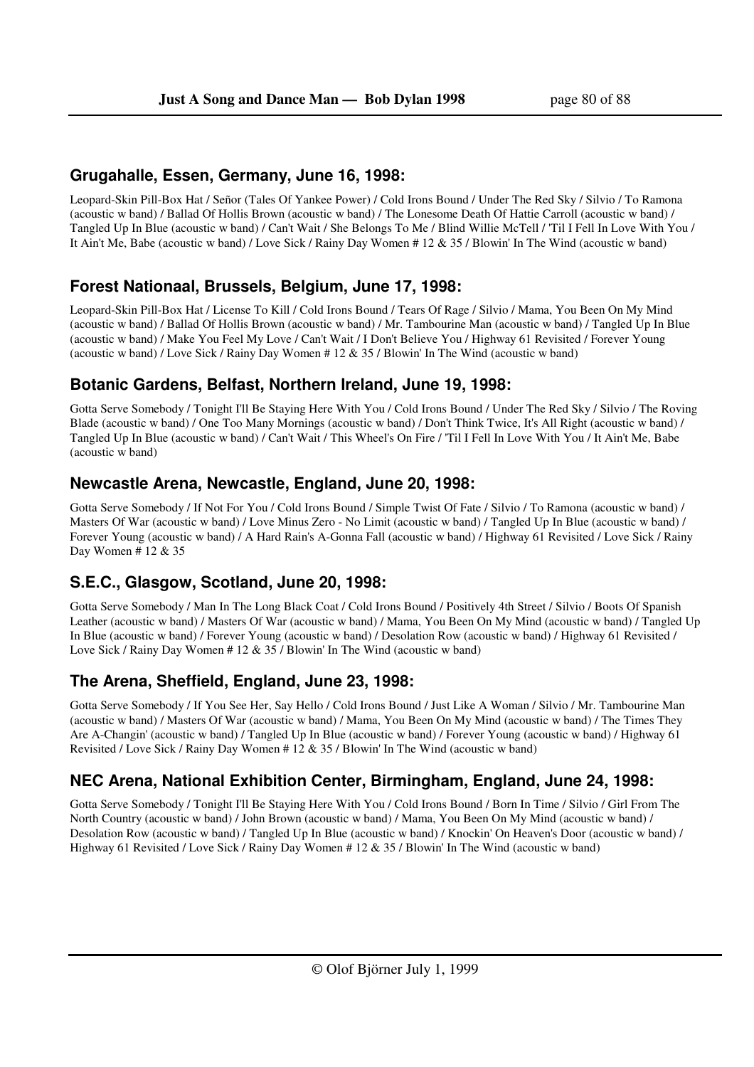## Grugahalle, Essen, Germany, June 16, 1998:

Leopard-Skin Pill-Box Hat / Señor (Tales Of Yankee Power) / Cold Irons Bound / Under The Red Sky / Silvio / To Ramona (acoustic w band) / Ballad Of Hollis Brown (acoustic w band) / The Lonesome Death Of Hattie Carroll (acoustic w band) / Tangled Up In Blue (acoustic w band) / Can't Wait / She Belongs To Me / Blind Willie McTell / 'Til I Fell In Love With You / It Ain't Me, Babe (acoustic w band) / Love Sick / Rainy Day Women # 12 & 35 / Blowin' In The Wind (acoustic w band)

## Forest Nationaal, Brussels, Belgium, June 17, 1998:

Leopard-Skin Pill-Box Hat / License To Kill / Cold Irons Bound / Tears Of Rage / Silvio / Mama, You Been On My Mind (acoustic w band) / Ballad Of Hollis Brown (acoustic w band) / Mr. Tambourine Man (acoustic w band) / Tangled Up In Blue (acoustic w band) / Make You Feel My Love / Can't Wait / I Don't Believe You / Highway 61 Revisited / Forever Young (acoustic w band) / Love Sick / Rainy Day Women # 12 & 35 / Blowin' In The Wind (acoustic w band)

## Botanic Gardens, Belfast, Northern Ireland, June 19, 1998:

Gotta Serve Somebody / Tonight I'll Be Staying Here With You / Cold Irons Bound / Under The Red Sky / Silvio / The Roving Blade (acoustic w band) / One Too Many Mornings (acoustic w band) / Don't Think Twice, It's All Right (acoustic w band) / Tangled Up In Blue (acoustic w band) / Can't Wait / This Wheel's On Fire / 'Til I Fell In Love With You / It Ain't Me, Babe (acoustic w band)

## Newcastle Arena, Newcastle, England, June 20, 1998:

Gotta Serve Somebody / If Not For You / Cold Irons Bound / Simple Twist Of Fate / Silvio / To Ramona (acoustic w band) / Masters Of War (acoustic w band) / Love Minus Zero - No Limit (acoustic w band) / Tangled Up In Blue (acoustic w band) / Forever Young (acoustic w band) / A Hard Rain's A-Gonna Fall (acoustic w band) / Highway 61 Revisited / Love Sick / Rainy Day Women # 12 & 35

## S.E.C., Glasgow, Scotland, June 20, 1998:

Gotta Serve Somebody / Man In The Long Black Coat / Cold Irons Bound / Positively 4th Street / Silvio / Boots Of Spanish Leather (acoustic w band) / Masters Of War (acoustic w band) / Mama, You Been On My Mind (acoustic w band) / Tangled Up In Blue (acoustic w band) / Forever Young (acoustic w band) / Desolation Row (acoustic w band) / Highway 61 Revisited / Love Sick / Rainy Day Women # 12 & 35 / Blowin' In The Wind (acoustic w band)

## The Arena, Sheffield, England, June 23, 1998:

Gotta Serve Somebody / If You See Her, Say Hello / Cold Irons Bound / Just Like A Woman / Silvio / Mr. Tambourine Man (acoustic w band) / Masters Of War (acoustic w band) / Mama, You Been On My Mind (acoustic w band) / The Times They Are A-Changin' (acoustic w band) / Tangled Up In Blue (acoustic w band) / Forever Young (acoustic w band) / Highway 61 Revisited / Love Sick / Rainy Day Women # 12 & 35 / Blowin' In The Wind (acoustic w band)

## NEC Arena, National Exhibition Center, Birmingham, England, June 24, 1998:

Gotta Serve Somebody / Tonight I'll Be Staying Here With You / Cold Irons Bound / Born In Time / Silvio / Girl From The North Country (acoustic w band) / John Brown (acoustic w band) / Mama, You Been On My Mind (acoustic w band) / Desolation Row (acoustic w band) / Tangled Up In Blue (acoustic w band) / Knockin' On Heaven's Door (acoustic w band) / Highway 61 Revisited / Love Sick / Rainy Day Women # 12 & 35 / Blowin' In The Wind (acoustic w band)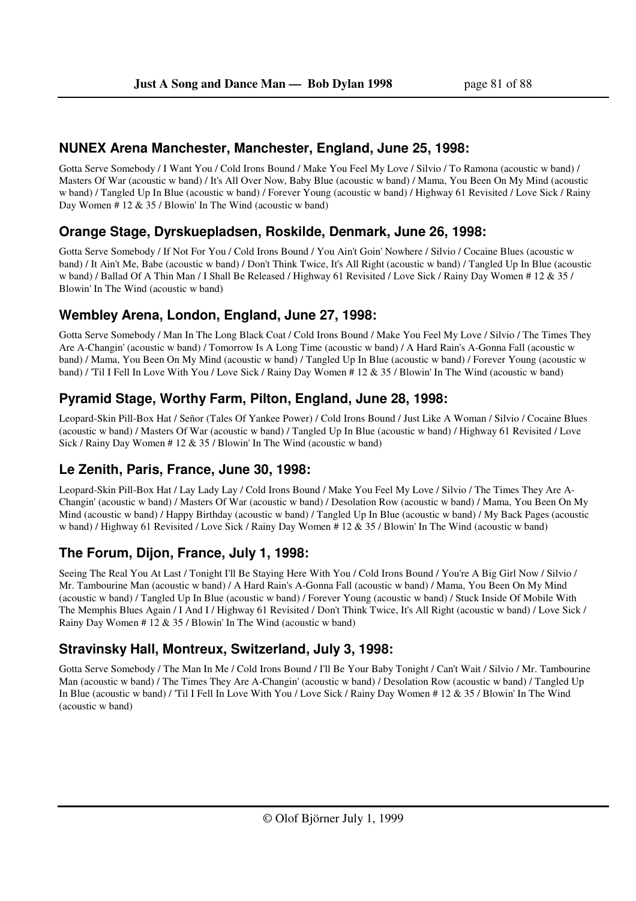### NUNEX Arena Manchester, Manchester, England, June 25, 1998:

Gotta Serve Somebody / I Want You / Cold Irons Bound / Make You Feel My Love / Silvio / To Ramona (acoustic w band) / Masters Of War (acoustic w band) / It's All Over Now, Baby Blue (acoustic w band) / Mama, You Been On My Mind (acoustic w band) / Tangled Up In Blue (acoustic w band) / Forever Young (acoustic w band) / Highway 61 Revisited / Love Sick / Rainy Day Women # 12 & 35 / Blowin' In The Wind (acoustic w band)

### Orange Stage, Dyrskuepladsen, Roskilde, Denmark, June 26, 1998:

Gotta Serve Somebody / If Not For You / Cold Irons Bound / You Ain't Goin' Nowhere / Silvio / Cocaine Blues (acoustic w band) / It Ain't Me, Babe (acoustic w band) / Don't Think Twice, It's All Right (acoustic w band) / Tangled Up In Blue (acoustic w band) / Ballad Of A Thin Man / I Shall Be Released / Highway 61 Revisited / Love Sick / Rainy Day Women # 12 & 35 / Blowin' In The Wind (acoustic w band)

### Wembley Arena, London, England, June 27, 1998:

Gotta Serve Somebody / Man In The Long Black Coat / Cold Irons Bound / Make You Feel My Love / Silvio / The Times They Are A-Changin' (acoustic w band) / Tomorrow Is A Long Time (acoustic w band) / A Hard Rain's A-Gonna Fall (acoustic w band) / Mama, You Been On My Mind (acoustic w band) / Tangled Up In Blue (acoustic w band) / Forever Young (acoustic w band) / 'Til I Fell In Love With You / Love Sick / Rainy Day Women # 12 & 35 / Blowin' In The Wind (acoustic w band)

### Pyramid Stage, Worthy Farm, Pilton, England, June 28, 1998:

Leopard-Skin Pill-Box Hat / Señor (Tales Of Yankee Power) / Cold Irons Bound / Just Like A Woman / Silvio / Cocaine Blues (acoustic w band) / Masters Of War (acoustic w band) / Tangled Up In Blue (acoustic w band) / Highway 61 Revisited / Love Sick / Rainy Day Women # 12 & 35 / Blowin' In The Wind (acoustic w band)

### Le Zenith, Paris, France, June 30, 1998:

Leopard-Skin Pill-Box Hat / Lay Lady Lay / Cold Irons Bound / Make You Feel My Love / Silvio / The Times They Are A-Changin' (acoustic w band) / Masters Of War (acoustic w band) / Desolation Row (acoustic w band) / Mama, You Been On My Mind (acoustic w band) / Happy Birthday (acoustic w band) / Tangled Up In Blue (acoustic w band) / My Back Pages (acoustic w band) / Highway 61 Revisited / Love Sick / Rainy Day Women # 12 & 35 / Blowin' In The Wind (acoustic w band)

### The Forum, Dijon, France, July 1, 1998:

Seeing The Real You At Last / Tonight I'll Be Staying Here With You / Cold Irons Bound / You're A Big Girl Now / Silvio / Mr. Tambourine Man (acoustic w band) / A Hard Rain's A-Gonna Fall (acoustic w band) / Mama, You Been On My Mind (acoustic w band) / Tangled Up In Blue (acoustic w band) / Forever Young (acoustic w band) / Stuck Inside Of Mobile With The Memphis Blues Again / I And I / Highway 61 Revisited / Don't Think Twice, It's All Right (acoustic w band) / Love Sick / Rainy Day Women # 12 & 35 / Blowin' In The Wind (acoustic w band)

### Stravinsky Hall, Montreux, Switzerland, July 3, 1998:

Gotta Serve Somebody / The Man In Me / Cold Irons Bound / I'll Be Your Baby Tonight / Can't Wait / Silvio / Mr. Tambourine Man (acoustic w band) / The Times They Are A-Changin' (acoustic w band) / Desolation Row (acoustic w band) / Tangled Up In Blue (acoustic w band) / 'Til I Fell In Love With You / Love Sick / Rainy Day Women # 12 & 35 / Blowin' In The Wind (acoustic w band)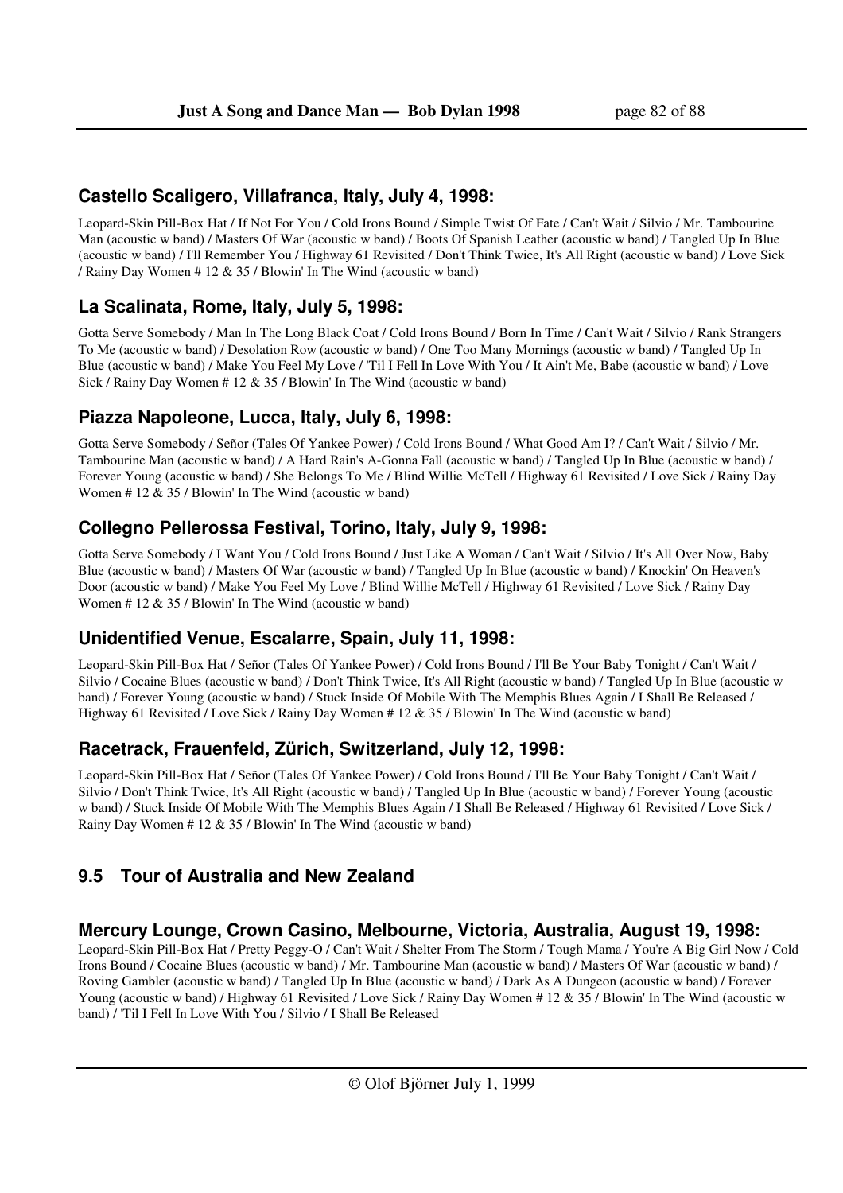### Castello Scaligero, Villafranca, Italy, July 4, 1998:

Leopard-Skin Pill-Box Hat / If Not For You / Cold Irons Bound / Simple Twist Of Fate / Can't Wait / Silvio / Mr. Tambourine Man (acoustic w band) / Masters Of War (acoustic w band) / Boots Of Spanish Leather (acoustic w band) / Tangled Up In Blue (acoustic w band) / I'll Remember You / Highway 61 Revisited / Don't Think Twice, It's All Right (acoustic w band) / Love Sick / Rainy Day Women # 12 & 35 / Blowin' In The Wind (acoustic w band)

### La Scalinata, Rome, Italy, July 5, 1998:

Gotta Serve Somebody / Man In The Long Black Coat / Cold Irons Bound / Born In Time / Can't Wait / Silvio / Rank Strangers To Me (acoustic w band) / Desolation Row (acoustic w band) / One Too Many Mornings (acoustic w band) / Tangled Up In Blue (acoustic w band) / Make You Feel My Love / 'Til I Fell In Love With You / It Ain't Me, Babe (acoustic w band) / Love Sick / Rainy Day Women # 12 & 35 / Blowin' In The Wind (acoustic w band)

### Piazza Napoleone, Lucca, Italy, July 6, 1998:

Gotta Serve Somebody / Señor (Tales Of Yankee Power) / Cold Irons Bound / What Good Am I? / Can't Wait / Silvio / Mr. Tambourine Man (acoustic w band) / A Hard Rain's A-Gonna Fall (acoustic w band) / Tangled Up In Blue (acoustic w band) / Forever Young (acoustic w band) / She Belongs To Me / Blind Willie McTell / Highway 61 Revisited / Love Sick / Rainy Day Women # 12 & 35 / Blowin' In The Wind (acoustic w band)

### Collegno Pellerossa Festival, Torino, Italy, July 9, 1998:

Gotta Serve Somebody / I Want You / Cold Irons Bound / Just Like A Woman / Can't Wait / Silvio / It's All Over Now, Baby Blue (acoustic w band) / Masters Of War (acoustic w band) / Tangled Up In Blue (acoustic w band) / Knockin' On Heaven's Door (acoustic w band) / Make You Feel My Love / Blind Willie McTell / Highway 61 Revisited / Love Sick / Rainy Day Women # 12 & 35 / Blowin' In The Wind (acoustic w band)

### Unidentified Venue, Escalarre, Spain, July 11, 1998:

Leopard-Skin Pill-Box Hat / Señor (Tales Of Yankee Power) / Cold Irons Bound / I'll Be Your Baby Tonight / Can't Wait / Silvio / Cocaine Blues (acoustic w band) / Don't Think Twice, It's All Right (acoustic w band) / Tangled Up In Blue (acoustic w band) / Forever Young (acoustic w band) / Stuck Inside Of Mobile With The Memphis Blues Again / I Shall Be Released / Highway 61 Revisited / Love Sick / Rainy Day Women # 12 & 35 / Blowin' In The Wind (acoustic w band)

### Racetrack, Frauenfeld, Zürich, Switzerland, July 12, 1998:

Leopard-Skin Pill-Box Hat / Señor (Tales Of Yankee Power) / Cold Irons Bound / I'll Be Your Baby Tonight / Can't Wait / Silvio / Don't Think Twice, It's All Right (acoustic w band) / Tangled Up In Blue (acoustic w band) / Forever Young (acoustic w band) / Stuck Inside Of Mobile With The Memphis Blues Again / I Shall Be Released / Highway 61 Revisited / Love Sick / Rainy Day Women # 12 & 35 / Blowin' In The Wind (acoustic w band)

## 9.5 Tour of Australia and New Zealand

### Mercury Lounge, Crown Casino, Melbourne, Victoria, Australia, August 19, 1998:

Leopard-Skin Pill-Box Hat / Pretty Peggy-O / Can't Wait / Shelter From The Storm / Tough Mama / You're A Big Girl Now / Cold Irons Bound / Cocaine Blues (acoustic w band) / Mr. Tambourine Man (acoustic w band) / Masters Of War (acoustic w band) / Roving Gambler (acoustic w band) / Tangled Up In Blue (acoustic w band) / Dark As A Dungeon (acoustic w band) / Forever Young (acoustic w band) / Highway 61 Revisited / Love Sick / Rainy Day Women # 12 & 35 / Blowin' In The Wind (acoustic w band) / 'Til I Fell In Love With You / Silvio / I Shall Be Released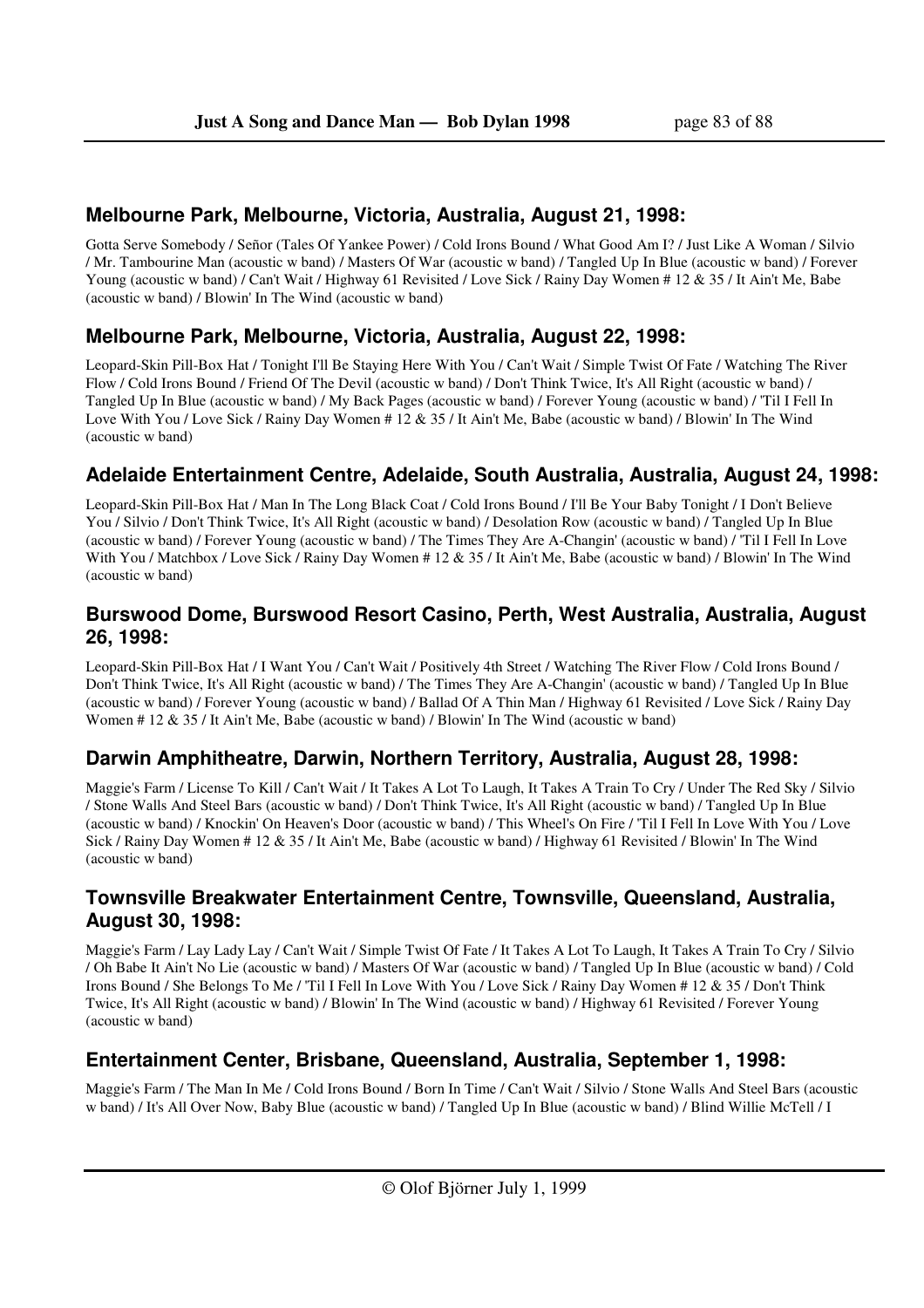## Melbourne Park, Melbourne, Victoria, Australia, August 21, 1998:

Gotta Serve Somebody / Señor (Tales Of Yankee Power) / Cold Irons Bound / What Good Am I? / Just Like A Woman / Silvio / Mr. Tambourine Man (acoustic w band) / Masters Of War (acoustic w band) / Tangled Up In Blue (acoustic w band) / Forever Young (acoustic w band) / Can't Wait / Highway 61 Revisited / Love Sick / Rainy Day Women # 12 & 35 / It Ain't Me, Babe (acoustic w band) / Blowin' In The Wind (acoustic w band)

## Melbourne Park, Melbourne, Victoria, Australia, August 22, 1998:

Leopard-Skin Pill-Box Hat / Tonight I'll Be Staying Here With You / Can't Wait / Simple Twist Of Fate / Watching The River Flow / Cold Irons Bound / Friend Of The Devil (acoustic w band) / Don't Think Twice, It's All Right (acoustic w band) / Tangled Up In Blue (acoustic w band) / My Back Pages (acoustic w band) / Forever Young (acoustic w band) / 'Til I Fell In Love With You / Love Sick / Rainy Day Women # 12 & 35 / It Ain't Me, Babe (acoustic w band) / Blowin' In The Wind (acoustic w band)

## Adelaide Entertainment Centre, Adelaide, South Australia, Australia, August 24, 1998:

Leopard-Skin Pill-Box Hat / Man In The Long Black Coat / Cold Irons Bound / I'll Be Your Baby Tonight / I Don't Believe You / Silvio / Don't Think Twice, It's All Right (acoustic w band) / Desolation Row (acoustic w band) / Tangled Up In Blue (acoustic w band) / Forever Young (acoustic w band) / The Times They Are A-Changin' (acoustic w band) / 'Til I Fell In Love With You / Matchbox / Love Sick / Rainy Day Women # 12 & 35 / It Ain't Me, Babe (acoustic w band) / Blowin' In The Wind (acoustic w band)

## Burswood Dome, Burswood Resort Casino, Perth, West Australia, Australia, August 26, 1998:

Leopard-Skin Pill-Box Hat / I Want You / Can't Wait / Positively 4th Street / Watching The River Flow / Cold Irons Bound / Don't Think Twice, It's All Right (acoustic w band) / The Times They Are A-Changin' (acoustic w band) / Tangled Up In Blue (acoustic w band) / Forever Young (acoustic w band) / Ballad Of A Thin Man / Highway 61 Revisited / Love Sick / Rainy Day Women # 12 & 35 / It Ain't Me, Babe (acoustic w band) / Blowin' In The Wind (acoustic w band)

## Darwin Amphitheatre, Darwin, Northern Territory, Australia, August 28, 1998:

Maggie's Farm / License To Kill / Can't Wait / It Takes A Lot To Laugh, It Takes A Train To Cry / Under The Red Sky / Silvio / Stone Walls And Steel Bars (acoustic w band) / Don't Think Twice, It's All Right (acoustic w band) / Tangled Up In Blue (acoustic w band) / Knockin' On Heaven's Door (acoustic w band) / This Wheel's On Fire / 'Til I Fell In Love With You / Love Sick / Rainy Day Women # 12 & 35 / It Ain't Me, Babe (acoustic w band) / Highway 61 Revisited / Blowin' In The Wind (acoustic w band)

## Townsville Breakwater Entertainment Centre, Townsville, Queensland, Australia, August 30, 1998:

Maggie's Farm / Lay Lady Lay / Can't Wait / Simple Twist Of Fate / It Takes A Lot To Laugh, It Takes A Train To Cry / Silvio / Oh Babe It Ain't No Lie (acoustic w band) / Masters Of War (acoustic w band) / Tangled Up In Blue (acoustic w band) / Cold Irons Bound / She Belongs To Me / 'Til I Fell In Love With You / Love Sick / Rainy Day Women # 12 & 35 / Don't Think Twice, It's All Right (acoustic w band) / Blowin' In The Wind (acoustic w band) / Highway 61 Revisited / Forever Young (acoustic w band)

## Entertainment Center, Brisbane, Queensland, Australia, September 1, 1998:

Maggie's Farm / The Man In Me / Cold Irons Bound / Born In Time / Can't Wait / Silvio / Stone Walls And Steel Bars (acoustic w band) / It's All Over Now, Baby Blue (acoustic w band) / Tangled Up In Blue (acoustic w band) / Blind Willie McTell / I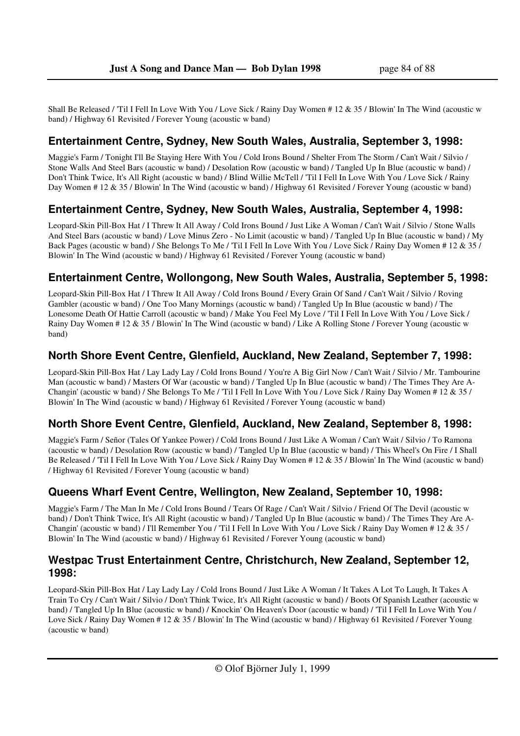Shall Be Released / 'Til I Fell In Love With You / Love Sick / Rainy Day Women # 12 & 35 / Blowin' In The Wind (acoustic w band) / Highway 61 Revisited / Forever Young (acoustic w band)

## Entertainment Centre, Sydney, New South Wales, Australia, September 3, 1998:

Maggie's Farm / Tonight I'll Be Staying Here With You / Cold Irons Bound / Shelter From The Storm / Can't Wait / Silvio / Stone Walls And Steel Bars (acoustic w band) / Desolation Row (acoustic w band) / Tangled Up In Blue (acoustic w band) / Don't Think Twice, It's All Right (acoustic w band) / Blind Willie McTell / 'Til I Fell In Love With You / Love Sick / Rainy Day Women # 12 & 35 / Blowin' In The Wind (acoustic w band) / Highway 61 Revisited / Forever Young (acoustic w band)

## Entertainment Centre, Sydney, New South Wales, Australia, September 4, 1998:

Leopard-Skin Pill-Box Hat / I Threw It All Away / Cold Irons Bound / Just Like A Woman / Can't Wait / Silvio / Stone Walls And Steel Bars (acoustic w band) / Love Minus Zero - No Limit (acoustic w band) / Tangled Up In Blue (acoustic w band) / My Back Pages (acoustic w band) / She Belongs To Me / 'Til I Fell In Love With You / Love Sick / Rainy Day Women # 12 & 35 / Blowin' In The Wind (acoustic w band) / Highway 61 Revisited / Forever Young (acoustic w band)

## Entertainment Centre, Wollongong, New South Wales, Australia, September 5, 1998:

Leopard-Skin Pill-Box Hat / I Threw It All Away / Cold Irons Bound / Every Grain Of Sand / Can't Wait / Silvio / Roving Gambler (acoustic w band) / One Too Many Mornings (acoustic w band) / Tangled Up In Blue (acoustic w band) / The Lonesome Death Of Hattie Carroll (acoustic w band) / Make You Feel My Love / 'Til I Fell In Love With You / Love Sick / Rainy Day Women # 12 & 35 / Blowin' In The Wind (acoustic w band) / Like A Rolling Stone / Forever Young (acoustic w band)

## North Shore Event Centre, Glenfield, Auckland, New Zealand, September 7, 1998:

Leopard-Skin Pill-Box Hat / Lay Lady Lay / Cold Irons Bound / You're A Big Girl Now / Can't Wait / Silvio / Mr. Tambourine Man (acoustic w band) / Masters Of War (acoustic w band) / Tangled Up In Blue (acoustic w band) / The Times They Are A-Changin' (acoustic w band) / She Belongs To Me / 'Til I Fell In Love With You / Love Sick / Rainy Day Women # 12 & 35 / Blowin' In The Wind (acoustic w band) / Highway 61 Revisited / Forever Young (acoustic w band)

## North Shore Event Centre, Glenfield, Auckland, New Zealand, September 8, 1998:

Maggie's Farm / Señor (Tales Of Yankee Power) / Cold Irons Bound / Just Like A Woman / Can't Wait / Silvio / To Ramona (acoustic w band) / Desolation Row (acoustic w band) / Tangled Up In Blue (acoustic w band) / This Wheel's On Fire / I Shall Be Released / 'Til I Fell In Love With You / Love Sick / Rainy Day Women # 12 & 35 / Blowin' In The Wind (acoustic w band) / Highway 61 Revisited / Forever Young (acoustic w band)

## Queens Wharf Event Centre, Wellington, New Zealand, September 10, 1998:

Maggie's Farm / The Man In Me / Cold Irons Bound / Tears Of Rage / Can't Wait / Silvio / Friend Of The Devil (acoustic w band) / Don't Think Twice, It's All Right (acoustic w band) / Tangled Up In Blue (acoustic w band) / The Times They Are A-Changin' (acoustic w band) / I'll Remember You / 'Til I Fell In Love With You / Love Sick / Rainy Day Women # 12 & 35 / Blowin' In The Wind (acoustic w band) / Highway 61 Revisited / Forever Young (acoustic w band)

## Westpac Trust Entertainment Centre, Christchurch, New Zealand, September 12, 1998:

Leopard-Skin Pill-Box Hat / Lay Lady Lay / Cold Irons Bound / Just Like A Woman / It Takes A Lot To Laugh, It Takes A Train To Cry / Can't Wait / Silvio / Don't Think Twice, It's All Right (acoustic w band) / Boots Of Spanish Leather (acoustic w band) / Tangled Up In Blue (acoustic w band) / Knockin' On Heaven's Door (acoustic w band) / 'Til I Fell In Love With You / Love Sick / Rainy Day Women # 12 & 35 / Blowin' In The Wind (acoustic w band) / Highway 61 Revisited / Forever Young (acoustic w band)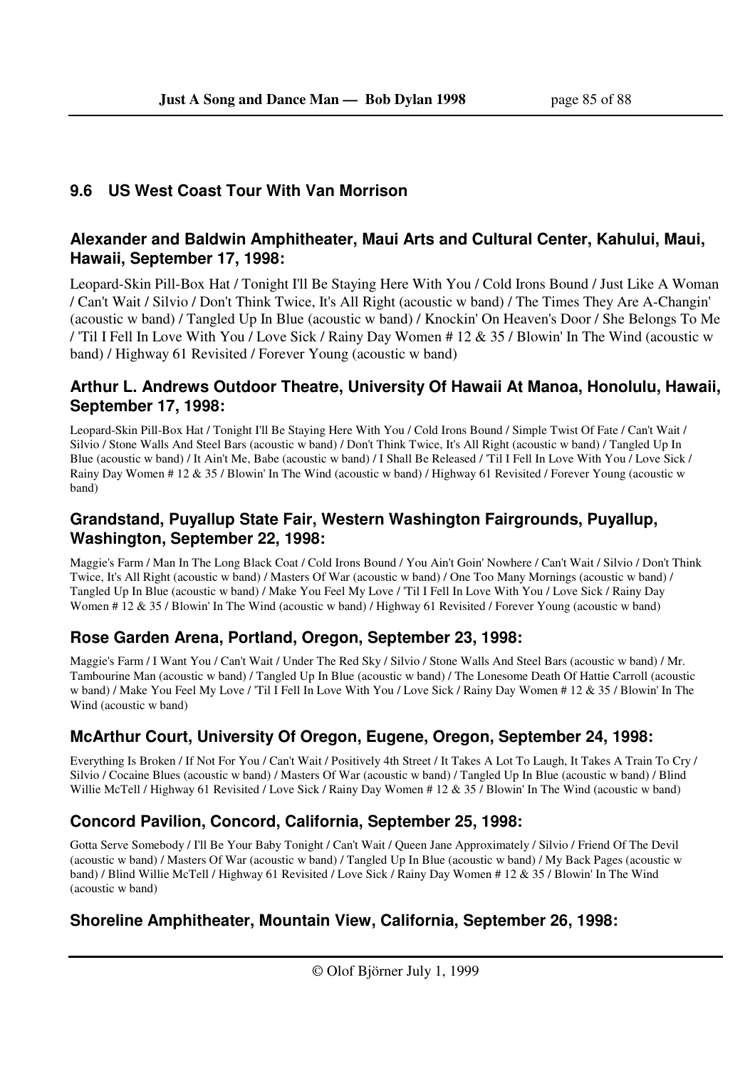## 9.6 US West Coast Tour With Van Morrison

### Alexander and Baldwin Amphitheater, Maui Arts and Cultural Center, Kahului, Maui, Hawaii, September 17, 1998:

Leopard-Skin Pill-Box Hat / Tonight I'll Be Staying Here With You / Cold Irons Bound / Just Like A Woman / Can't Wait / Silvio / Don't Think Twice, It's All Right (acoustic w band) / The Times They Are A-Changin' (acoustic w band) / Tangled Up In Blue (acoustic w band) / Knockin' On Heaven's Door / She Belongs To Me / 'Til I Fell In Love With You / Love Sick / Rainy Day Women # 12 & 35 / Blowin' In The Wind (acoustic w band) / Highway 61 Revisited / Forever Young (acoustic w band)

### Arthur L. Andrews Outdoor Theatre, University Of Hawaii At Manoa, Honolulu, Hawaii, September 17, 1998:

Leopard-Skin Pill-Box Hat / Tonight I'll Be Staying Here With You / Cold Irons Bound / Simple Twist Of Fate / Can't Wait / Silvio / Stone Walls And Steel Bars (acoustic w band) / Don't Think Twice, It's All Right (acoustic w band) / Tangled Up In Blue (acoustic w band) / It Ain't Me, Babe (acoustic w band) / I Shall Be Released / 'Til I Fell In Love With You / Love Sick / Rainy Day Women # 12 & 35 / Blowin' In The Wind (acoustic w band) / Highway 61 Revisited / Forever Young (acoustic w band)

### Grandstand, Puyallup State Fair, Western Washington Fairgrounds, Puyallup, Washington, September 22, 1998:

Maggie's Farm / Man In The Long Black Coat / Cold Irons Bound / You Ain't Goin' Nowhere / Can't Wait / Silvio / Don't Think Twice, It's All Right (acoustic w band) / Masters Of War (acoustic w band) / One Too Many Mornings (acoustic w band) / Tangled Up In Blue (acoustic w band) / Make You Feel My Love / 'Til I Fell In Love With You / Love Sick / Rainy Day Women # 12 & 35 / Blowin' In The Wind (acoustic w band) / Highway 61 Revisited / Forever Young (acoustic w band)

### Rose Garden Arena, Portland, Oregon, September 23, 1998:

Maggie's Farm / I Want You / Can't Wait / Under The Red Sky / Silvio / Stone Walls And Steel Bars (acoustic w band) / Mr. Tambourine Man (acoustic w band) / Tangled Up In Blue (acoustic w band) / The Lonesome Death Of Hattie Carroll (acoustic w band) / Make You Feel My Love / 'Til I Fell In Love With You / Love Sick / Rainy Day Women # 12 & 35 / Blowin' In The Wind (acoustic w band)

### McArthur Court, University Of Oregon, Eugene, Oregon, September 24, 1998:

Everything Is Broken / If Not For You / Can't Wait / Positively 4th Street / It Takes A Lot To Laugh, It Takes A Train To Cry / Silvio / Cocaine Blues (acoustic w band) / Masters Of War (acoustic w band) / Tangled Up In Blue (acoustic w band) / Blind Willie McTell / Highway 61 Revisited / Love Sick / Rainy Day Women # 12 & 35 / Blowin' In The Wind (acoustic w band)

### Concord Pavilion, Concord, California, September 25, 1998:

Gotta Serve Somebody / I'll Be Your Baby Tonight / Can't Wait / Queen Jane Approximately / Silvio / Friend Of The Devil (acoustic w band) / Masters Of War (acoustic w band) / Tangled Up In Blue (acoustic w band) / My Back Pages (acoustic w band) / Blind Willie McTell / Highway 61 Revisited / Love Sick / Rainy Day Women # 12 & 35 / Blowin' In The Wind (acoustic w band)

### Shoreline Amphitheater, Mountain View, California, September 26, 1998: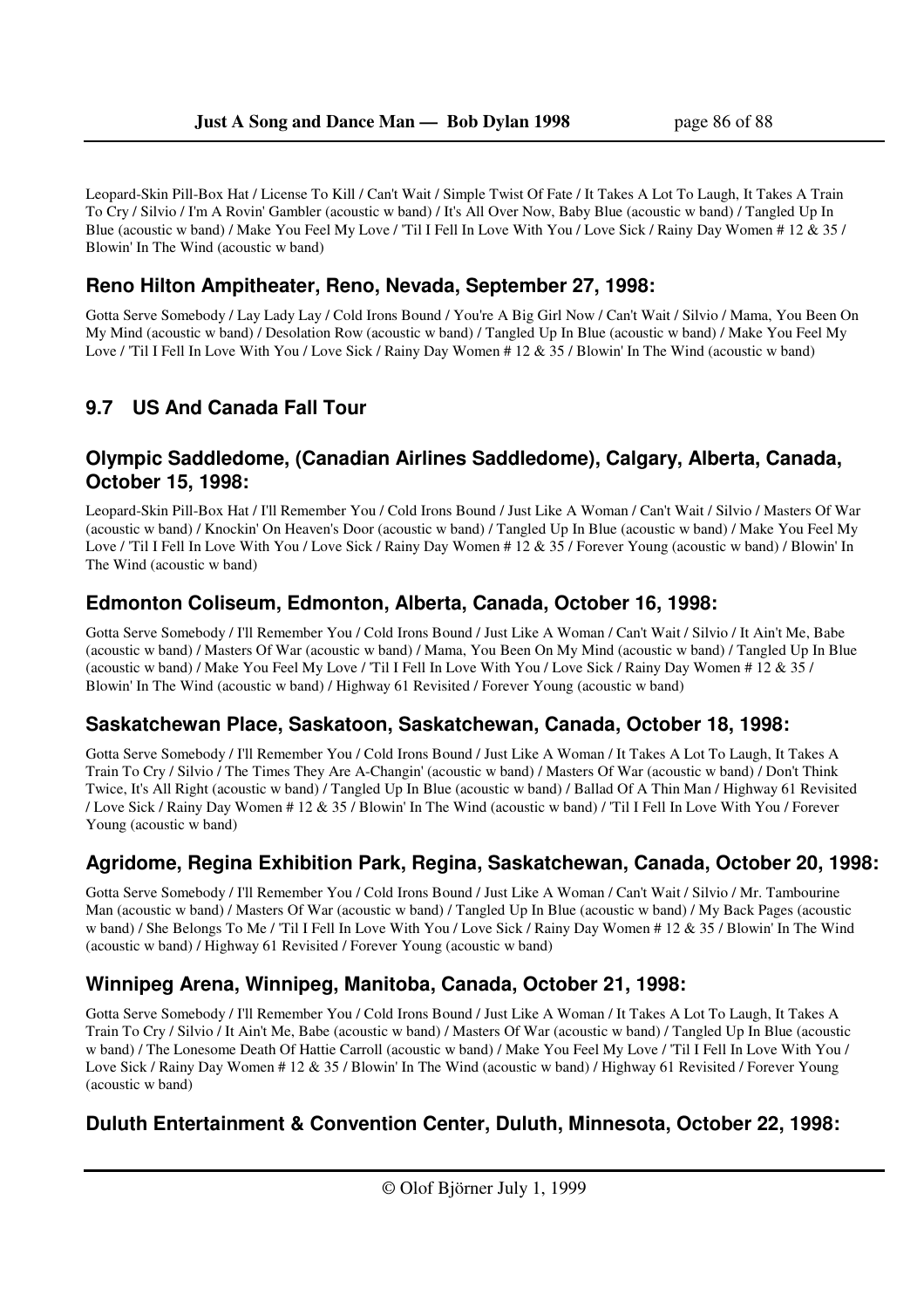Leopard-Skin Pill-Box Hat / License To Kill / Can't Wait / Simple Twist Of Fate / It Takes A Lot To Laugh, It Takes A Train To Cry / Silvio / I'm A Rovin' Gambler (acoustic w band) / It's All Over Now, Baby Blue (acoustic w band) / Tangled Up In Blue (acoustic w band) / Make You Feel My Love / 'Til I Fell In Love With You / Love Sick / Rainy Day Women # 12 & 35 / Blowin' In The Wind (acoustic w band)

### Reno Hilton Ampitheater, Reno, Nevada, September 27, 1998:

Gotta Serve Somebody / Lay Lady Lay / Cold Irons Bound / You're A Big Girl Now / Can't Wait / Silvio / Mama, You Been On My Mind (acoustic w band) / Desolation Row (acoustic w band) / Tangled Up In Blue (acoustic w band) / Make You Feel My Love / 'Til I Fell In Love With You / Love Sick / Rainy Day Women # 12 & 35 / Blowin' In The Wind (acoustic w band)

## 9.7 US And Canada Fall Tour

### Olympic Saddledome, (Canadian Airlines Saddledome), Calgary, Alberta, Canada, October 15, 1998:

Leopard-Skin Pill-Box Hat / I'll Remember You / Cold Irons Bound / Just Like A Woman / Can't Wait / Silvio / Masters Of War (acoustic w band) / Knockin' On Heaven's Door (acoustic w band) / Tangled Up In Blue (acoustic w band) / Make You Feel My Love / 'Til I Fell In Love With You / Love Sick / Rainy Day Women # 12 & 35 / Forever Young (acoustic w band) / Blowin' In The Wind (acoustic w band)

### Edmonton Coliseum, Edmonton, Alberta, Canada, October 16, 1998:

Gotta Serve Somebody / I'll Remember You / Cold Irons Bound / Just Like A Woman / Can't Wait / Silvio / It Ain't Me, Babe (acoustic w band) / Masters Of War (acoustic w band) / Mama, You Been On My Mind (acoustic w band) / Tangled Up In Blue (acoustic w band) / Make You Feel My Love / 'Til I Fell In Love With You / Love Sick / Rainy Day Women # 12 & 35 / Blowin' In The Wind (acoustic w band) / Highway 61 Revisited / Forever Young (acoustic w band)

### Saskatchewan Place, Saskatoon, Saskatchewan, Canada, October 18, 1998:

Gotta Serve Somebody / I'll Remember You / Cold Irons Bound / Just Like A Woman / It Takes A Lot To Laugh, It Takes A Train To Cry / Silvio / The Times They Are A-Changin' (acoustic w band) / Masters Of War (acoustic w band) / Don't Think Twice, It's All Right (acoustic w band) / Tangled Up In Blue (acoustic w band) / Ballad Of A Thin Man / Highway 61 Revisited / Love Sick / Rainy Day Women # 12 & 35 / Blowin' In The Wind (acoustic w band) / 'Til I Fell In Love With You / Forever Young (acoustic w band)

### Agridome, Regina Exhibition Park, Regina, Saskatchewan, Canada, October 20, 1998:

Gotta Serve Somebody / I'll Remember You / Cold Irons Bound / Just Like A Woman / Can't Wait / Silvio / Mr. Tambourine Man (acoustic w band) / Masters Of War (acoustic w band) / Tangled Up In Blue (acoustic w band) / My Back Pages (acoustic w band) / She Belongs To Me / 'Til I Fell In Love With You / Love Sick / Rainy Day Women # 12 & 35 / Blowin' In The Wind (acoustic w band) / Highway 61 Revisited / Forever Young (acoustic w band)

### Winnipeg Arena, Winnipeg, Manitoba, Canada, October 21, 1998:

Gotta Serve Somebody / I'll Remember You / Cold Irons Bound / Just Like A Woman / It Takes A Lot To Laugh, It Takes A Train To Cry / Silvio / It Ain't Me, Babe (acoustic w band) / Masters Of War (acoustic w band) / Tangled Up In Blue (acoustic w band) / The Lonesome Death Of Hattie Carroll (acoustic w band) / Make You Feel My Love / 'Til I Fell In Love With You / Love Sick / Rainy Day Women # 12 & 35 / Blowin' In The Wind (acoustic w band) / Highway 61 Revisited / Forever Young (acoustic w band)

### Duluth Entertainment & Convention Center, Duluth, Minnesota, October 22, 1998: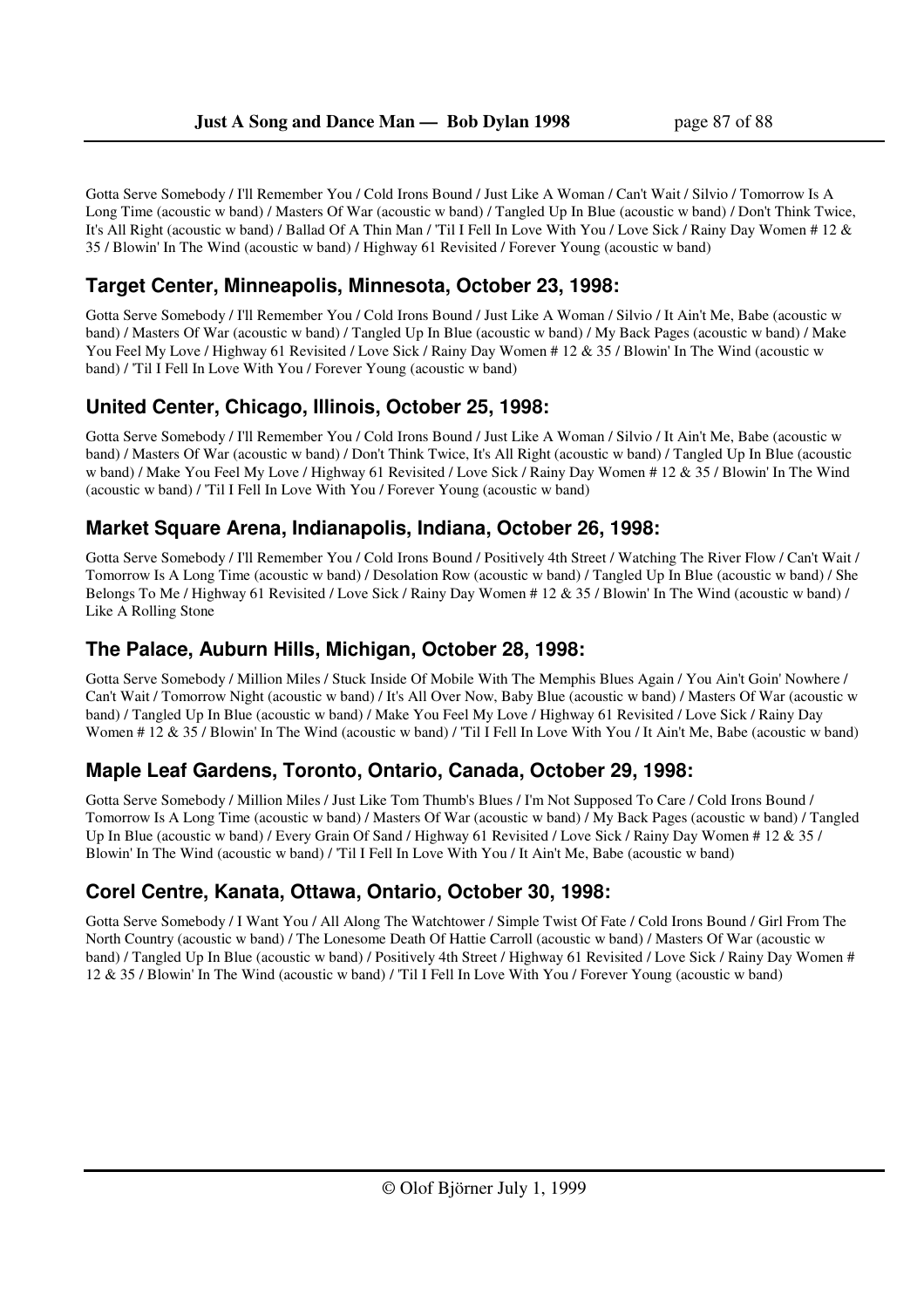Gotta Serve Somebody / I'll Remember You / Cold Irons Bound / Just Like A Woman / Can't Wait / Silvio / Tomorrow Is A Long Time (acoustic w band) / Masters Of War (acoustic w band) / Tangled Up In Blue (acoustic w band) / Don't Think Twice, It's All Right (acoustic w band) / Ballad Of A Thin Man / 'Til I Fell In Love With You / Love Sick / Rainy Day Women # 12 & 35 / Blowin' In The Wind (acoustic w band) / Highway 61 Revisited / Forever Young (acoustic w band)

## Target Center, Minneapolis, Minnesota, October 23, 1998:

Gotta Serve Somebody / I'll Remember You / Cold Irons Bound / Just Like A Woman / Silvio / It Ain't Me, Babe (acoustic w band) / Masters Of War (acoustic w band) / Tangled Up In Blue (acoustic w band) / My Back Pages (acoustic w band) / Make You Feel My Love / Highway 61 Revisited / Love Sick / Rainy Day Women # 12 & 35 / Blowin' In The Wind (acoustic w band) / 'Til I Fell In Love With You / Forever Young (acoustic w band)

## United Center, Chicago, Illinois, October 25, 1998:

Gotta Serve Somebody / I'll Remember You / Cold Irons Bound / Just Like A Woman / Silvio / It Ain't Me, Babe (acoustic w band) / Masters Of War (acoustic w band) / Don't Think Twice, It's All Right (acoustic w band) / Tangled Up In Blue (acoustic w band) / Make You Feel My Love / Highway 61 Revisited / Love Sick / Rainy Day Women # 12 & 35 / Blowin' In The Wind (acoustic w band) / 'Til I Fell In Love With You / Forever Young (acoustic w band)

## Market Square Arena, Indianapolis, Indiana, October 26, 1998:

Gotta Serve Somebody / I'll Remember You / Cold Irons Bound / Positively 4th Street / Watching The River Flow / Can't Wait / Tomorrow Is A Long Time (acoustic w band) / Desolation Row (acoustic w band) / Tangled Up In Blue (acoustic w band) / She Belongs To Me / Highway 61 Revisited / Love Sick / Rainy Day Women # 12 & 35 / Blowin' In The Wind (acoustic w band) / Like A Rolling Stone

## The Palace, Auburn Hills, Michigan, October 28, 1998:

Gotta Serve Somebody / Million Miles / Stuck Inside Of Mobile With The Memphis Blues Again / You Ain't Goin' Nowhere / Can't Wait / Tomorrow Night (acoustic w band) / It's All Over Now, Baby Blue (acoustic w band) / Masters Of War (acoustic w band) / Tangled Up In Blue (acoustic w band) / Make You Feel My Love / Highway 61 Revisited / Love Sick / Rainy Day Women # 12 & 35 / Blowin' In The Wind (acoustic w band) / 'Til I Fell In Love With You / It Ain't Me, Babe (acoustic w band)

## Maple Leaf Gardens, Toronto, Ontario, Canada, October 29, 1998:

Gotta Serve Somebody / Million Miles / Just Like Tom Thumb's Blues / I'm Not Supposed To Care / Cold Irons Bound / Tomorrow Is A Long Time (acoustic w band) / Masters Of War (acoustic w band) / My Back Pages (acoustic w band) / Tangled Up In Blue (acoustic w band) / Every Grain Of Sand / Highway 61 Revisited / Love Sick / Rainy Day Women # 12 & 35 / Blowin' In The Wind (acoustic w band) / 'Til I Fell In Love With You / It Ain't Me, Babe (acoustic w band)

## Corel Centre, Kanata, Ottawa, Ontario, October 30, 1998:

Gotta Serve Somebody / I Want You / All Along The Watchtower / Simple Twist Of Fate / Cold Irons Bound / Girl From The North Country (acoustic w band) / The Lonesome Death Of Hattie Carroll (acoustic w band) / Masters Of War (acoustic w band) / Tangled Up In Blue (acoustic w band) / Positively 4th Street / Highway 61 Revisited / Love Sick / Rainy Day Women # 12 & 35 / Blowin' In The Wind (acoustic w band) / 'Til I Fell In Love With You / Forever Young (acoustic w band)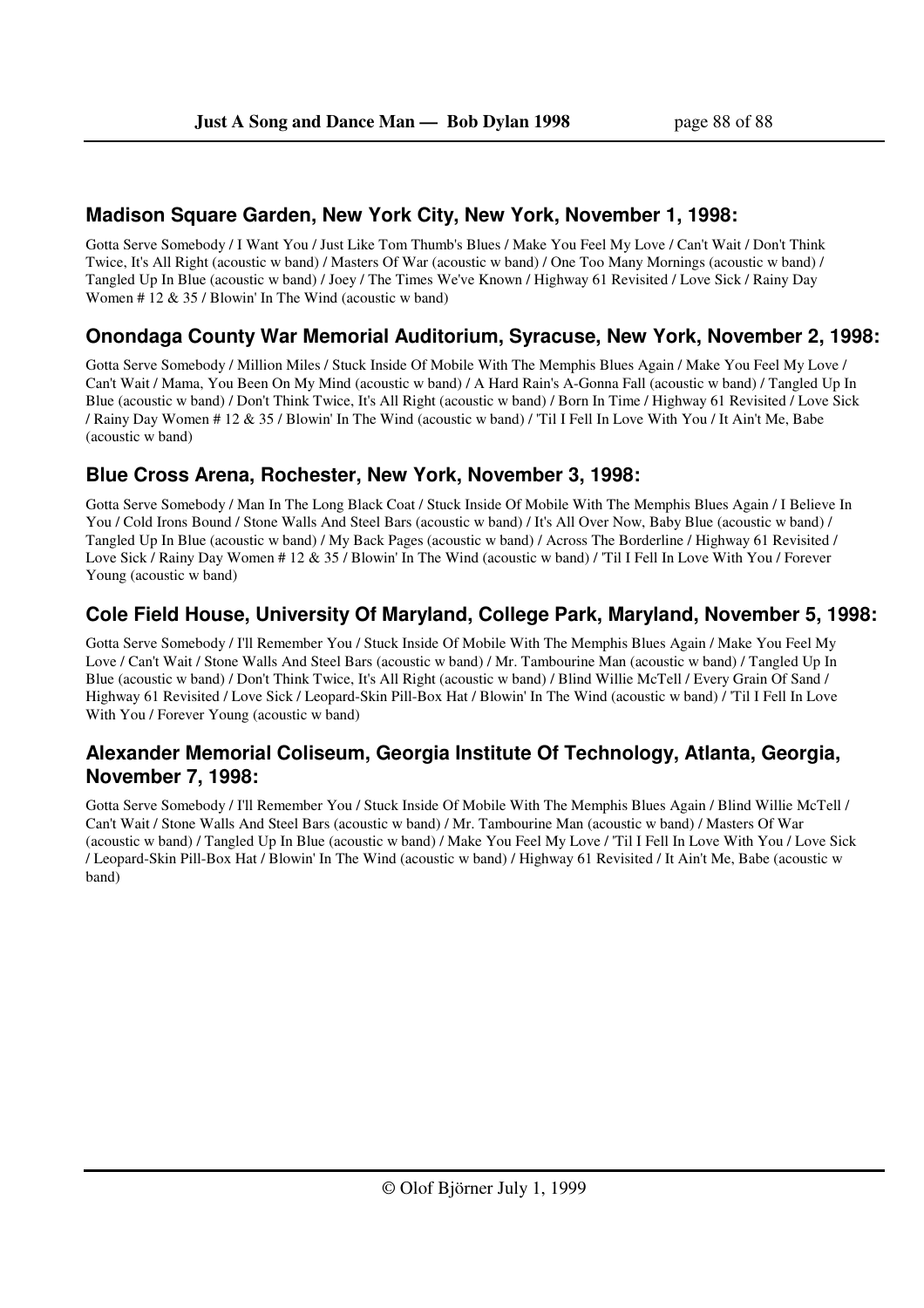## Madison Square Garden, New York City, New York, November 1, 1998:

Gotta Serve Somebody / I Want You / Just Like Tom Thumb's Blues / Make You Feel My Love / Can't Wait / Don't Think Twice, It's All Right (acoustic w band) / Masters Of War (acoustic w band) / One Too Many Mornings (acoustic w band) / Tangled Up In Blue (acoustic w band) / Joey / The Times We've Known / Highway 61 Revisited / Love Sick / Rainy Day Women # 12 & 35 / Blowin' In The Wind (acoustic w band)

## Onondaga County War Memorial Auditorium, Syracuse, New York, November 2, 1998:

Gotta Serve Somebody / Million Miles / Stuck Inside Of Mobile With The Memphis Blues Again / Make You Feel My Love / Can't Wait / Mama, You Been On My Mind (acoustic w band) / A Hard Rain's A-Gonna Fall (acoustic w band) / Tangled Up In Blue (acoustic w band) / Don't Think Twice, It's All Right (acoustic w band) / Born In Time / Highway 61 Revisited / Love Sick / Rainy Day Women # 12 & 35 / Blowin' In The Wind (acoustic w band) / 'Til I Fell In Love With You / It Ain't Me, Babe (acoustic w band)

## Blue Cross Arena, Rochester, New York, November 3, 1998:

Gotta Serve Somebody / Man In The Long Black Coat / Stuck Inside Of Mobile With The Memphis Blues Again / I Believe In You / Cold Irons Bound / Stone Walls And Steel Bars (acoustic w band) / It's All Over Now, Baby Blue (acoustic w band) / Tangled Up In Blue (acoustic w band) / My Back Pages (acoustic w band) / Across The Borderline / Highway 61 Revisited / Love Sick / Rainy Day Women # 12 & 35 / Blowin' In The Wind (acoustic w band) / 'Til I Fell In Love With You / Forever Young (acoustic w band)

## Cole Field House, University Of Maryland, College Park, Maryland, November 5, 1998:

Gotta Serve Somebody / I'll Remember You / Stuck Inside Of Mobile With The Memphis Blues Again / Make You Feel My Love / Can't Wait / Stone Walls And Steel Bars (acoustic w band) / Mr. Tambourine Man (acoustic w band) / Tangled Up In Blue (acoustic w band) / Don't Think Twice, It's All Right (acoustic w band) / Blind Willie McTell / Every Grain Of Sand / Highway 61 Revisited / Love Sick / Leopard-Skin Pill-Box Hat / Blowin' In The Wind (acoustic w band) / 'Til I Fell In Love With You / Forever Young (acoustic w band)

## Alexander Memorial Coliseum, Georgia Institute Of Technology, Atlanta, Georgia, November 7, 1998:

Gotta Serve Somebody / I'll Remember You / Stuck Inside Of Mobile With The Memphis Blues Again / Blind Willie McTell / Can't Wait / Stone Walls And Steel Bars (acoustic w band) / Mr. Tambourine Man (acoustic w band) / Masters Of War (acoustic w band) / Tangled Up In Blue (acoustic w band) / Make You Feel My Love / 'Til I Fell In Love With You / Love Sick / Leopard-Skin Pill-Box Hat / Blowin' In The Wind (acoustic w band) / Highway 61 Revisited / It Ain't Me, Babe (acoustic w band)

© Olof Björner July 1, 1999